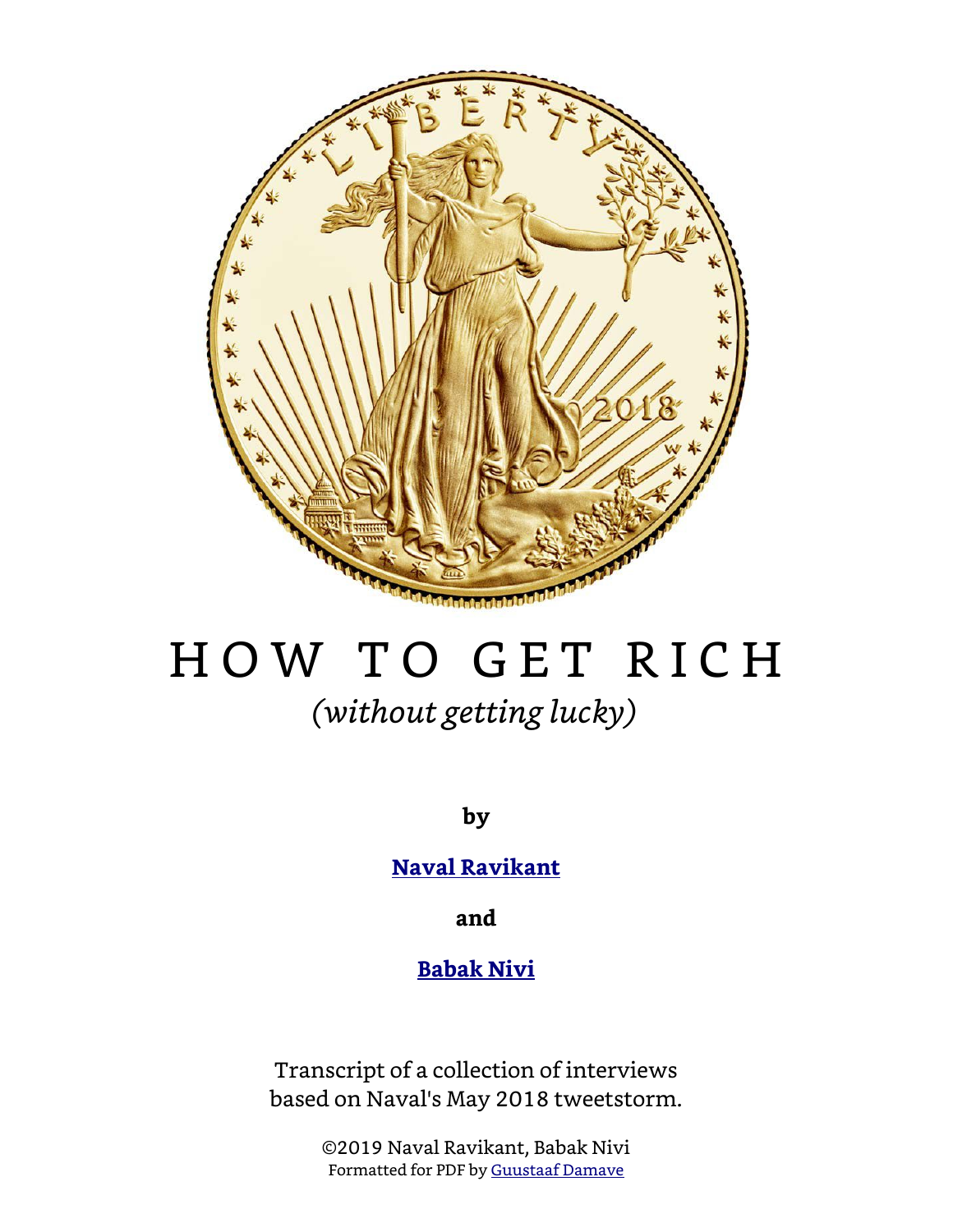# HOW TO GET RICH

*(without getting lucky)*

**by**

**Naval Ravikant**

**and**

**Babak Nivi**

Transcript of a collection of interviews based on Naval's May 2018 tweetstorm.

©2019 Naval Ravikant, Babak Nivi
Formatted for PDF by Guustaaf Damave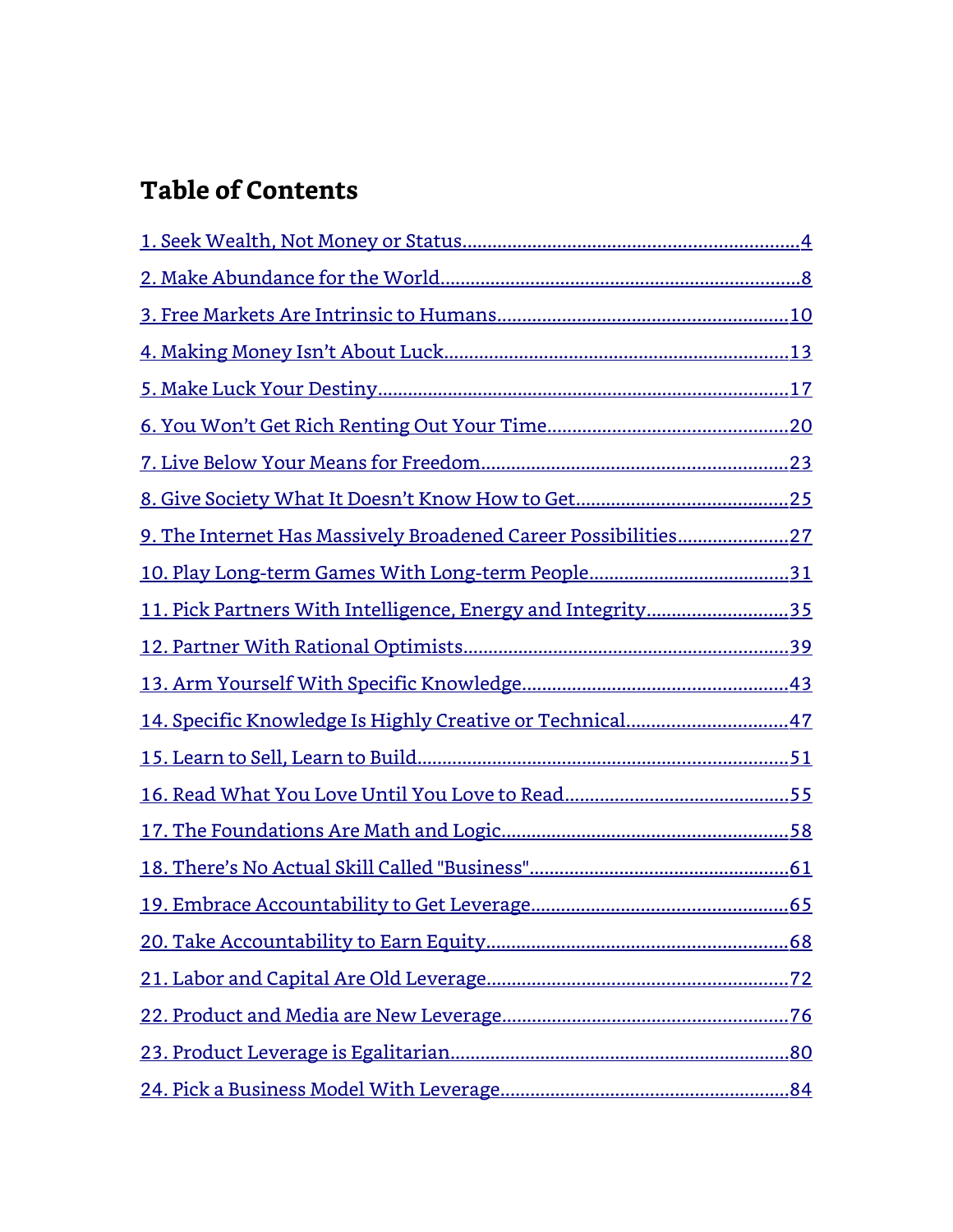## Table of Contents

1. Seek Wealth, Not Money or Status....................................................................4
2. Make Abundance for the World..........................................................................8
3. Free Markets Are Intrinsic to Humans..............................................................10
4. Making Money Isn't About Luck........................................................................13
5. Make Luck Your Destiny......................................................................................17
6. You Won't Get Rich Renting Out Your Time.....................................................20
7. Live Below Your Means for Freedom...............................................................23
8. Give Society What It Doesn't Know How to Get.............................................25
9. The Internet Has Massively Broadened Career Possibilities........................27
10. Play Long-term Games With Long-term People...........................................31
11. Pick Partners With Intelligence, Energy and Integrity..................................35
12. Partner With Rational Optimists......................................................................39
13. Arm Yourself With Specific Knowledge...........................................................43
14. Specific Knowledge Is Highly Creative or Technical.....................................47
15. Learn to Sell, Learn to Build..............................................................................51
16. Read What You Love Until You Love to Read.................................................55
17. The Foundations Are Math and Logic..............................................................58
18. There's No Actual Skill Called "Business".......................................................61
19. Embrace Accountability to Get Leverage.......................................................65
20. Take Accountability to Earn Equity..................................................................68
21. Labor and Capital Are Old Leverage...............................................................72
22. Product and Media are New Leverage.............................................................76
23. Product Leverage is Egalitarian.......................................................................80
24. Pick a Business Model With Leverage.............................................................84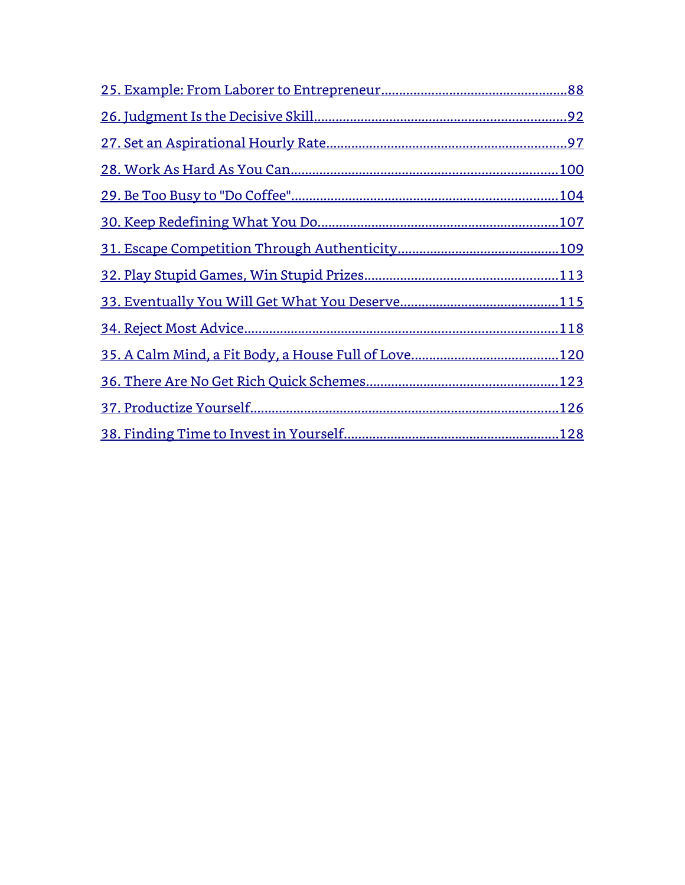- 25. Example: From Laborer to Entrepreneur....................88
- 26. Judgment Is the Decisive Skill....................92
- 27. Set an Aspirational Hourly Rate....................97
- 28. Work As Hard As You Can....................100
- 29. Be Too Busy to "Do Coffee"....................104
- 30. Keep Redefining What You Do....................107
- 31. Escape Competition Through Authenticity....................109
- 32. Play Stupid Games, Win Stupid Prizes....................113
- 33. Eventually You Will Get What You Deserve....................115
- 34. Reject Most Advice....................118
- 35. A Calm Mind, a Fit Body, a House Full of Love....................120
- 36. There Are No Get Rich Quick Schemes....................123
- 37. Productize Yourself....................126
- 38. Finding Time to Invest in Yourself....................128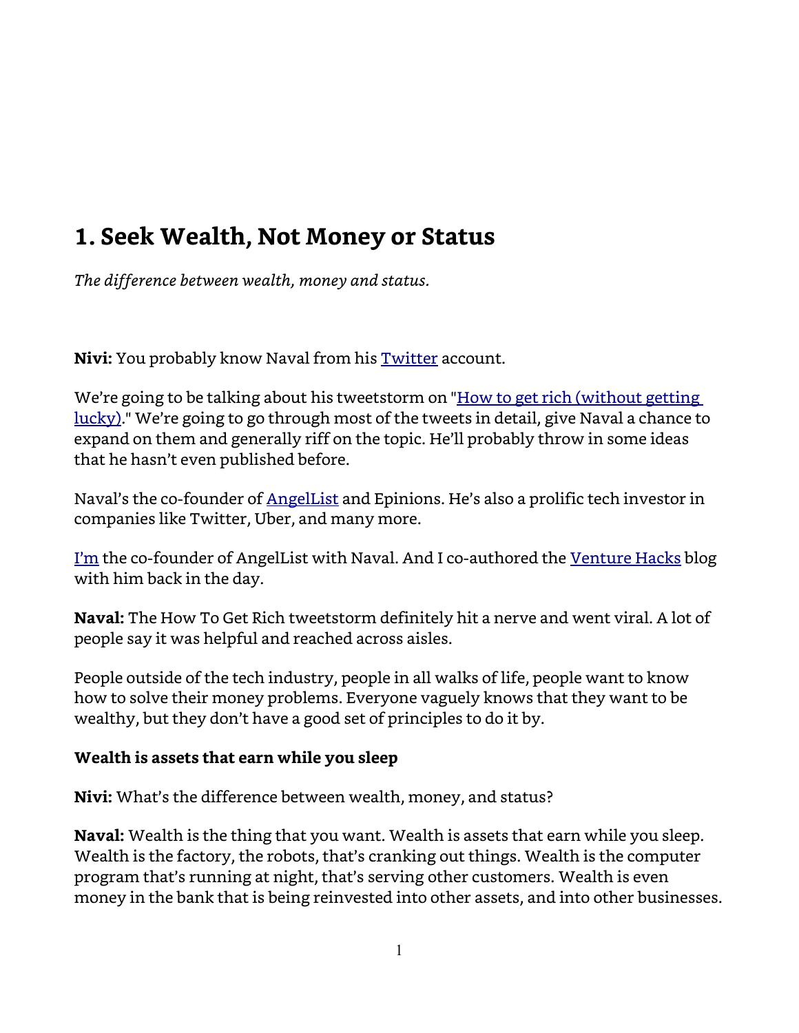# 1. Seek Wealth, Not Money or Status

*The difference between wealth, money and status.*

**Nivi:** You probably know Naval from his [Twitter]() account.

We're going to be talking about his tweetstorm on "[How to get rich (without getting lucky)]()." We're going to go through most of the tweets in detail, give Naval a chance to expand on them and generally riff on the topic. He'll probably throw in some ideas that he hasn't even published before.

Naval's the co-founder of [AngelList]() and Epinions. He's also a prolific tech investor in companies like Twitter, Uber, and many more.

[I'm]() the co-founder of AngelList with Naval. And I co-authored the [Venture Hacks]() blog with him back in the day.

**Naval:** The How To Get Rich tweetstorm definitely hit a nerve and went viral. A lot of people say it was helpful and reached across aisles.

People outside of the tech industry, people in all walks of life, people want to know how to solve their money problems. Everyone vaguely knows that they want to be wealthy, but they don't have a good set of principles to do it by.

**Wealth is assets that earn while you sleep**

**Nivi:** What's the difference between wealth, money, and status?

**Naval:** Wealth is the thing that you want. Wealth is assets that earn while you sleep. Wealth is the factory, the robots, that's cranking out things. Wealth is the computer program that's running at night, that's serving other customers. Wealth is even money in the bank that is being reinvested into other assets, and into other businesses.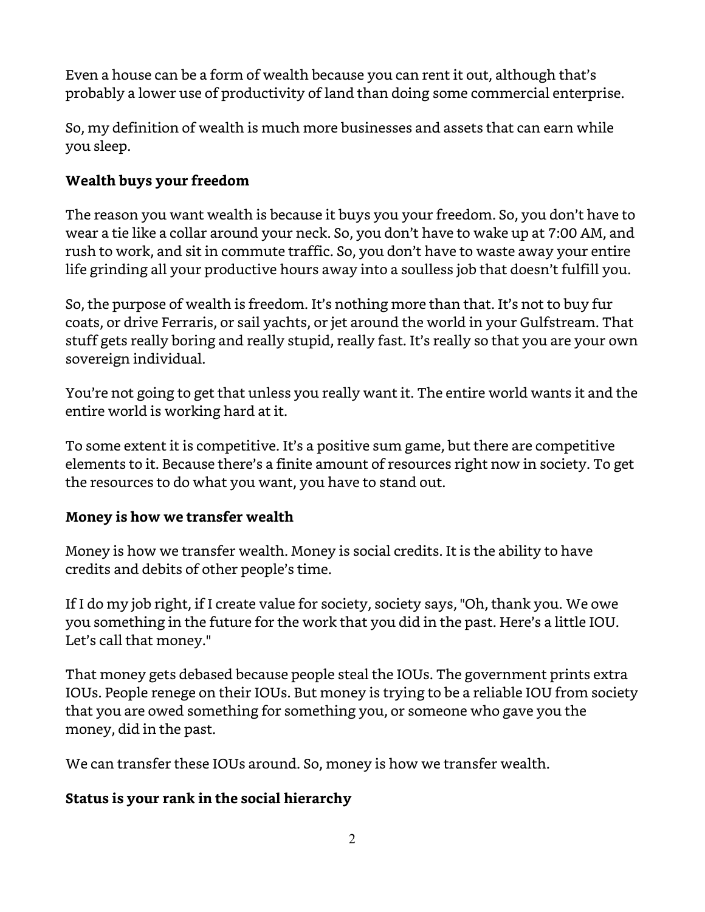Even a house can be a form of wealth because you can rent it out, although that's probably a lower use of productivity of land than doing some commercial enterprise.

So, my definition of wealth is much more businesses and assets that can earn while you sleep.

### Wealth buys your freedom

The reason you want wealth is because it buys you your freedom. So, you don't have to wear a tie like a collar around your neck. So, you don't have to wake up at 7:00 AM, and rush to work, and sit in commute traffic. So, you don't have to waste away your entire life grinding all your productive hours away into a soulless job that doesn't fulfill you.

So, the purpose of wealth is freedom. It's nothing more than that. It's not to buy fur coats, or drive Ferraris, or sail yachts, or jet around the world in your Gulfstream. That stuff gets really boring and really stupid, really fast. It's really so that you are your own sovereign individual.

You're not going to get that unless you really want it. The entire world wants it and the entire world is working hard at it.

To some extent it is competitive. It's a positive sum game, but there are competitive elements to it. Because there's a finite amount of resources right now in society. To get the resources to do what you want, you have to stand out.

### Money is how we transfer wealth

Money is how we transfer wealth. Money is social credits. It is the ability to have credits and debits of other people's time.

If I do my job right, if I create value for society, society says, "Oh, thank you. We owe you something in the future for the work that you did in the past. Here's a little IOU. Let's call that money."

That money gets debased because people steal the IOUs. The government prints extra IOUs. People renege on their IOUs. But money is trying to be a reliable IOU from society that you are owed something for something you, or someone who gave you the money, did in the past.

We can transfer these IOUs around. So, money is how we transfer wealth.

### Status is your rank in the social hierarchy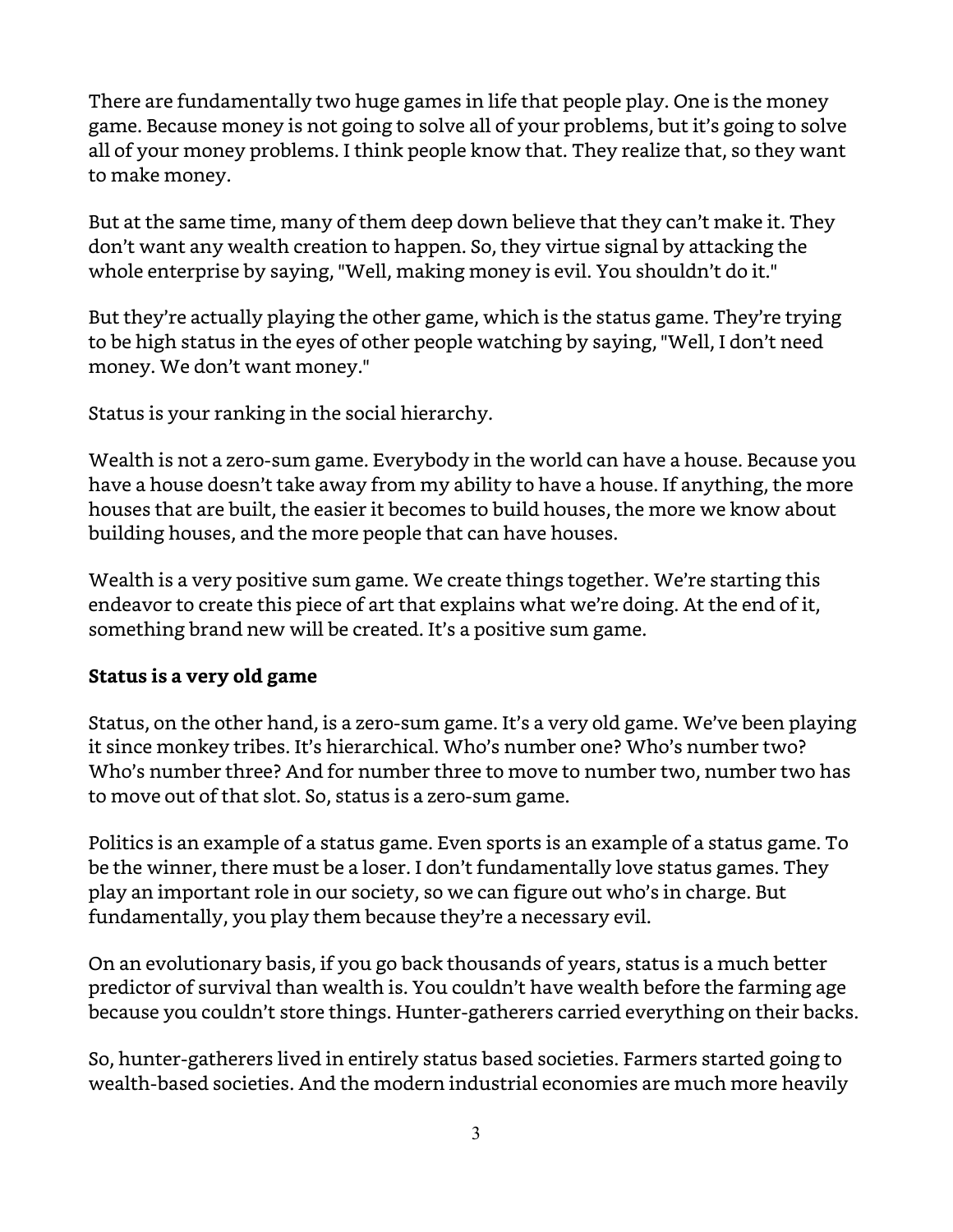There are fundamentally two huge games in life that people play. One is the money game. Because money is not going to solve all of your problems, but it's going to solve all of your money problems. I think people know that. They realize that, so they want to make money.

But at the same time, many of them deep down believe that they can't make it. They don't want any wealth creation to happen. So, they virtue signal by attacking the whole enterprise by saying, "Well, making money is evil. You shouldn't do it."

But they're actually playing the other game, which is the status game. They're trying to be high status in the eyes of other people watching by saying, "Well, I don't need money. We don't want money."

Status is your ranking in the social hierarchy.

Wealth is not a zero-sum game. Everybody in the world can have a house. Because you have a house doesn't take away from my ability to have a house. If anything, the more houses that are built, the easier it becomes to build houses, the more we know about building houses, and the more people that can have houses.

Wealth is a very positive sum game. We create things together. We're starting this endeavor to create this piece of art that explains what we're doing. At the end of it, something brand new will be created. It's a positive sum game.

**Status is a very old game**

Status, on the other hand, is a zero-sum game. It's a very old game. We've been playing it since monkey tribes. It's hierarchical. Who's number one? Who's number two? Who's number three? And for number three to move to number two, number two has to move out of that slot. So, status is a zero-sum game.

Politics is an example of a status game. Even sports is an example of a status game. To be the winner, there must be a loser. I don't fundamentally love status games. They play an important role in our society, so we can figure out who's in charge. But fundamentally, you play them because they're a necessary evil.

On an evolutionary basis, if you go back thousands of years, status is a much better predictor of survival than wealth is. You couldn't have wealth before the farming age because you couldn't store things. Hunter-gatherers carried everything on their backs.

So, hunter-gatherers lived in entirely status based societies. Farmers started going to wealth-based societies. And the modern industrial economies are much more heavily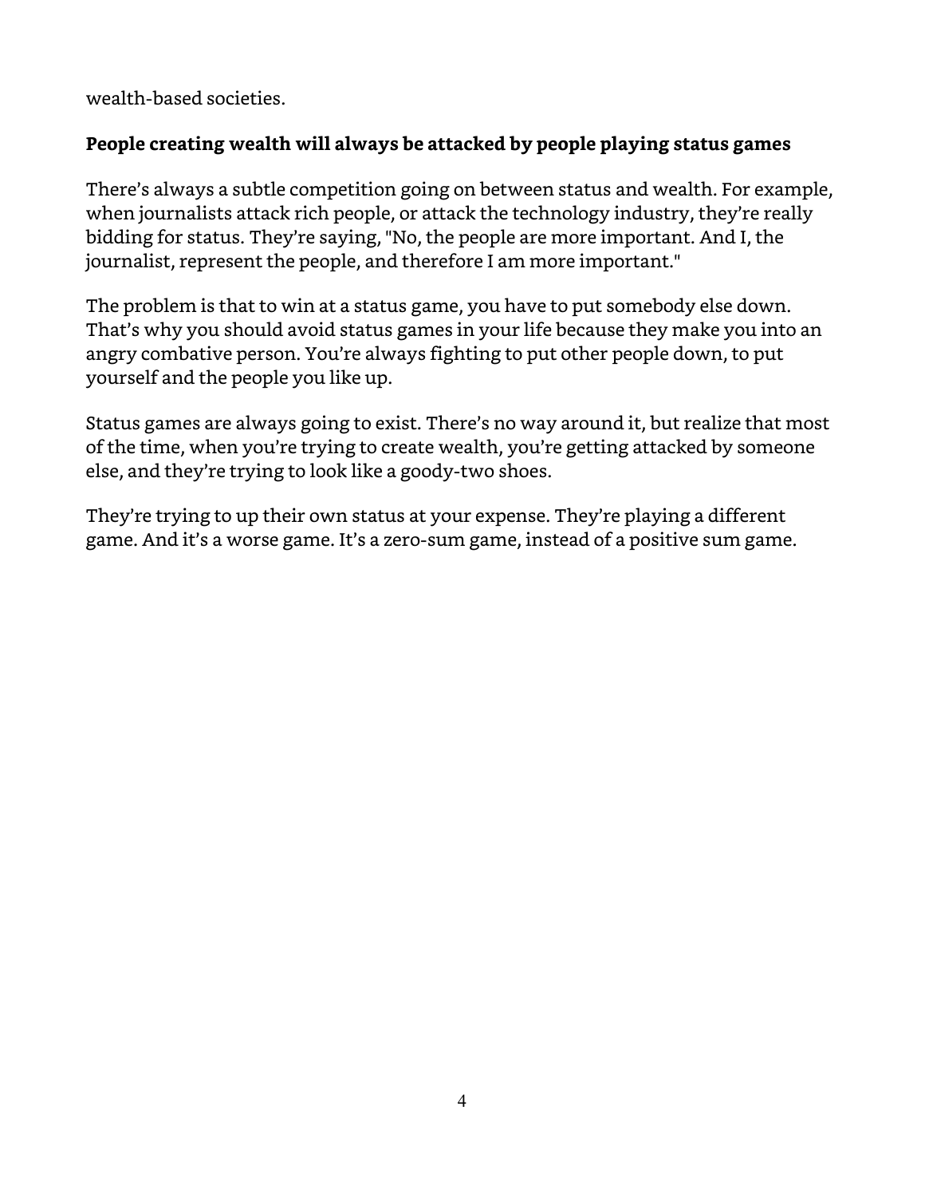wealth-based societies.

### People creating wealth will always be attacked by people playing status games

There's always a subtle competition going on between status and wealth. For example, when journalists attack rich people, or attack the technology industry, they're really bidding for status. They're saying, "No, the people are more important. And I, the journalist, represent the people, and therefore I am more important."

The problem is that to win at a status game, you have to put somebody else down. That's why you should avoid status games in your life because they make you into an angry combative person. You're always fighting to put other people down, to put yourself and the people you like up.

Status games are always going to exist. There's no way around it, but realize that most of the time, when you're trying to create wealth, you're getting attacked by someone else, and they're trying to look like a goody-two shoes.

They're trying to up their own status at your expense. They're playing a different game. And it's a worse game. It's a zero-sum game, instead of a positive sum game.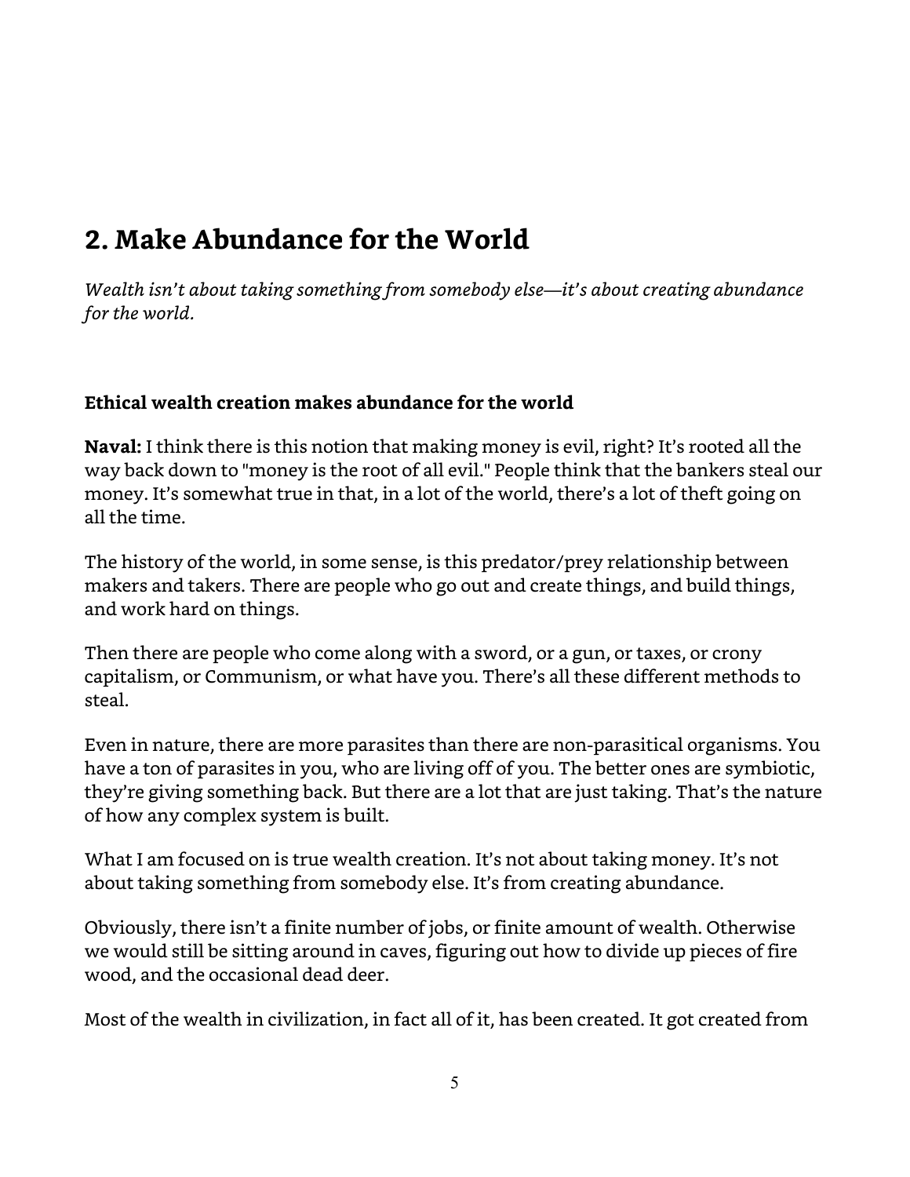## 2. Make Abundance for the World

*Wealth isn't about taking something from somebody else—it's about creating abundance for the world.*

### Ethical wealth creation makes abundance for the world

**Naval:** I think there is this notion that making money is evil, right? It's rooted all the way back down to "money is the root of all evil." People think that the bankers steal our money. It's somewhat true in that, in a lot of the world, there's a lot of theft going on all the time.

The history of the world, in some sense, is this predator/prey relationship between makers and takers. There are people who go out and create things, and build things, and work hard on things.

Then there are people who come along with a sword, or a gun, or taxes, or crony capitalism, or Communism, or what have you. There's all these different methods to steal.

Even in nature, there are more parasites than there are non-parasitical organisms. You have a ton of parasites in you, who are living off of you. The better ones are symbiotic, they're giving something back. But there are a lot that are just taking. That's the nature of how any complex system is built.

What I am focused on is true wealth creation. It's not about taking money. It's not about taking something from somebody else. It's from creating abundance.

Obviously, there isn't a finite number of jobs, or finite amount of wealth. Otherwise we would still be sitting around in caves, figuring out how to divide up pieces of fire wood, and the occasional dead deer.

Most of the wealth in civilization, in fact all of it, has been created. It got created from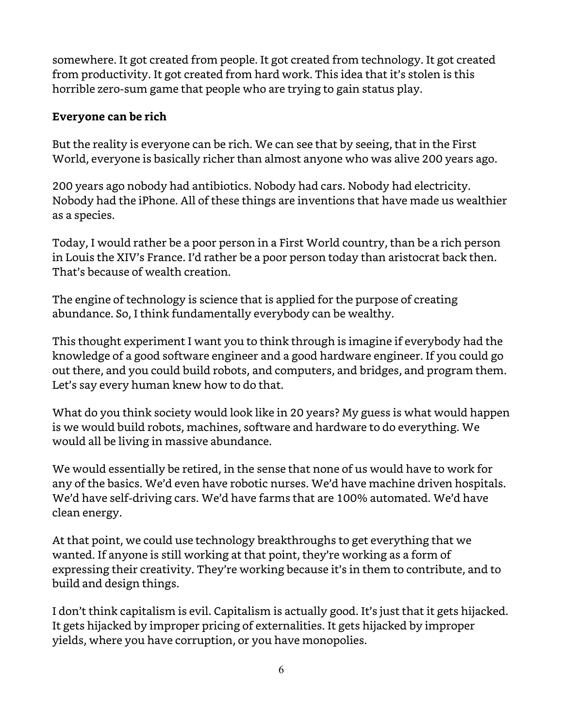somewhere. It got created from people. It got created from technology. It got created from productivity. It got created from hard work. This idea that it's stolen is this horrible zero-sum game that people who are trying to gain status play.

**Everyone can be rich**

But the reality is everyone can be rich. We can see that by seeing, that in the First World, everyone is basically richer than almost anyone who was alive 200 years ago.

200 years ago nobody had antibiotics. Nobody had cars. Nobody had electricity. Nobody had the iPhone. All of these things are inventions that have made us wealthier as a species.

Today, I would rather be a poor person in a First World country, than be a rich person in Louis the XIV's France. I'd rather be a poor person today than aristocrat back then. That's because of wealth creation.

The engine of technology is science that is applied for the purpose of creating abundance. So, I think fundamentally everybody can be wealthy.

This thought experiment I want you to think through is imagine if everybody had the knowledge of a good software engineer and a good hardware engineer. If you could go out there, and you could build robots, and computers, and bridges, and program them. Let's say every human knew how to do that.

What do you think society would look like in 20 years? My guess is what would happen is we would build robots, machines, software and hardware to do everything. We would all be living in massive abundance.

We would essentially be retired, in the sense that none of us would have to work for any of the basics. We'd even have robotic nurses. We'd have machine driven hospitals. We'd have self-driving cars. We'd have farms that are 100% automated. We'd have clean energy.

At that point, we could use technology breakthroughs to get everything that we wanted. If anyone is still working at that point, they're working as a form of expressing their creativity. They're working because it's in them to contribute, and to build and design things.

I don't think capitalism is evil. Capitalism is actually good. It's just that it gets hijacked. It gets hijacked by improper pricing of externalities. It gets hijacked by improper yields, where you have corruption, or you have monopolies.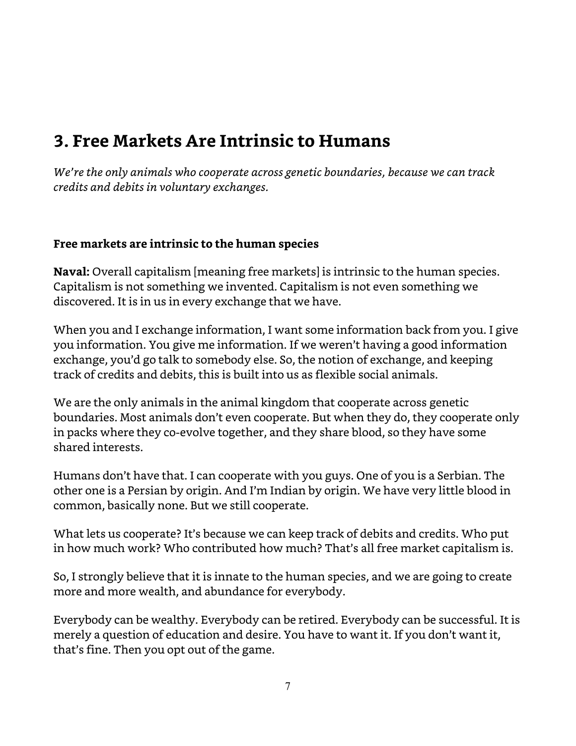## 3. Free Markets Are Intrinsic to Humans

*We're the only animals who cooperate across genetic boundaries, because we can track credits and debits in voluntary exchanges.*

### Free markets are intrinsic to the human species

**Naval:** Overall capitalism [meaning free markets] is intrinsic to the human species. Capitalism is not something we invented. Capitalism is not even something we discovered. It is in us in every exchange that we have.

When you and I exchange information, I want some information back from you. I give you information. You give me information. If we weren't having a good information exchange, you'd go talk to somebody else. So, the notion of exchange, and keeping track of credits and debits, this is built into us as flexible social animals.

We are the only animals in the animal kingdom that cooperate across genetic boundaries. Most animals don't even cooperate. But when they do, they cooperate only in packs where they co-evolve together, and they share blood, so they have some shared interests.

Humans don't have that. I can cooperate with you guys. One of you is a Serbian. The other one is a Persian by origin. And I'm Indian by origin. We have very little blood in common, basically none. But we still cooperate.

What lets us cooperate? It's because we can keep track of debits and credits. Who put in how much work? Who contributed how much? That's all free market capitalism is.

So, I strongly believe that it is innate to the human species, and we are going to create more and more wealth, and abundance for everybody.

Everybody can be wealthy. Everybody can be retired. Everybody can be successful. It is merely a question of education and desire. You have to want it. If you don't want it, that's fine. Then you opt out of the game.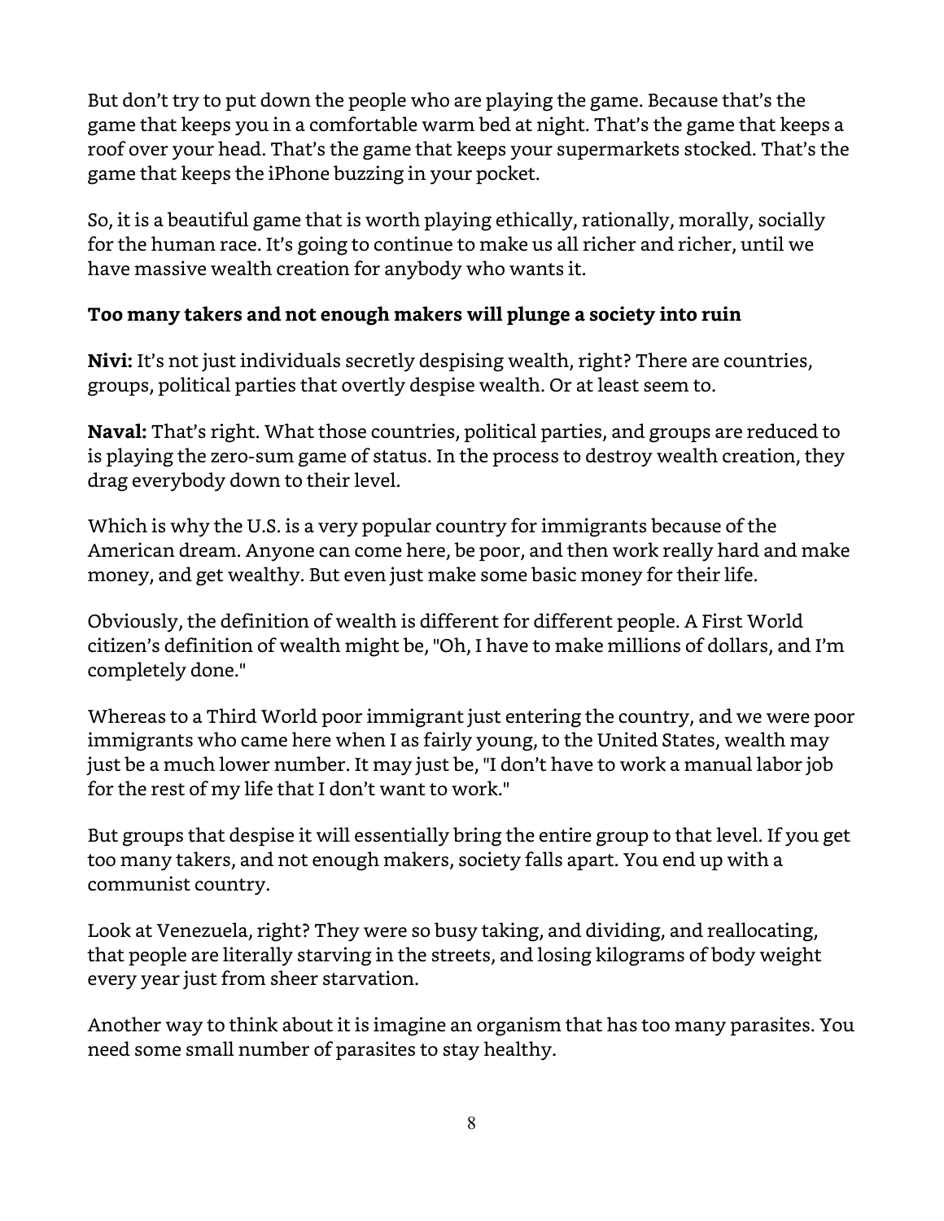But don't try to put down the people who are playing the game. Because that's the game that keeps you in a comfortable warm bed at night. That's the game that keeps a roof over your head. That's the game that keeps your supermarkets stocked. That's the game that keeps the iPhone buzzing in your pocket.

So, it is a beautiful game that is worth playing ethically, rationally, morally, socially for the human race. It's going to continue to make us all richer and richer, until we have massive wealth creation for anybody who wants it.

**Too many takers and not enough makers will plunge a society into ruin**

**Nivi:** It's not just individuals secretly despising wealth, right? There are countries, groups, political parties that overtly despise wealth. Or at least seem to.

**Naval:** That's right. What those countries, political parties, and groups are reduced to is playing the zero-sum game of status. In the process to destroy wealth creation, they drag everybody down to their level.

Which is why the U.S. is a very popular country for immigrants because of the American dream. Anyone can come here, be poor, and then work really hard and make money, and get wealthy. But even just make some basic money for their life.

Obviously, the definition of wealth is different for different people. A First World citizen's definition of wealth might be, "Oh, I have to make millions of dollars, and I'm completely done."

Whereas to a Third World poor immigrant just entering the country, and we were poor immigrants who came here when I as fairly young, to the United States, wealth may just be a much lower number. It may just be, "I don't have to work a manual labor job for the rest of my life that I don't want to work."

But groups that despise it will essentially bring the entire group to that level. If you get too many takers, and not enough makers, society falls apart. You end up with a communist country.

Look at Venezuela, right? They were so busy taking, and dividing, and reallocating, that people are literally starving in the streets, and losing kilograms of body weight every year just from sheer starvation.

Another way to think about it is imagine an organism that has too many parasites. You need some small number of parasites to stay healthy.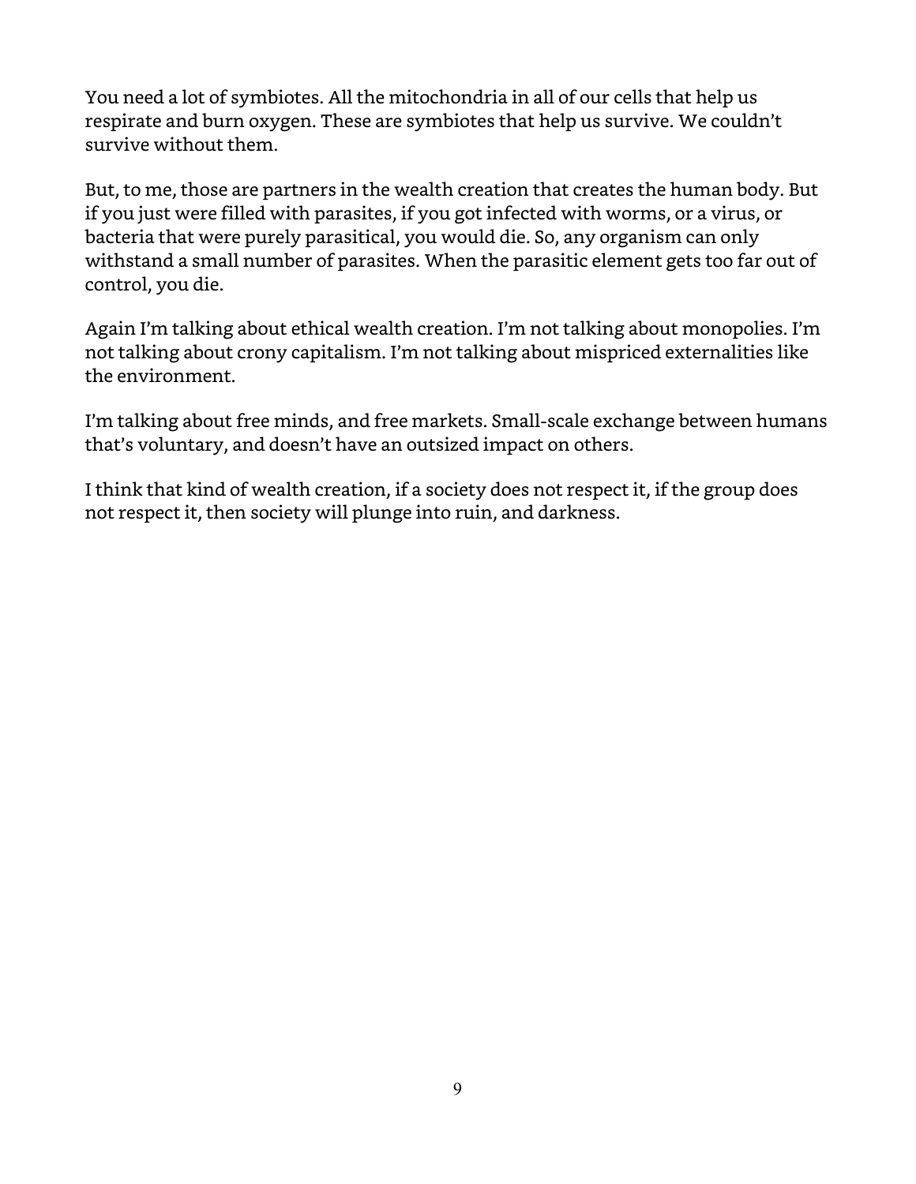You need a lot of symbiotes. All the mitochondria in all of our cells that help us respirate and burn oxygen. These are symbiotes that help us survive. We couldn't survive without them.

But, to me, those are partners in the wealth creation that creates the human body. But if you just were filled with parasites, if you got infected with worms, or a virus, or bacteria that were purely parasitical, you would die. So, any organism can only withstand a small number of parasites. When the parasitic element gets too far out of control, you die.

Again I'm talking about ethical wealth creation. I'm not talking about monopolies. I'm not talking about crony capitalism. I'm not talking about mispriced externalities like the environment.

I'm talking about free minds, and free markets. Small-scale exchange between humans that's voluntary, and doesn't have an outsized impact on others.

I think that kind of wealth creation, if a society does not respect it, if the group does not respect it, then society will plunge into ruin, and darkness.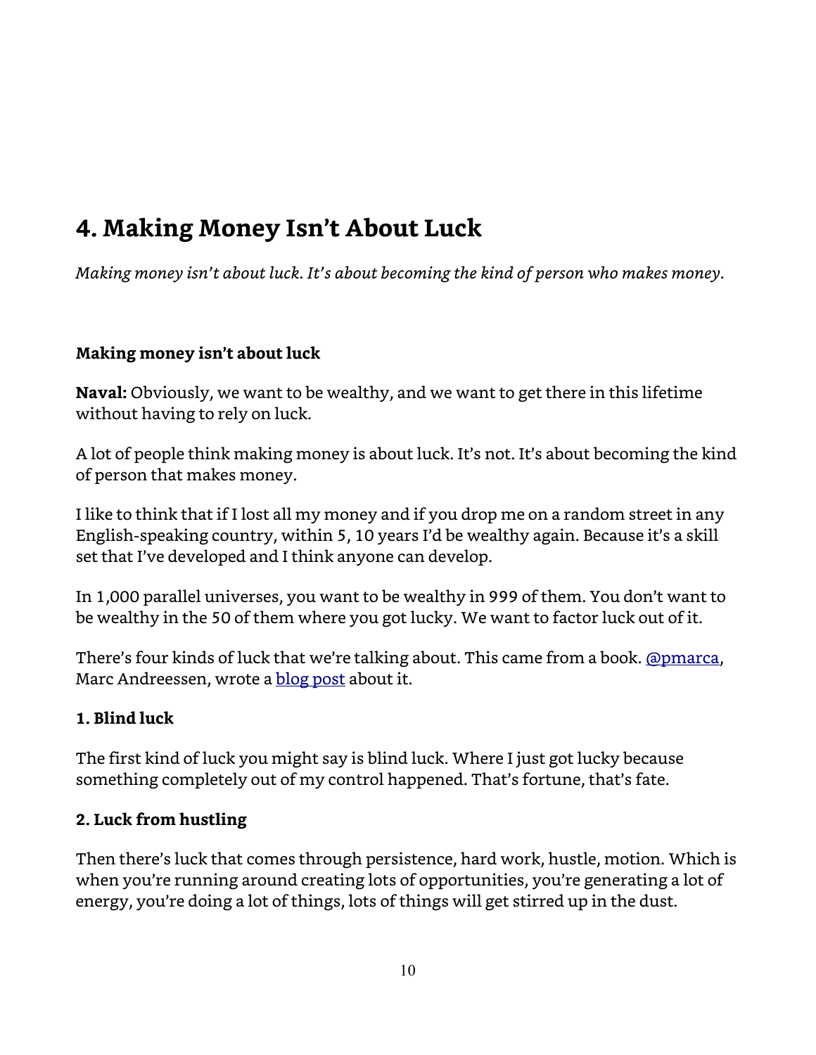# 4. Making Money Isn't About Luck

*Making money isn't about luck. It's about becoming the kind of person who makes money.*

**Making money isn't about luck**

**Naval:** Obviously, we want to be wealthy, and we want to get there in this lifetime without having to rely on luck.

A lot of people think making money is about luck. It's not. It's about becoming the kind of person that makes money.

I like to think that if I lost all my money and if you drop me on a random street in any English-speaking country, within 5, 10 years I'd be wealthy again. Because it's a skill set that I've developed and I think anyone can develop.

In 1,000 parallel universes, you want to be wealthy in 999 of them. You don't want to be wealthy in the 50 of them where you got lucky. We want to factor luck out of it.

There's four kinds of luck that we're talking about. This came from a book. [@pmarca](), Marc Andreessen, wrote a [blog post]() about it.

### 1. Blind luck

The first kind of luck you might say is blind luck. Where I just got lucky because something completely out of my control happened. That's fortune, that's fate.

### 2. Luck from hustling

Then there's luck that comes through persistence, hard work, hustle, motion. Which is when you're running around creating lots of opportunities, you're generating a lot of energy, you're doing a lot of things, lots of things will get stirred up in the dust.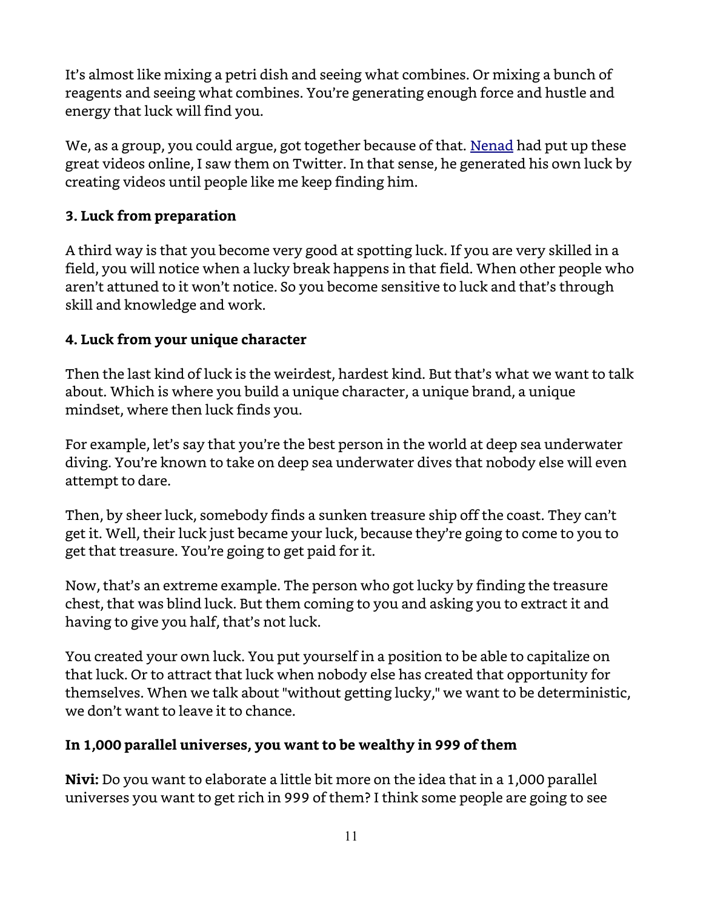It's almost like mixing a petri dish and seeing what combines. Or mixing a bunch of reagents and seeing what combines. You're generating enough force and hustle and energy that luck will find you.

We, as a group, you could argue, got together because of that. [Nenad] had put up these great videos online, I saw them on Twitter. In that sense, he generated his own luck by creating videos until people like me keep finding him.

### 3. Luck from preparation

A third way is that you become very good at spotting luck. If you are very skilled in a field, you will notice when a lucky break happens in that field. When other people who aren't attuned to it won't notice. So you become sensitive to luck and that's through skill and knowledge and work.

### 4. Luck from your unique character

Then the last kind of luck is the weirdest, hardest kind. But that's what we want to talk about. Which is where you build a unique character, a unique brand, a unique mindset, where then luck finds you.

For example, let's say that you're the best person in the world at deep sea underwater diving. You're known to take on deep sea underwater dives that nobody else will even attempt to dare.

Then, by sheer luck, somebody finds a sunken treasure ship off the coast. They can't get it. Well, their luck just became your luck, because they're going to come to you to get that treasure. You're going to get paid for it.

Now, that's an extreme example. The person who got lucky by finding the treasure chest, that was blind luck. But them coming to you and asking you to extract it and having to give you half, that's not luck.

You created your own luck. You put yourself in a position to be able to capitalize on that luck. Or to attract that luck when nobody else has created that opportunity for themselves. When we talk about "without getting lucky," we want to be deterministic, we don't want to leave it to chance.

### In 1,000 parallel universes, you want to be wealthy in 999 of them

**Nivi:** Do you want to elaborate a little bit more on the idea that in a 1,000 parallel universes you want to get rich in 999 of them? I think some people are going to see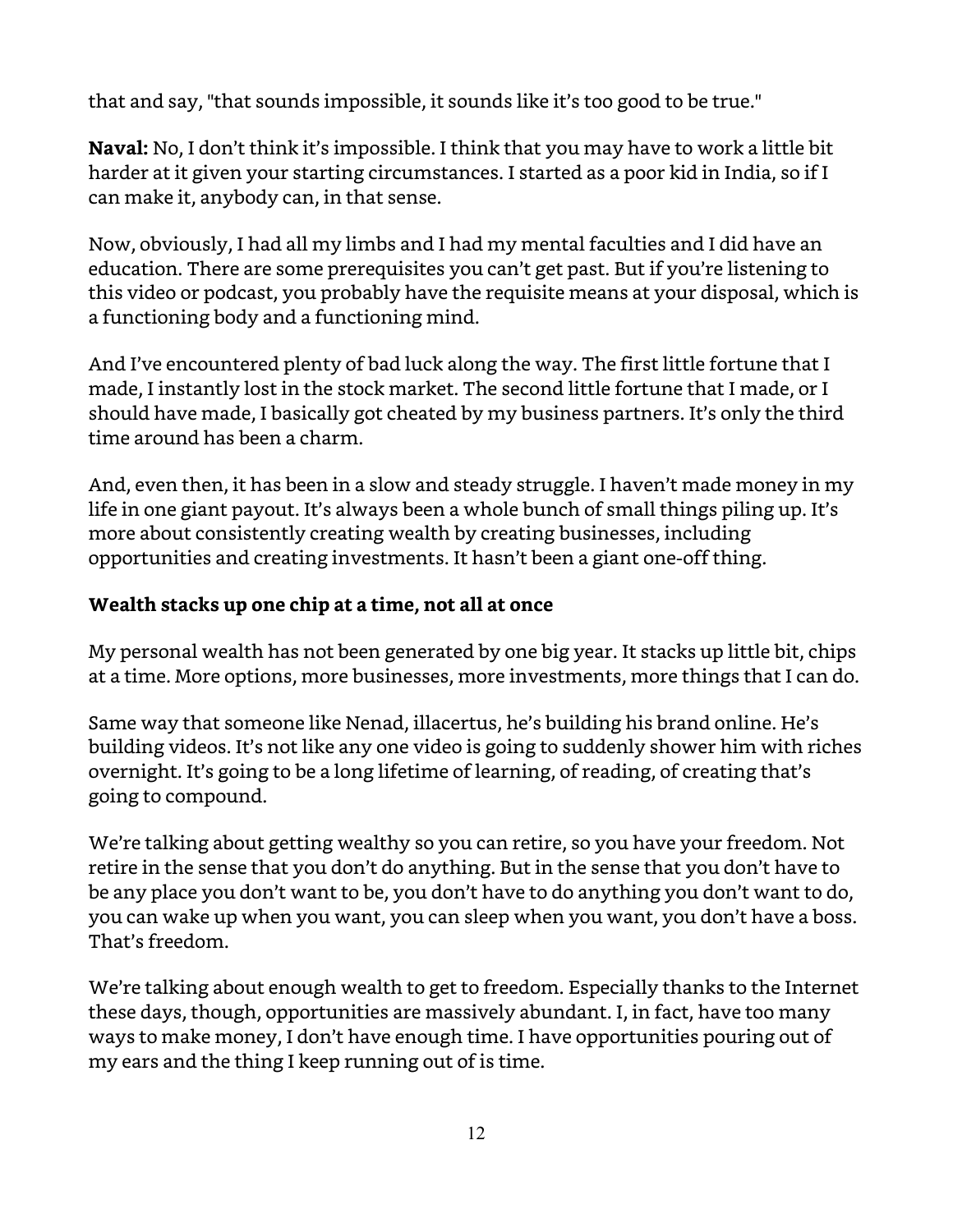that and say, "that sounds impossible, it sounds like it's too good to be true."

**Naval:** No, I don't think it's impossible. I think that you may have to work a little bit harder at it given your starting circumstances. I started as a poor kid in India, so if I can make it, anybody can, in that sense.

Now, obviously, I had all my limbs and I had my mental faculties and I did have an education. There are some prerequisites you can't get past. But if you're listening to this video or podcast, you probably have the requisite means at your disposal, which is a functioning body and a functioning mind.

And I've encountered plenty of bad luck along the way. The first little fortune that I made, I instantly lost in the stock market. The second little fortune that I made, or I should have made, I basically got cheated by my business partners. It's only the third time around has been a charm.

And, even then, it has been in a slow and steady struggle. I haven't made money in my life in one giant payout. It's always been a whole bunch of small things piling up. It's more about consistently creating wealth by creating businesses, including opportunities and creating investments. It hasn't been a giant one-off thing.

### Wealth stacks up one chip at a time, not all at once

My personal wealth has not been generated by one big year. It stacks up little bit, chips at a time. More options, more businesses, more investments, more things that I can do.

Same way that someone like Nenad, illacertus, he's building his brand online. He's building videos. It's not like any one video is going to suddenly shower him with riches overnight. It's going to be a long lifetime of learning, of reading, of creating that's going to compound.

We're talking about getting wealthy so you can retire, so you have your freedom. Not retire in the sense that you don't do anything. But in the sense that you don't have to be any place you don't want to be, you don't have to do anything you don't want to do, you can wake up when you want, you can sleep when you want, you don't have a boss. That's freedom.

We're talking about enough wealth to get to freedom. Especially thanks to the Internet these days, though, opportunities are massively abundant. I, in fact, have too many ways to make money, I don't have enough time. I have opportunities pouring out of my ears and the thing I keep running out of is time.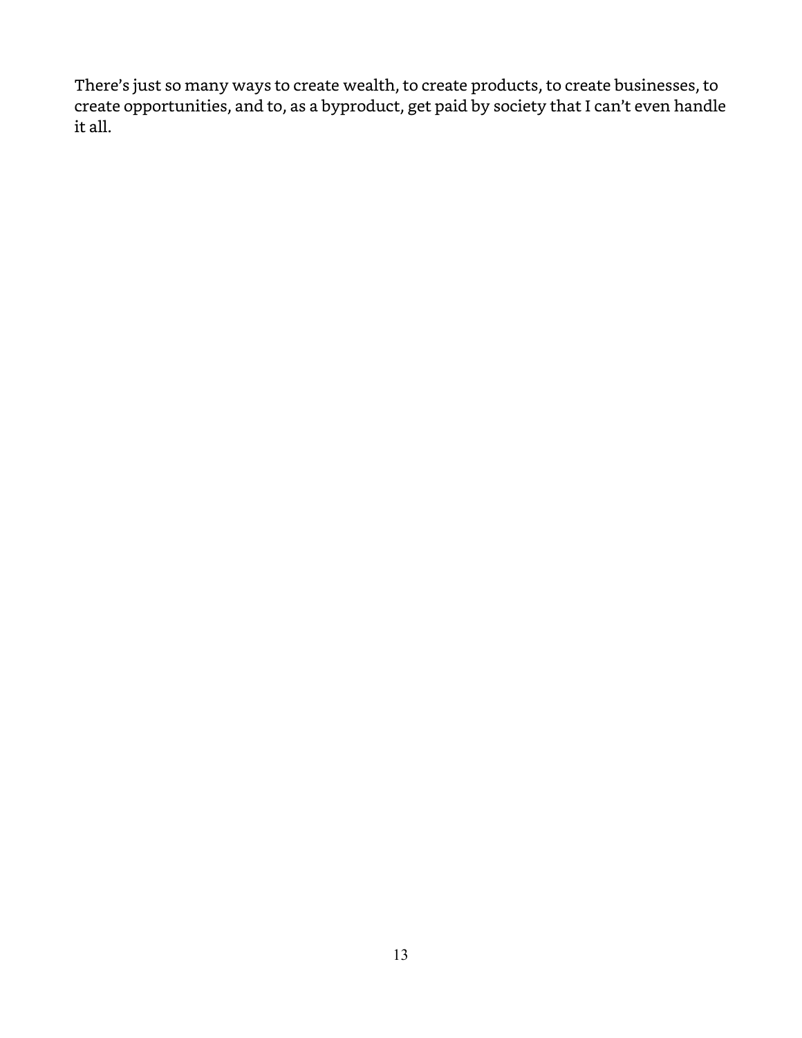There's just so many ways to create wealth, to create products, to create businesses, to create opportunities, and to, as a byproduct, get paid by society that I can't even handle it all.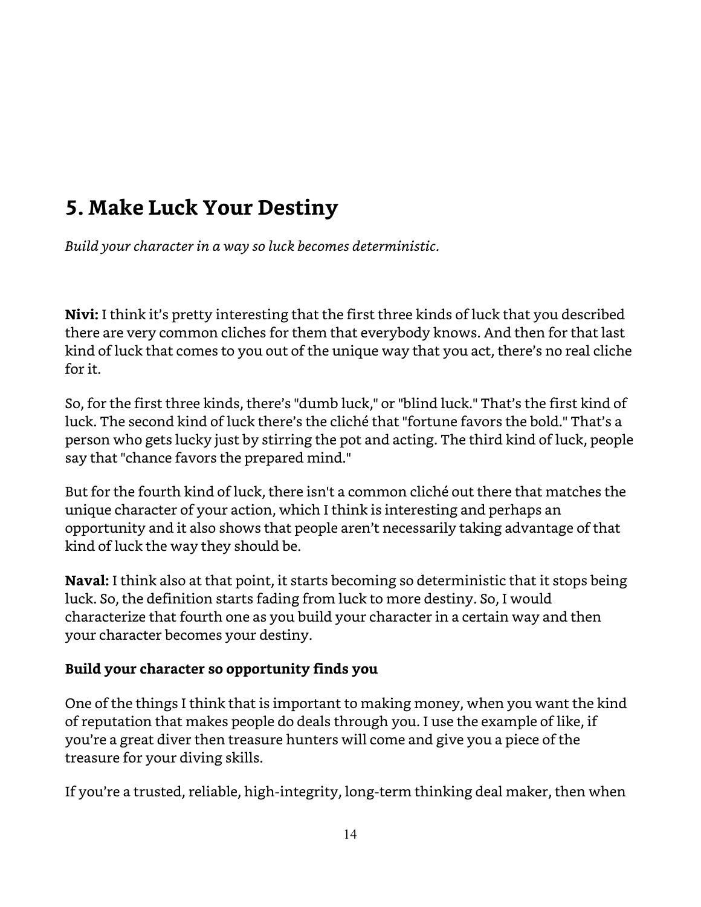# 5. Make Luck Your Destiny

*Build your character in a way so luck becomes deterministic.*

**Nivi:** I think it's pretty interesting that the first three kinds of luck that you described there are very common cliches for them that everybody knows. And then for that last kind of luck that comes to you out of the unique way that you act, there's no real cliche for it.

So, for the first three kinds, there's "dumb luck," or "blind luck." That's the first kind of luck. The second kind of luck there's the cliché that "fortune favors the bold." That's a person who gets lucky just by stirring the pot and acting. The third kind of luck, people say that "chance favors the prepared mind."

But for the fourth kind of luck, there isn't a common cliché out there that matches the unique character of your action, which I think is interesting and perhaps an opportunity and it also shows that people aren't necessarily taking advantage of that kind of luck the way they should be.

**Naval:** I think also at that point, it starts becoming so deterministic that it stops being luck. So, the definition starts fading from luck to more destiny. So, I would characterize that fourth one as you build your character in a certain way and then your character becomes your destiny.

**Build your character so opportunity finds you**

One of the things I think that is important to making money, when you want the kind of reputation that makes people do deals through you. I use the example of like, if you're a great diver then treasure hunters will come and give you a piece of the treasure for your diving skills.

If you're a trusted, reliable, high-integrity, long-term thinking deal maker, then when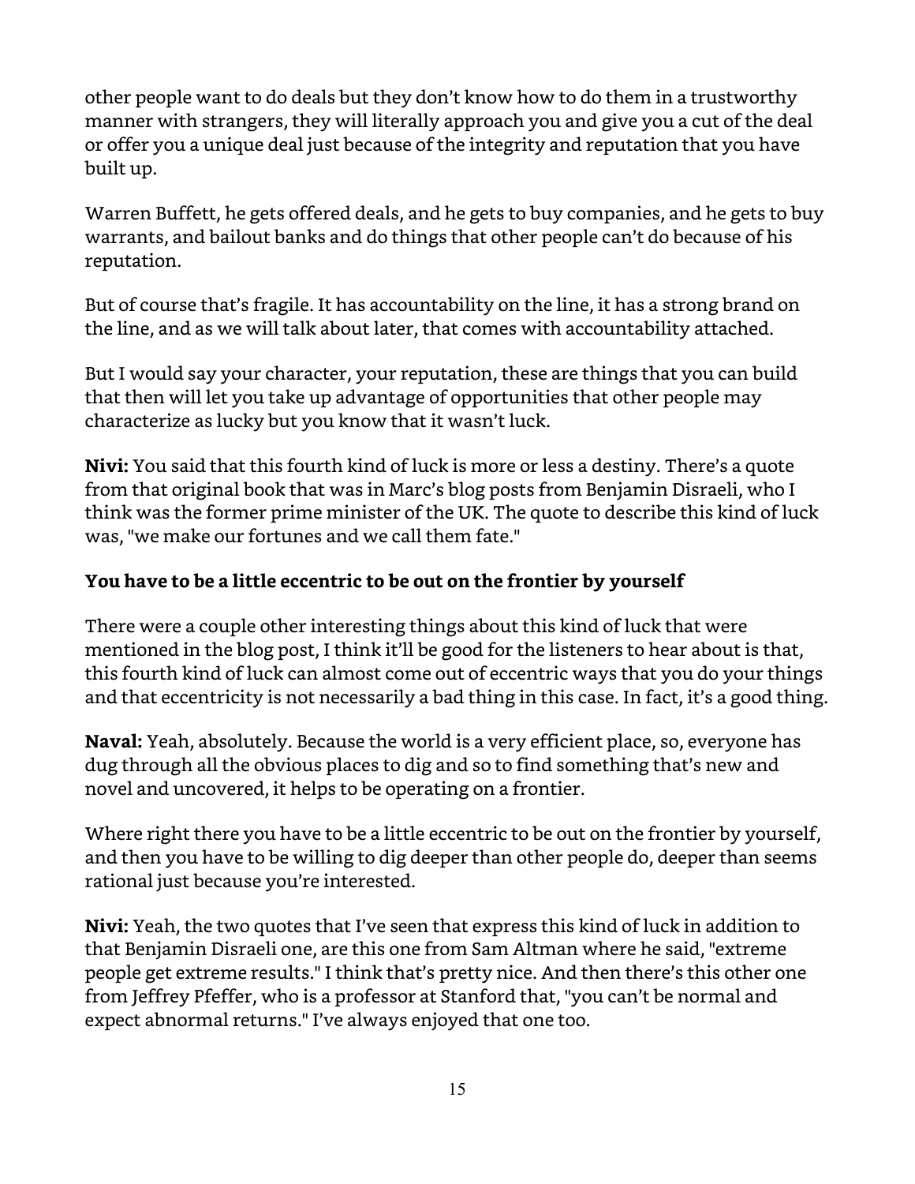other people want to do deals but they don't know how to do them in a trustworthy manner with strangers, they will literally approach you and give you a cut of the deal or offer you a unique deal just because of the integrity and reputation that you have built up.

Warren Buffett, he gets offered deals, and he gets to buy companies, and he gets to buy warrants, and bailout banks and do things that other people can't do because of his reputation.

But of course that's fragile. It has accountability on the line, it has a strong brand on the line, and as we will talk about later, that comes with accountability attached.

But I would say your character, your reputation, these are things that you can build that then will let you take up advantage of opportunities that other people may characterize as lucky but you know that it wasn't luck.

**Nivi:** You said that this fourth kind of luck is more or less a destiny. There's a quote from that original book that was in Marc's blog posts from Benjamin Disraeli, who I think was the former prime minister of the UK. The quote to describe this kind of luck was, "we make our fortunes and we call them fate."

**You have to be a little eccentric to be out on the frontier by yourself**

There were a couple other interesting things about this kind of luck that were mentioned in the blog post, I think it'll be good for the listeners to hear about is that, this fourth kind of luck can almost come out of eccentric ways that you do your things and that eccentricity is not necessarily a bad thing in this case. In fact, it's a good thing.

**Naval:** Yeah, absolutely. Because the world is a very efficient place, so, everyone has dug through all the obvious places to dig and so to find something that's new and novel and uncovered, it helps to be operating on a frontier.

Where right there you have to be a little eccentric to be out on the frontier by yourself, and then you have to be willing to dig deeper than other people do, deeper than seems rational just because you're interested.

**Nivi:** Yeah, the two quotes that I've seen that express this kind of luck in addition to that Benjamin Disraeli one, are this one from Sam Altman where he said, "extreme people get extreme results." I think that's pretty nice. And then there's this other one from Jeffrey Pfeffer, who is a professor at Stanford that, "you can't be normal and expect abnormal returns." I've always enjoyed that one too.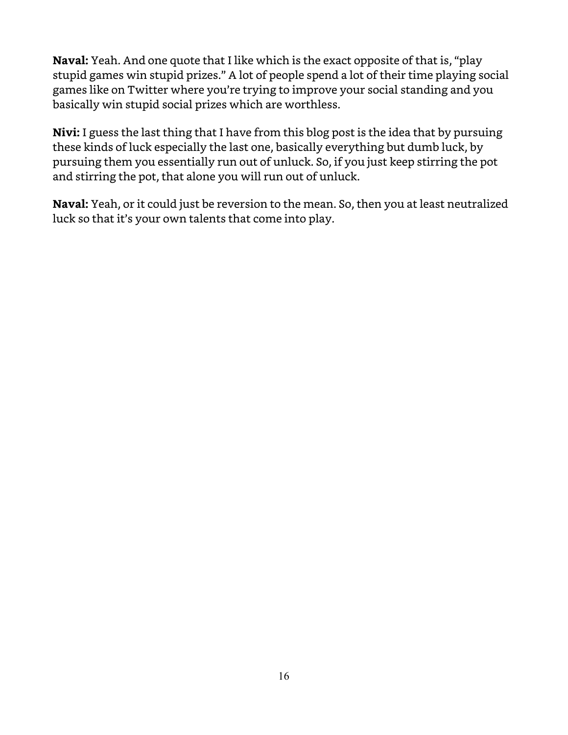**Naval:** Yeah. And one quote that I like which is the exact opposite of that is, “play stupid games win stupid prizes.” A lot of people spend a lot of their time playing social games like on Twitter where you’re trying to improve your social standing and you basically win stupid social prizes which are worthless.

**Nivi:** I guess the last thing that I have from this blog post is the idea that by pursuing these kinds of luck especially the last one, basically everything but dumb luck, by pursuing them you essentially run out of unluck. So, if you just keep stirring the pot and stirring the pot, that alone you will run out of unluck.

**Naval:** Yeah, or it could just be reversion to the mean. So, then you at least neutralized luck so that it’s your own talents that come into play.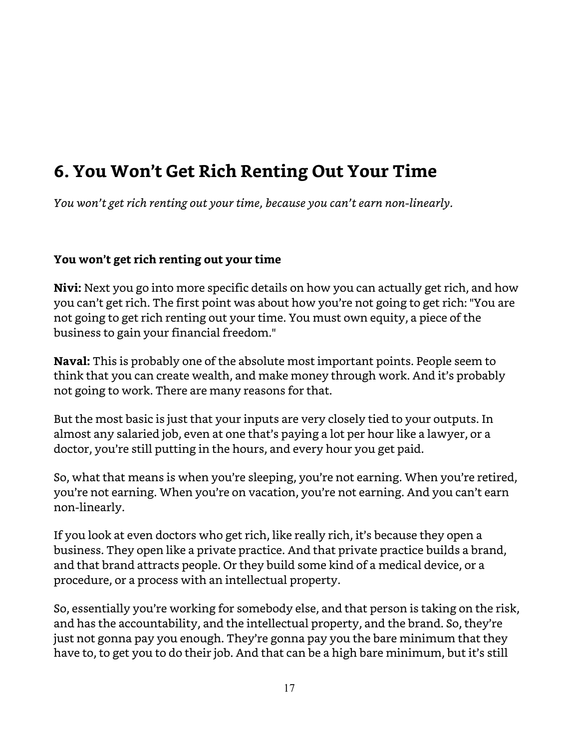# 6. You Won't Get Rich Renting Out Your Time

*You won't get rich renting out your time, because you can't earn non-linearly.*

**You won't get rich renting out your time**

**Nivi:** Next you go into more specific details on how you can actually get rich, and how you can't get rich. The first point was about how you're not going to get rich: "You are not going to get rich renting out your time. You must own equity, a piece of the business to gain your financial freedom."

**Naval:** This is probably one of the absolute most important points. People seem to think that you can create wealth, and make money through work. And it's probably not going to work. There are many reasons for that.

But the most basic is just that your inputs are very closely tied to your outputs. In almost any salaried job, even at one that's paying a lot per hour like a lawyer, or a doctor, you're still putting in the hours, and every hour you get paid.

So, what that means is when you're sleeping, you're not earning. When you're retired, you're not earning. When you're on vacation, you're not earning. And you can't earn non-linearly.

If you look at even doctors who get rich, like really rich, it's because they open a business. They open like a private practice. And that private practice builds a brand, and that brand attracts people. Or they build some kind of a medical device, or a procedure, or a process with an intellectual property.

So, essentially you're working for somebody else, and that person is taking on the risk, and has the accountability, and the intellectual property, and the brand. So, they're just not gonna pay you enough. They're gonna pay you the bare minimum that they have to, to get you to do their job. And that can be a high bare minimum, but it's still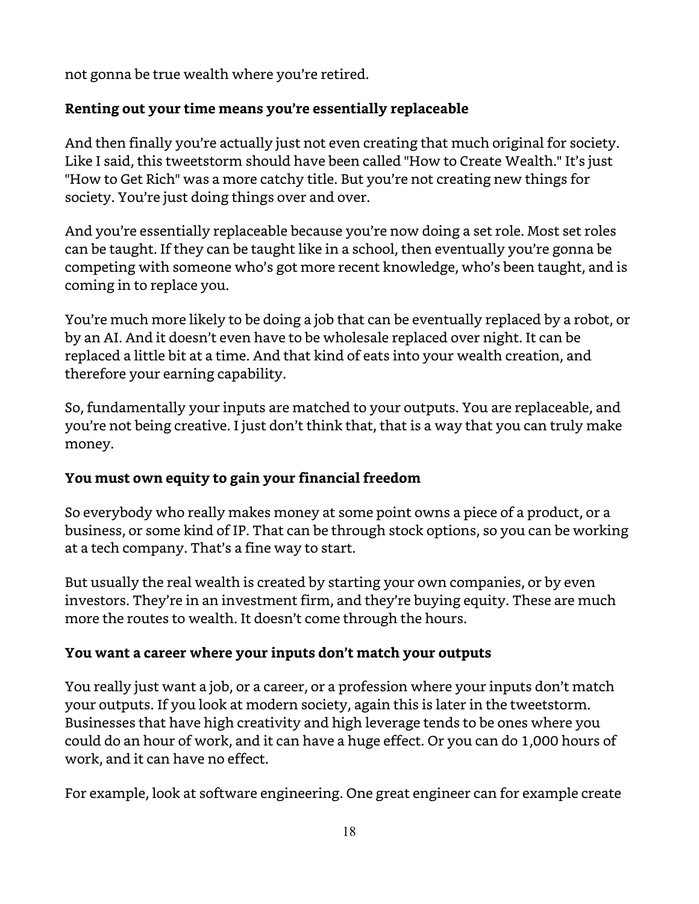not gonna be true wealth where you're retired.

### Renting out your time means you're essentially replaceable

And then finally you're actually just not even creating that much original for society. Like I said, this tweetstorm should have been called "How to Create Wealth." It's just "How to Get Rich" was a more catchy title. But you're not creating new things for society. You're just doing things over and over.

And you're essentially replaceable because you're now doing a set role. Most set roles can be taught. If they can be taught like in a school, then eventually you're gonna be competing with someone who's got more recent knowledge, who's been taught, and is coming in to replace you.

You're much more likely to be doing a job that can be eventually replaced by a robot, or by an AI. And it doesn't even have to be wholesale replaced over night. It can be replaced a little bit at a time. And that kind of eats into your wealth creation, and therefore your earning capability.

So, fundamentally your inputs are matched to your outputs. You are replaceable, and you're not being creative. I just don't think that, that is a way that you can truly make money.

### You must own equity to gain your financial freedom

So everybody who really makes money at some point owns a piece of a product, or a business, or some kind of IP. That can be through stock options, so you can be working at a tech company. That's a fine way to start.

But usually the real wealth is created by starting your own companies, or by even investors. They're in an investment firm, and they're buying equity. These are much more the routes to wealth. It doesn't come through the hours.

### You want a career where your inputs don't match your outputs

You really just want a job, or a career, or a profession where your inputs don't match your outputs. If you look at modern society, again this is later in the tweetstorm. Businesses that have high creativity and high leverage tends to be ones where you could do an hour of work, and it can have a huge effect. Or you can do 1,000 hours of work, and it can have no effect.

For example, look at software engineering. One great engineer can for example create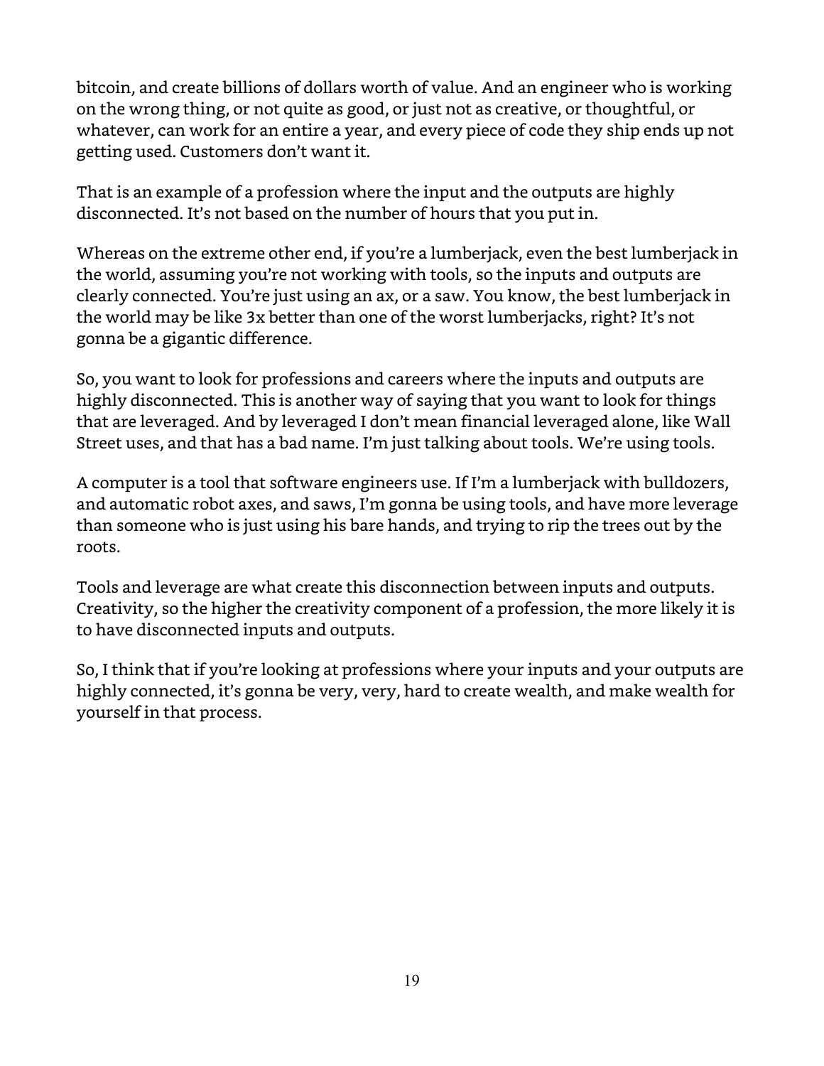bitcoin, and create billions of dollars worth of value. And an engineer who is working on the wrong thing, or not quite as good, or just not as creative, or thoughtful, or whatever, can work for an entire a year, and every piece of code they ship ends up not getting used. Customers don't want it.

That is an example of a profession where the input and the outputs are highly disconnected. It's not based on the number of hours that you put in.

Whereas on the extreme other end, if you're a lumberjack, even the best lumberjack in the world, assuming you're not working with tools, so the inputs and outputs are clearly connected. You're just using an ax, or a saw. You know, the best lumberjack in the world may be like 3x better than one of the worst lumberjacks, right? It's not gonna be a gigantic difference.

So, you want to look for professions and careers where the inputs and outputs are highly disconnected. This is another way of saying that you want to look for things that are leveraged. And by leveraged I don't mean financial leveraged alone, like Wall Street uses, and that has a bad name. I'm just talking about tools. We're using tools.

A computer is a tool that software engineers use. If I'm a lumberjack with bulldozers, and automatic robot axes, and saws, I'm gonna be using tools, and have more leverage than someone who is just using his bare hands, and trying to rip the trees out by the roots.

Tools and leverage are what create this disconnection between inputs and outputs. Creativity, so the higher the creativity component of a profession, the more likely it is to have disconnected inputs and outputs.

So, I think that if you're looking at professions where your inputs and your outputs are highly connected, it's gonna be very, very, hard to create wealth, and make wealth for yourself in that process.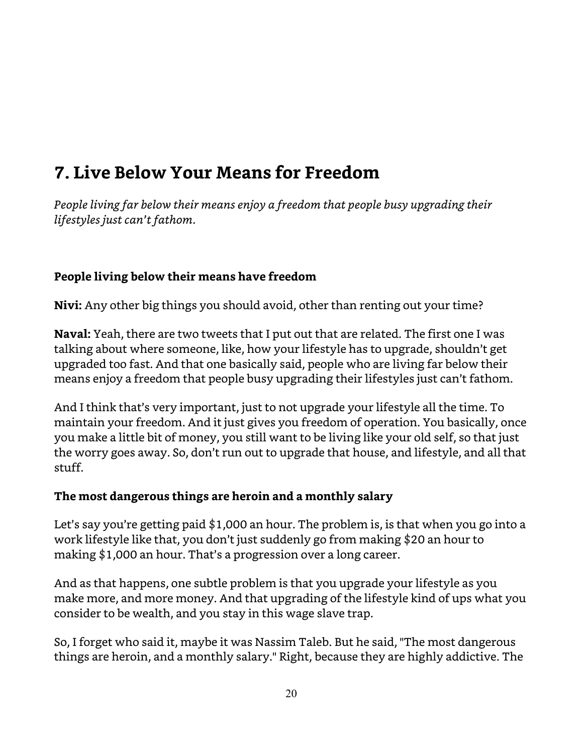## 7. Live Below Your Means for Freedom

*People living far below their means enjoy a freedom that people busy upgrading their lifestyles just can't fathom.*

**People living below their means have freedom**

**Nivi:** Any other big things you should avoid, other than renting out your time?

**Naval:** Yeah, there are two tweets that I put out that are related. The first one I was talking about where someone, like, how your lifestyle has to upgrade, shouldn't get upgraded too fast. And that one basically said, people who are living far below their means enjoy a freedom that people busy upgrading their lifestyles just can't fathom.

And I think that's very important, just to not upgrade your lifestyle all the time. To maintain your freedom. And it just gives you freedom of operation. You basically, once you make a little bit of money, you still want to be living like your old self, so that just the worry goes away. So, don't run out to upgrade that house, and lifestyle, and all that stuff.

**The most dangerous things are heroin and a monthly salary**

Let's say you're getting paid $1,000 an hour. The problem is, is that when you go into a work lifestyle like that, you don't just suddenly go from making $20 an hour to making $1,000 an hour. That's a progression over a long career.

And as that happens, one subtle problem is that you upgrade your lifestyle as you make more, and more money. And that upgrading of the lifestyle kind of ups what you consider to be wealth, and you stay in this wage slave trap.

So, I forget who said it, maybe it was Nassim Taleb. But he said, "The most dangerous things are heroin, and a monthly salary." Right, because they are highly addictive. The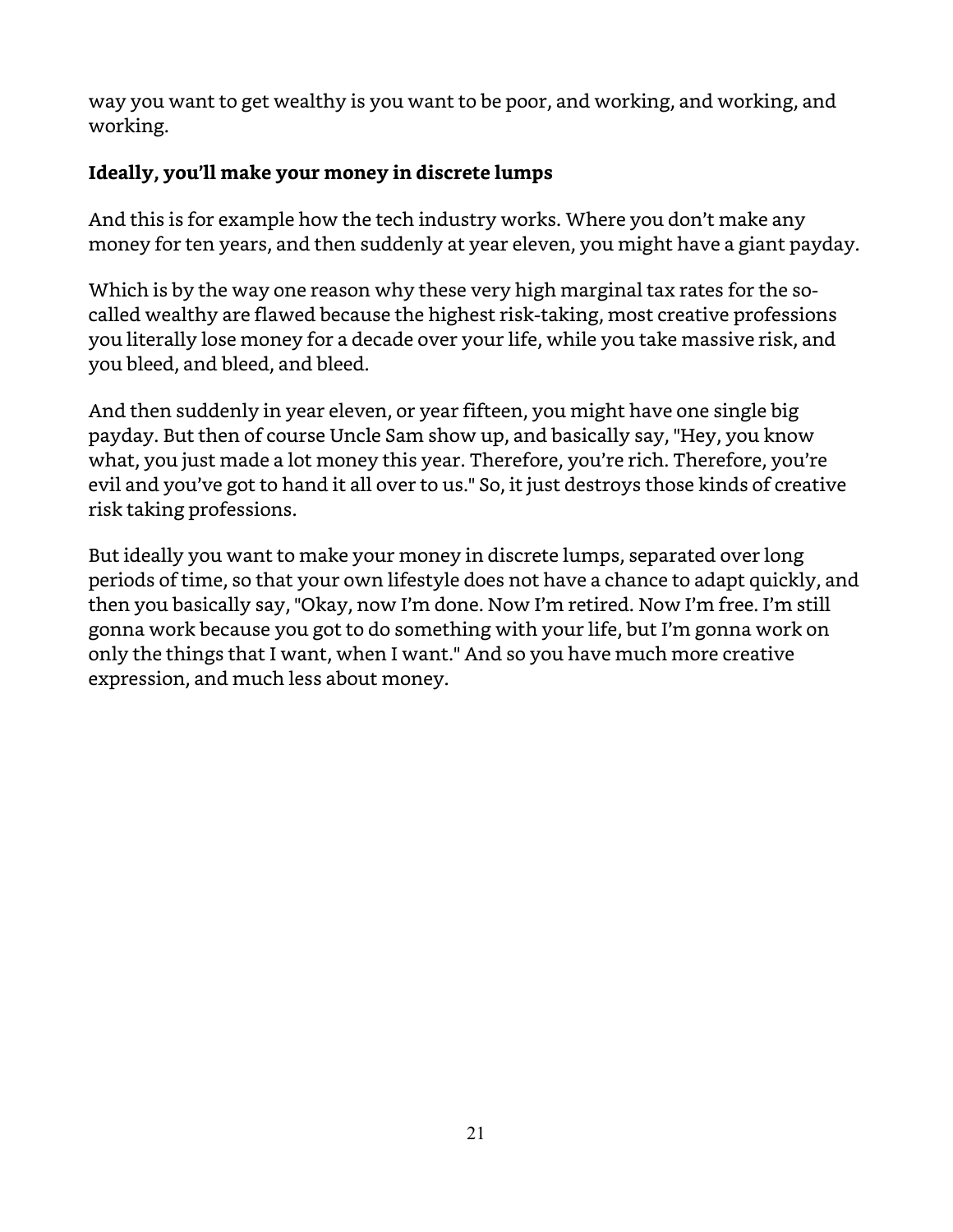way you want to get wealthy is you want to be poor, and working, and working, and working.

**Ideally, you'll make your money in discrete lumps**

And this is for example how the tech industry works. Where you don't make any money for ten years, and then suddenly at year eleven, you might have a giant payday.

Which is by the way one reason why these very high marginal tax rates for the so-called wealthy are flawed because the highest risk-taking, most creative professions you literally lose money for a decade over your life, while you take massive risk, and you bleed, and bleed, and bleed.

And then suddenly in year eleven, or year fifteen, you might have one single big payday. But then of course Uncle Sam show up, and basically say, "Hey, you know what, you just made a lot money this year. Therefore, you're rich. Therefore, you're evil and you've got to hand it all over to us." So, it just destroys those kinds of creative risk taking professions.

But ideally you want to make your money in discrete lumps, separated over long periods of time, so that your own lifestyle does not have a chance to adapt quickly, and then you basically say, "Okay, now I'm done. Now I'm retired. Now I'm free. I'm still gonna work because you got to do something with your life, but I'm gonna work on only the things that I want, when I want." And so you have much more creative expression, and much less about money.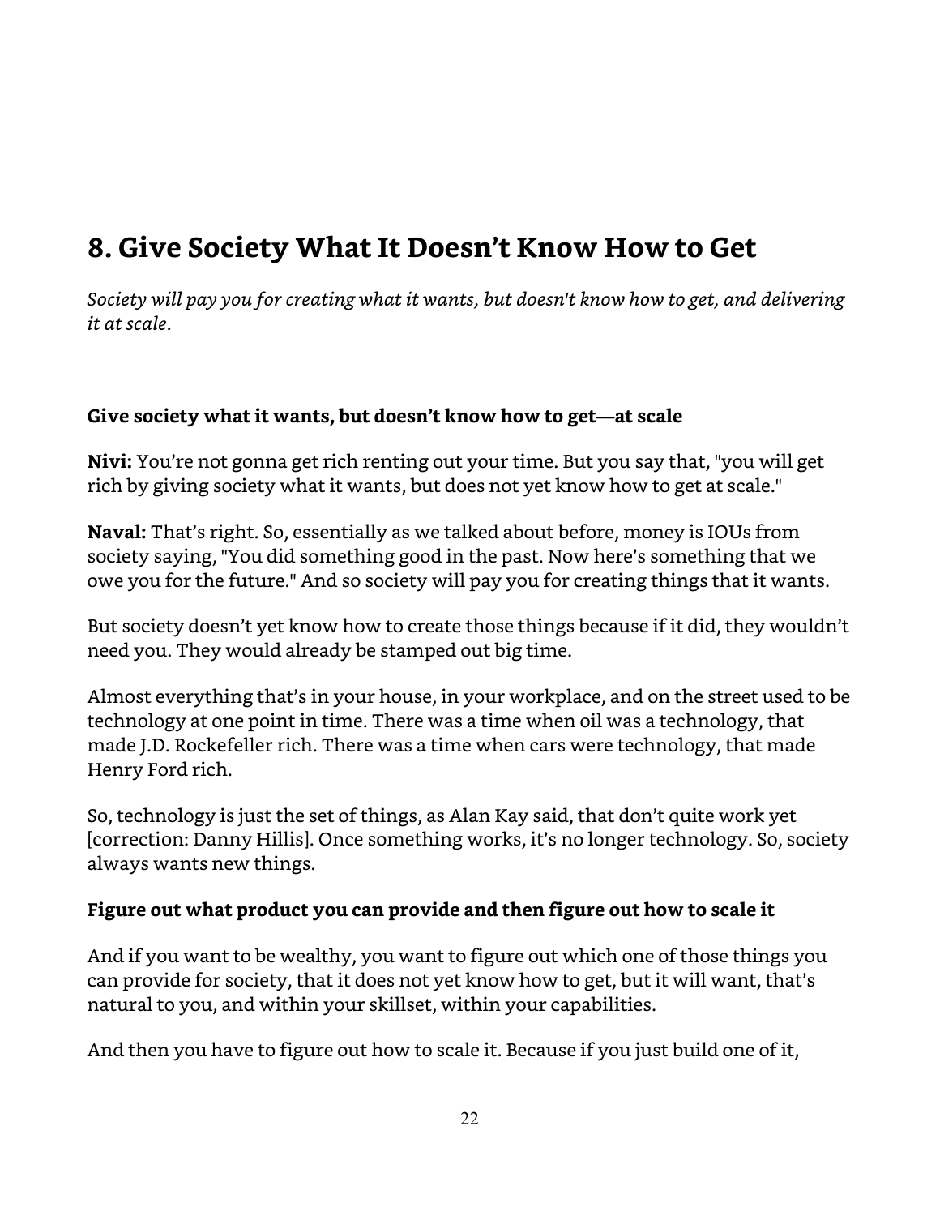# 8. Give Society What It Doesn't Know How to Get

*Society will pay you for creating what it wants, but doesn't know how to get, and delivering it at scale.*

### Give society what it wants, but doesn't know how to get—at scale

**Nivi:** You're not gonna get rich renting out your time. But you say that, "you will get rich by giving society what it wants, but does not yet know how to get at scale."

**Naval:** That's right. So, essentially as we talked about before, money is IOUs from society saying, "You did something good in the past. Now here's something that we owe you for the future." And so society will pay you for creating things that it wants.

But society doesn't yet know how to create those things because if it did, they wouldn't need you. They would already be stamped out big time.

Almost everything that's in your house, in your workplace, and on the street used to be technology at one point in time. There was a time when oil was a technology, that made J.D. Rockefeller rich. There was a time when cars were technology, that made Henry Ford rich.

So, technology is just the set of things, as Alan Kay said, that don't quite work yet [correction: Danny Hillis]. Once something works, it's no longer technology. So, society always wants new things.

### Figure out what product you can provide and then figure out how to scale it

And if you want to be wealthy, you want to figure out which one of those things you can provide for society, that it does not yet know how to get, but it will want, that's natural to you, and within your skillset, within your capabilities.

And then you have to figure out how to scale it. Because if you just build one of it,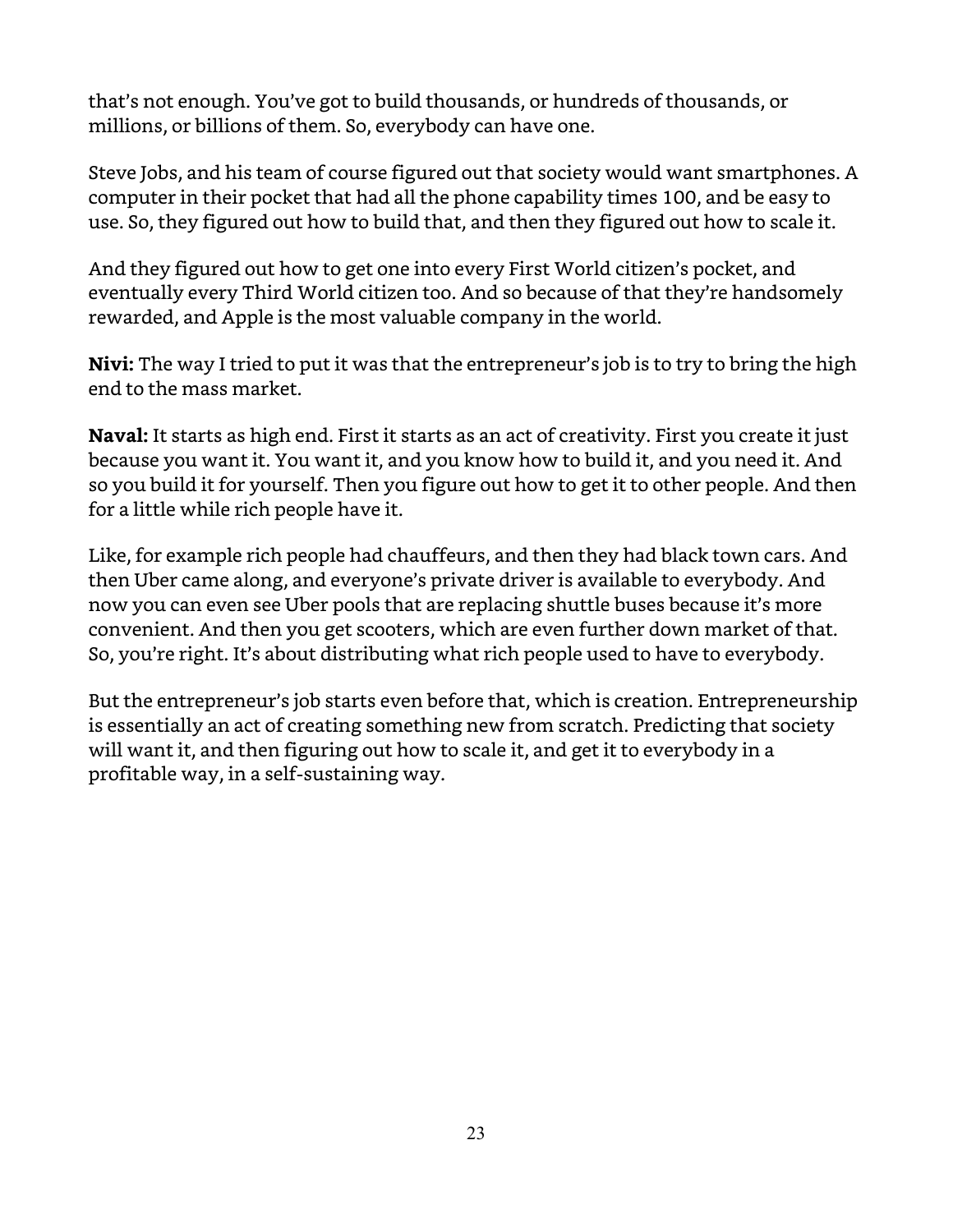that's not enough. You've got to build thousands, or hundreds of thousands, or millions, or billions of them. So, everybody can have one.

Steve Jobs, and his team of course figured out that society would want smartphones. A computer in their pocket that had all the phone capability times 100, and be easy to use. So, they figured out how to build that, and then they figured out how to scale it.

And they figured out how to get one into every First World citizen's pocket, and eventually every Third World citizen too. And so because of that they're handsomely rewarded, and Apple is the most valuable company in the world.

**Nivi:** The way I tried to put it was that the entrepreneur's job is to try to bring the high end to the mass market.

**Naval:** It starts as high end. First it starts as an act of creativity. First you create it just because you want it. You want it, and you know how to build it, and you need it. And so you build it for yourself. Then you figure out how to get it to other people. And then for a little while rich people have it.

Like, for example rich people had chauffeurs, and then they had black town cars. And then Uber came along, and everyone's private driver is available to everybody. And now you can even see Uber pools that are replacing shuttle buses because it's more convenient. And then you get scooters, which are even further down market of that. So, you're right. It's about distributing what rich people used to have to everybody.

But the entrepreneur's job starts even before that, which is creation. Entrepreneurship is essentially an act of creating something new from scratch. Predicting that society will want it, and then figuring out how to scale it, and get it to everybody in a profitable way, in a self-sustaining way.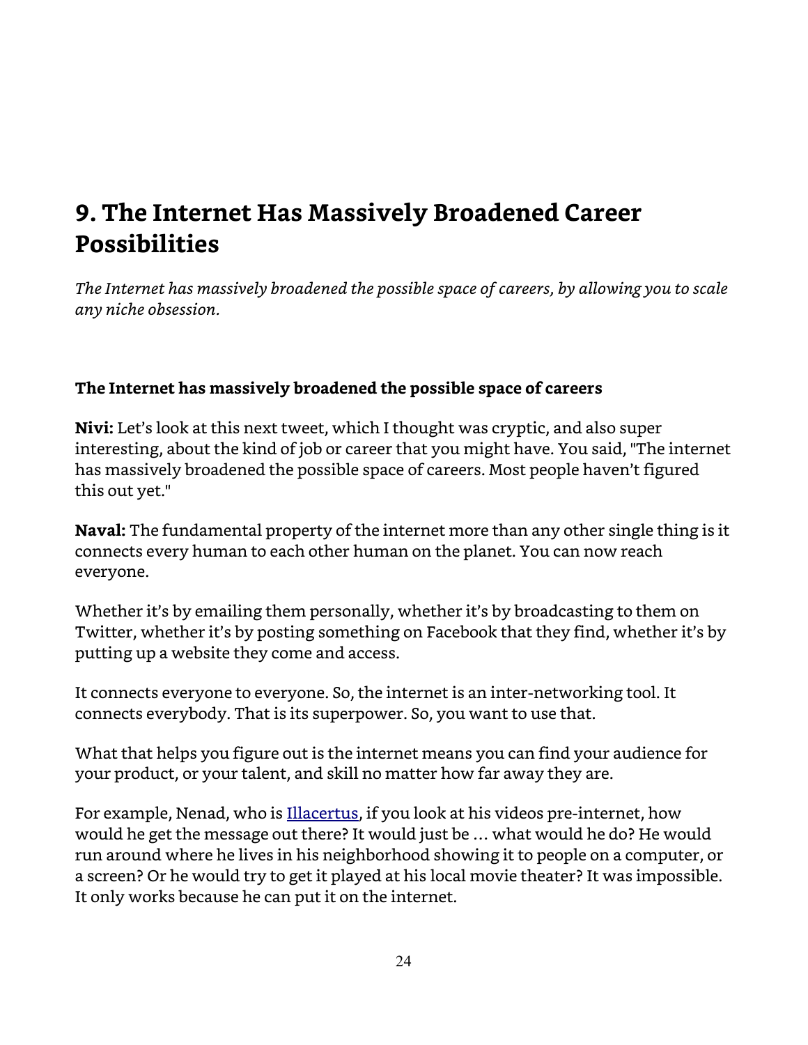# 9. The Internet Has Massively Broadened Career Possibilities

*The Internet has massively broadened the possible space of careers, by allowing you to scale any niche obsession.*

**The Internet has massively broadened the possible space of careers**

**Nivi:** Let's look at this next tweet, which I thought was cryptic, and also super interesting, about the kind of job or career that you might have. You said, "The internet has massively broadened the possible space of careers. Most people haven't figured this out yet."

**Naval:** The fundamental property of the internet more than any other single thing is it connects every human to each other human on the planet. You can now reach everyone.

Whether it's by emailing them personally, whether it's by broadcasting to them on Twitter, whether it's by posting something on Facebook that they find, whether it's by putting up a website they come and access.

It connects everyone to everyone. So, the internet is an inter-networking tool. It connects everybody. That is its superpower. So, you want to use that.

What that helps you figure out is the internet means you can find your audience for your product, or your talent, and skill no matter how far away they are.

For example, Nenad, who is Illacertus, if you look at his videos pre-internet, how would he get the message out there? It would just be … what would he do? He would run around where he lives in his neighborhood showing it to people on a computer, or a screen? Or he would try to get it played at his local movie theater? It was impossible. It only works because he can put it on the internet.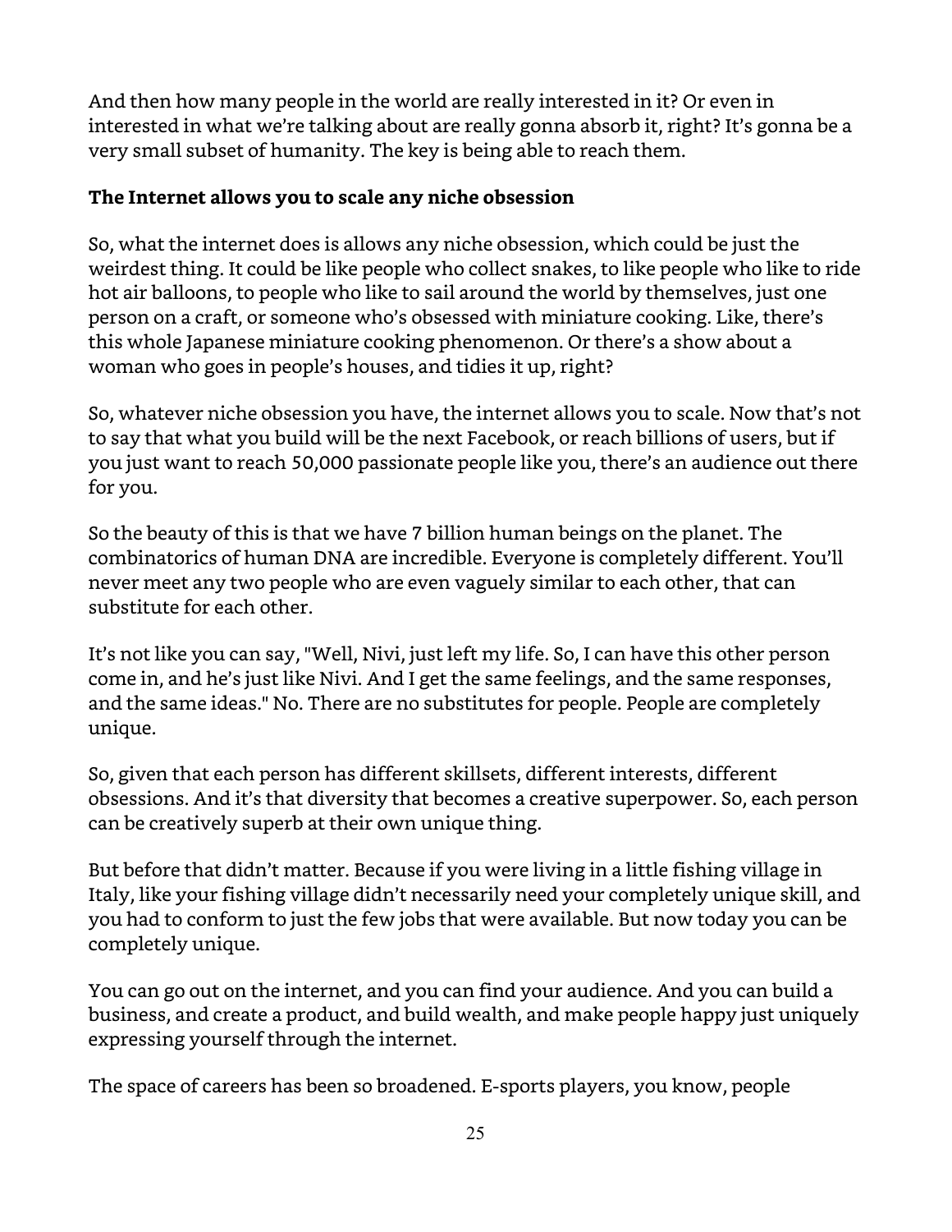And then how many people in the world are really interested in it? Or even in interested in what we're talking about are really gonna absorb it, right? It's gonna be a very small subset of humanity. The key is being able to reach them.

**The Internet allows you to scale any niche obsession**

So, what the internet does is allows any niche obsession, which could be just the weirdest thing. It could be like people who collect snakes, to like people who like to ride hot air balloons, to people who like to sail around the world by themselves, just one person on a craft, or someone who's obsessed with miniature cooking. Like, there's this whole Japanese miniature cooking phenomenon. Or there's a show about a woman who goes in people's houses, and tidies it up, right?

So, whatever niche obsession you have, the internet allows you to scale. Now that's not to say that what you build will be the next Facebook, or reach billions of users, but if you just want to reach 50,000 passionate people like you, there's an audience out there for you.

So the beauty of this is that we have 7 billion human beings on the planet. The combinatorics of human DNA are incredible. Everyone is completely different. You'll never meet any two people who are even vaguely similar to each other, that can substitute for each other.

It's not like you can say, "Well, Nivi, just left my life. So, I can have this other person come in, and he's just like Nivi. And I get the same feelings, and the same responses, and the same ideas." No. There are no substitutes for people. People are completely unique.

So, given that each person has different skillsets, different interests, different obsessions. And it's that diversity that becomes a creative superpower. So, each person can be creatively superb at their own unique thing.

But before that didn't matter. Because if you were living in a little fishing village in Italy, like your fishing village didn't necessarily need your completely unique skill, and you had to conform to just the few jobs that were available. But now today you can be completely unique.

You can go out on the internet, and you can find your audience. And you can build a business, and create a product, and build wealth, and make people happy just uniquely expressing yourself through the internet.

The space of careers has been so broadened. E-sports players, you know, people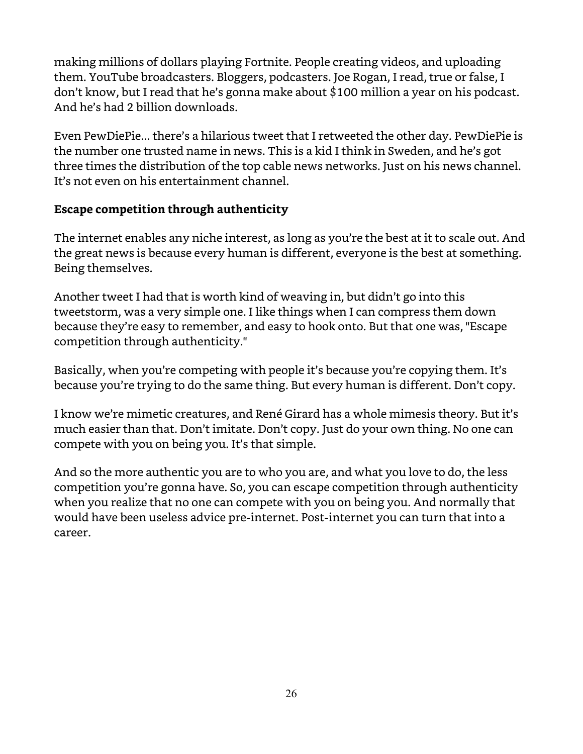making millions of dollars playing Fortnite. People creating videos, and uploading them. YouTube broadcasters. Bloggers, podcasters. Joe Rogan, I read, true or false, I don't know, but I read that he's gonna make about $100 million a year on his podcast. And he's had 2 billion downloads.

Even PewDiePie… there's a hilarious tweet that I retweeted the other day. PewDiePie is the number one trusted name in news. This is a kid I think in Sweden, and he's got three times the distribution of the top cable news networks. Just on his news channel. It's not even on his entertainment channel.

**Escape competition through authenticity**

The internet enables any niche interest, as long as you're the best at it to scale out. And the great news is because every human is different, everyone is the best at something. Being themselves.

Another tweet I had that is worth kind of weaving in, but didn't go into this tweetstorm, was a very simple one. I like things when I can compress them down because they're easy to remember, and easy to hook onto. But that one was, "Escape competition through authenticity."

Basically, when you're competing with people it's because you're copying them. It's because you're trying to do the same thing. But every human is different. Don't copy.

I know we're mimetic creatures, and René Girard has a whole mimesis theory. But it's much easier than that. Don't imitate. Don't copy. Just do your own thing. No one can compete with you on being you. It's that simple.

And so the more authentic you are to who you are, and what you love to do, the less competition you're gonna have. So, you can escape competition through authenticity when you realize that no one can compete with you on being you. And normally that would have been useless advice pre-internet. Post-internet you can turn that into a career.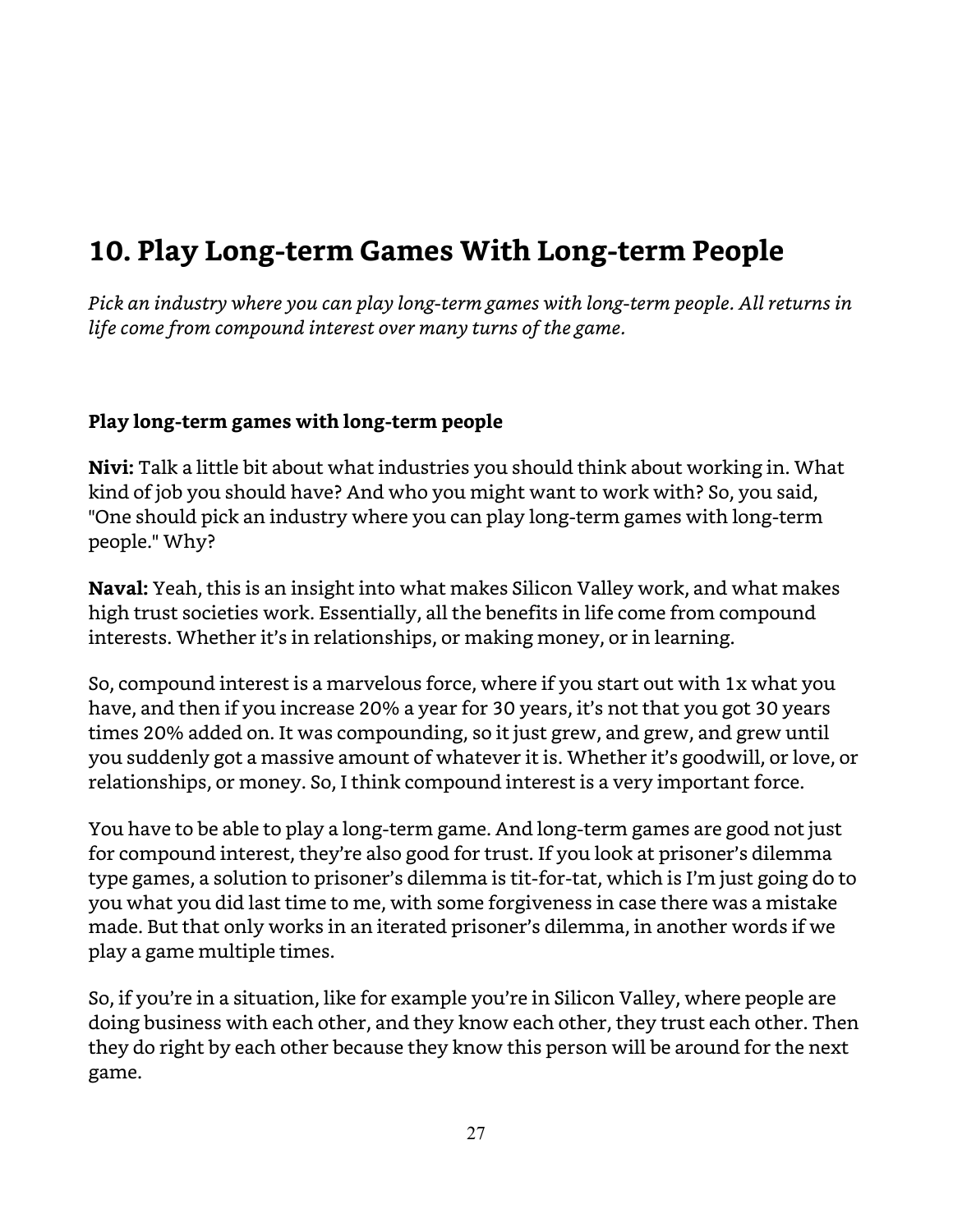## 10. Play Long-term Games With Long-term People

*Pick an industry where you can play long-term games with long-term people. All returns in life come from compound interest over many turns of the game.*

### Play long-term games with long-term people

**Nivi:** Talk a little bit about what industries you should think about working in. What kind of job you should have? And who you might want to work with? So, you said, "One should pick an industry where you can play long-term games with long-term people." Why?

**Naval:** Yeah, this is an insight into what makes Silicon Valley work, and what makes high trust societies work. Essentially, all the benefits in life come from compound interests. Whether it's in relationships, or making money, or in learning.

So, compound interest is a marvelous force, where if you start out with 1x what you have, and then if you increase 20% a year for 30 years, it's not that you got 30 years times 20% added on. It was compounding, so it just grew, and grew, and grew until you suddenly got a massive amount of whatever it is. Whether it's goodwill, or love, or relationships, or money. So, I think compound interest is a very important force.

You have to be able to play a long-term game. And long-term games are good not just for compound interest, they're also good for trust. If you look at prisoner's dilemma type games, a solution to prisoner's dilemma is tit-for-tat, which is I'm just going do to you what you did last time to me, with some forgiveness in case there was a mistake made. But that only works in an iterated prisoner's dilemma, in another words if we play a game multiple times.

So, if you're in a situation, like for example you're in Silicon Valley, where people are doing business with each other, and they know each other, they trust each other. Then they do right by each other because they know this person will be around for the next game.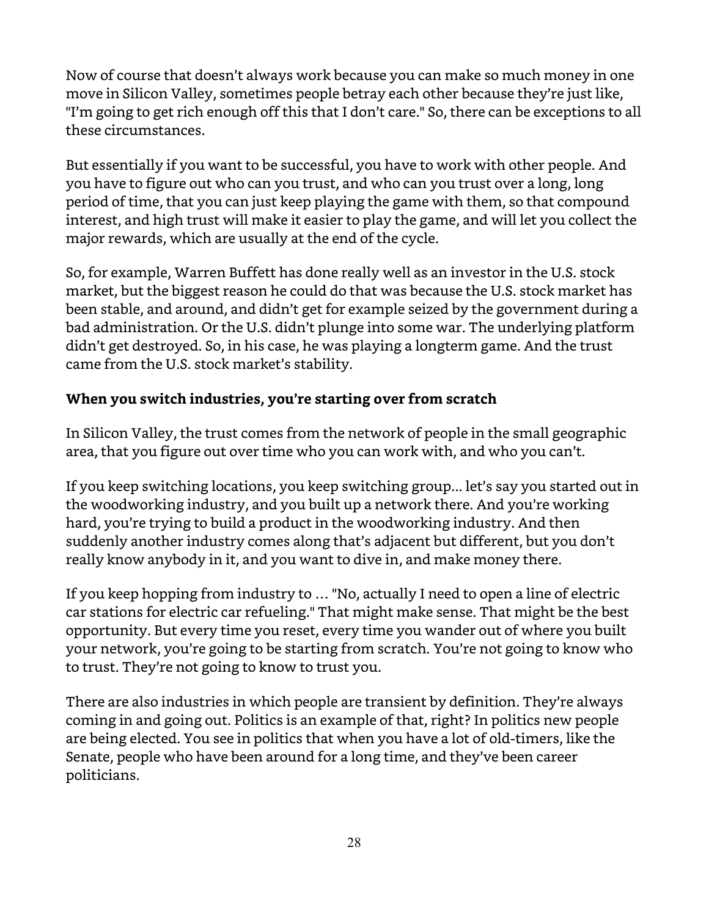Now of course that doesn't always work because you can make so much money in one move in Silicon Valley, sometimes people betray each other because they're just like, "I'm going to get rich enough off this that I don't care." So, there can be exceptions to all these circumstances.

But essentially if you want to be successful, you have to work with other people. And you have to figure out who can you trust, and who can you trust over a long, long period of time, that you can just keep playing the game with them, so that compound interest, and high trust will make it easier to play the game, and will let you collect the major rewards, which are usually at the end of the cycle.

So, for example, Warren Buffett has done really well as an investor in the U.S. stock market, but the biggest reason he could do that was because the U.S. stock market has been stable, and around, and didn't get for example seized by the government during a bad administration. Or the U.S. didn't plunge into some war. The underlying platform didn't get destroyed. So, in his case, he was playing a longterm game. And the trust came from the U.S. stock market's stability.

**When you switch industries, you're starting over from scratch**

In Silicon Valley, the trust comes from the network of people in the small geographic area, that you figure out over time who you can work with, and who you can't.

If you keep switching locations, you keep switching group... let's say you started out in the woodworking industry, and you built up a network there. And you're working hard, you're trying to build a product in the woodworking industry. And then suddenly another industry comes along that's adjacent but different, but you don't really know anybody in it, and you want to dive in, and make money there.

If you keep hopping from industry to … "No, actually I need to open a line of electric car stations for electric car refueling." That might make sense. That might be the best opportunity. But every time you reset, every time you wander out of where you built your network, you're going to be starting from scratch. You're not going to know who to trust. They're not going to know to trust you.

There are also industries in which people are transient by definition. They're always coming in and going out. Politics is an example of that, right? In politics new people are being elected. You see in politics that when you have a lot of old-timers, like the Senate, people who have been around for a long time, and they've been career politicians.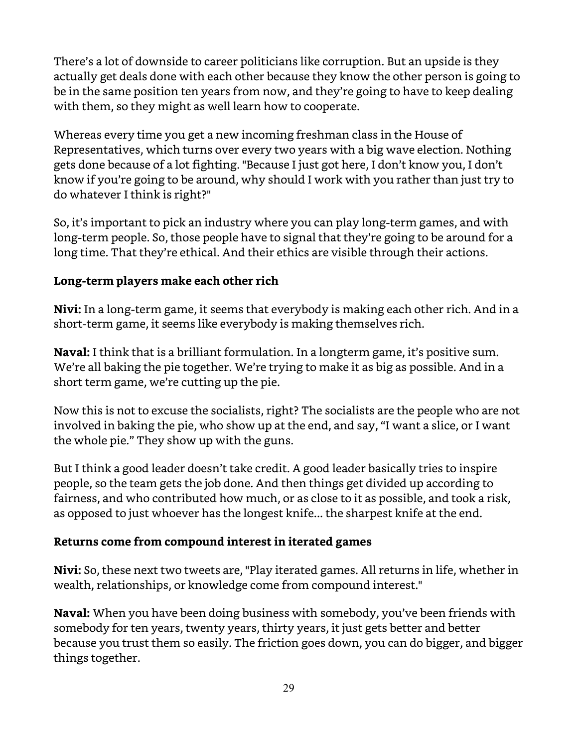There's a lot of downside to career politicians like corruption. But an upside is they actually get deals done with each other because they know the other person is going to be in the same position ten years from now, and they're going to have to keep dealing with them, so they might as well learn how to cooperate.

Whereas every time you get a new incoming freshman class in the House of Representatives, which turns over every two years with a big wave election. Nothing gets done because of a lot fighting. "Because I just got here, I don't know you, I don't know if you're going to be around, why should I work with you rather than just try to do whatever I think is right?"

So, it's important to pick an industry where you can play long-term games, and with long-term people. So, those people have to signal that they're going to be around for a long time. That they're ethical. And their ethics are visible through their actions.

### Long-term players make each other rich

**Nivi:** In a long-term game, it seems that everybody is making each other rich. And in a short-term game, it seems like everybody is making themselves rich.

**Naval:** I think that is a brilliant formulation. In a longterm game, it's positive sum. We're all baking the pie together. We're trying to make it as big as possible. And in a short term game, we're cutting up the pie.

Now this is not to excuse the socialists, right? The socialists are the people who are not involved in baking the pie, who show up at the end, and say, "I want a slice, or I want the whole pie." They show up with the guns.

But I think a good leader doesn't take credit. A good leader basically tries to inspire people, so the team gets the job done. And then things get divided up according to fairness, and who contributed how much, or as close to it as possible, and took a risk, as opposed to just whoever has the longest knife… the sharpest knife at the end.

### Returns come from compound interest in iterated games

**Nivi:** So, these next two tweets are, "Play iterated games. All returns in life, whether in wealth, relationships, or knowledge come from compound interest."

**Naval:** When you have been doing business with somebody, you've been friends with somebody for ten years, twenty years, thirty years, it just gets better and better because you trust them so easily. The friction goes down, you can do bigger, and bigger things together.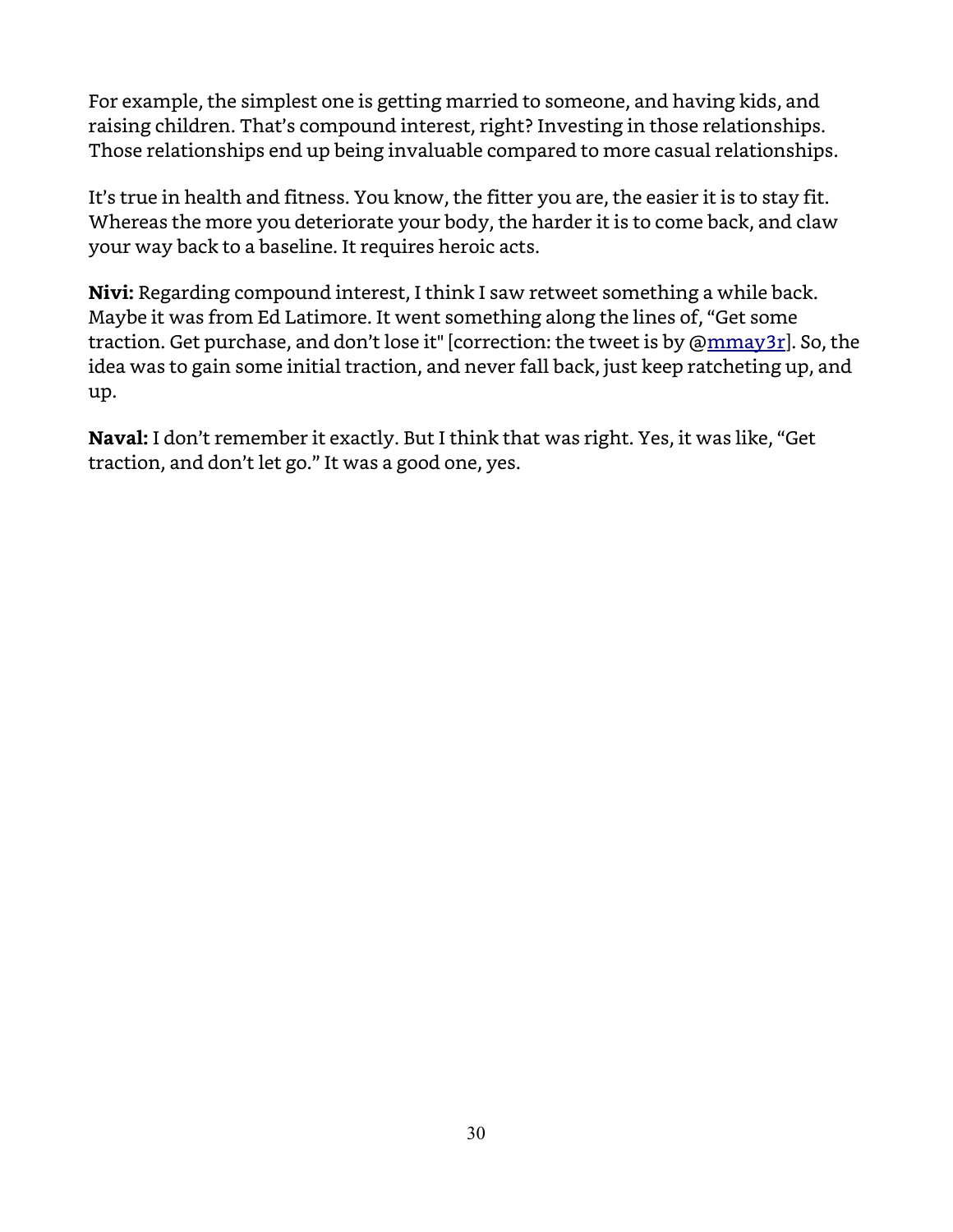For example, the simplest one is getting married to someone, and having kids, and raising children. That's compound interest, right? Investing in those relationships. Those relationships end up being invaluable compared to more casual relationships.

It's true in health and fitness. You know, the fitter you are, the easier it is to stay fit. Whereas the more you deteriorate your body, the harder it is to come back, and claw your way back to a baseline. It requires heroic acts.

**Nivi:** Regarding compound interest, I think I saw retweet something a while back. Maybe it was from Ed Latimore. It went something along the lines of, "Get some traction. Get purchase, and don't lose it" [correction: the tweet is by @mmay3r]. So, the idea was to gain some initial traction, and never fall back, just keep ratcheting up, and up.

**Naval:** I don't remember it exactly. But I think that was right. Yes, it was like, "Get traction, and don't let go." It was a good one, yes.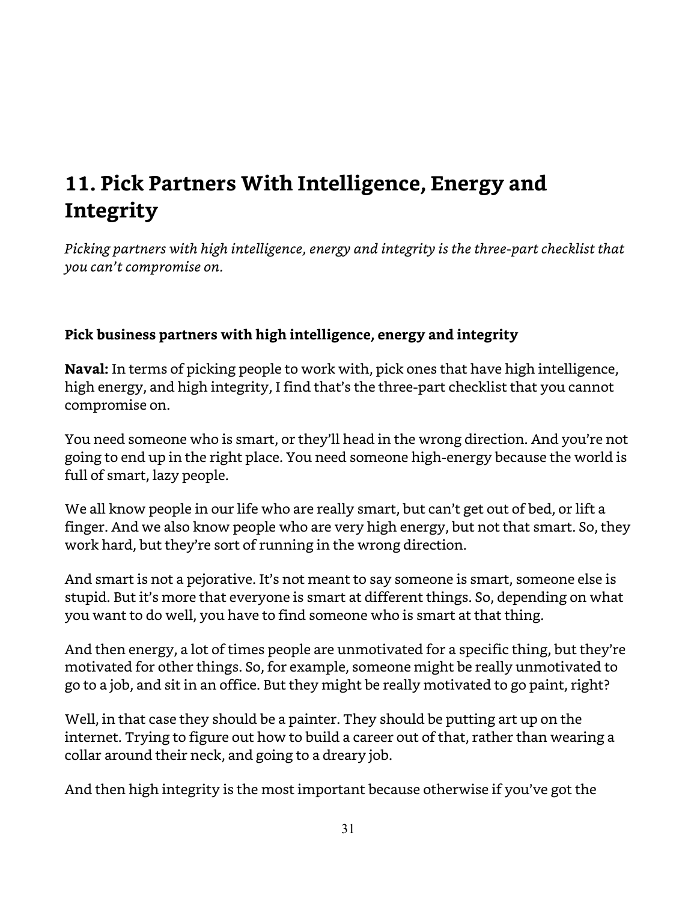# 11. Pick Partners With Intelligence, Energy and Integrity

*Picking partners with high intelligence, energy and integrity is the three-part checklist that you can't compromise on.*

**Pick business partners with high intelligence, energy and integrity**

**Naval:** In terms of picking people to work with, pick ones that have high intelligence, high energy, and high integrity, I find that's the three-part checklist that you cannot compromise on.

You need someone who is smart, or they'll head in the wrong direction. And you're not going to end up in the right place. You need someone high-energy because the world is full of smart, lazy people.

We all know people in our life who are really smart, but can't get out of bed, or lift a finger. And we also know people who are very high energy, but not that smart. So, they work hard, but they're sort of running in the wrong direction.

And smart is not a pejorative. It's not meant to say someone is smart, someone else is stupid. But it's more that everyone is smart at different things. So, depending on what you want to do well, you have to find someone who is smart at that thing.

And then energy, a lot of times people are unmotivated for a specific thing, but they're motivated for other things. So, for example, someone might be really unmotivated to go to a job, and sit in an office. But they might be really motivated to go paint, right?

Well, in that case they should be a painter. They should be putting art up on the internet. Trying to figure out how to build a career out of that, rather than wearing a collar around their neck, and going to a dreary job.

And then high integrity is the most important because otherwise if you've got the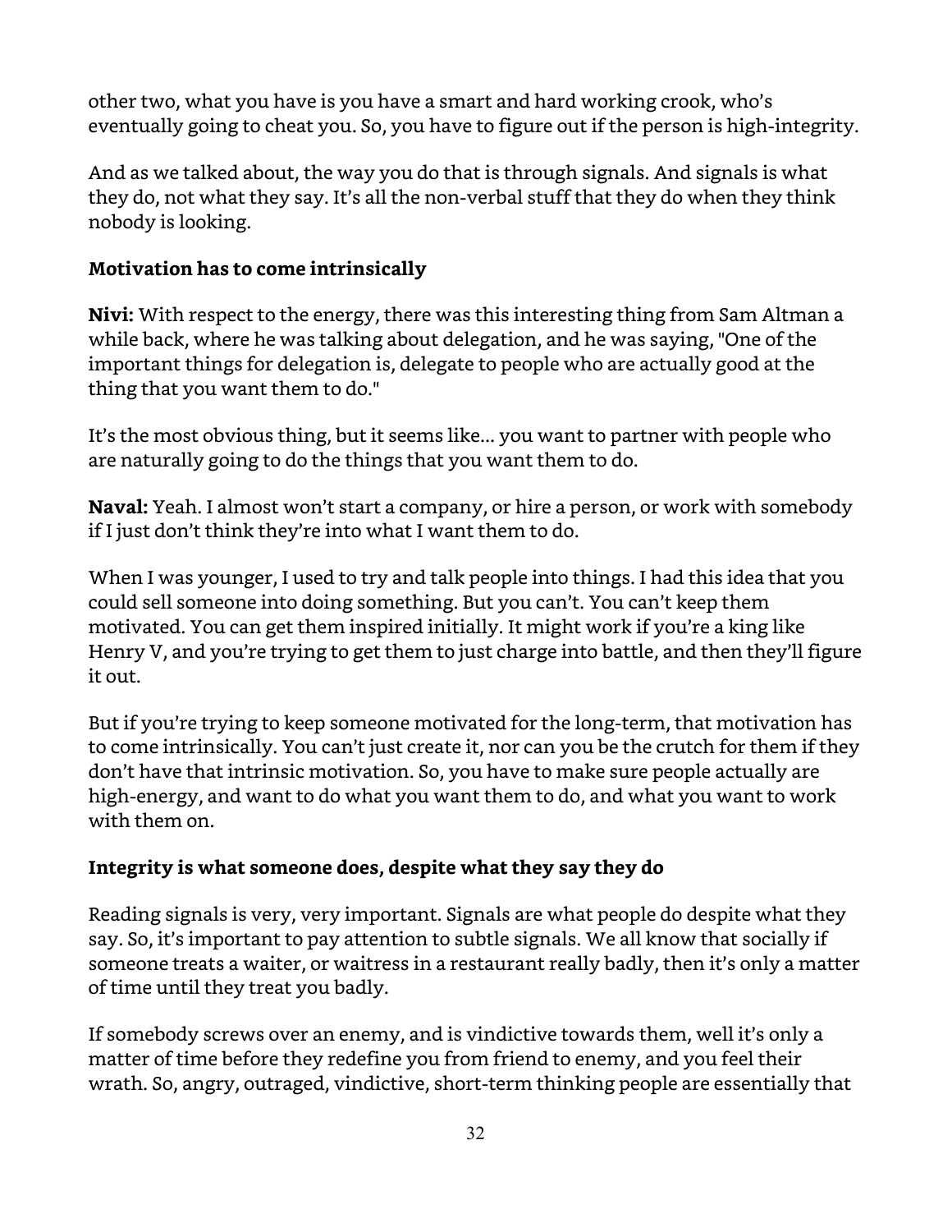other two, what you have is you have a smart and hard working crook, who's eventually going to cheat you. So, you have to figure out if the person is high-integrity.

And as we talked about, the way you do that is through signals. And signals is what they do, not what they say. It's all the non-verbal stuff that they do when they think nobody is looking.

### Motivation has to come intrinsically

**Nivi:** With respect to the energy, there was this interesting thing from Sam Altman a while back, where he was talking about delegation, and he was saying, "One of the important things for delegation is, delegate to people who are actually good at the thing that you want them to do."

It's the most obvious thing, but it seems like… you want to partner with people who are naturally going to do the things that you want them to do.

**Naval:** Yeah. I almost won't start a company, or hire a person, or work with somebody if I just don't think they're into what I want them to do.

When I was younger, I used to try and talk people into things. I had this idea that you could sell someone into doing something. But you can't. You can't keep them motivated. You can get them inspired initially. It might work if you're a king like Henry V, and you're trying to get them to just charge into battle, and then they'll figure it out.

But if you're trying to keep someone motivated for the long-term, that motivation has to come intrinsically. You can't just create it, nor can you be the crutch for them if they don't have that intrinsic motivation. So, you have to make sure people actually are high-energy, and want to do what you want them to do, and what you want to work with them on.

### Integrity is what someone does, despite what they say they do

Reading signals is very, very important. Signals are what people do despite what they say. So, it's important to pay attention to subtle signals. We all know that socially if someone treats a waiter, or waitress in a restaurant really badly, then it's only a matter of time until they treat you badly.

If somebody screws over an enemy, and is vindictive towards them, well it's only a matter of time before they redefine you from friend to enemy, and you feel their wrath. So, angry, outraged, vindictive, short-term thinking people are essentially that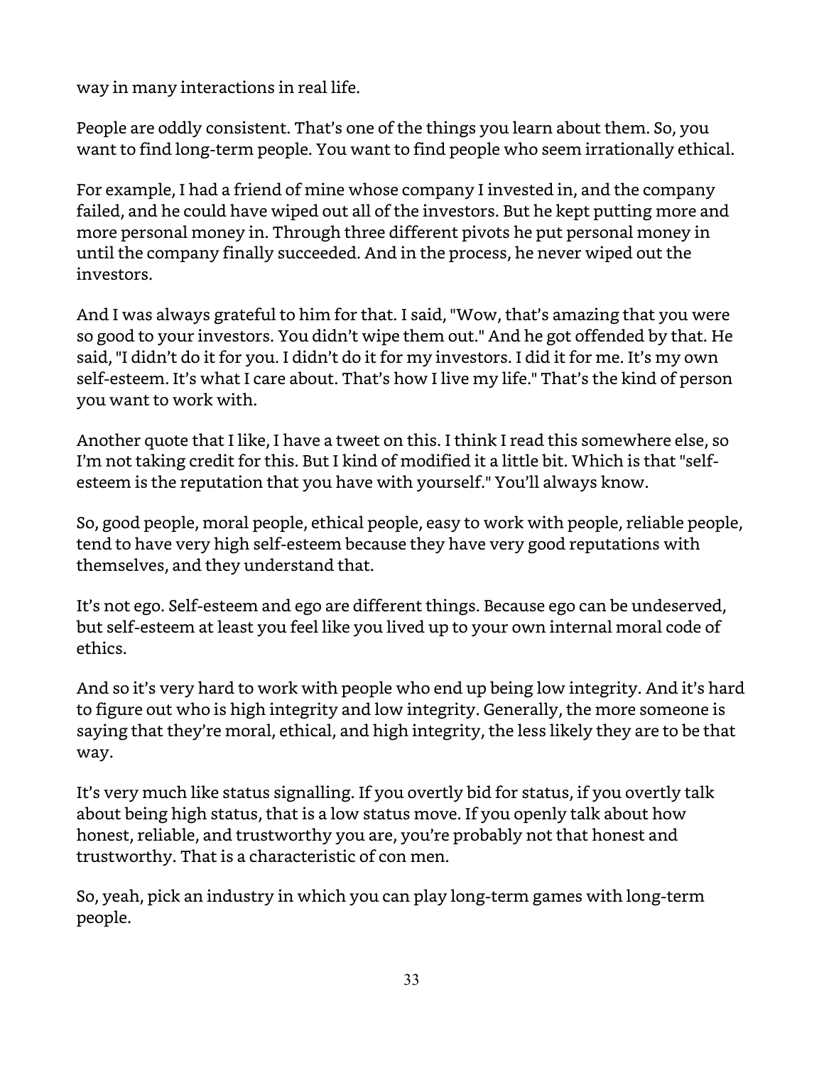way in many interactions in real life.

People are oddly consistent. That's one of the things you learn about them. So, you want to find long-term people. You want to find people who seem irrationally ethical.

For example, I had a friend of mine whose company I invested in, and the company failed, and he could have wiped out all of the investors. But he kept putting more and more personal money in. Through three different pivots he put personal money in until the company finally succeeded. And in the process, he never wiped out the investors.

And I was always grateful to him for that. I said, "Wow, that's amazing that you were so good to your investors. You didn't wipe them out." And he got offended by that. He said, "I didn't do it for you. I didn't do it for my investors. I did it for me. It's my own self-esteem. It's what I care about. That's how I live my life." That's the kind of person you want to work with.

Another quote that I like, I have a tweet on this. I think I read this somewhere else, so I'm not taking credit for this. But I kind of modified it a little bit. Which is that "self-esteem is the reputation that you have with yourself." You'll always know.

So, good people, moral people, ethical people, easy to work with people, reliable people, tend to have very high self-esteem because they have very good reputations with themselves, and they understand that.

It's not ego. Self-esteem and ego are different things. Because ego can be undeserved, but self-esteem at least you feel like you lived up to your own internal moral code of ethics.

And so it's very hard to work with people who end up being low integrity. And it's hard to figure out who is high integrity and low integrity. Generally, the more someone is saying that they're moral, ethical, and high integrity, the less likely they are to be that way.

It's very much like status signalling. If you overtly bid for status, if you overtly talk about being high status, that is a low status move. If you openly talk about how honest, reliable, and trustworthy you are, you're probably not that honest and trustworthy. That is a characteristic of con men.

So, yeah, pick an industry in which you can play long-term games with long-term people.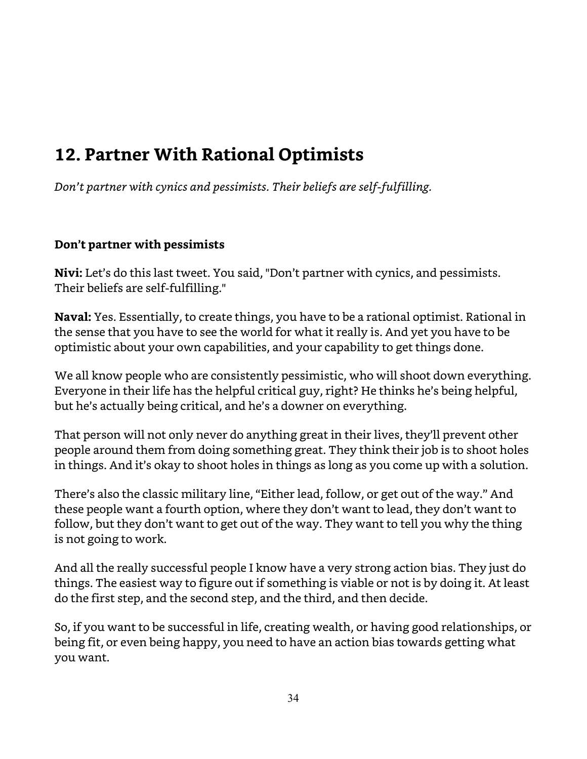## 12. Partner With Rational Optimists

*Don't partner with cynics and pessimists. Their beliefs are self-fulfilling.*

### Don't partner with pessimists

**Nivi:** Let's do this last tweet. You said, "Don't partner with cynics, and pessimists. Their beliefs are self-fulfilling."

**Naval:** Yes. Essentially, to create things, you have to be a rational optimist. Rational in the sense that you have to see the world for what it really is. And yet you have to be optimistic about your own capabilities, and your capability to get things done.

We all know people who are consistently pessimistic, who will shoot down everything. Everyone in their life has the helpful critical guy, right? He thinks he's being helpful, but he's actually being critical, and he's a downer on everything.

That person will not only never do anything great in their lives, they'll prevent other people around them from doing something great. They think their job is to shoot holes in things. And it's okay to shoot holes in things as long as you come up with a solution.

There's also the classic military line, "Either lead, follow, or get out of the way." And these people want a fourth option, where they don't want to lead, they don't want to follow, but they don't want to get out of the way. They want to tell you why the thing is not going to work.

And all the really successful people I know have a very strong action bias. They just do things. The easiest way to figure out if something is viable or not is by doing it. At least do the first step, and the second step, and the third, and then decide.

So, if you want to be successful in life, creating wealth, or having good relationships, or being fit, or even being happy, you need to have an action bias towards getting what you want.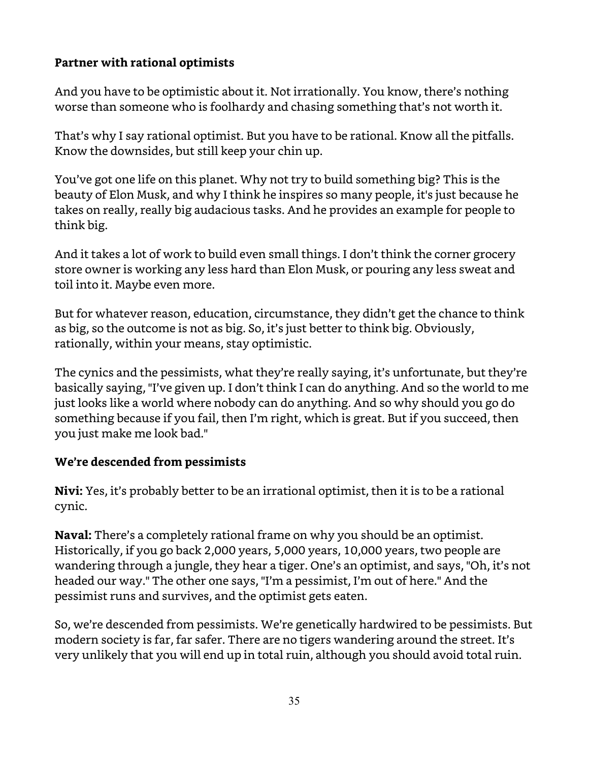**Partner with rational optimists**

And you have to be optimistic about it. Not irrationally. You know, there's nothing worse than someone who is foolhardy and chasing something that's not worth it.

That's why I say rational optimist. But you have to be rational. Know all the pitfalls. Know the downsides, but still keep your chin up.

You've got one life on this planet. Why not try to build something big? This is the beauty of Elon Musk, and why I think he inspires so many people, it's just because he takes on really, really big audacious tasks. And he provides an example for people to think big.

And it takes a lot of work to build even small things. I don't think the corner grocery store owner is working any less hard than Elon Musk, or pouring any less sweat and toil into it. Maybe even more.

But for whatever reason, education, circumstance, they didn't get the chance to think as big, so the outcome is not as big. So, it's just better to think big. Obviously, rationally, within your means, stay optimistic.

The cynics and the pessimists, what they're really saying, it's unfortunate, but they're basically saying, "I've given up. I don't think I can do anything. And so the world to me just looks like a world where nobody can do anything. And so why should you go do something because if you fail, then I'm right, which is great. But if you succeed, then you just make me look bad."

**We're descended from pessimists**

**Nivi:** Yes, it's probably better to be an irrational optimist, then it is to be a rational cynic.

**Naval:** There's a completely rational frame on why you should be an optimist. Historically, if you go back 2,000 years, 5,000 years, 10,000 years, two people are wandering through a jungle, they hear a tiger. One's an optimist, and says, "Oh, it's not headed our way." The other one says, "I'm a pessimist, I'm out of here." And the pessimist runs and survives, and the optimist gets eaten.

So, we're descended from pessimists. We're genetically hardwired to be pessimists. But modern society is far, far safer. There are no tigers wandering around the street. It's very unlikely that you will end up in total ruin, although you should avoid total ruin.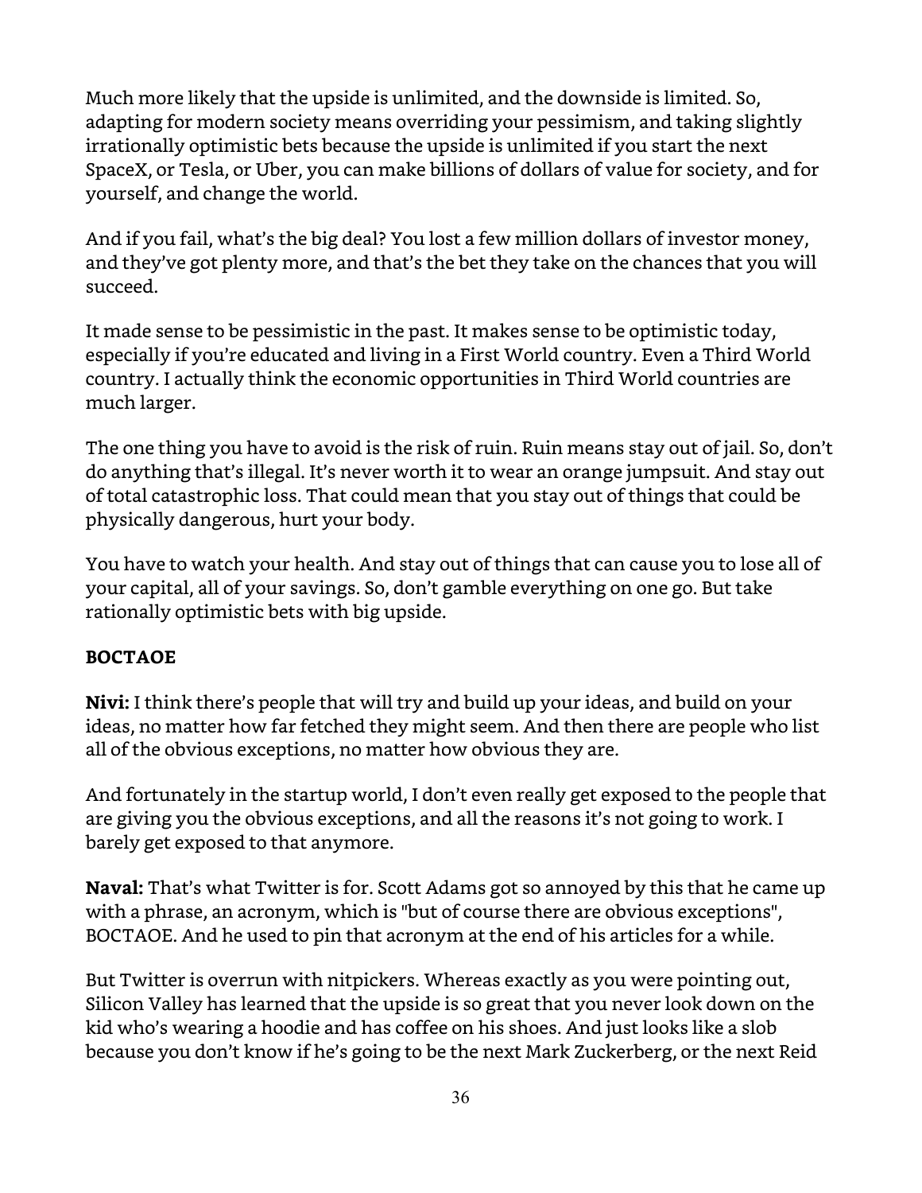Much more likely that the upside is unlimited, and the downside is limited. So, adapting for modern society means overriding your pessimism, and taking slightly irrationally optimistic bets because the upside is unlimited if you start the next SpaceX, or Tesla, or Uber, you can make billions of dollars of value for society, and for yourself, and change the world.

And if you fail, what's the big deal? You lost a few million dollars of investor money, and they've got plenty more, and that's the bet they take on the chances that you will succeed.

It made sense to be pessimistic in the past. It makes sense to be optimistic today, especially if you're educated and living in a First World country. Even a Third World country. I actually think the economic opportunities in Third World countries are much larger.

The one thing you have to avoid is the risk of ruin. Ruin means stay out of jail. So, don't do anything that's illegal. It's never worth it to wear an orange jumpsuit. And stay out of total catastrophic loss. That could mean that you stay out of things that could be physically dangerous, hurt your body.

You have to watch your health. And stay out of things that can cause you to lose all of your capital, all of your savings. So, don't gamble everything on one go. But take rationally optimistic bets with big upside.

## BOCTAOE

**Nivi:** I think there's people that will try and build up your ideas, and build on your ideas, no matter how far fetched they might seem. And then there are people who list all of the obvious exceptions, no matter how obvious they are.

And fortunately in the startup world, I don't even really get exposed to the people that are giving you the obvious exceptions, and all the reasons it's not going to work. I barely get exposed to that anymore.

**Naval:** That's what Twitter is for. Scott Adams got so annoyed by this that he came up with a phrase, an acronym, which is "but of course there are obvious exceptions", BOCTAOE. And he used to pin that acronym at the end of his articles for a while.

But Twitter is overrun with nitpickers. Whereas exactly as you were pointing out, Silicon Valley has learned that the upside is so great that you never look down on the kid who's wearing a hoodie and has coffee on his shoes. And just looks like a slob because you don't know if he's going to be the next Mark Zuckerberg, or the next Reid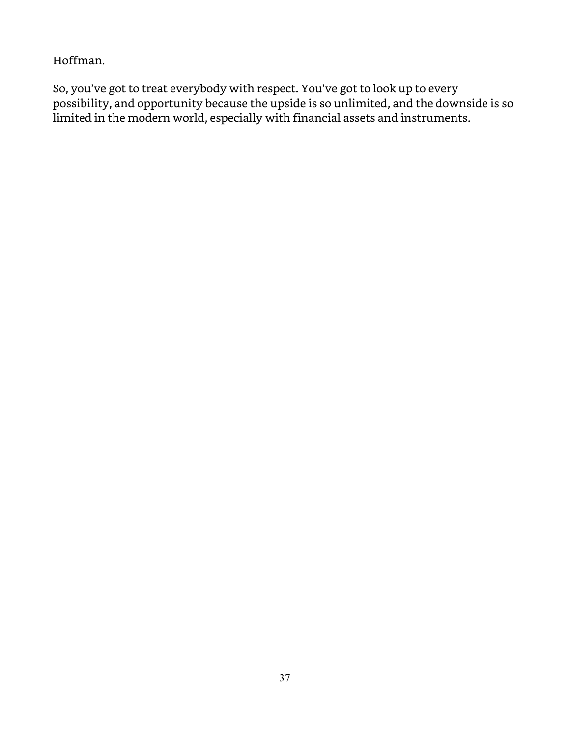Hoffman.

So, you've got to treat everybody with respect. You've got to look up to every possibility, and opportunity because the upside is so unlimited, and the downside is so limited in the modern world, especially with financial assets and instruments.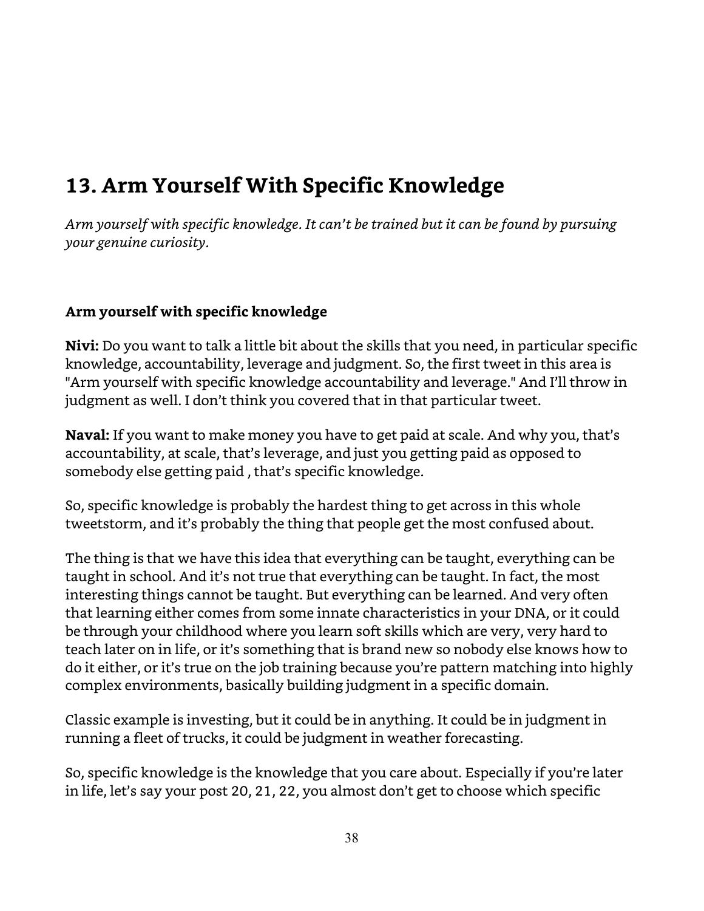## 13. Arm Yourself With Specific Knowledge

*Arm yourself with specific knowledge. It can't be trained but it can be found by pursuing your genuine curiosity.*

**Arm yourself with specific knowledge**

**Nivi:** Do you want to talk a little bit about the skills that you need, in particular specific knowledge, accountability, leverage and judgment. So, the first tweet in this area is "Arm yourself with specific knowledge accountability and leverage." And I'll throw in judgment as well. I don't think you covered that in that particular tweet.

**Naval:** If you want to make money you have to get paid at scale. And why you, that's accountability, at scale, that's leverage, and just you getting paid as opposed to somebody else getting paid , that's specific knowledge.

So, specific knowledge is probably the hardest thing to get across in this whole tweetstorm, and it's probably the thing that people get the most confused about.

The thing is that we have this idea that everything can be taught, everything can be taught in school. And it's not true that everything can be taught. In fact, the most interesting things cannot be taught. But everything can be learned. And very often that learning either comes from some innate characteristics in your DNA, or it could be through your childhood where you learn soft skills which are very, very hard to teach later on in life, or it's something that is brand new so nobody else knows how to do it either, or it's true on the job training because you're pattern matching into highly complex environments, basically building judgment in a specific domain.

Classic example is investing, but it could be in anything. It could be in judgment in running a fleet of trucks, it could be judgment in weather forecasting.

So, specific knowledge is the knowledge that you care about. Especially if you're later in life, let's say your post 20, 21, 22, you almost don't get to choose which specific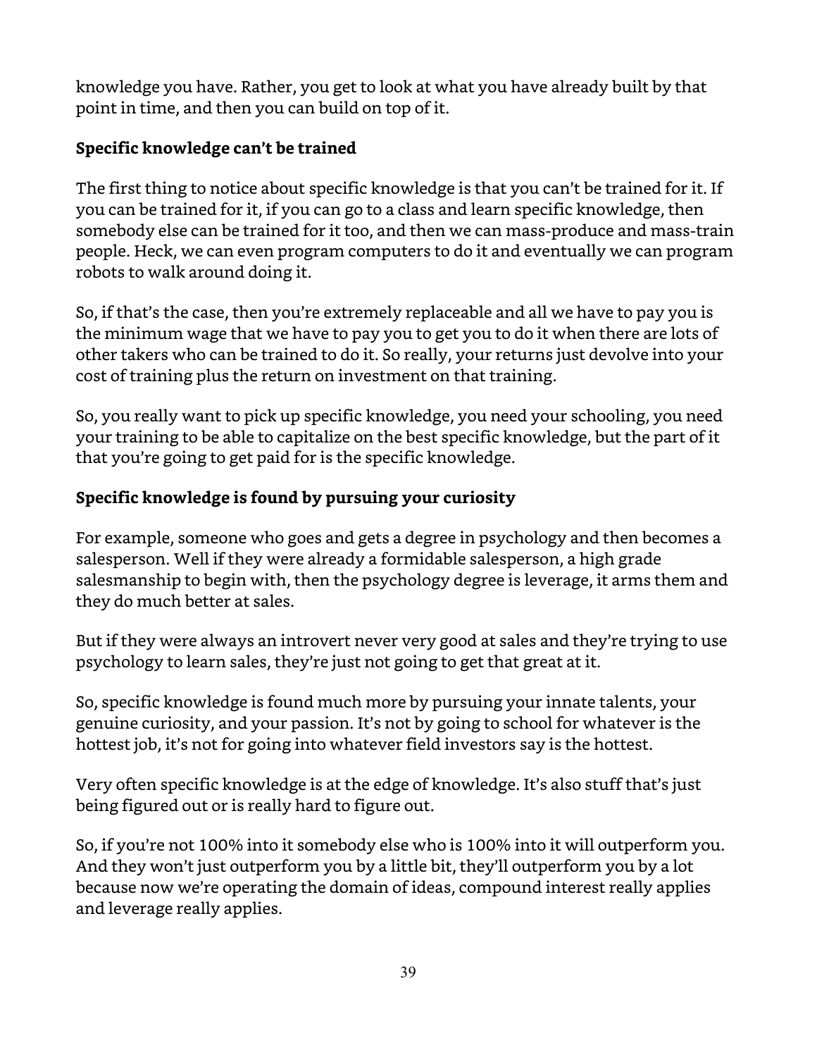knowledge you have. Rather, you get to look at what you have already built by that point in time, and then you can build on top of it.

## Specific knowledge can't be trained

The first thing to notice about specific knowledge is that you can't be trained for it. If you can be trained for it, if you can go to a class and learn specific knowledge, then somebody else can be trained for it too, and then we can mass-produce and mass-train people. Heck, we can even program computers to do it and eventually we can program robots to walk around doing it.

So, if that's the case, then you're extremely replaceable and all we have to pay you is the minimum wage that we have to pay you to get you to do it when there are lots of other takers who can be trained to do it. So really, your returns just devolve into your cost of training plus the return on investment on that training.

So, you really want to pick up specific knowledge, you need your schooling, you need your training to be able to capitalize on the best specific knowledge, but the part of it that you're going to get paid for is the specific knowledge.

## Specific knowledge is found by pursuing your curiosity

For example, someone who goes and gets a degree in psychology and then becomes a salesperson. Well if they were already a formidable salesperson, a high grade salesmanship to begin with, then the psychology degree is leverage, it arms them and they do much better at sales.

But if they were always an introvert never very good at sales and they're trying to use psychology to learn sales, they're just not going to get that great at it.

So, specific knowledge is found much more by pursuing your innate talents, your genuine curiosity, and your passion. It's not by going to school for whatever is the hottest job, it's not for going into whatever field investors say is the hottest.

Very often specific knowledge is at the edge of knowledge. It's also stuff that's just being figured out or is really hard to figure out.

So, if you're not 100% into it somebody else who is 100% into it will outperform you. And they won't just outperform you by a little bit, they'll outperform you by a lot because now we're operating the domain of ideas, compound interest really applies and leverage really applies.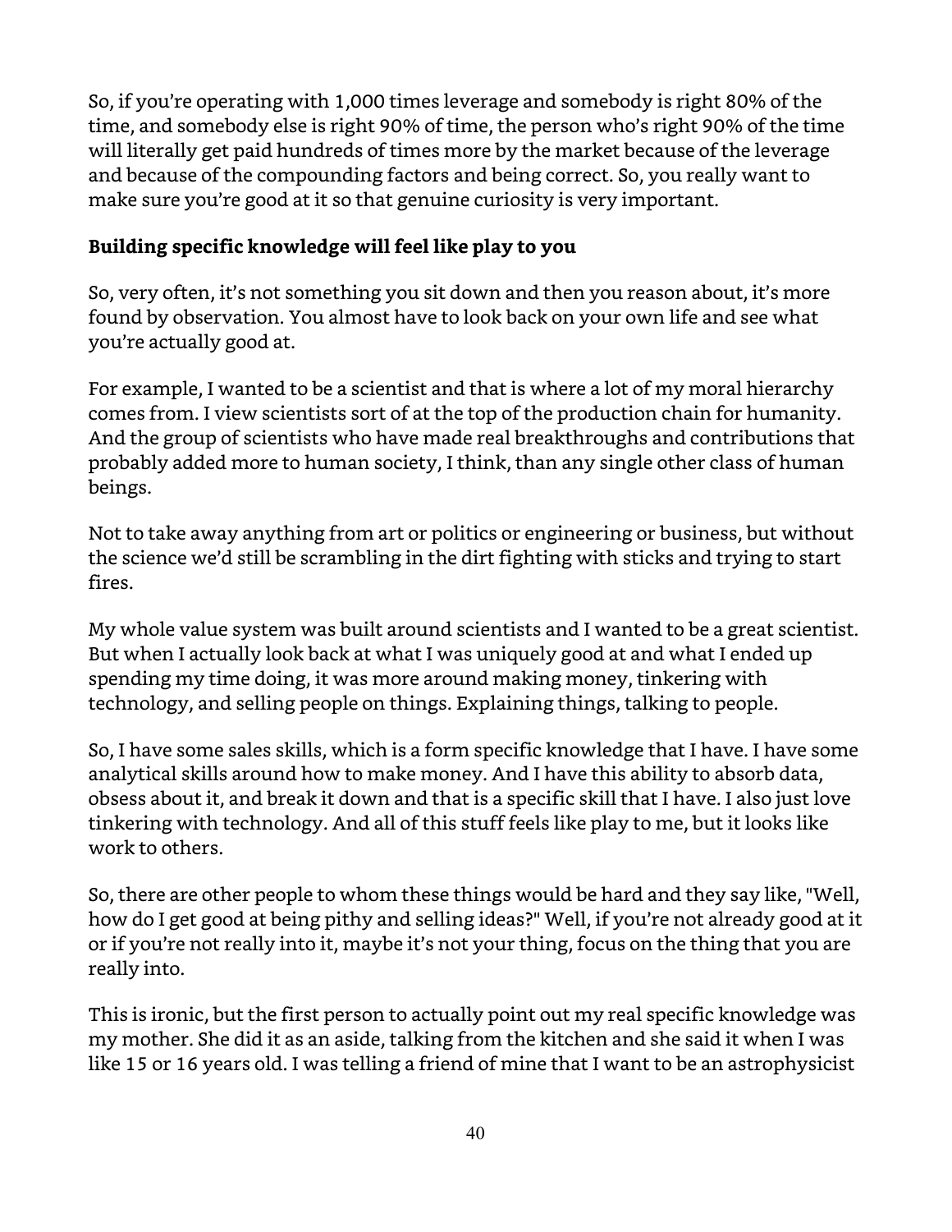So, if you're operating with 1,000 times leverage and somebody is right 80% of the time, and somebody else is right 90% of time, the person who's right 90% of the time will literally get paid hundreds of times more by the market because of the leverage and because of the compounding factors and being correct. So, you really want to make sure you're good at it so that genuine curiosity is very important.

**Building specific knowledge will feel like play to you**

So, very often, it's not something you sit down and then you reason about, it's more found by observation. You almost have to look back on your own life and see what you're actually good at.

For example, I wanted to be a scientist and that is where a lot of my moral hierarchy comes from. I view scientists sort of at the top of the production chain for humanity. And the group of scientists who have made real breakthroughs and contributions that probably added more to human society, I think, than any single other class of human beings.

Not to take away anything from art or politics or engineering or business, but without the science we'd still be scrambling in the dirt fighting with sticks and trying to start fires.

My whole value system was built around scientists and I wanted to be a great scientist. But when I actually look back at what I was uniquely good at and what I ended up spending my time doing, it was more around making money, tinkering with technology, and selling people on things. Explaining things, talking to people.

So, I have some sales skills, which is a form specific knowledge that I have. I have some analytical skills around how to make money. And I have this ability to absorb data, obsess about it, and break it down and that is a specific skill that I have. I also just love tinkering with technology. And all of this stuff feels like play to me, but it looks like work to others.

So, there are other people to whom these things would be hard and they say like, "Well, how do I get good at being pithy and selling ideas?" Well, if you're not already good at it or if you're not really into it, maybe it's not your thing, focus on the thing that you are really into.

This is ironic, but the first person to actually point out my real specific knowledge was my mother. She did it as an aside, talking from the kitchen and she said it when I was like 15 or 16 years old. I was telling a friend of mine that I want to be an astrophysicist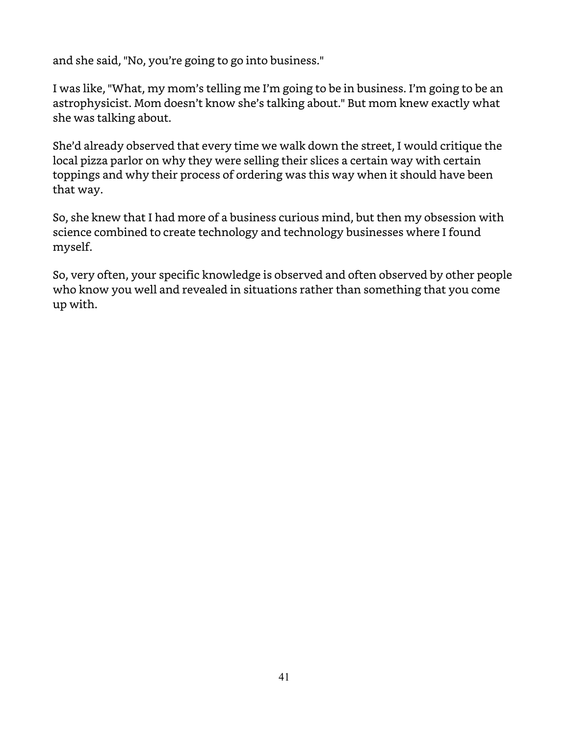and she said, "No, you're going to go into business."

I was like, "What, my mom's telling me I'm going to be in business. I'm going to be an astrophysicist. Mom doesn't know she's talking about." But mom knew exactly what she was talking about.

She'd already observed that every time we walk down the street, I would critique the local pizza parlor on why they were selling their slices a certain way with certain toppings and why their process of ordering was this way when it should have been that way.

So, she knew that I had more of a business curious mind, but then my obsession with science combined to create technology and technology businesses where I found myself.

So, very often, your specific knowledge is observed and often observed by other people who know you well and revealed in situations rather than something that you come up with.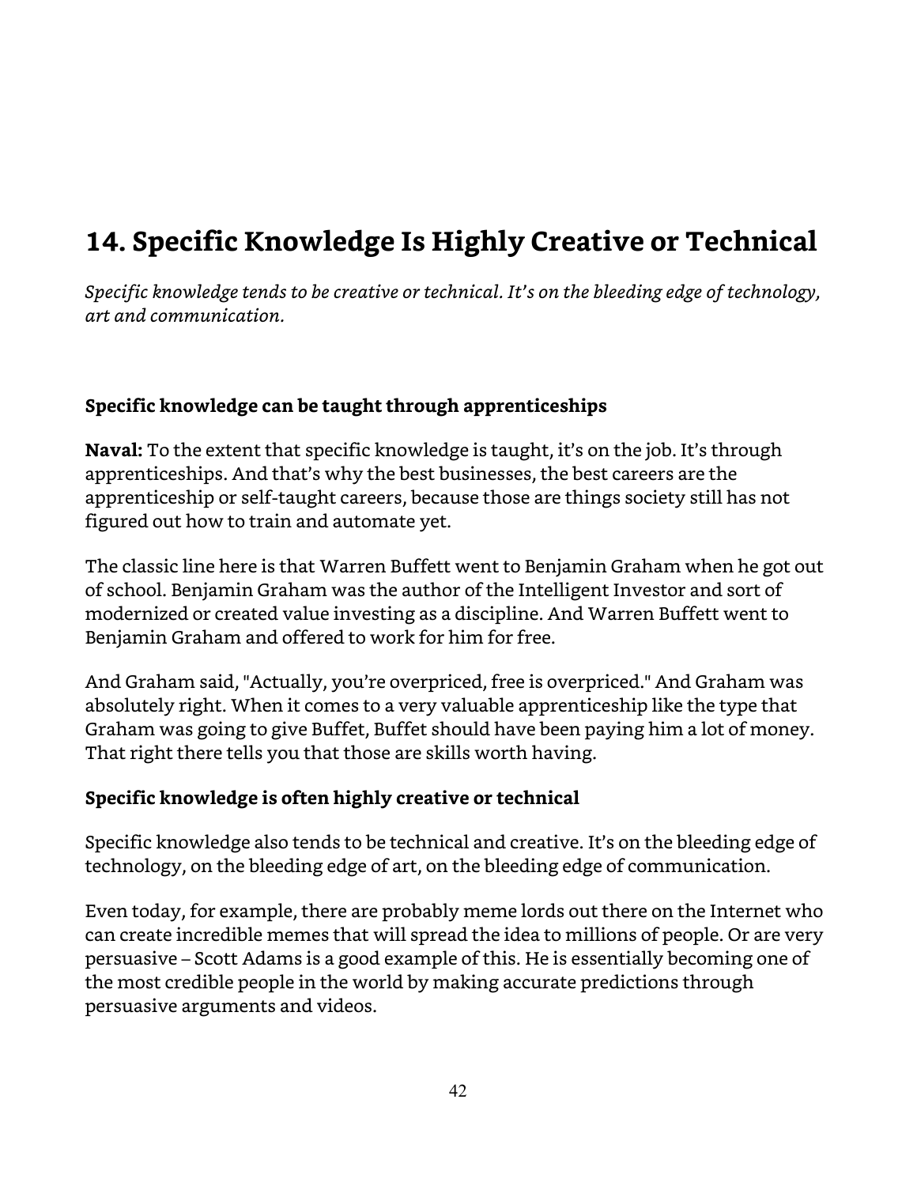## 14. Specific Knowledge Is Highly Creative or Technical

*Specific knowledge tends to be creative or technical. It's on the bleeding edge of technology, art and communication.*

### Specific knowledge can be taught through apprenticeships

**Naval:** To the extent that specific knowledge is taught, it's on the job. It's through apprenticeships. And that's why the best businesses, the best careers are the apprenticeship or self-taught careers, because those are things society still has not figured out how to train and automate yet.

The classic line here is that Warren Buffett went to Benjamin Graham when he got out of school. Benjamin Graham was the author of the Intelligent Investor and sort of modernized or created value investing as a discipline. And Warren Buffett went to Benjamin Graham and offered to work for him for free.

And Graham said, "Actually, you're overpriced, free is overpriced." And Graham was absolutely right. When it comes to a very valuable apprenticeship like the type that Graham was going to give Buffet, Buffet should have been paying him a lot of money. That right there tells you that those are skills worth having.

### Specific knowledge is often highly creative or technical

Specific knowledge also tends to be technical and creative. It's on the bleeding edge of technology, on the bleeding edge of art, on the bleeding edge of communication.

Even today, for example, there are probably meme lords out there on the Internet who can create incredible memes that will spread the idea to millions of people. Or are very persuasive – Scott Adams is a good example of this. He is essentially becoming one of the most credible people in the world by making accurate predictions through persuasive arguments and videos.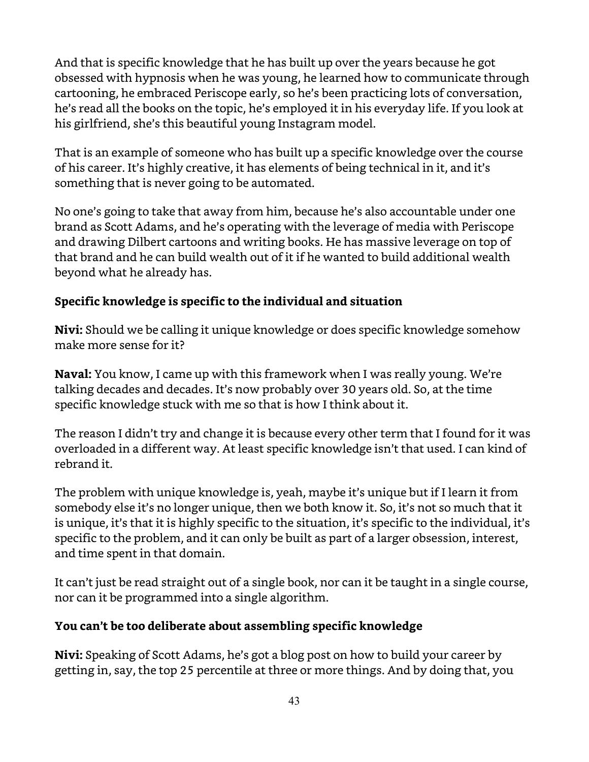And that is specific knowledge that he has built up over the years because he got obsessed with hypnosis when he was young, he learned how to communicate through cartooning, he embraced Periscope early, so he's been practicing lots of conversation, he's read all the books on the topic, he's employed it in his everyday life. If you look at his girlfriend, she's this beautiful young Instagram model.

That is an example of someone who has built up a specific knowledge over the course of his career. It's highly creative, it has elements of being technical in it, and it's something that is never going to be automated.

No one's going to take that away from him, because he's also accountable under one brand as Scott Adams, and he's operating with the leverage of media with Periscope and drawing Dilbert cartoons and writing books. He has massive leverage on top of that brand and he can build wealth out of it if he wanted to build additional wealth beyond what he already has.

### Specific knowledge is specific to the individual and situation

**Nivi:** Should we be calling it unique knowledge or does specific knowledge somehow make more sense for it?

**Naval:** You know, I came up with this framework when I was really young. We're talking decades and decades. It's now probably over 30 years old. So, at the time specific knowledge stuck with me so that is how I think about it.

The reason I didn't try and change it is because every other term that I found for it was overloaded in a different way. At least specific knowledge isn't that used. I can kind of rebrand it.

The problem with unique knowledge is, yeah, maybe it's unique but if I learn it from somebody else it's no longer unique, then we both know it. So, it's not so much that it is unique, it's that it is highly specific to the situation, it's specific to the individual, it's specific to the problem, and it can only be built as part of a larger obsession, interest, and time spent in that domain.

It can't just be read straight out of a single book, nor can it be taught in a single course, nor can it be programmed into a single algorithm.

### You can't be too deliberate about assembling specific knowledge

**Nivi:** Speaking of Scott Adams, he's got a blog post on how to build your career by getting in, say, the top 25 percentile at three or more things. And by doing that, you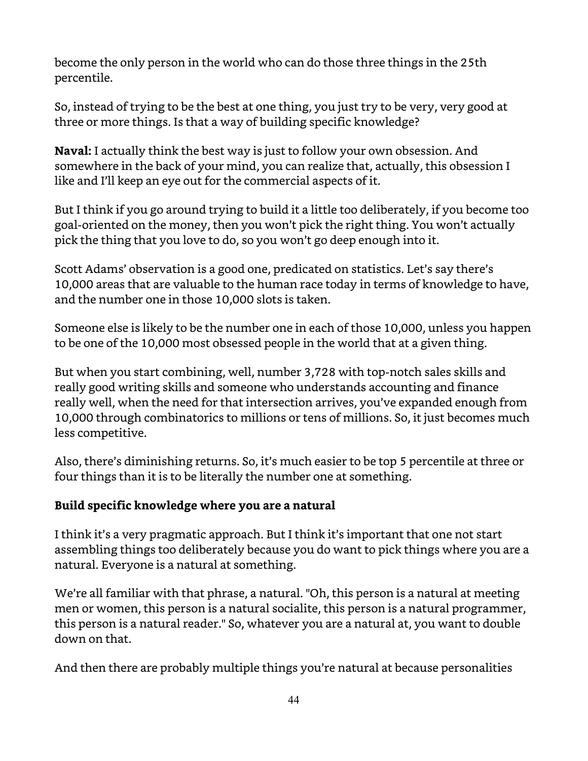become the only person in the world who can do those three things in the 25th percentile.

So, instead of trying to be the best at one thing, you just try to be very, very good at three or more things. Is that a way of building specific knowledge?

**Naval:** I actually think the best way is just to follow your own obsession. And somewhere in the back of your mind, you can realize that, actually, this obsession I like and I'll keep an eye out for the commercial aspects of it.

But I think if you go around trying to build it a little too deliberately, if you become too goal-oriented on the money, then you won't pick the right thing. You won't actually pick the thing that you love to do, so you won't go deep enough into it.

Scott Adams' observation is a good one, predicated on statistics. Let's say there's 10,000 areas that are valuable to the human race today in terms of knowledge to have, and the number one in those 10,000 slots is taken.

Someone else is likely to be the number one in each of those 10,000, unless you happen to be one of the 10,000 most obsessed people in the world that at a given thing.

But when you start combining, well, number 3,728 with top-notch sales skills and really good writing skills and someone who understands accounting and finance really well, when the need for that intersection arrives, you've expanded enough from 10,000 through combinatorics to millions or tens of millions. So, it just becomes much less competitive.

Also, there's diminishing returns. So, it's much easier to be top 5 percentile at three or four things than it is to be literally the number one at something.

**Build specific knowledge where you are a natural**

I think it's a very pragmatic approach. But I think it's important that one not start assembling things too deliberately because you do want to pick things where you are a natural. Everyone is a natural at something.

We're all familiar with that phrase, a natural. "Oh, this person is a natural at meeting men or women, this person is a natural socialite, this person is a natural programmer, this person is a natural reader." So, whatever you are a natural at, you want to double down on that.

And then there are probably multiple things you're natural at because personalities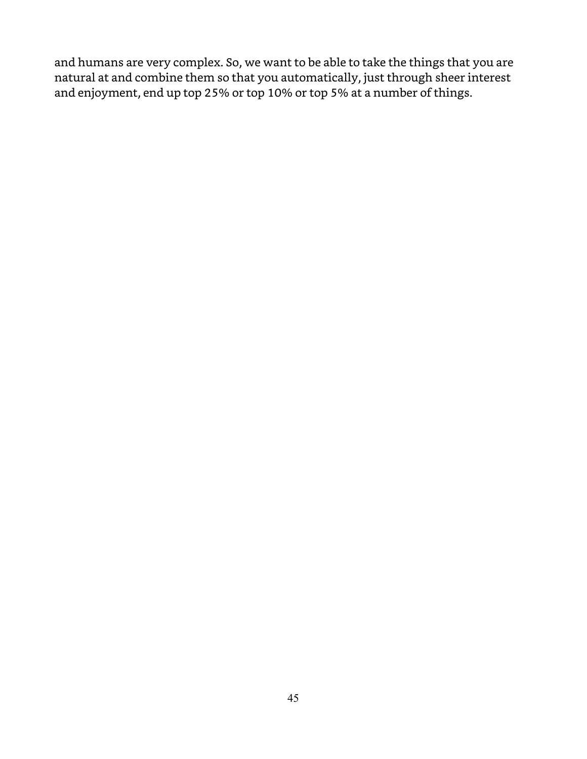and humans are very complex. So, we want to be able to take the things that you are natural at and combine them so that you automatically, just through sheer interest and enjoyment, end up top 25% or top 10% or top 5% at a number of things.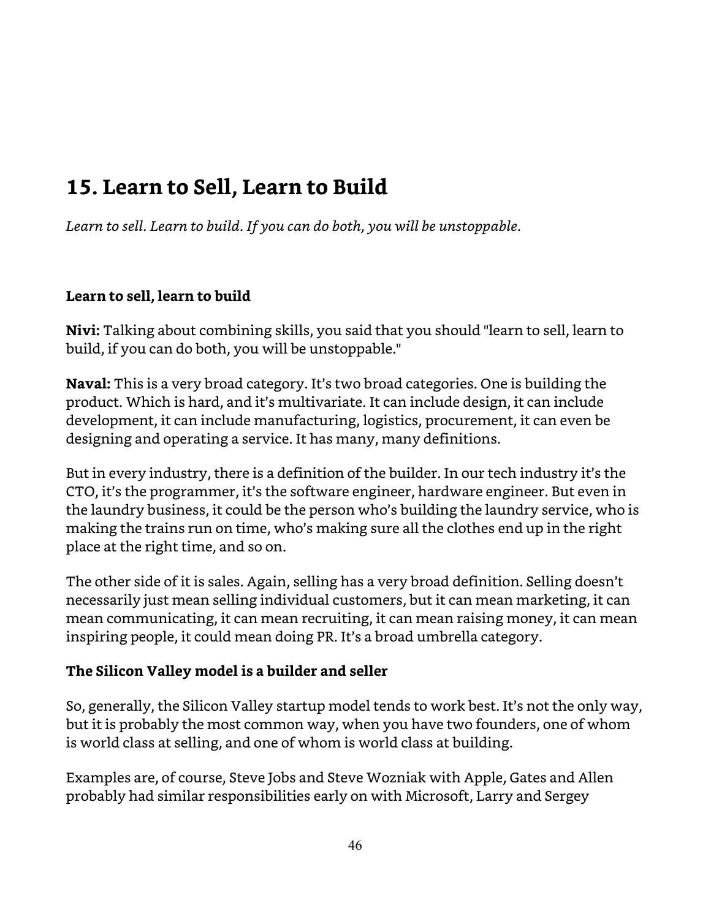# 15. Learn to Sell, Learn to Build

*Learn to sell. Learn to build. If you can do both, you will be unstoppable.*

**Learn to sell, learn to build**

**Nivi:** Talking about combining skills, you said that you should "learn to sell, learn to build, if you can do both, you will be unstoppable."

**Naval:** This is a very broad category. It's two broad categories. One is building the product. Which is hard, and it's multivariate. It can include design, it can include development, it can include manufacturing, logistics, procurement, it can even be designing and operating a service. It has many, many definitions.

But in every industry, there is a definition of the builder. In our tech industry it's the CTO, it's the programmer, it's the software engineer, hardware engineer. But even in the laundry business, it could be the person who's building the laundry service, who is making the trains run on time, who's making sure all the clothes end up in the right place at the right time, and so on.

The other side of it is sales. Again, selling has a very broad definition. Selling doesn't necessarily just mean selling individual customers, but it can mean marketing, it can mean communicating, it can mean recruiting, it can mean raising money, it can mean inspiring people, it could mean doing PR. It's a broad umbrella category.

**The Silicon Valley model is a builder and seller**

So, generally, the Silicon Valley startup model tends to work best. It's not the only way, but it is probably the most common way, when you have two founders, one of whom is world class at selling, and one of whom is world class at building.

Examples are, of course, Steve Jobs and Steve Wozniak with Apple, Gates and Allen probably had similar responsibilities early on with Microsoft, Larry and Sergey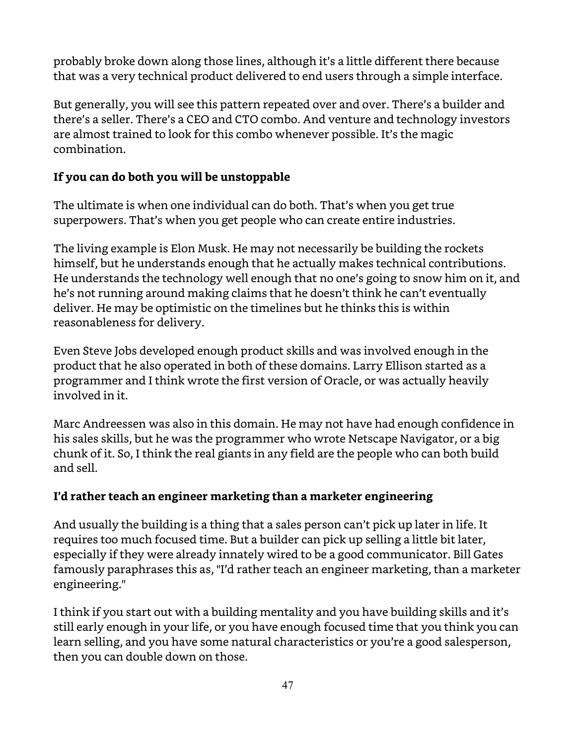probably broke down along those lines, although it's a little different there because that was a very technical product delivered to end users through a simple interface.

But generally, you will see this pattern repeated over and over. There's a builder and there's a seller. There's a CEO and CTO combo. And venture and technology investors are almost trained to look for this combo whenever possible. It's the magic combination.

**If you can do both you will be unstoppable**

The ultimate is when one individual can do both. That's when you get true superpowers. That's when you get people who can create entire industries.

The living example is Elon Musk. He may not necessarily be building the rockets himself, but he understands enough that he actually makes technical contributions. He understands the technology well enough that no one's going to snow him on it, and he's not running around making claims that he doesn't think he can't eventually deliver. He may be optimistic on the timelines but he thinks this is within reasonableness for delivery.

Even Steve Jobs developed enough product skills and was involved enough in the product that he also operated in both of these domains. Larry Ellison started as a programmer and I think wrote the first version of Oracle, or was actually heavily involved in it.

Marc Andreessen was also in this domain. He may not have had enough confidence in his sales skills, but he was the programmer who wrote Netscape Navigator, or a big chunk of it. So, I think the real giants in any field are the people who can both build and sell.

**I'd rather teach an engineer marketing than a marketer engineering**

And usually the building is a thing that a sales person can't pick up later in life. It requires too much focused time. But a builder can pick up selling a little bit later, especially if they were already innately wired to be a good communicator. Bill Gates famously paraphrases this as, "I'd rather teach an engineer marketing, than a marketer engineering."

I think if you start out with a building mentality and you have building skills and it's still early enough in your life, or you have enough focused time that you think you can learn selling, and you have some natural characteristics or you're a good salesperson, then you can double down on those.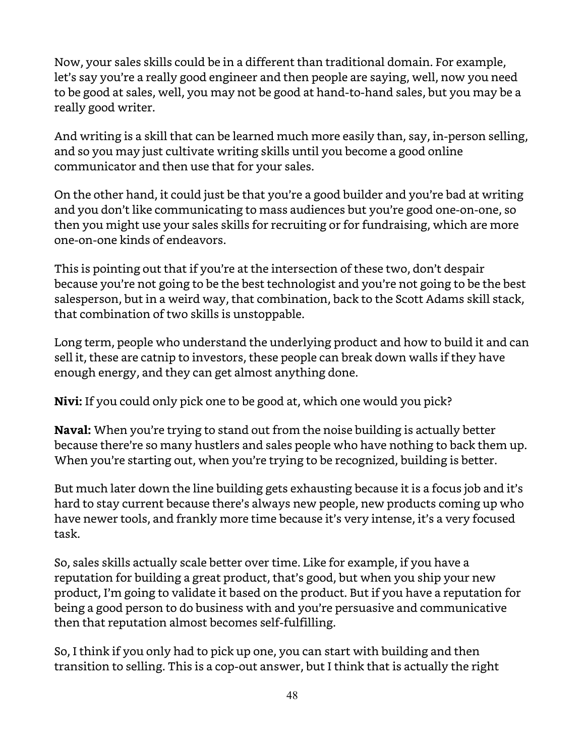Now, your sales skills could be in a different than traditional domain. For example, let's say you're a really good engineer and then people are saying, well, now you need to be good at sales, well, you may not be good at hand-to-hand sales, but you may be a really good writer.

And writing is a skill that can be learned much more easily than, say, in-person selling, and so you may just cultivate writing skills until you become a good online communicator and then use that for your sales.

On the other hand, it could just be that you're a good builder and you're bad at writing and you don't like communicating to mass audiences but you're good one-on-one, so then you might use your sales skills for recruiting or for fundraising, which are more one-on-one kinds of endeavors.

This is pointing out that if you're at the intersection of these two, don't despair because you're not going to be the best technologist and you're not going to be the best salesperson, but in a weird way, that combination, back to the Scott Adams skill stack, that combination of two skills is unstoppable.

Long term, people who understand the underlying product and how to build it and can sell it, these are catnip to investors, these people can break down walls if they have enough energy, and they can get almost anything done.

**Nivi:** If you could only pick one to be good at, which one would you pick?

**Naval:** When you're trying to stand out from the noise building is actually better because there're so many hustlers and sales people who have nothing to back them up. When you're starting out, when you're trying to be recognized, building is better.

But much later down the line building gets exhausting because it is a focus job and it's hard to stay current because there's always new people, new products coming up who have newer tools, and frankly more time because it's very intense, it's a very focused task.

So, sales skills actually scale better over time. Like for example, if you have a reputation for building a great product, that's good, but when you ship your new product, I'm going to validate it based on the product. But if you have a reputation for being a good person to do business with and you're persuasive and communicative then that reputation almost becomes self-fulfilling.

So, I think if you only had to pick up one, you can start with building and then transition to selling. This is a cop-out answer, but I think that is actually the right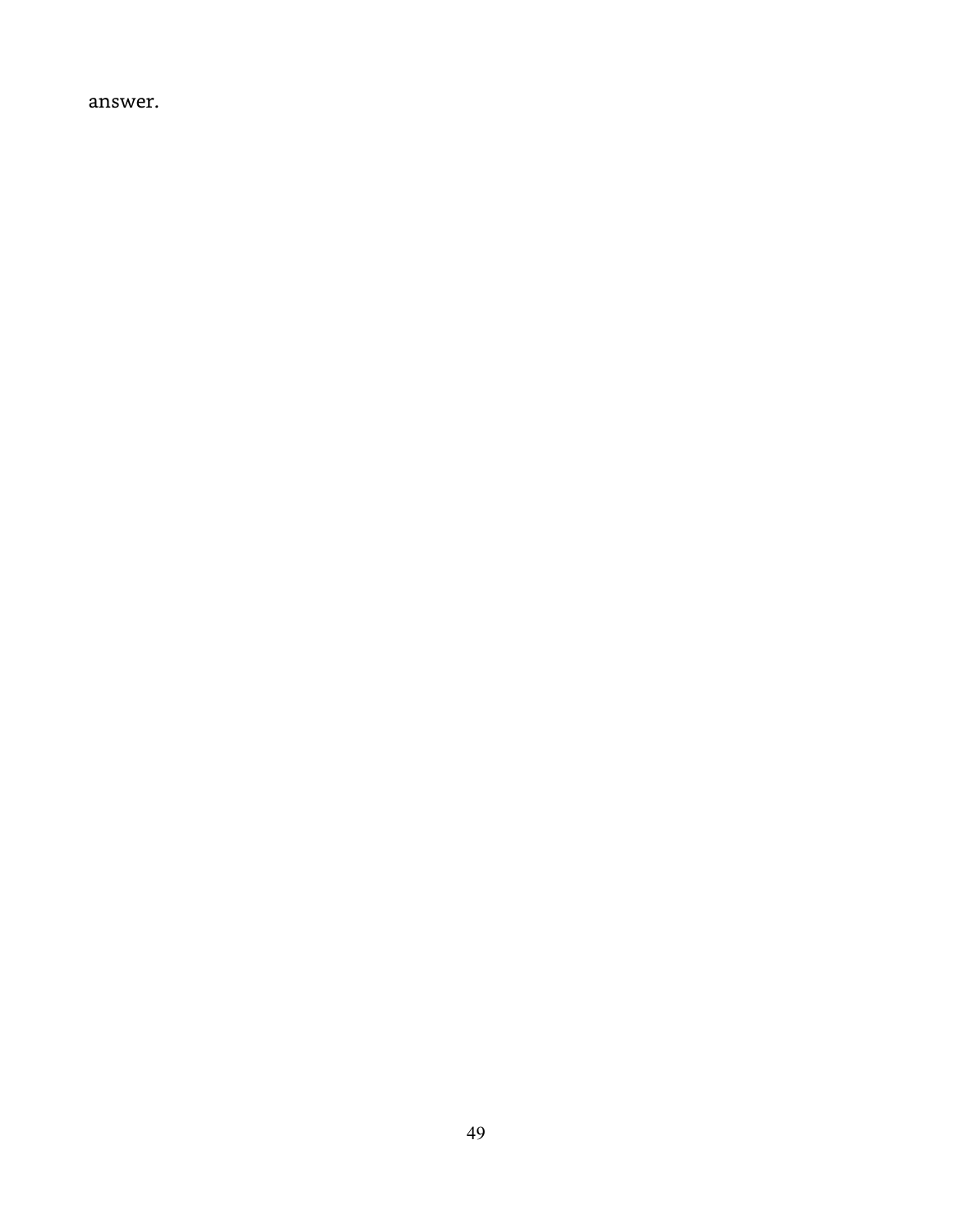answer.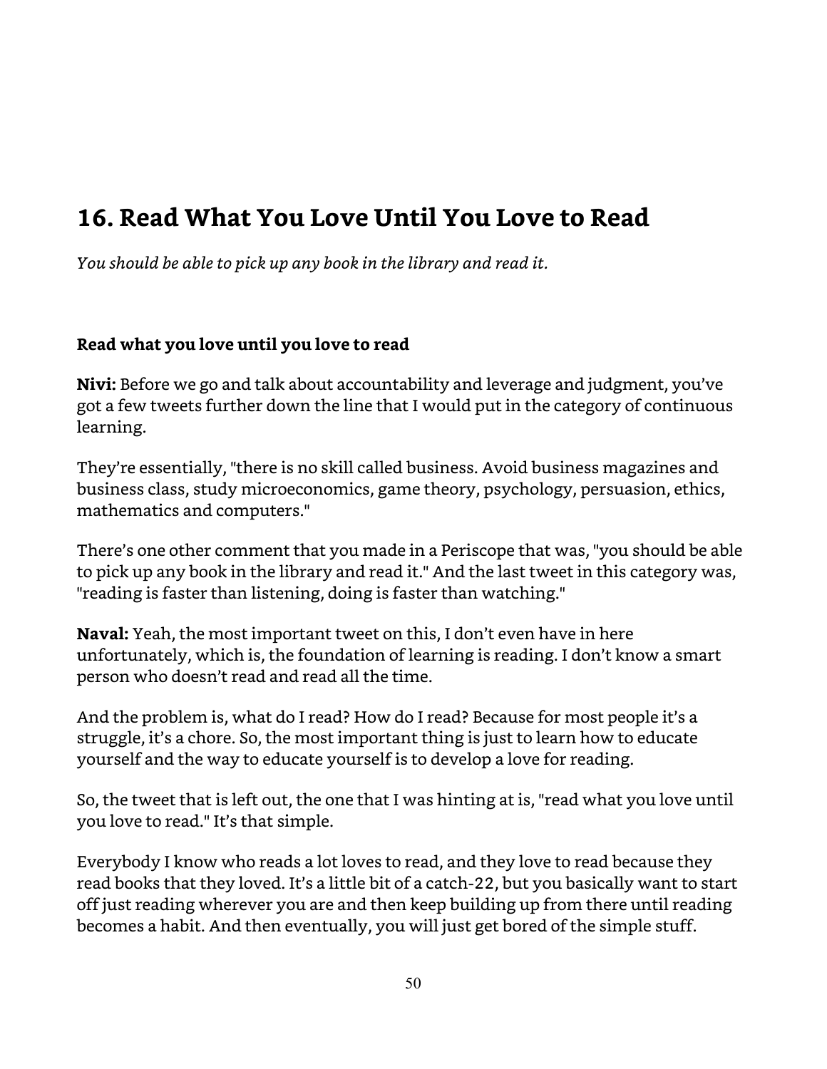## 16. Read What You Love Until You Love to Read

*You should be able to pick up any book in the library and read it.*

### Read what you love until you love to read

**Nivi:** Before we go and talk about accountability and leverage and judgment, you've got a few tweets further down the line that I would put in the category of continuous learning.

They're essentially, "there is no skill called business. Avoid business magazines and business class, study microeconomics, game theory, psychology, persuasion, ethics, mathematics and computers."

There's one other comment that you made in a Periscope that was, "you should be able to pick up any book in the library and read it." And the last tweet in this category was, "reading is faster than listening, doing is faster than watching."

**Naval:** Yeah, the most important tweet on this, I don't even have in here unfortunately, which is, the foundation of learning is reading. I don't know a smart person who doesn't read and read all the time.

And the problem is, what do I read? How do I read? Because for most people it's a struggle, it's a chore. So, the most important thing is just to learn how to educate yourself and the way to educate yourself is to develop a love for reading.

So, the tweet that is left out, the one that I was hinting at is, "read what you love until you love to read." It's that simple.

Everybody I know who reads a lot loves to read, and they love to read because they read books that they loved. It's a little bit of a catch-22, but you basically want to start off just reading wherever you are and then keep building up from there until reading becomes a habit. And then eventually, you will just get bored of the simple stuff.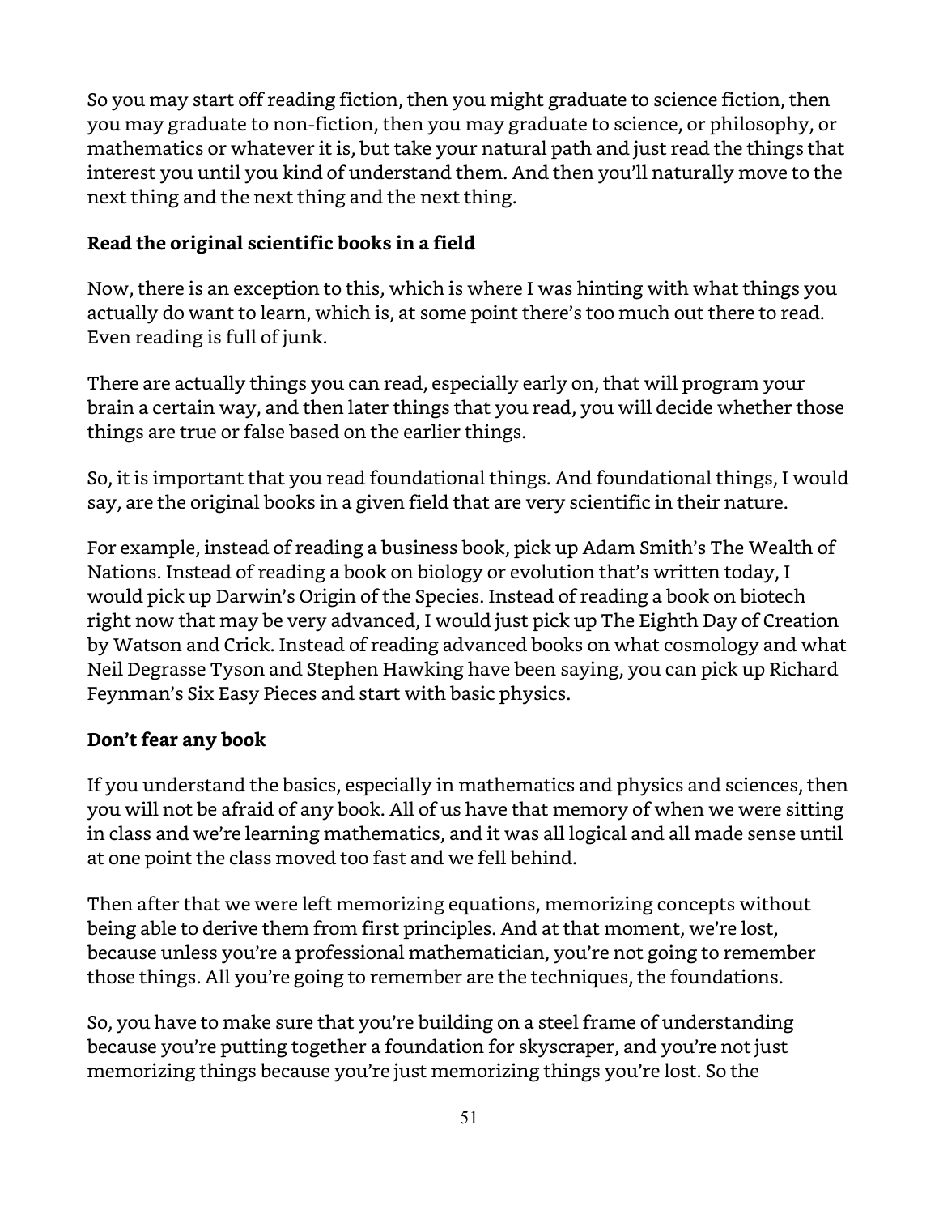So you may start off reading fiction, then you might graduate to science fiction, then you may graduate to non-fiction, then you may graduate to science, or philosophy, or mathematics or whatever it is, but take your natural path and just read the things that interest you until you kind of understand them. And then you'll naturally move to the next thing and the next thing and the next thing.

### Read the original scientific books in a field

Now, there is an exception to this, which is where I was hinting with what things you actually do want to learn, which is, at some point there's too much out there to read. Even reading is full of junk.

There are actually things you can read, especially early on, that will program your brain a certain way, and then later things that you read, you will decide whether those things are true or false based on the earlier things.

So, it is important that you read foundational things. And foundational things, I would say, are the original books in a given field that are very scientific in their nature.

For example, instead of reading a business book, pick up Adam Smith's The Wealth of Nations. Instead of reading a book on biology or evolution that's written today, I would pick up Darwin's Origin of the Species. Instead of reading a book on biotech right now that may be very advanced, I would just pick up The Eighth Day of Creation by Watson and Crick. Instead of reading advanced books on what cosmology and what Neil Degrasse Tyson and Stephen Hawking have been saying, you can pick up Richard Feynman's Six Easy Pieces and start with basic physics.

### Don't fear any book

If you understand the basics, especially in mathematics and physics and sciences, then you will not be afraid of any book. All of us have that memory of when we were sitting in class and we're learning mathematics, and it was all logical and all made sense until at one point the class moved too fast and we fell behind.

Then after that we were left memorizing equations, memorizing concepts without being able to derive them from first principles. And at that moment, we're lost, because unless you're a professional mathematician, you're not going to remember those things. All you're going to remember are the techniques, the foundations.

So, you have to make sure that you're building on a steel frame of understanding because you're putting together a foundation for skyscraper, and you're not just memorizing things because you're just memorizing things you're lost. So the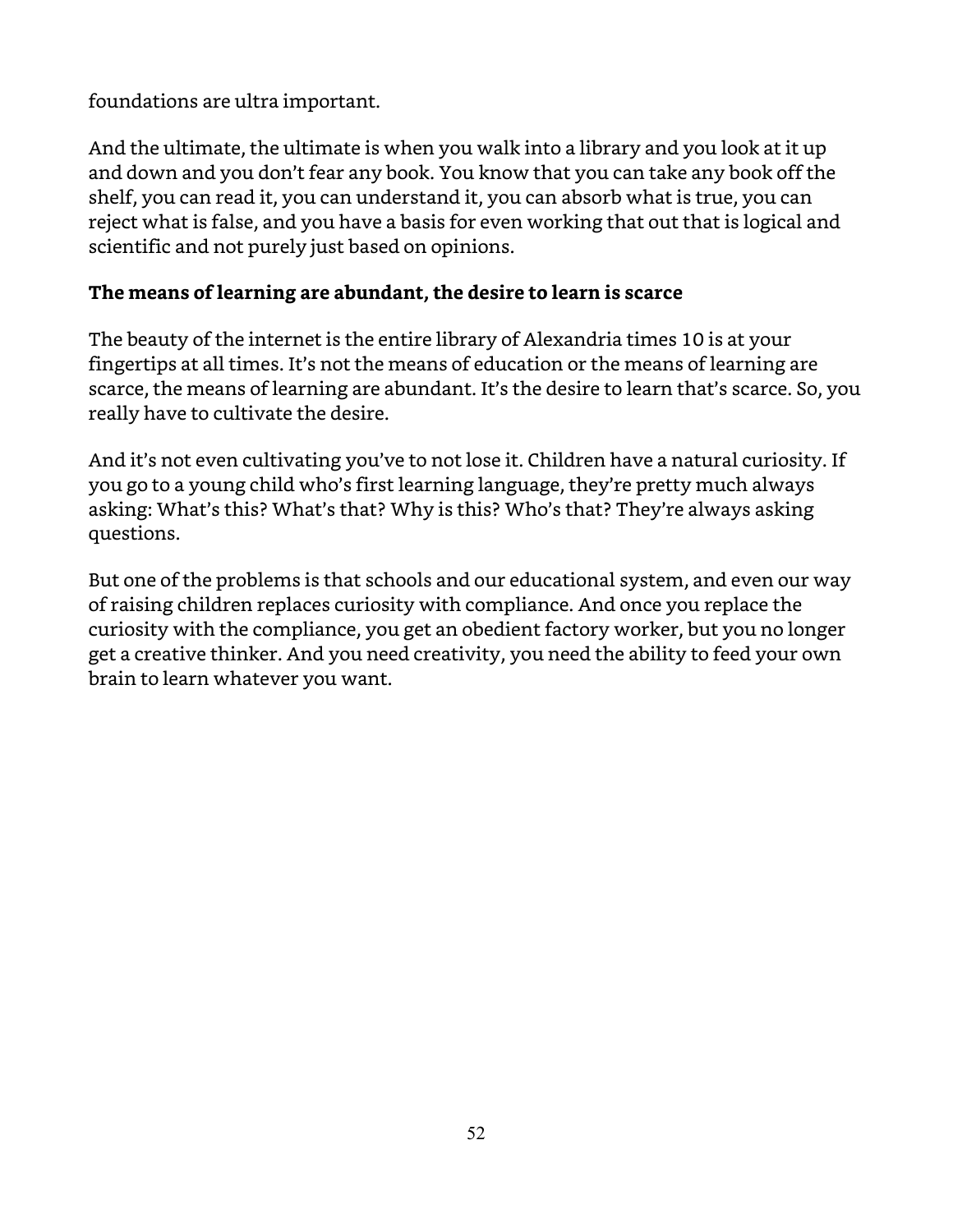foundations are ultra important.

And the ultimate, the ultimate is when you walk into a library and you look at it up and down and you don't fear any book. You know that you can take any book off the shelf, you can read it, you can understand it, you can absorb what is true, you can reject what is false, and you have a basis for even working that out that is logical and scientific and not purely just based on opinions.

**The means of learning are abundant, the desire to learn is scarce**

The beauty of the internet is the entire library of Alexandria times 10 is at your fingertips at all times. It's not the means of education or the means of learning are scarce, the means of learning are abundant. It's the desire to learn that's scarce. So, you really have to cultivate the desire.

And it's not even cultivating you've to not lose it. Children have a natural curiosity. If you go to a young child who's first learning language, they're pretty much always asking: What's this? What's that? Why is this? Who's that? They're always asking questions.

But one of the problems is that schools and our educational system, and even our way of raising children replaces curiosity with compliance. And once you replace the curiosity with the compliance, you get an obedient factory worker, but you no longer get a creative thinker. And you need creativity, you need the ability to feed your own brain to learn whatever you want.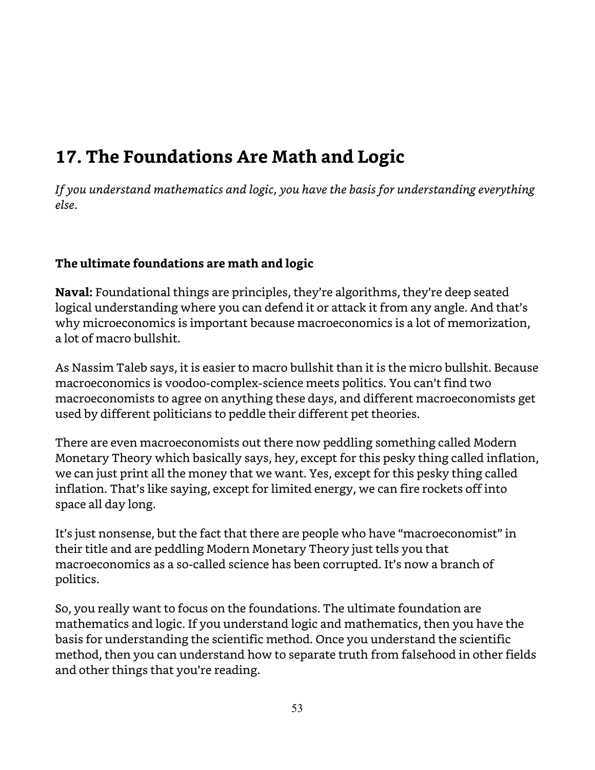# 17. The Foundations Are Math and Logic

*If you understand mathematics and logic, you have the basis for understanding everything else.*

**The ultimate foundations are math and logic**

**Naval:** Foundational things are principles, they're algorithms, they're deep seated logical understanding where you can defend it or attack it from any angle. And that's why microeconomics is important because macroeconomics is a lot of memorization, a lot of macro bullshit.

As Nassim Taleb says, it is easier to macro bullshit than it is the micro bullshit. Because macroeconomics is voodoo-complex-science meets politics. You can't find two macroeconomists to agree on anything these days, and different macroeconomists get used by different politicians to peddle their different pet theories.

There are even macroeconomists out there now peddling something called Modern Monetary Theory which basically says, hey, except for this pesky thing called inflation, we can just print all the money that we want. Yes, except for this pesky thing called inflation. That's like saying, except for limited energy, we can fire rockets off into space all day long.

It's just nonsense, but the fact that there are people who have "macroeconomist" in their title and are peddling Modern Monetary Theory just tells you that macroeconomics as a so-called science has been corrupted. It's now a branch of politics.

So, you really want to focus on the foundations. The ultimate foundation are mathematics and logic. If you understand logic and mathematics, then you have the basis for understanding the scientific method. Once you understand the scientific method, then you can understand how to separate truth from falsehood in other fields and other things that you're reading.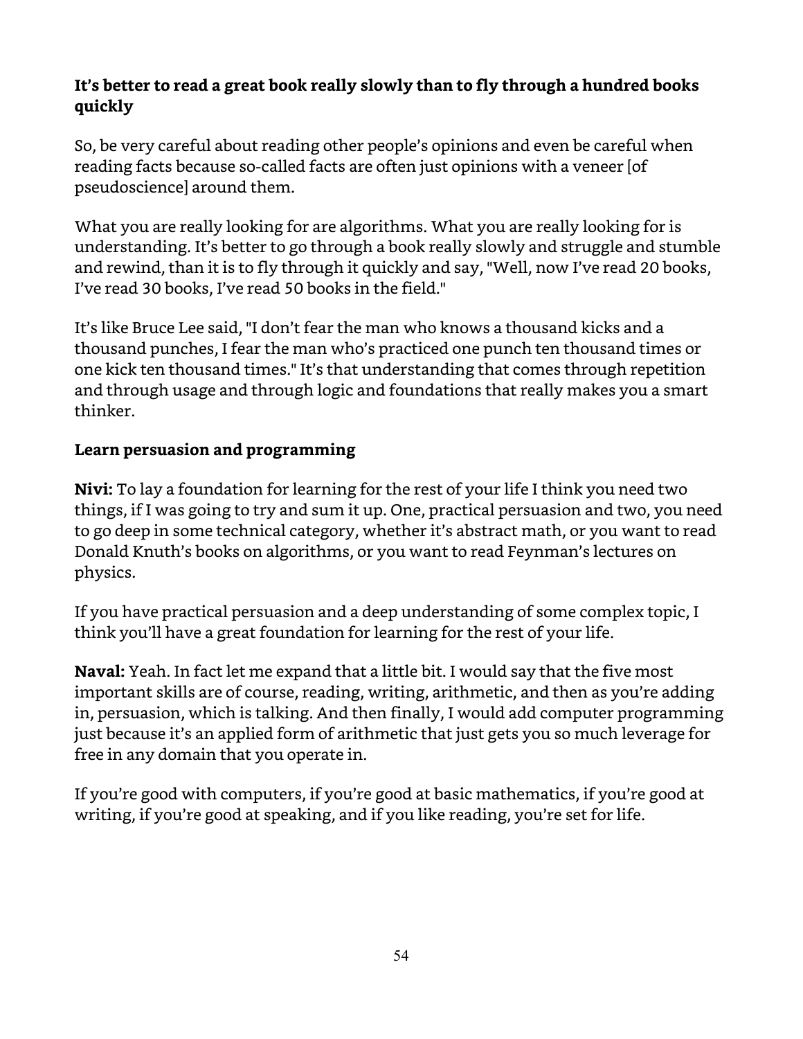### It's better to read a great book really slowly than to fly through a hundred books quickly

So, be very careful about reading other people's opinions and even be careful when reading facts because so-called facts are often just opinions with a veneer [of pseudoscience] around them.

What you are really looking for are algorithms. What you are really looking for is understanding. It's better to go through a book really slowly and struggle and stumble and rewind, than it is to fly through it quickly and say, "Well, now I've read 20 books, I've read 30 books, I've read 50 books in the field."

It's like Bruce Lee said, "I don't fear the man who knows a thousand kicks and a thousand punches, I fear the man who's practiced one punch ten thousand times or one kick ten thousand times." It's that understanding that comes through repetition and through usage and through logic and foundations that really makes you a smart thinker.

### Learn persuasion and programming

**Nivi:** To lay a foundation for learning for the rest of your life I think you need two things, if I was going to try and sum it up. One, practical persuasion and two, you need to go deep in some technical category, whether it's abstract math, or you want to read Donald Knuth's books on algorithms, or you want to read Feynman's lectures on physics.

If you have practical persuasion and a deep understanding of some complex topic, I think you'll have a great foundation for learning for the rest of your life.

**Naval:** Yeah. In fact let me expand that a little bit. I would say that the five most important skills are of course, reading, writing, arithmetic, and then as you're adding in, persuasion, which is talking. And then finally, I would add computer programming just because it's an applied form of arithmetic that just gets you so much leverage for free in any domain that you operate in.

If you're good with computers, if you're good at basic mathematics, if you're good at writing, if you're good at speaking, and if you like reading, you're set for life.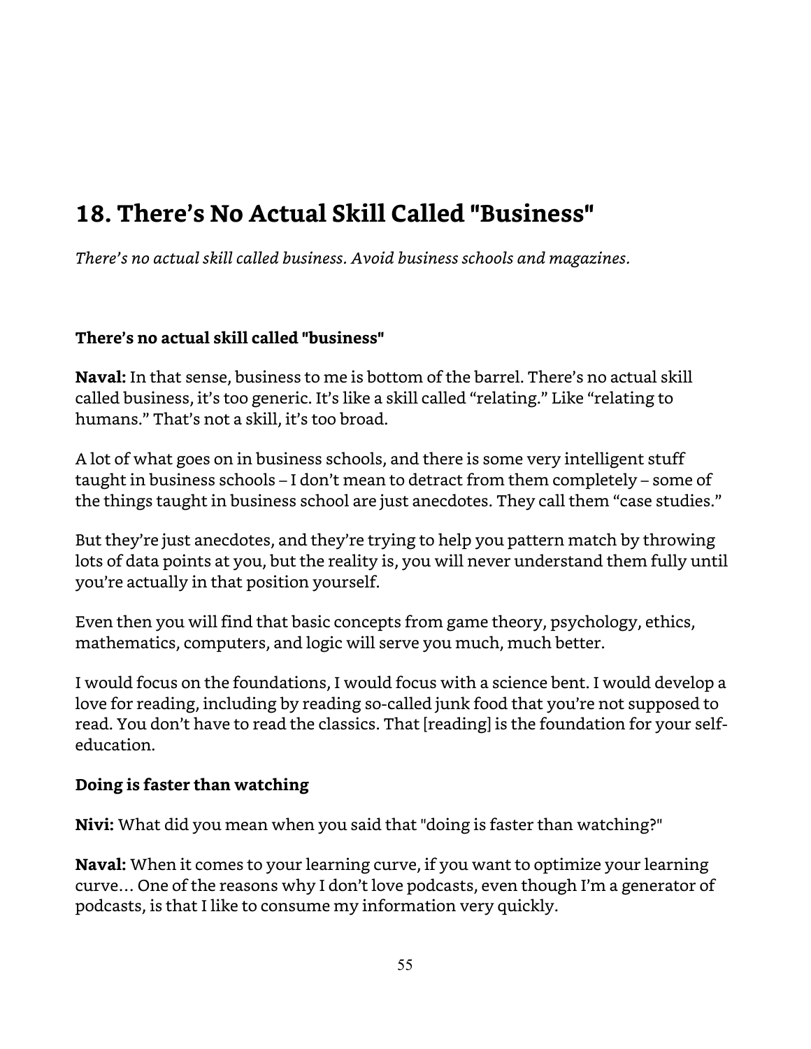## 18. There's No Actual Skill Called "Business"

*There's no actual skill called business. Avoid business schools and magazines.*

**There's no actual skill called "business"**

**Naval:** In that sense, business to me is bottom of the barrel. There's no actual skill called business, it's too generic. It's like a skill called "relating." Like "relating to humans." That's not a skill, it's too broad.

A lot of what goes on in business schools, and there is some very intelligent stuff taught in business schools – I don't mean to detract from them completely – some of the things taught in business school are just anecdotes. They call them "case studies."

But they're just anecdotes, and they're trying to help you pattern match by throwing lots of data points at you, but the reality is, you will never understand them fully until you're actually in that position yourself.

Even then you will find that basic concepts from game theory, psychology, ethics, mathematics, computers, and logic will serve you much, much better.

I would focus on the foundations, I would focus with a science bent. I would develop a love for reading, including by reading so-called junk food that you're not supposed to read. You don't have to read the classics. That [reading] is the foundation for your self-education.

**Doing is faster than watching**

**Nivi:** What did you mean when you said that "doing is faster than watching?"

**Naval:** When it comes to your learning curve, if you want to optimize your learning curve… One of the reasons why I don't love podcasts, even though I'm a generator of podcasts, is that I like to consume my information very quickly.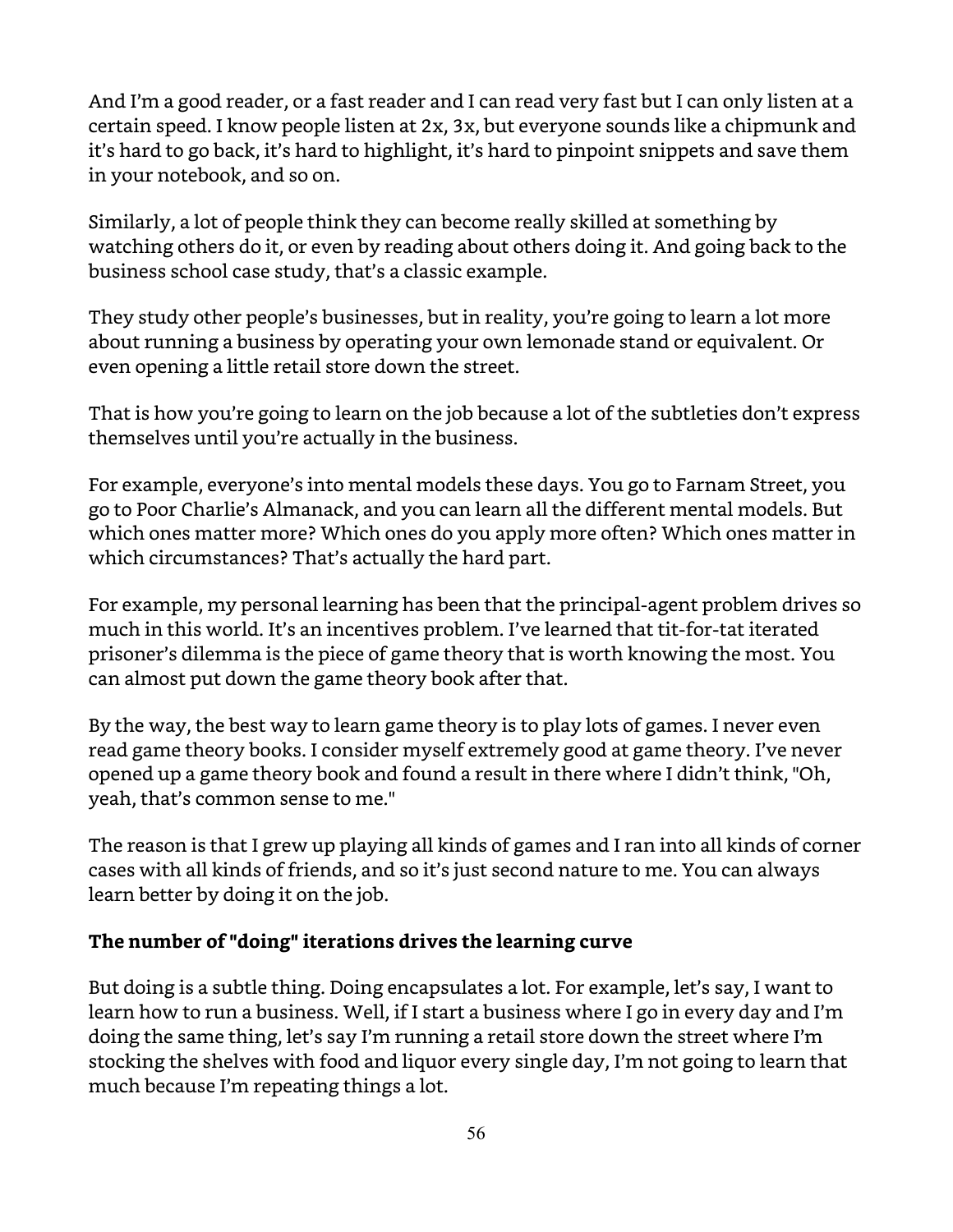And I'm a good reader, or a fast reader and I can read very fast but I can only listen at a certain speed. I know people listen at 2x, 3x, but everyone sounds like a chipmunk and it's hard to go back, it's hard to highlight, it's hard to pinpoint snippets and save them in your notebook, and so on.

Similarly, a lot of people think they can become really skilled at something by watching others do it, or even by reading about others doing it. And going back to the business school case study, that's a classic example.

They study other people's businesses, but in reality, you're going to learn a lot more about running a business by operating your own lemonade stand or equivalent. Or even opening a little retail store down the street.

That is how you're going to learn on the job because a lot of the subtleties don't express themselves until you're actually in the business.

For example, everyone's into mental models these days. You go to Farnam Street, you go to Poor Charlie's Almanack, and you can learn all the different mental models. But which ones matter more? Which ones do you apply more often? Which ones matter in which circumstances? That's actually the hard part.

For example, my personal learning has been that the principal-agent problem drives so much in this world. It's an incentives problem. I've learned that tit-for-tat iterated prisoner's dilemma is the piece of game theory that is worth knowing the most. You can almost put down the game theory book after that.

By the way, the best way to learn game theory is to play lots of games. I never even read game theory books. I consider myself extremely good at game theory. I've never opened up a game theory book and found a result in there where I didn't think, "Oh, yeah, that's common sense to me."

The reason is that I grew up playing all kinds of games and I ran into all kinds of corner cases with all kinds of friends, and so it's just second nature to me. You can always learn better by doing it on the job.

**The number of "doing" iterations drives the learning curve**

But doing is a subtle thing. Doing encapsulates a lot. For example, let's say, I want to learn how to run a business. Well, if I start a business where I go in every day and I'm doing the same thing, let's say I'm running a retail store down the street where I'm stocking the shelves with food and liquor every single day, I'm not going to learn that much because I'm repeating things a lot.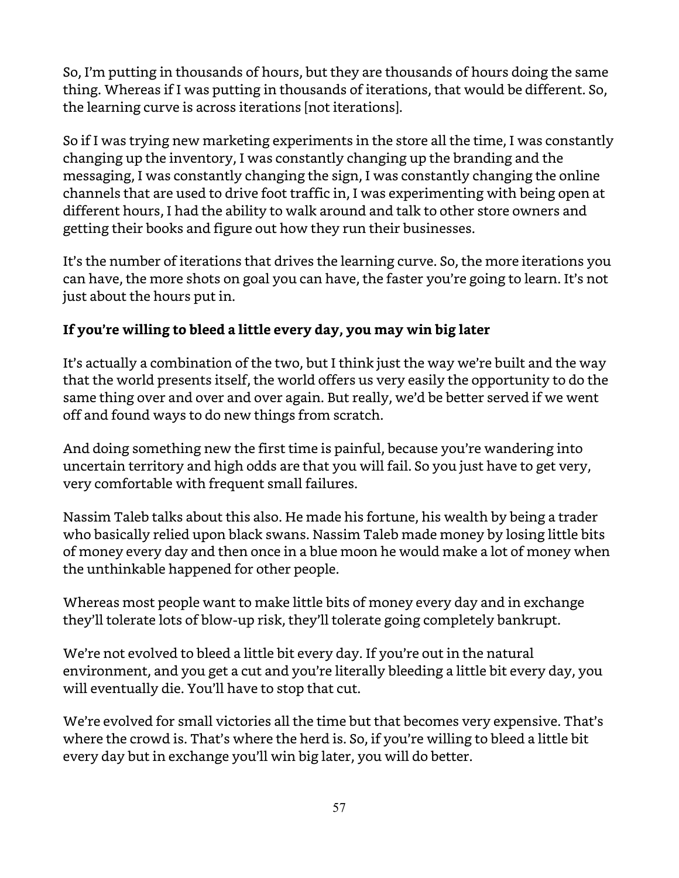So, I'm putting in thousands of hours, but they are thousands of hours doing the same thing. Whereas if I was putting in thousands of iterations, that would be different. So, the learning curve is across iterations [not iterations].

So if I was trying new marketing experiments in the store all the time, I was constantly changing up the inventory, I was constantly changing up the branding and the messaging, I was constantly changing the sign, I was constantly changing the online channels that are used to drive foot traffic in, I was experimenting with being open at different hours, I had the ability to walk around and talk to other store owners and getting their books and figure out how they run their businesses.

It's the number of iterations that drives the learning curve. So, the more iterations you can have, the more shots on goal you can have, the faster you're going to learn. It's not just about the hours put in.

**If you're willing to bleed a little every day, you may win big later**

It's actually a combination of the two, but I think just the way we're built and the way that the world presents itself, the world offers us very easily the opportunity to do the same thing over and over and over again. But really, we'd be better served if we went off and found ways to do new things from scratch.

And doing something new the first time is painful, because you're wandering into uncertain territory and high odds are that you will fail. So you just have to get very, very comfortable with frequent small failures.

Nassim Taleb talks about this also. He made his fortune, his wealth by being a trader who basically relied upon black swans. Nassim Taleb made money by losing little bits of money every day and then once in a blue moon he would make a lot of money when the unthinkable happened for other people.

Whereas most people want to make little bits of money every day and in exchange they'll tolerate lots of blow-up risk, they'll tolerate going completely bankrupt.

We're not evolved to bleed a little bit every day. If you're out in the natural environment, and you get a cut and you're literally bleeding a little bit every day, you will eventually die. You'll have to stop that cut.

We're evolved for small victories all the time but that becomes very expensive. That's where the crowd is. That's where the herd is. So, if you're willing to bleed a little bit every day but in exchange you'll win big later, you will do better.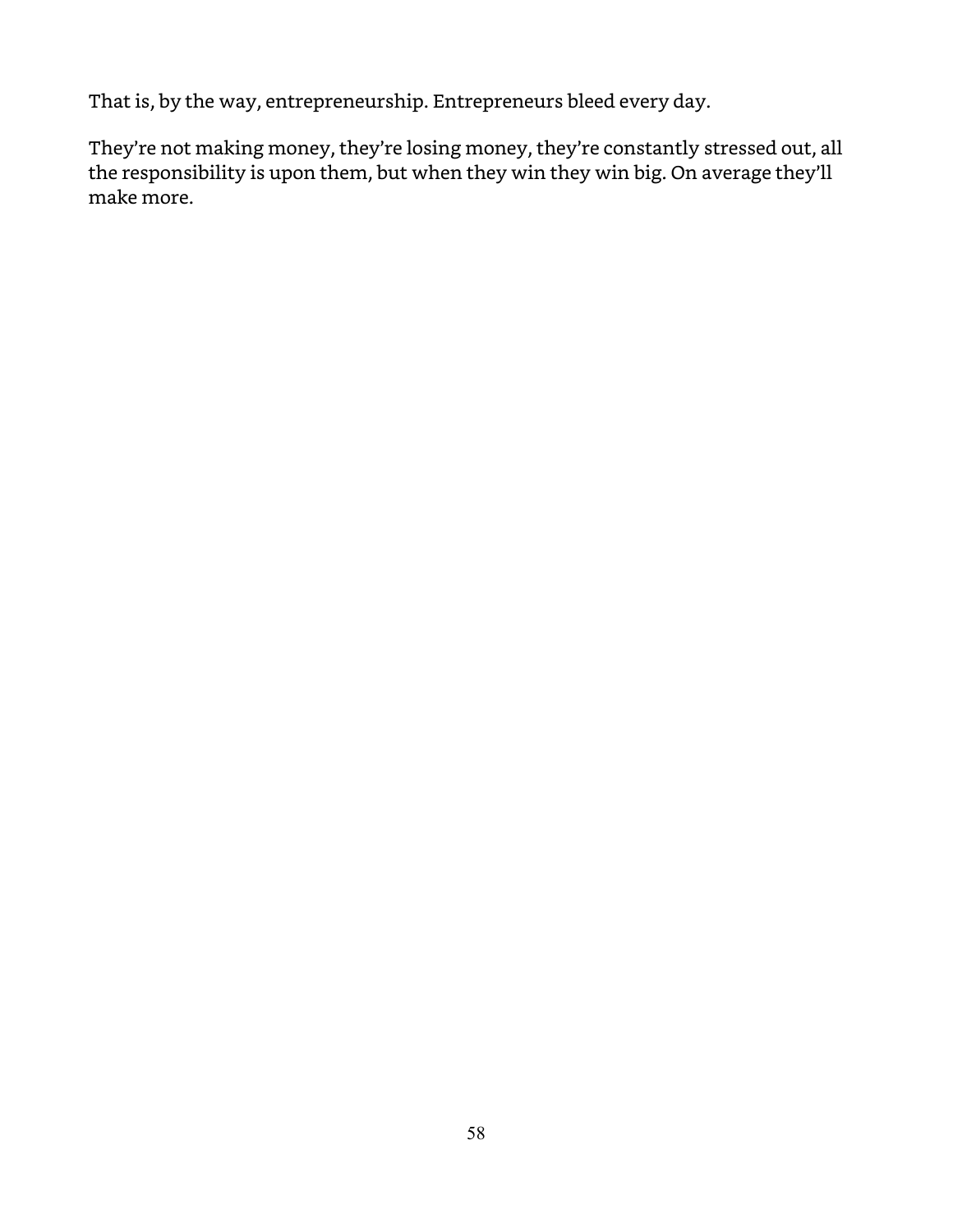That is, by the way, entrepreneurship. Entrepreneurs bleed every day.

They're not making money, they're losing money, they're constantly stressed out, all the responsibility is upon them, but when they win they win big. On average they'll make more.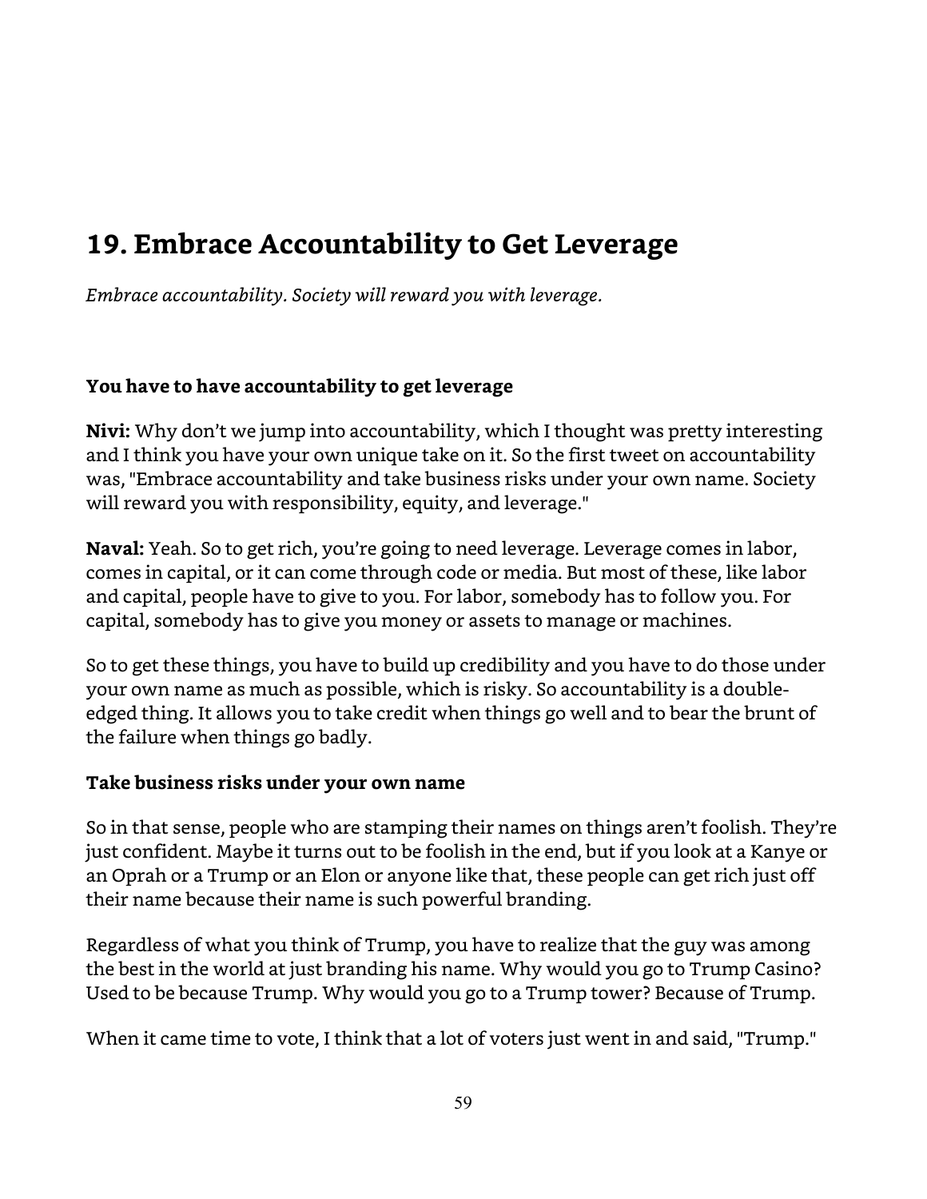## 19. Embrace Accountability to Get Leverage

*Embrace accountability. Society will reward you with leverage.*

### You have to have accountability to get leverage

**Nivi:** Why don't we jump into accountability, which I thought was pretty interesting and I think you have your own unique take on it. So the first tweet on accountability was, "Embrace accountability and take business risks under your own name. Society will reward you with responsibility, equity, and leverage."

**Naval:** Yeah. So to get rich, you're going to need leverage. Leverage comes in labor, comes in capital, or it can come through code or media. But most of these, like labor and capital, people have to give to you. For labor, somebody has to follow you. For capital, somebody has to give you money or assets to manage or machines.

So to get these things, you have to build up credibility and you have to do those under your own name as much as possible, which is risky. So accountability is a double-edged thing. It allows you to take credit when things go well and to bear the brunt of the failure when things go badly.

### Take business risks under your own name

So in that sense, people who are stamping their names on things aren't foolish. They're just confident. Maybe it turns out to be foolish in the end, but if you look at a Kanye or an Oprah or a Trump or an Elon or anyone like that, these people can get rich just off their name because their name is such powerful branding.

Regardless of what you think of Trump, you have to realize that the guy was among the best in the world at just branding his name. Why would you go to Trump Casino? Used to be because Trump. Why would you go to a Trump tower? Because of Trump.

When it came time to vote, I think that a lot of voters just went in and said, "Trump."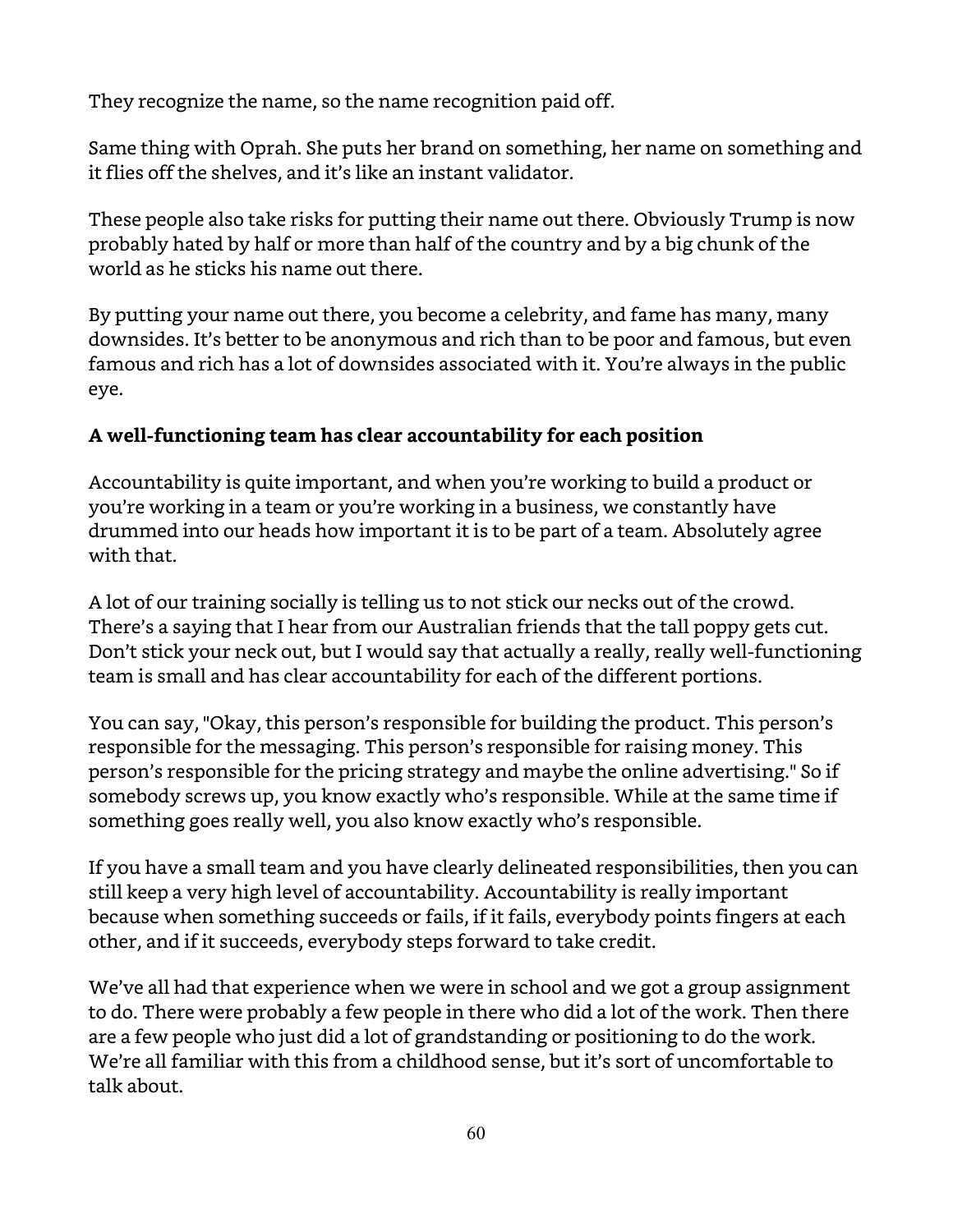They recognize the name, so the name recognition paid off.

Same thing with Oprah. She puts her brand on something, her name on something and it flies off the shelves, and it's like an instant validator.

These people also take risks for putting their name out there. Obviously Trump is now probably hated by half or more than half of the country and by a big chunk of the world as he sticks his name out there.

By putting your name out there, you become a celebrity, and fame has many, many downsides. It's better to be anonymous and rich than to be poor and famous, but even famous and rich has a lot of downsides associated with it. You're always in the public eye.

**A well-functioning team has clear accountability for each position**

Accountability is quite important, and when you're working to build a product or you're working in a team or you're working in a business, we constantly have drummed into our heads how important it is to be part of a team. Absolutely agree with that.

A lot of our training socially is telling us to not stick our necks out of the crowd. There's a saying that I hear from our Australian friends that the tall poppy gets cut. Don't stick your neck out, but I would say that actually a really, really well-functioning team is small and has clear accountability for each of the different portions.

You can say, "Okay, this person's responsible for building the product. This person's responsible for the messaging. This person's responsible for raising money. This person's responsible for the pricing strategy and maybe the online advertising." So if somebody screws up, you know exactly who's responsible. While at the same time if something goes really well, you also know exactly who's responsible.

If you have a small team and you have clearly delineated responsibilities, then you can still keep a very high level of accountability. Accountability is really important because when something succeeds or fails, if it fails, everybody points fingers at each other, and if it succeeds, everybody steps forward to take credit.

We've all had that experience when we were in school and we got a group assignment to do. There were probably a few people in there who did a lot of the work. Then there are a few people who just did a lot of grandstanding or positioning to do the work. We're all familiar with this from a childhood sense, but it's sort of uncomfortable to talk about.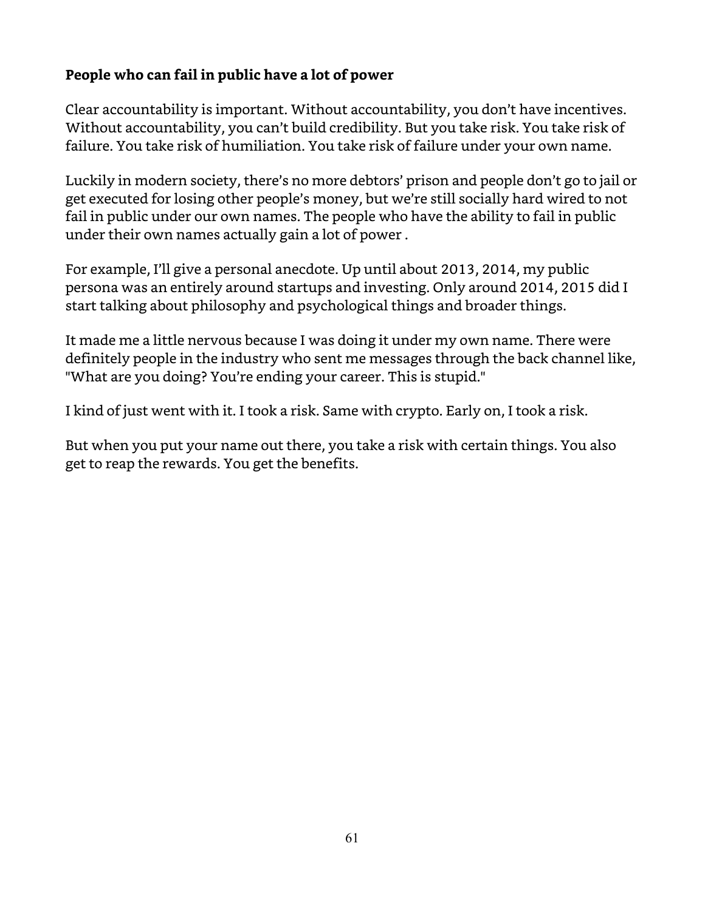**People who can fail in public have a lot of power**

Clear accountability is important. Without accountability, you don't have incentives. Without accountability, you can't build credibility. But you take risk. You take risk of failure. You take risk of humiliation. You take risk of failure under your own name.

Luckily in modern society, there's no more debtors' prison and people don't go to jail or get executed for losing other people's money, but we're still socially hard wired to not fail in public under our own names. The people who have the ability to fail in public under their own names actually gain a lot of power .

For example, I'll give a personal anecdote. Up until about 2013, 2014, my public persona was an entirely around startups and investing. Only around 2014, 2015 did I start talking about philosophy and psychological things and broader things.

It made me a little nervous because I was doing it under my own name. There were definitely people in the industry who sent me messages through the back channel like, "What are you doing? You're ending your career. This is stupid."

I kind of just went with it. I took a risk. Same with crypto. Early on, I took a risk.

But when you put your name out there, you take a risk with certain things. You also get to reap the rewards. You get the benefits.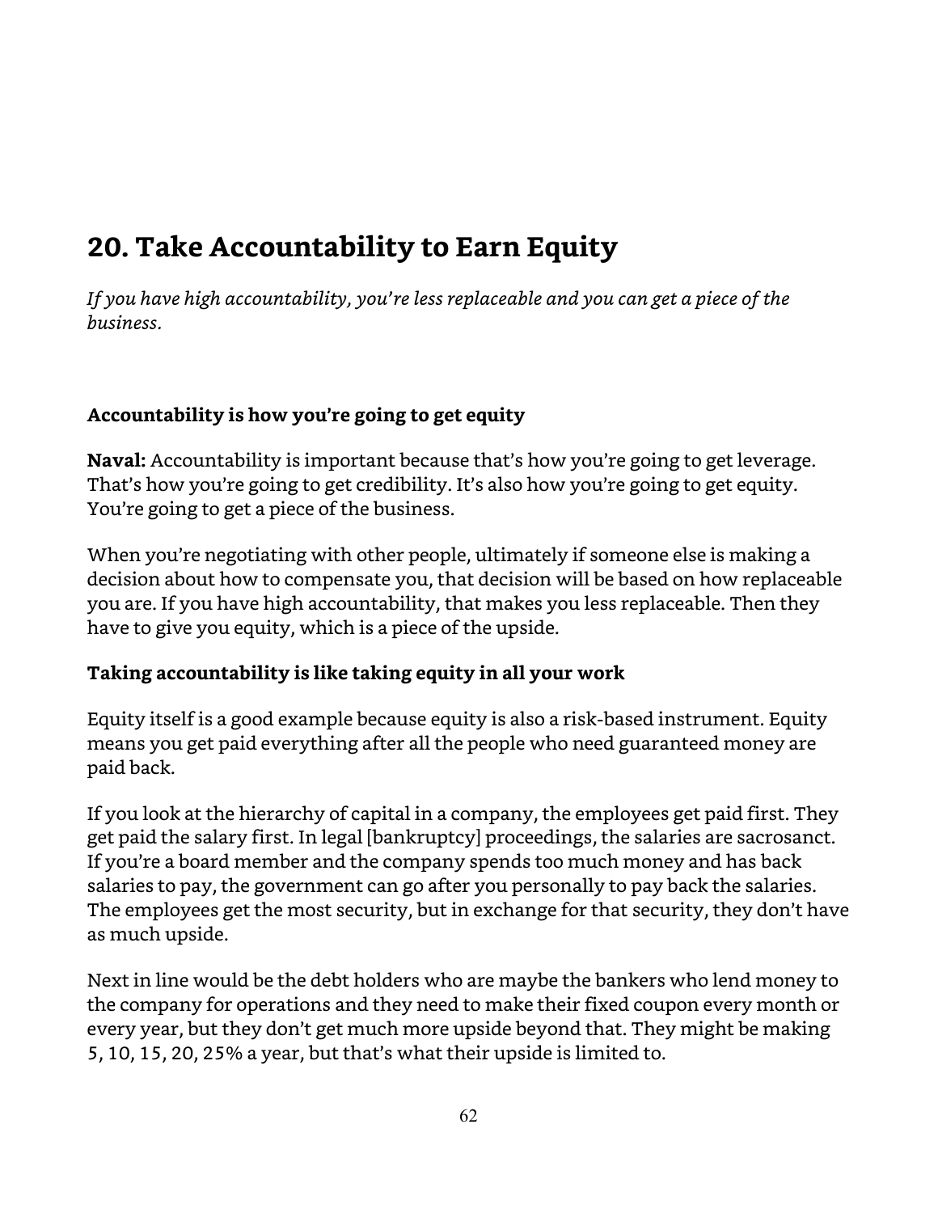## 20. Take Accountability to Earn Equity

*If you have high accountability, you're less replaceable and you can get a piece of the business.*

**Accountability is how you're going to get equity**

**Naval:** Accountability is important because that's how you're going to get leverage. That's how you're going to get credibility. It's also how you're going to get equity. You're going to get a piece of the business.

When you're negotiating with other people, ultimately if someone else is making a decision about how to compensate you, that decision will be based on how replaceable you are. If you have high accountability, that makes you less replaceable. Then they have to give you equity, which is a piece of the upside.

**Taking accountability is like taking equity in all your work**

Equity itself is a good example because equity is also a risk-based instrument. Equity means you get paid everything after all the people who need guaranteed money are paid back.

If you look at the hierarchy of capital in a company, the employees get paid first. They get paid the salary first. In legal [bankruptcy] proceedings, the salaries are sacrosanct. If you're a board member and the company spends too much money and has back salaries to pay, the government can go after you personally to pay back the salaries. The employees get the most security, but in exchange for that security, they don't have as much upside.

Next in line would be the debt holders who are maybe the bankers who lend money to the company for operations and they need to make their fixed coupon every month or every year, but they don't get much more upside beyond that. They might be making 5, 10, 15, 20, 25% a year, but that's what their upside is limited to.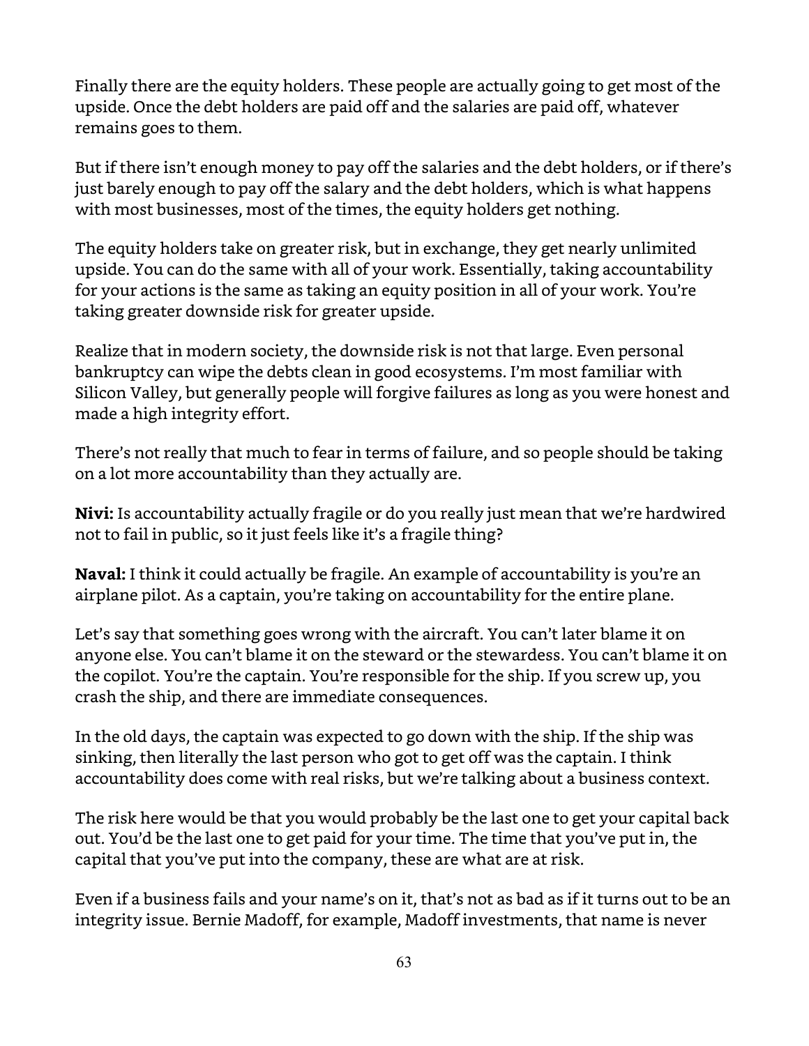Finally there are the equity holders. These people are actually going to get most of the upside. Once the debt holders are paid off and the salaries are paid off, whatever remains goes to them.

But if there isn't enough money to pay off the salaries and the debt holders, or if there's just barely enough to pay off the salary and the debt holders, which is what happens with most businesses, most of the times, the equity holders get nothing.

The equity holders take on greater risk, but in exchange, they get nearly unlimited upside. You can do the same with all of your work. Essentially, taking accountability for your actions is the same as taking an equity position in all of your work. You're taking greater downside risk for greater upside.

Realize that in modern society, the downside risk is not that large. Even personal bankruptcy can wipe the debts clean in good ecosystems. I'm most familiar with Silicon Valley, but generally people will forgive failures as long as you were honest and made a high integrity effort.

There's not really that much to fear in terms of failure, and so people should be taking on a lot more accountability than they actually are.

**Nivi:** Is accountability actually fragile or do you really just mean that we're hardwired not to fail in public, so it just feels like it's a fragile thing?

**Naval:** I think it could actually be fragile. An example of accountability is you're an airplane pilot. As a captain, you're taking on accountability for the entire plane.

Let's say that something goes wrong with the aircraft. You can't later blame it on anyone else. You can't blame it on the steward or the stewardess. You can't blame it on the copilot. You're the captain. You're responsible for the ship. If you screw up, you crash the ship, and there are immediate consequences.

In the old days, the captain was expected to go down with the ship. If the ship was sinking, then literally the last person who got to get off was the captain. I think accountability does come with real risks, but we're talking about a business context.

The risk here would be that you would probably be the last one to get your capital back out. You'd be the last one to get paid for your time. The time that you've put in, the capital that you've put into the company, these are what are at risk.

Even if a business fails and your name's on it, that's not as bad as if it turns out to be an integrity issue. Bernie Madoff, for example, Madoff investments, that name is never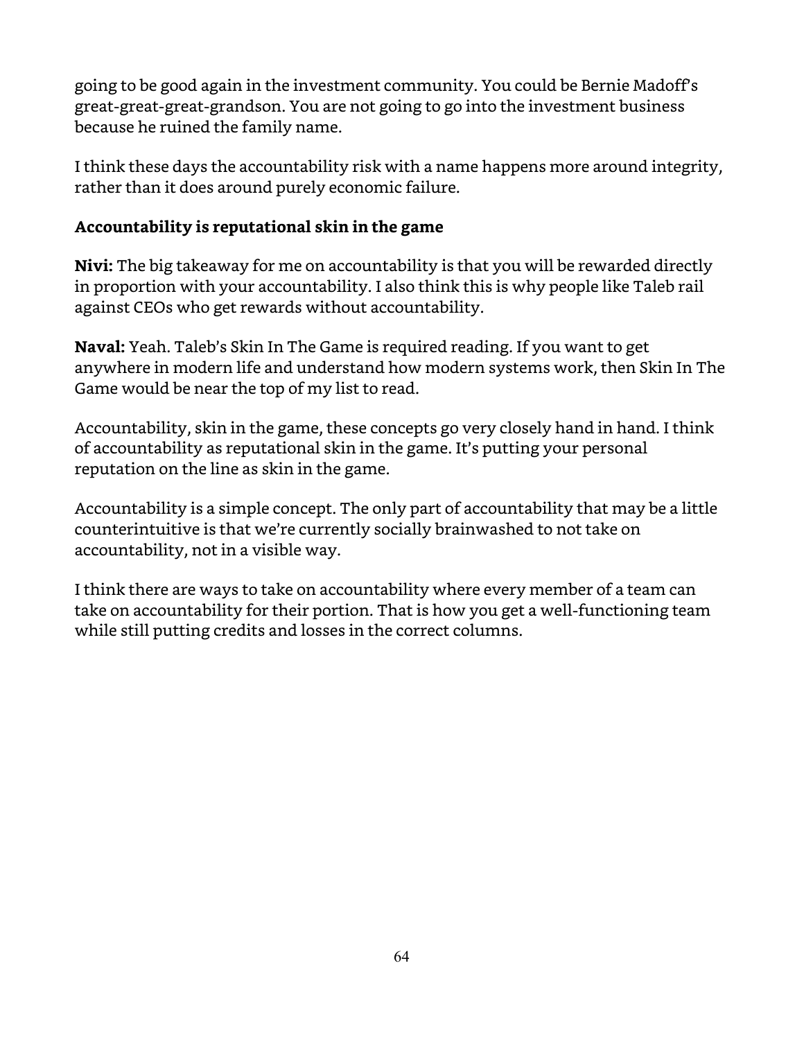going to be good again in the investment community. You could be Bernie Madoff's great-great-great-grandson. You are not going to go into the investment business because he ruined the family name.

I think these days the accountability risk with a name happens more around integrity, rather than it does around purely economic failure.

### Accountability is reputational skin in the game

**Nivi:** The big takeaway for me on accountability is that you will be rewarded directly in proportion with your accountability. I also think this is why people like Taleb rail against CEOs who get rewards without accountability.

**Naval:** Yeah. Taleb's Skin In The Game is required reading. If you want to get anywhere in modern life and understand how modern systems work, then Skin In The Game would be near the top of my list to read.

Accountability, skin in the game, these concepts go very closely hand in hand. I think of accountability as reputational skin in the game. It's putting your personal reputation on the line as skin in the game.

Accountability is a simple concept. The only part of accountability that may be a little counterintuitive is that we're currently socially brainwashed to not take on accountability, not in a visible way.

I think there are ways to take on accountability where every member of a team can take on accountability for their portion. That is how you get a well-functioning team while still putting credits and losses in the correct columns.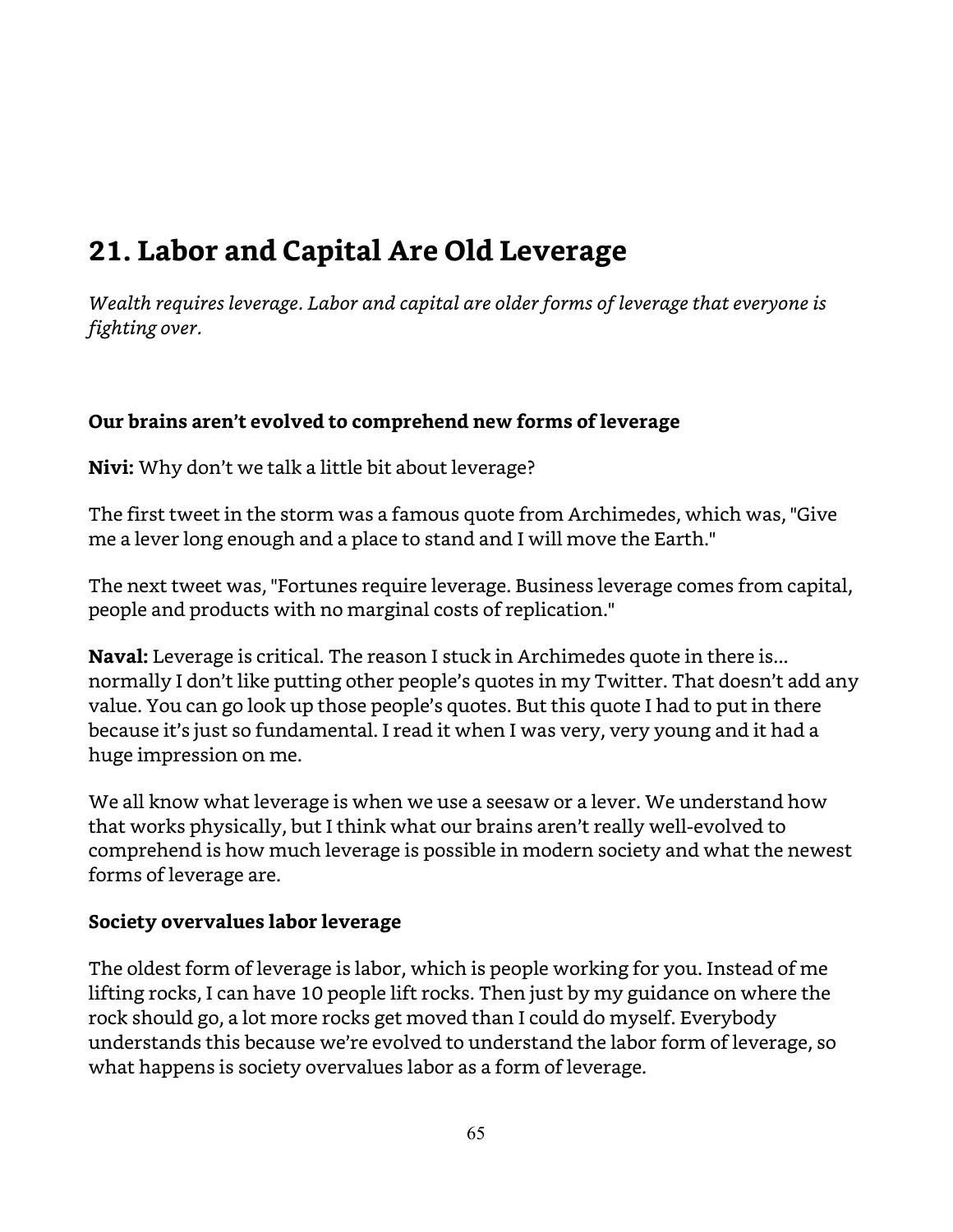## 21. Labor and Capital Are Old Leverage

*Wealth requires leverage. Labor and capital are older forms of leverage that everyone is fighting over.*

### Our brains aren't evolved to comprehend new forms of leverage

**Nivi:** Why don't we talk a little bit about leverage?

The first tweet in the storm was a famous quote from Archimedes, which was, "Give me a lever long enough and a place to stand and I will move the Earth."

The next tweet was, "Fortunes require leverage. Business leverage comes from capital, people and products with no marginal costs of replication."

**Naval:** Leverage is critical. The reason I stuck in Archimedes quote in there is... normally I don't like putting other people's quotes in my Twitter. That doesn't add any value. You can go look up those people's quotes. But this quote I had to put in there because it's just so fundamental. I read it when I was very, very young and it had a huge impression on me.

We all know what leverage is when we use a seesaw or a lever. We understand how that works physically, but I think what our brains aren't really well-evolved to comprehend is how much leverage is possible in modern society and what the newest forms of leverage are.

### Society overvalues labor leverage

The oldest form of leverage is labor, which is people working for you. Instead of me lifting rocks, I can have 10 people lift rocks. Then just by my guidance on where the rock should go, a lot more rocks get moved than I could do myself. Everybody understands this because we're evolved to understand the labor form of leverage, so what happens is society overvalues labor as a form of leverage.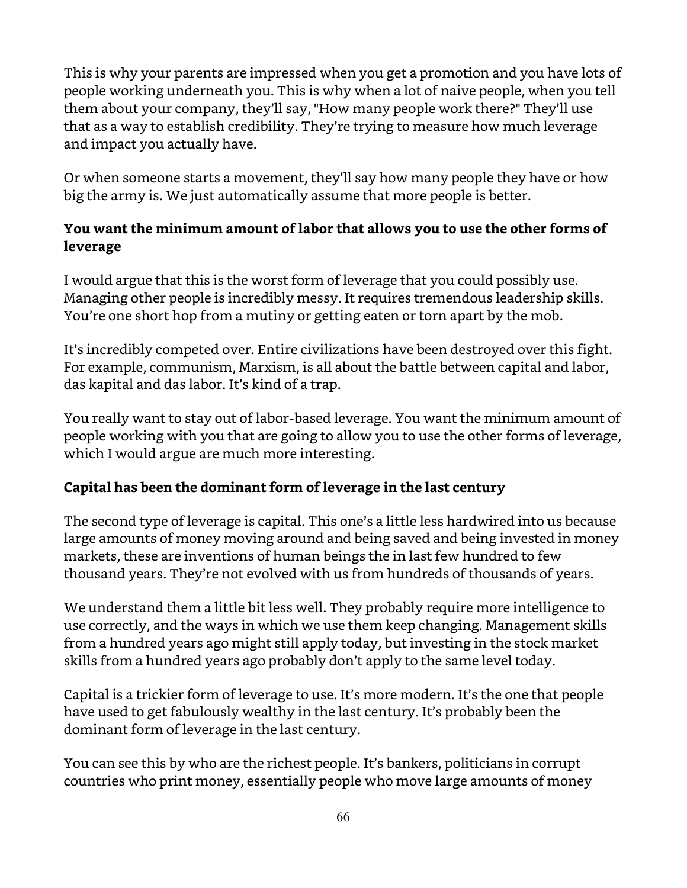This is why your parents are impressed when you get a promotion and you have lots of people working underneath you. This is why when a lot of naive people, when you tell them about your company, they'll say, "How many people work there?" They'll use that as a way to establish credibility. They're trying to measure how much leverage and impact you actually have.

Or when someone starts a movement, they'll say how many people they have or how big the army is. We just automatically assume that more people is better.

### You want the minimum amount of labor that allows you to use the other forms of leverage

I would argue that this is the worst form of leverage that you could possibly use. Managing other people is incredibly messy. It requires tremendous leadership skills. You're one short hop from a mutiny or getting eaten or torn apart by the mob.

It's incredibly competed over. Entire civilizations have been destroyed over this fight. For example, communism, Marxism, is all about the battle between capital and labor, das kapital and das labor. It's kind of a trap.

You really want to stay out of labor-based leverage. You want the minimum amount of people working with you that are going to allow you to use the other forms of leverage, which I would argue are much more interesting.

### Capital has been the dominant form of leverage in the last century

The second type of leverage is capital. This one's a little less hardwired into us because large amounts of money moving around and being saved and being invested in money markets, these are inventions of human beings the in last few hundred to few thousand years. They're not evolved with us from hundreds of thousands of years.

We understand them a little bit less well. They probably require more intelligence to use correctly, and the ways in which we use them keep changing. Management skills from a hundred years ago might still apply today, but investing in the stock market skills from a hundred years ago probably don't apply to the same level today.

Capital is a trickier form of leverage to use. It's more modern. It's the one that people have used to get fabulously wealthy in the last century. It's probably been the dominant form of leverage in the last century.

You can see this by who are the richest people. It's bankers, politicians in corrupt countries who print money, essentially people who move large amounts of money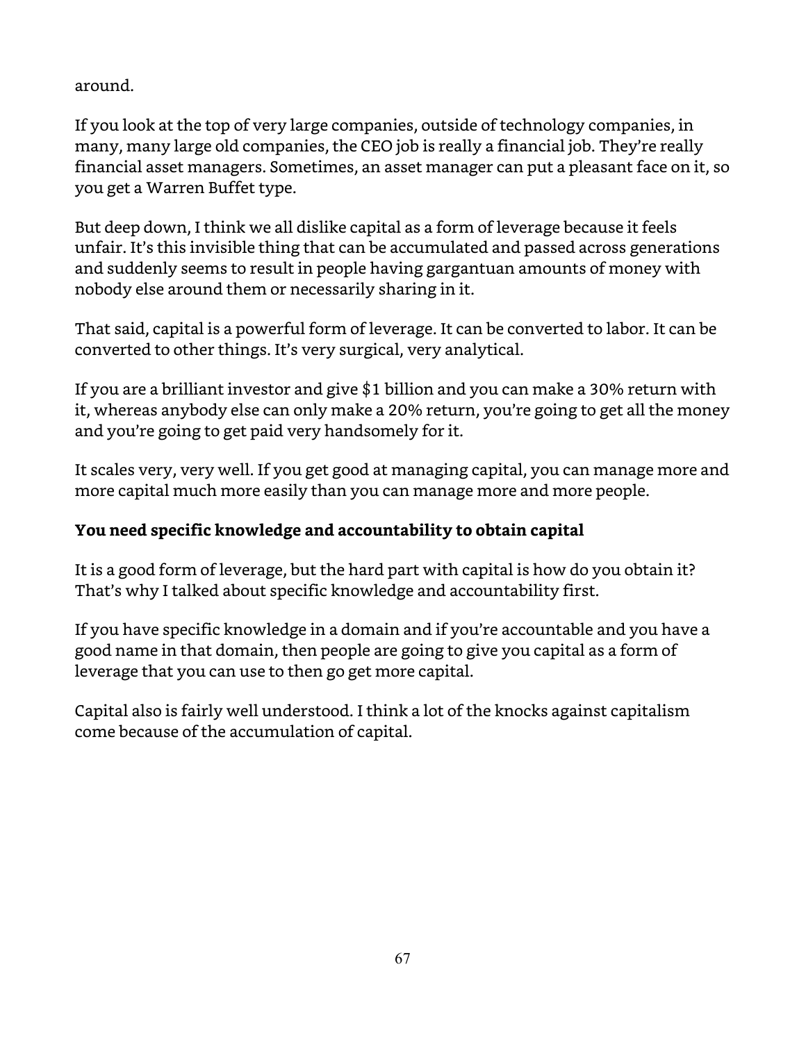around.

If you look at the top of very large companies, outside of technology companies, in many, many large old companies, the CEO job is really a financial job. They're really financial asset managers. Sometimes, an asset manager can put a pleasant face on it, so you get a Warren Buffet type.

But deep down, I think we all dislike capital as a form of leverage because it feels unfair. It's this invisible thing that can be accumulated and passed across generations and suddenly seems to result in people having gargantuan amounts of money with nobody else around them or necessarily sharing in it.

That said, capital is a powerful form of leverage. It can be converted to labor. It can be converted to other things. It's very surgical, very analytical.

If you are a brilliant investor and give $1 billion and you can make a 30% return with it, whereas anybody else can only make a 20% return, you're going to get all the money and you're going to get paid very handsomely for it.

It scales very, very well. If you get good at managing capital, you can manage more and more capital much more easily than you can manage more and more people.

**You need specific knowledge and accountability to obtain capital**

It is a good form of leverage, but the hard part with capital is how do you obtain it? That's why I talked about specific knowledge and accountability first.

If you have specific knowledge in a domain and if you're accountable and you have a good name in that domain, then people are going to give you capital as a form of leverage that you can use to then go get more capital.

Capital also is fairly well understood. I think a lot of the knocks against capitalism come because of the accumulation of capital.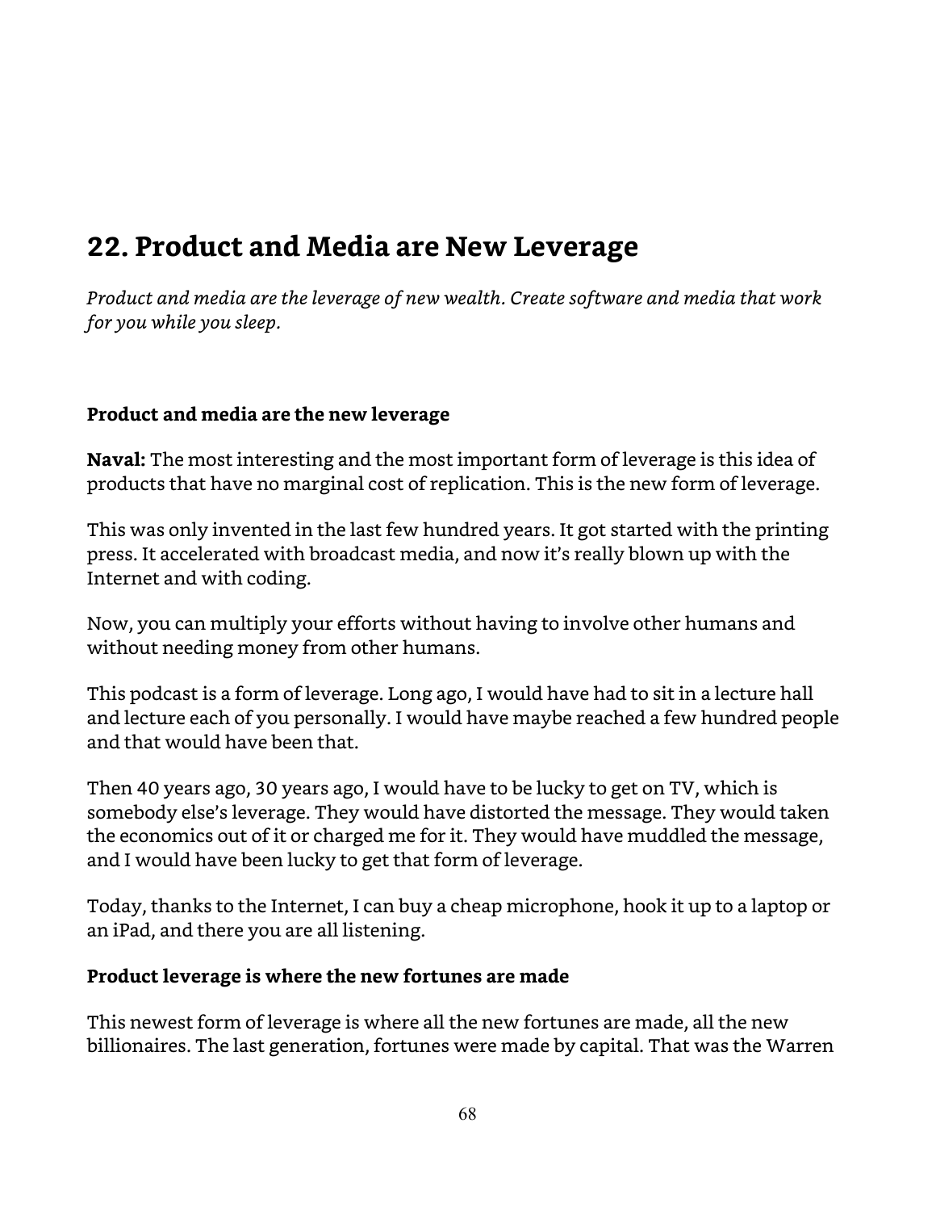## 22. Product and Media are New Leverage

*Product and media are the leverage of new wealth. Create software and media that work for you while you sleep.*

**Product and media are the new leverage**

**Naval:** The most interesting and the most important form of leverage is this idea of products that have no marginal cost of replication. This is the new form of leverage.

This was only invented in the last few hundred years. It got started with the printing press. It accelerated with broadcast media, and now it's really blown up with the Internet and with coding.

Now, you can multiply your efforts without having to involve other humans and without needing money from other humans.

This podcast is a form of leverage. Long ago, I would have had to sit in a lecture hall and lecture each of you personally. I would have maybe reached a few hundred people and that would have been that.

Then 40 years ago, 30 years ago, I would have to be lucky to get on TV, which is somebody else's leverage. They would have distorted the message. They would taken the economics out of it or charged me for it. They would have muddled the message, and I would have been lucky to get that form of leverage.

Today, thanks to the Internet, I can buy a cheap microphone, hook it up to a laptop or an iPad, and there you are all listening.

**Product leverage is where the new fortunes are made**

This newest form of leverage is where all the new fortunes are made, all the new billionaires. The last generation, fortunes were made by capital. That was the Warren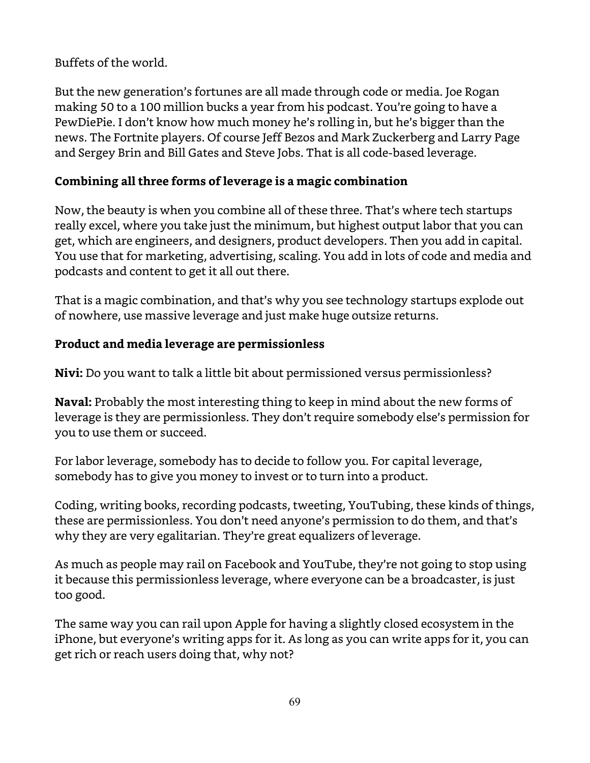Buffets of the world.

But the new generation's fortunes are all made through code or media. Joe Rogan making 50 to a 100 million bucks a year from his podcast. You're going to have a PewDiePie. I don't know how much money he's rolling in, but he's bigger than the news. The Fortnite players. Of course Jeff Bezos and Mark Zuckerberg and Larry Page and Sergey Brin and Bill Gates and Steve Jobs. That is all code-based leverage.

### Combining all three forms of leverage is a magic combination

Now, the beauty is when you combine all of these three. That's where tech startups really excel, where you take just the minimum, but highest output labor that you can get, which are engineers, and designers, product developers. Then you add in capital. You use that for marketing, advertising, scaling. You add in lots of code and media and podcasts and content to get it all out there.

That is a magic combination, and that's why you see technology startups explode out of nowhere, use massive leverage and just make huge outsize returns.

### Product and media leverage are permissionless

**Nivi:** Do you want to talk a little bit about permissioned versus permissionless?

**Naval:** Probably the most interesting thing to keep in mind about the new forms of leverage is they are permissionless. They don't require somebody else's permission for you to use them or succeed.

For labor leverage, somebody has to decide to follow you. For capital leverage, somebody has to give you money to invest or to turn into a product.

Coding, writing books, recording podcasts, tweeting, YouTubing, these kinds of things, these are permissionless. You don't need anyone's permission to do them, and that's why they are very egalitarian. They're great equalizers of leverage.

As much as people may rail on Facebook and YouTube, they're not going to stop using it because this permissionless leverage, where everyone can be a broadcaster, is just too good.

The same way you can rail upon Apple for having a slightly closed ecosystem in the iPhone, but everyone's writing apps for it. As long as you can write apps for it, you can get rich or reach users doing that, why not?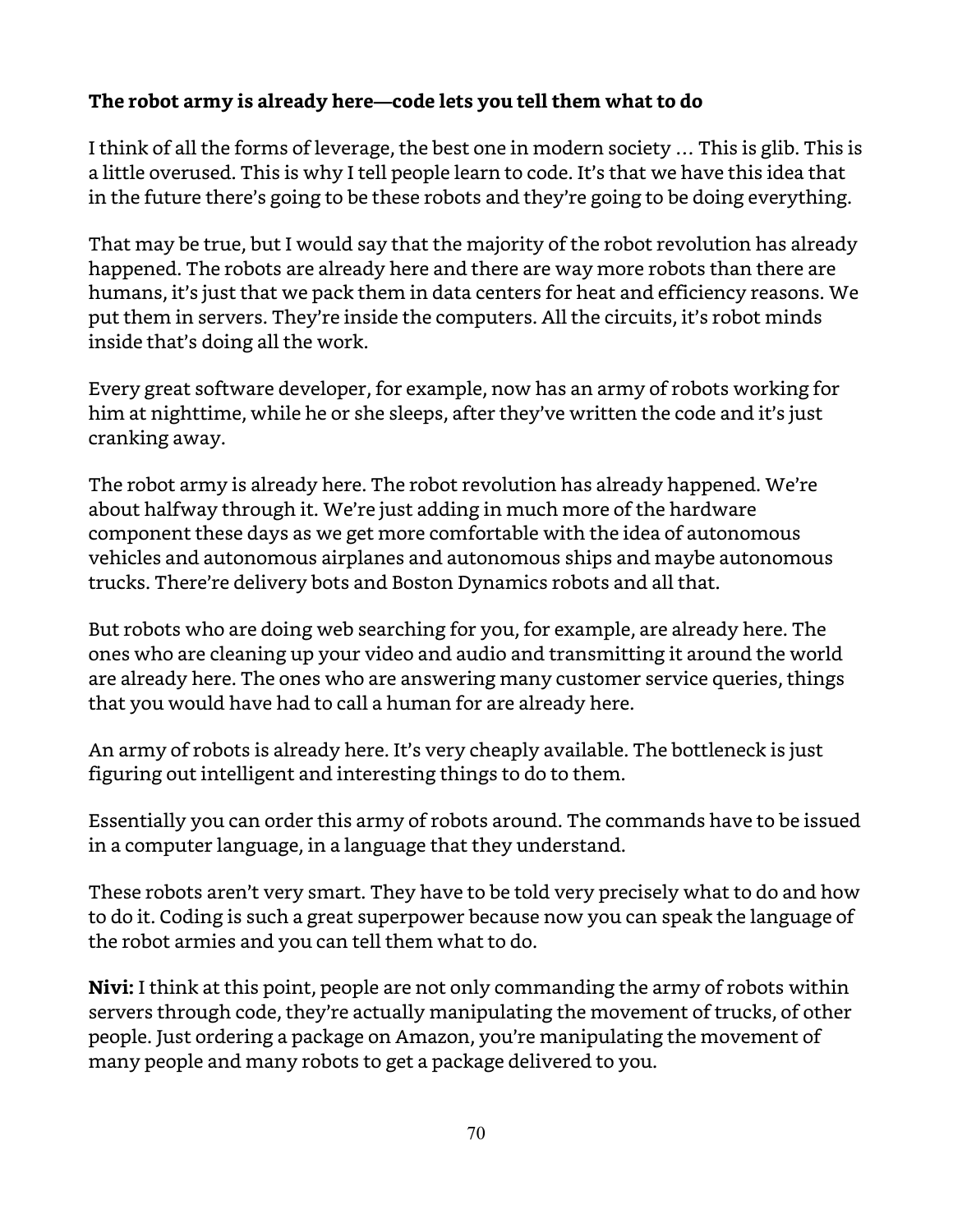**The robot army is already here—code lets you tell them what to do**

I think of all the forms of leverage, the best one in modern society … This is glib. This is a little overused. This is why I tell people learn to code. It's that we have this idea that in the future there's going to be these robots and they're going to be doing everything.

That may be true, but I would say that the majority of the robot revolution has already happened. The robots are already here and there are way more robots than there are humans, it's just that we pack them in data centers for heat and efficiency reasons. We put them in servers. They're inside the computers. All the circuits, it's robot minds inside that's doing all the work.

Every great software developer, for example, now has an army of robots working for him at nighttime, while he or she sleeps, after they've written the code and it's just cranking away.

The robot army is already here. The robot revolution has already happened. We're about halfway through it. We're just adding in much more of the hardware component these days as we get more comfortable with the idea of autonomous vehicles and autonomous airplanes and autonomous ships and maybe autonomous trucks. There're delivery bots and Boston Dynamics robots and all that.

But robots who are doing web searching for you, for example, are already here. The ones who are cleaning up your video and audio and transmitting it around the world are already here. The ones who are answering many customer service queries, things that you would have had to call a human for are already here.

An army of robots is already here. It's very cheaply available. The bottleneck is just figuring out intelligent and interesting things to do to them.

Essentially you can order this army of robots around. The commands have to be issued in a computer language, in a language that they understand.

These robots aren't very smart. They have to be told very precisely what to do and how to do it. Coding is such a great superpower because now you can speak the language of the robot armies and you can tell them what to do.

**Nivi:** I think at this point, people are not only commanding the army of robots within servers through code, they're actually manipulating the movement of trucks, of other people. Just ordering a package on Amazon, you're manipulating the movement of many people and many robots to get a package delivered to you.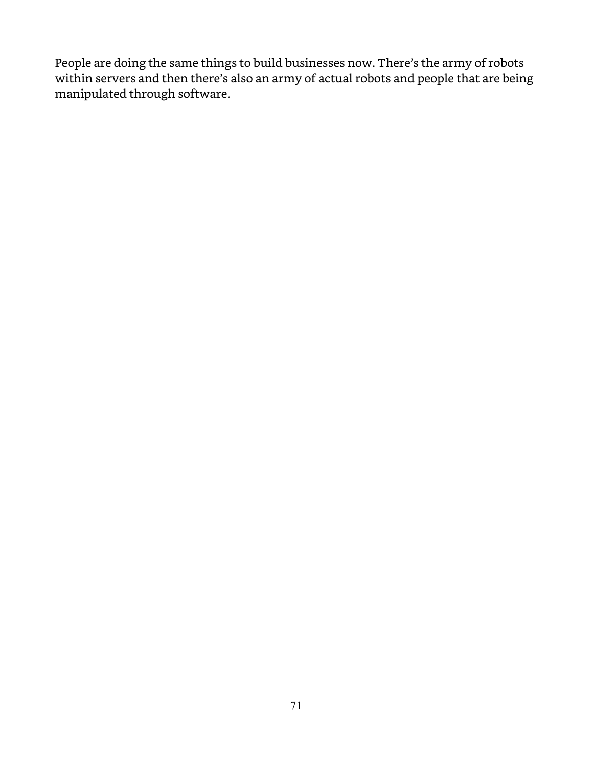People are doing the same things to build businesses now. There's the army of robots within servers and then there's also an army of actual robots and people that are being manipulated through software.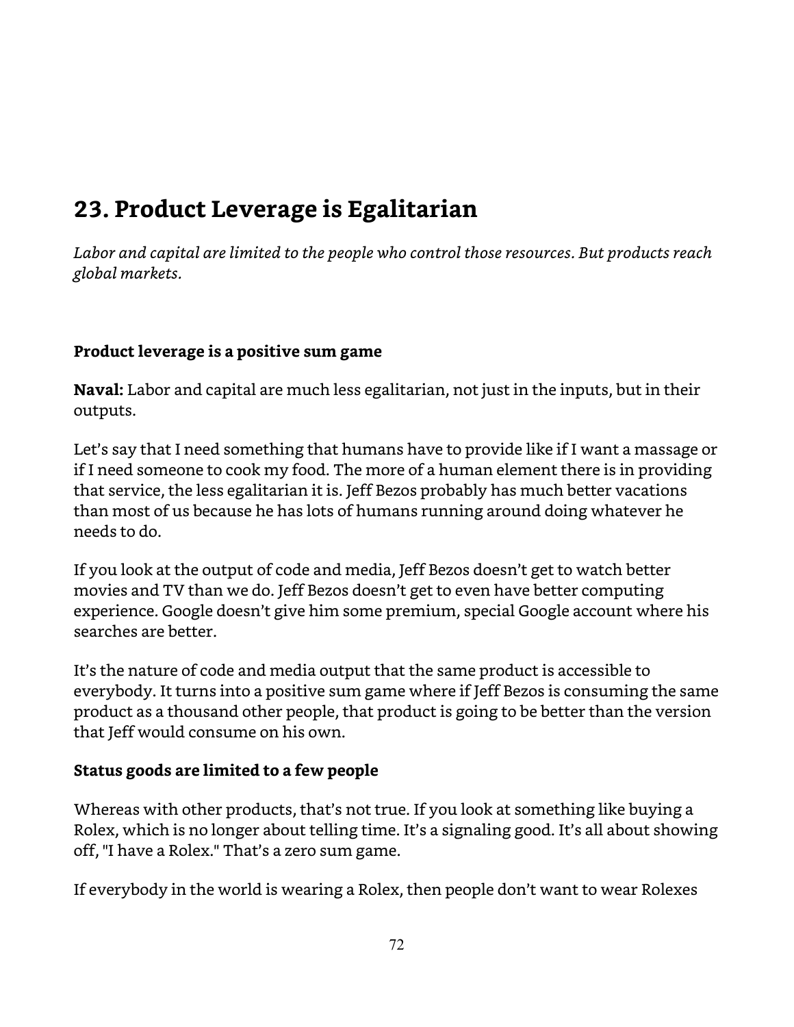## 23. Product Leverage is Egalitarian

*Labor and capital are limited to the people who control those resources. But products reach global markets.*

**Product leverage is a positive sum game**

**Naval:** Labor and capital are much less egalitarian, not just in the inputs, but in their outputs.

Let's say that I need something that humans have to provide like if I want a massage or if I need someone to cook my food. The more of a human element there is in providing that service, the less egalitarian it is. Jeff Bezos probably has much better vacations than most of us because he has lots of humans running around doing whatever he needs to do.

If you look at the output of code and media, Jeff Bezos doesn't get to watch better movies and TV than we do. Jeff Bezos doesn't get to even have better computing experience. Google doesn't give him some premium, special Google account where his searches are better.

It's the nature of code and media output that the same product is accessible to everybody. It turns into a positive sum game where if Jeff Bezos is consuming the same product as a thousand other people, that product is going to be better than the version that Jeff would consume on his own.

**Status goods are limited to a few people**

Whereas with other products, that's not true. If you look at something like buying a Rolex, which is no longer about telling time. It's a signaling good. It's all about showing off, "I have a Rolex." That's a zero sum game.

If everybody in the world is wearing a Rolex, then people don't want to wear Rolexes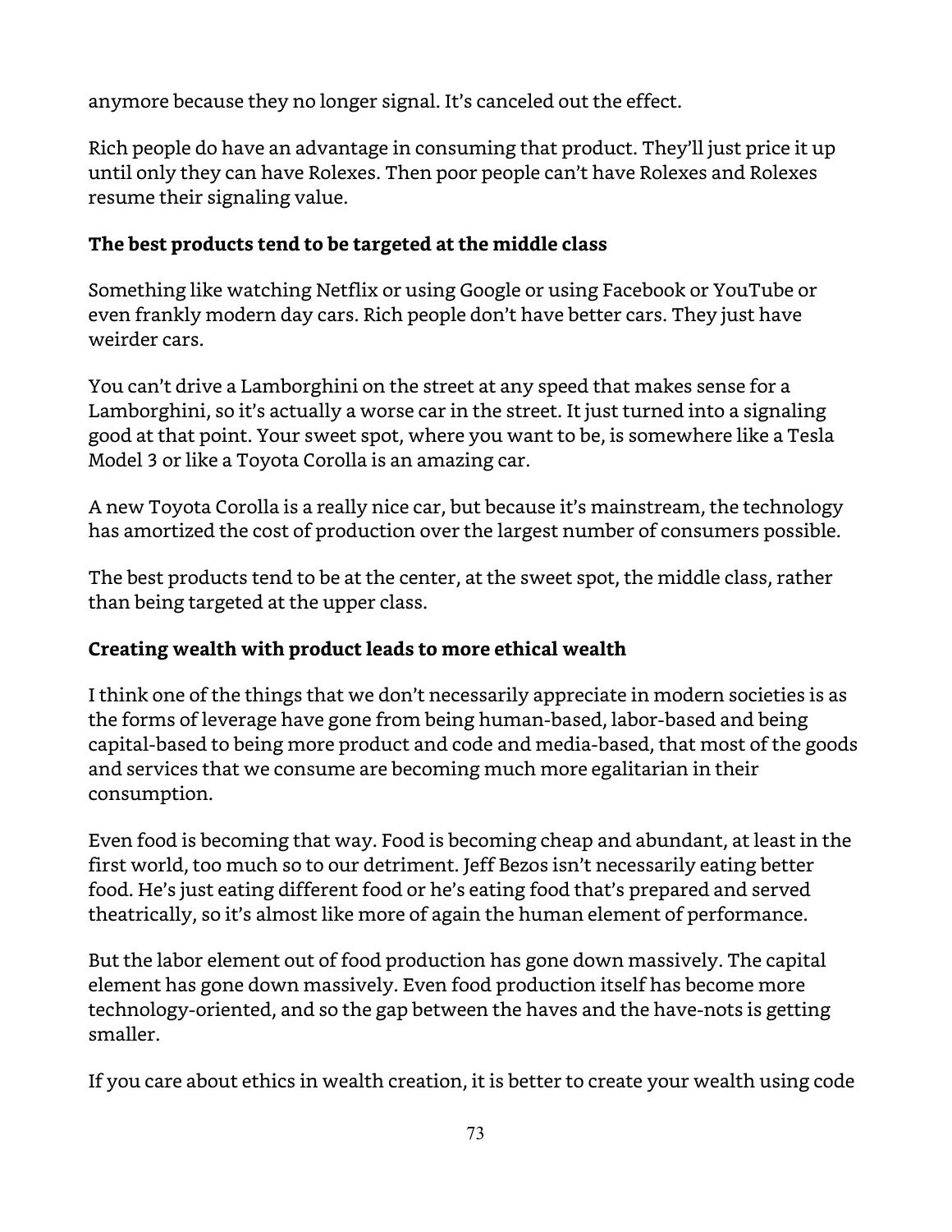anymore because they no longer signal. It's canceled out the effect.

Rich people do have an advantage in consuming that product. They'll just price it up until only they can have Rolexes. Then poor people can't have Rolexes and Rolexes resume their signaling value.

**The best products tend to be targeted at the middle class**

Something like watching Netflix or using Google or using Facebook or YouTube or even frankly modern day cars. Rich people don't have better cars. They just have weirder cars.

You can't drive a Lamborghini on the street at any speed that makes sense for a Lamborghini, so it's actually a worse car in the street. It just turned into a signaling good at that point. Your sweet spot, where you want to be, is somewhere like a Tesla Model 3 or like a Toyota Corolla is an amazing car.

A new Toyota Corolla is a really nice car, but because it's mainstream, the technology has amortized the cost of production over the largest number of consumers possible.

The best products tend to be at the center, at the sweet spot, the middle class, rather than being targeted at the upper class.

**Creating wealth with product leads to more ethical wealth**

I think one of the things that we don't necessarily appreciate in modern societies is as the forms of leverage have gone from being human-based, labor-based and being capital-based to being more product and code and media-based, that most of the goods and services that we consume are becoming much more egalitarian in their consumption.

Even food is becoming that way. Food is becoming cheap and abundant, at least in the first world, too much so to our detriment. Jeff Bezos isn't necessarily eating better food. He's just eating different food or he's eating food that's prepared and served theatrically, so it's almost like more of again the human element of performance.

But the labor element out of food production has gone down massively. The capital element has gone down massively. Even food production itself has become more technology-oriented, and so the gap between the haves and the have-nots is getting smaller.

If you care about ethics in wealth creation, it is better to create your wealth using code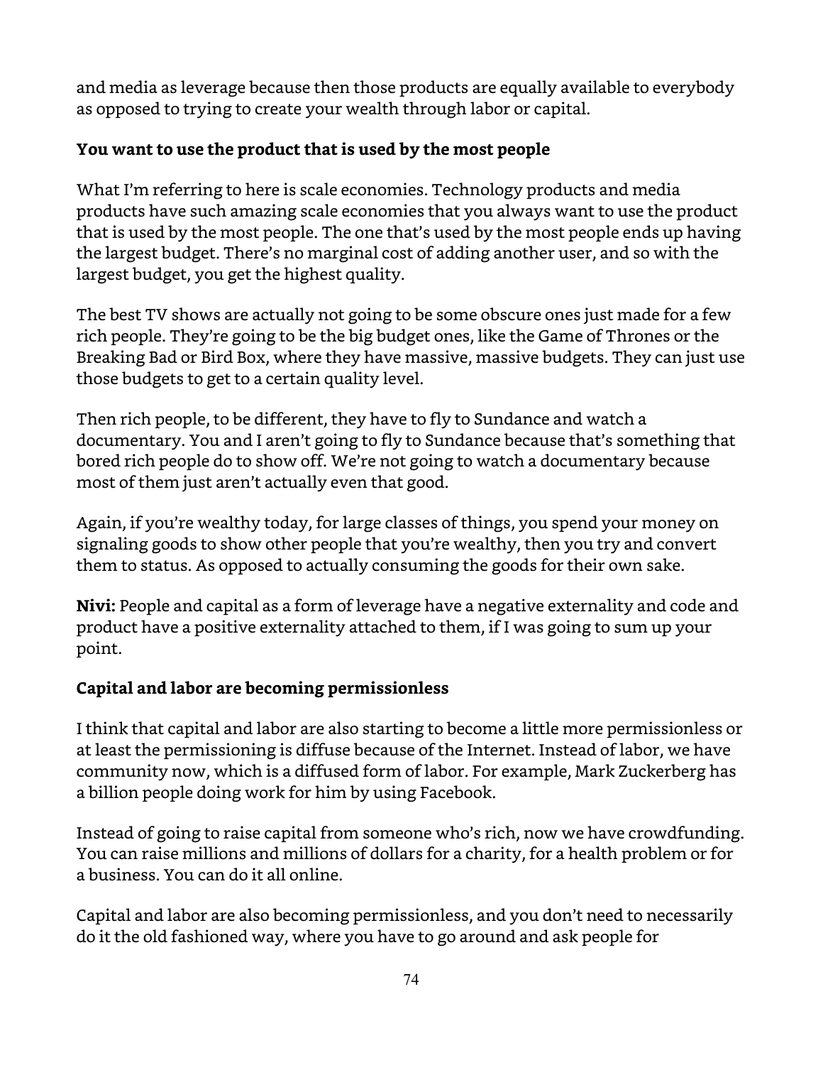and media as leverage because then those products are equally available to everybody as opposed to trying to create your wealth through labor or capital.

**You want to use the product that is used by the most people**

What I'm referring to here is scale economies. Technology products and media products have such amazing scale economies that you always want to use the product that is used by the most people. The one that's used by the most people ends up having the largest budget. There's no marginal cost of adding another user, and so with the largest budget, you get the highest quality.

The best TV shows are actually not going to be some obscure ones just made for a few rich people. They're going to be the big budget ones, like the Game of Thrones or the Breaking Bad or Bird Box, where they have massive, massive budgets. They can just use those budgets to get to a certain quality level.

Then rich people, to be different, they have to fly to Sundance and watch a documentary. You and I aren't going to fly to Sundance because that's something that bored rich people do to show off. We're not going to watch a documentary because most of them just aren't actually even that good.

Again, if you're wealthy today, for large classes of things, you spend your money on signaling goods to show other people that you're wealthy, then you try and convert them to status. As opposed to actually consuming the goods for their own sake.

**Nivi:** People and capital as a form of leverage have a negative externality and code and product have a positive externality attached to them, if I was going to sum up your point.

**Capital and labor are becoming permissionless**

I think that capital and labor are also starting to become a little more permissionless or at least the permissioning is diffuse because of the Internet. Instead of labor, we have community now, which is a diffused form of labor. For example, Mark Zuckerberg has a billion people doing work for him by using Facebook.

Instead of going to raise capital from someone who's rich, now we have crowdfunding. You can raise millions and millions of dollars for a charity, for a health problem or for a business. You can do it all online.

Capital and labor are also becoming permissionless, and you don't need to necessarily do it the old fashioned way, where you have to go around and ask people for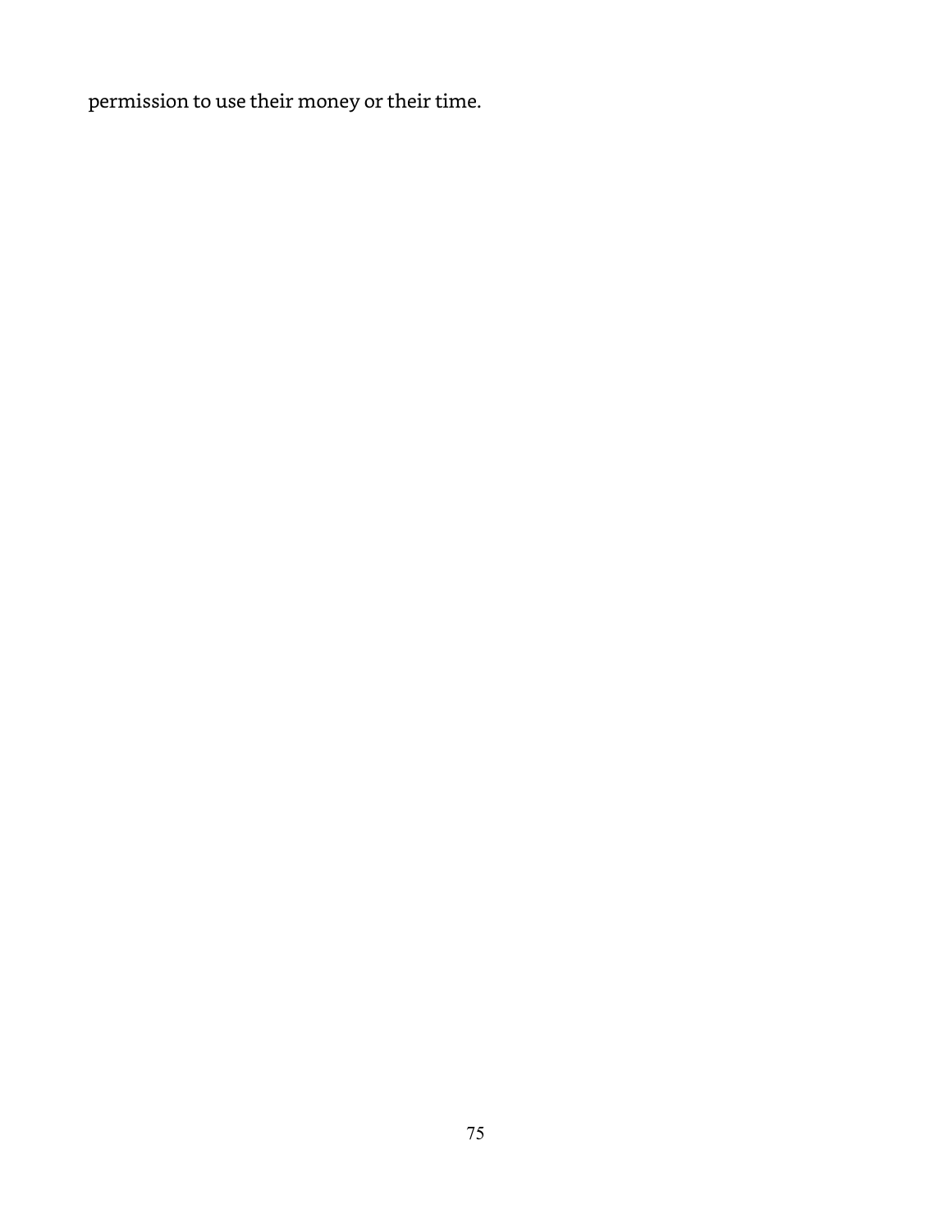permission to use their money or their time.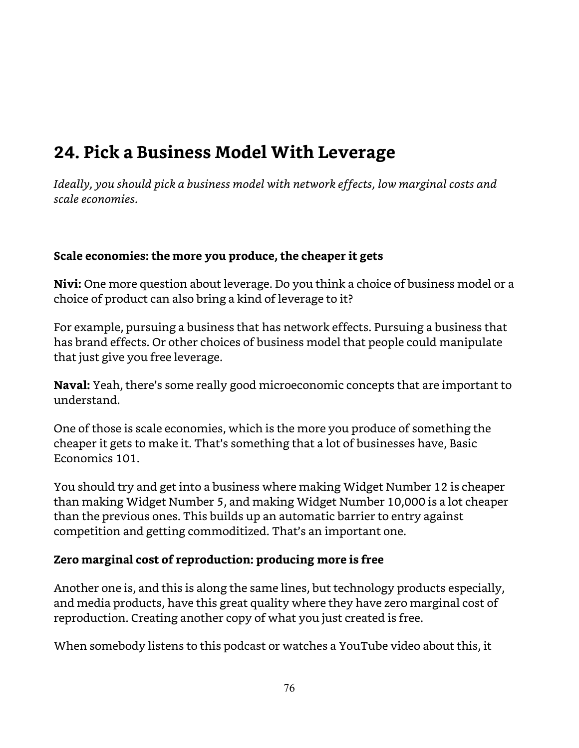## 24. Pick a Business Model With Leverage

*Ideally, you should pick a business model with network effects, low marginal costs and scale economies.*

**Scale economies: the more you produce, the cheaper it gets**

**Nivi:** One more question about leverage. Do you think a choice of business model or a choice of product can also bring a kind of leverage to it?

For example, pursuing a business that has network effects. Pursuing a business that has brand effects. Or other choices of business model that people could manipulate that just give you free leverage.

**Naval:** Yeah, there's some really good microeconomic concepts that are important to understand.

One of those is scale economies, which is the more you produce of something the cheaper it gets to make it. That's something that a lot of businesses have, Basic Economics 101.

You should try and get into a business where making Widget Number 12 is cheaper than making Widget Number 5, and making Widget Number 10,000 is a lot cheaper than the previous ones. This builds up an automatic barrier to entry against competition and getting commoditized. That's an important one.

**Zero marginal cost of reproduction: producing more is free**

Another one is, and this is along the same lines, but technology products especially, and media products, have this great quality where they have zero marginal cost of reproduction. Creating another copy of what you just created is free.

When somebody listens to this podcast or watches a YouTube video about this, it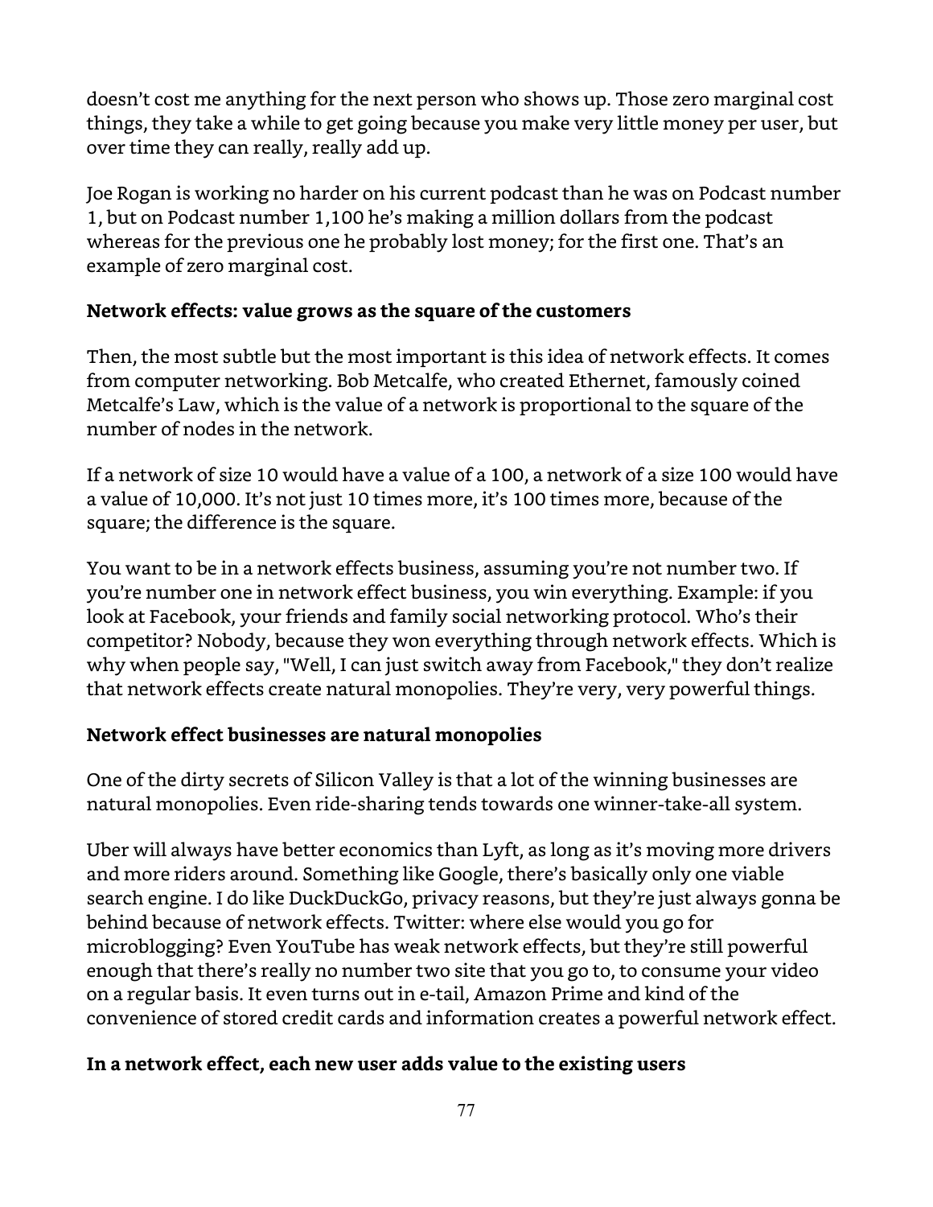doesn't cost me anything for the next person who shows up. Those zero marginal cost things, they take a while to get going because you make very little money per user, but over time they can really, really add up.

Joe Rogan is working no harder on his current podcast than he was on Podcast number 1, but on Podcast number 1,100 he's making a million dollars from the podcast whereas for the previous one he probably lost money; for the first one. That's an example of zero marginal cost.

### Network effects: value grows as the square of the customers

Then, the most subtle but the most important is this idea of network effects. It comes from computer networking. Bob Metcalfe, who created Ethernet, famously coined Metcalfe's Law, which is the value of a network is proportional to the square of the number of nodes in the network.

If a network of size 10 would have a value of a 100, a network of a size 100 would have a value of 10,000. It's not just 10 times more, it's 100 times more, because of the square; the difference is the square.

You want to be in a network effects business, assuming you're not number two. If you're number one in network effect business, you win everything. Example: if you look at Facebook, your friends and family social networking protocol. Who's their competitor? Nobody, because they won everything through network effects. Which is why when people say, "Well, I can just switch away from Facebook," they don't realize that network effects create natural monopolies. They're very, very powerful things.

### Network effect businesses are natural monopolies

One of the dirty secrets of Silicon Valley is that a lot of the winning businesses are natural monopolies. Even ride-sharing tends towards one winner-take-all system.

Uber will always have better economics than Lyft, as long as it's moving more drivers and more riders around. Something like Google, there's basically only one viable search engine. I do like DuckDuckGo, privacy reasons, but they're just always gonna be behind because of network effects. Twitter: where else would you go for microblogging? Even YouTube has weak network effects, but they're still powerful enough that there's really no number two site that you go to, to consume your video on a regular basis. It even turns out in e-tail, Amazon Prime and kind of the convenience of stored credit cards and information creates a powerful network effect.

### In a network effect, each new user adds value to the existing users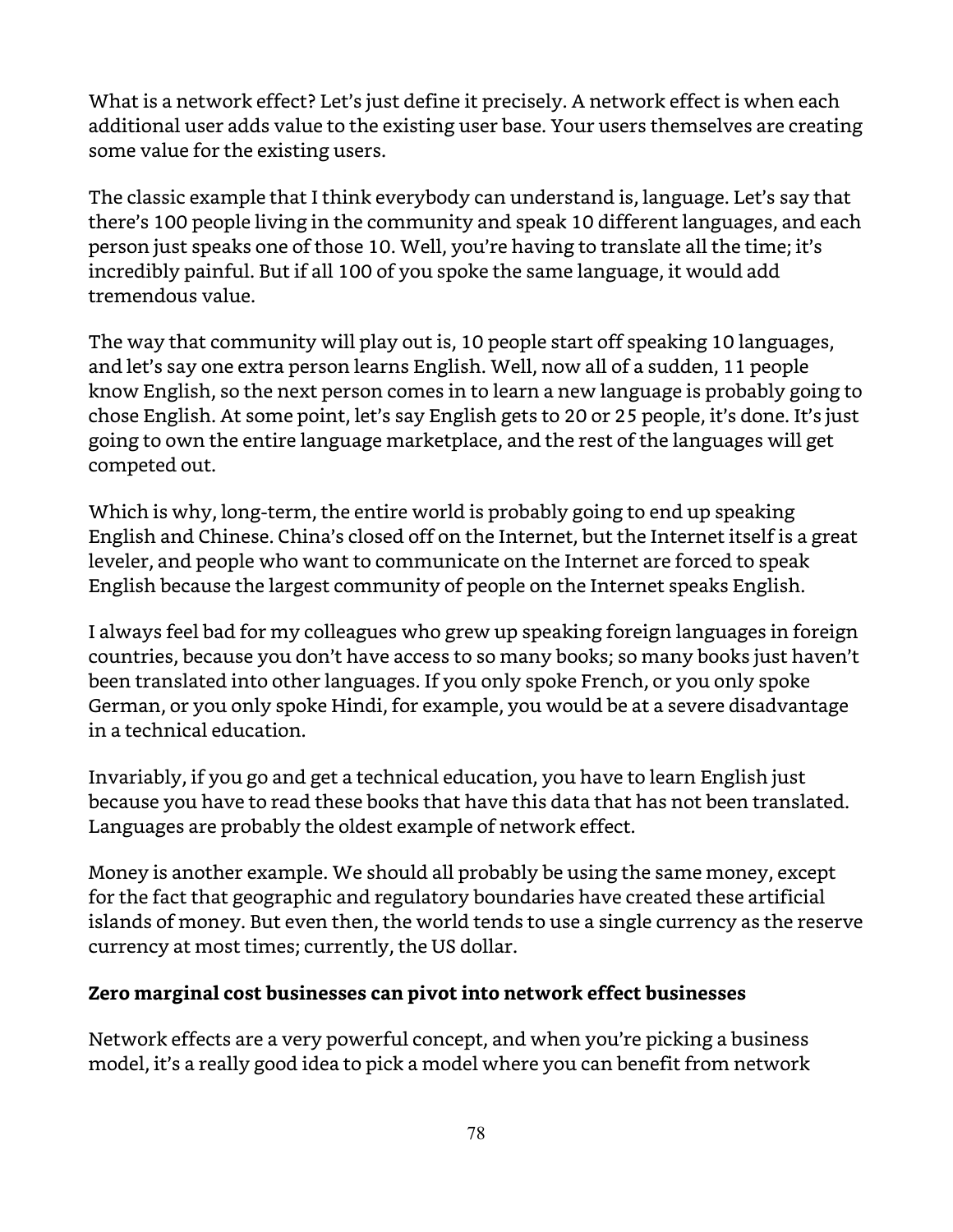What is a network effect? Let's just define it precisely. A network effect is when each additional user adds value to the existing user base. Your users themselves are creating some value for the existing users.

The classic example that I think everybody can understand is, language. Let's say that there's 100 people living in the community and speak 10 different languages, and each person just speaks one of those 10. Well, you're having to translate all the time; it's incredibly painful. But if all 100 of you spoke the same language, it would add tremendous value.

The way that community will play out is, 10 people start off speaking 10 languages, and let's say one extra person learns English. Well, now all of a sudden, 11 people know English, so the next person comes in to learn a new language is probably going to chose English. At some point, let's say English gets to 20 or 25 people, it's done. It's just going to own the entire language marketplace, and the rest of the languages will get competed out.

Which is why, long-term, the entire world is probably going to end up speaking English and Chinese. China's closed off on the Internet, but the Internet itself is a great leveler, and people who want to communicate on the Internet are forced to speak English because the largest community of people on the Internet speaks English.

I always feel bad for my colleagues who grew up speaking foreign languages in foreign countries, because you don't have access to so many books; so many books just haven't been translated into other languages. If you only spoke French, or you only spoke German, or you only spoke Hindi, for example, you would be at a severe disadvantage in a technical education.

Invariably, if you go and get a technical education, you have to learn English just because you have to read these books that have this data that has not been translated. Languages are probably the oldest example of network effect.

Money is another example. We should all probably be using the same money, except for the fact that geographic and regulatory boundaries have created these artificial islands of money. But even then, the world tends to use a single currency as the reserve currency at most times; currently, the US dollar.

**Zero marginal cost businesses can pivot into network effect businesses**

Network effects are a very powerful concept, and when you're picking a business model, it's a really good idea to pick a model where you can benefit from network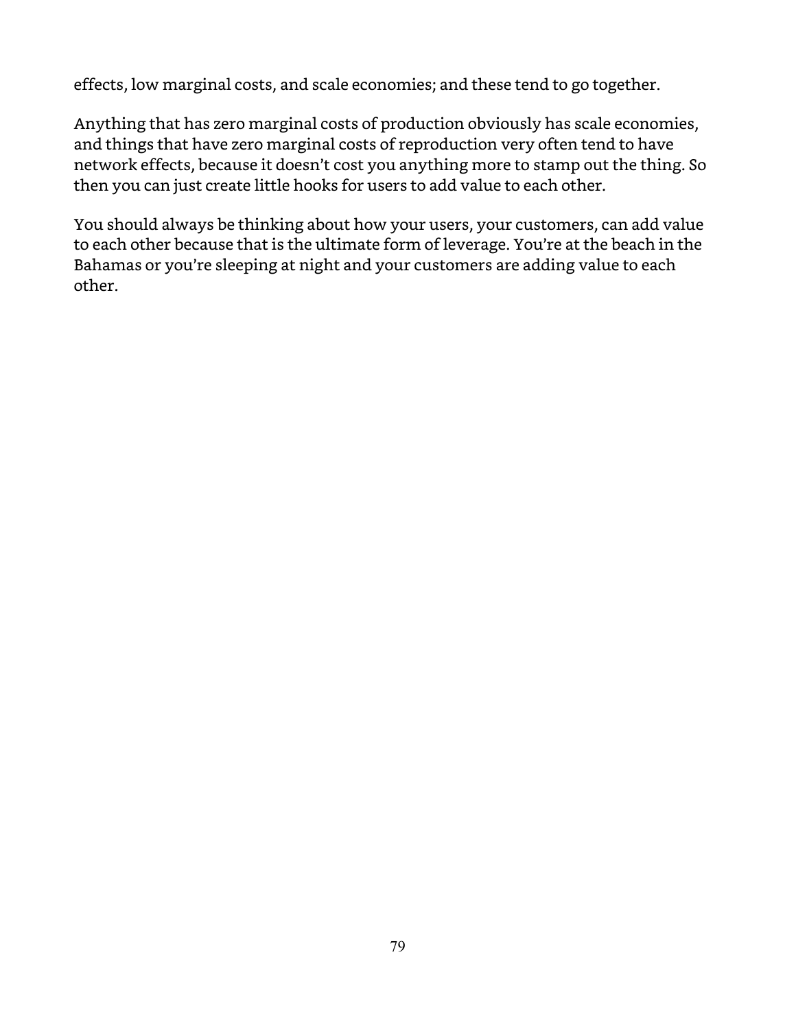effects, low marginal costs, and scale economies; and these tend to go together.

Anything that has zero marginal costs of production obviously has scale economies, and things that have zero marginal costs of reproduction very often tend to have network effects, because it doesn't cost you anything more to stamp out the thing. So then you can just create little hooks for users to add value to each other.

You should always be thinking about how your users, your customers, can add value to each other because that is the ultimate form of leverage. You're at the beach in the Bahamas or you're sleeping at night and your customers are adding value to each other.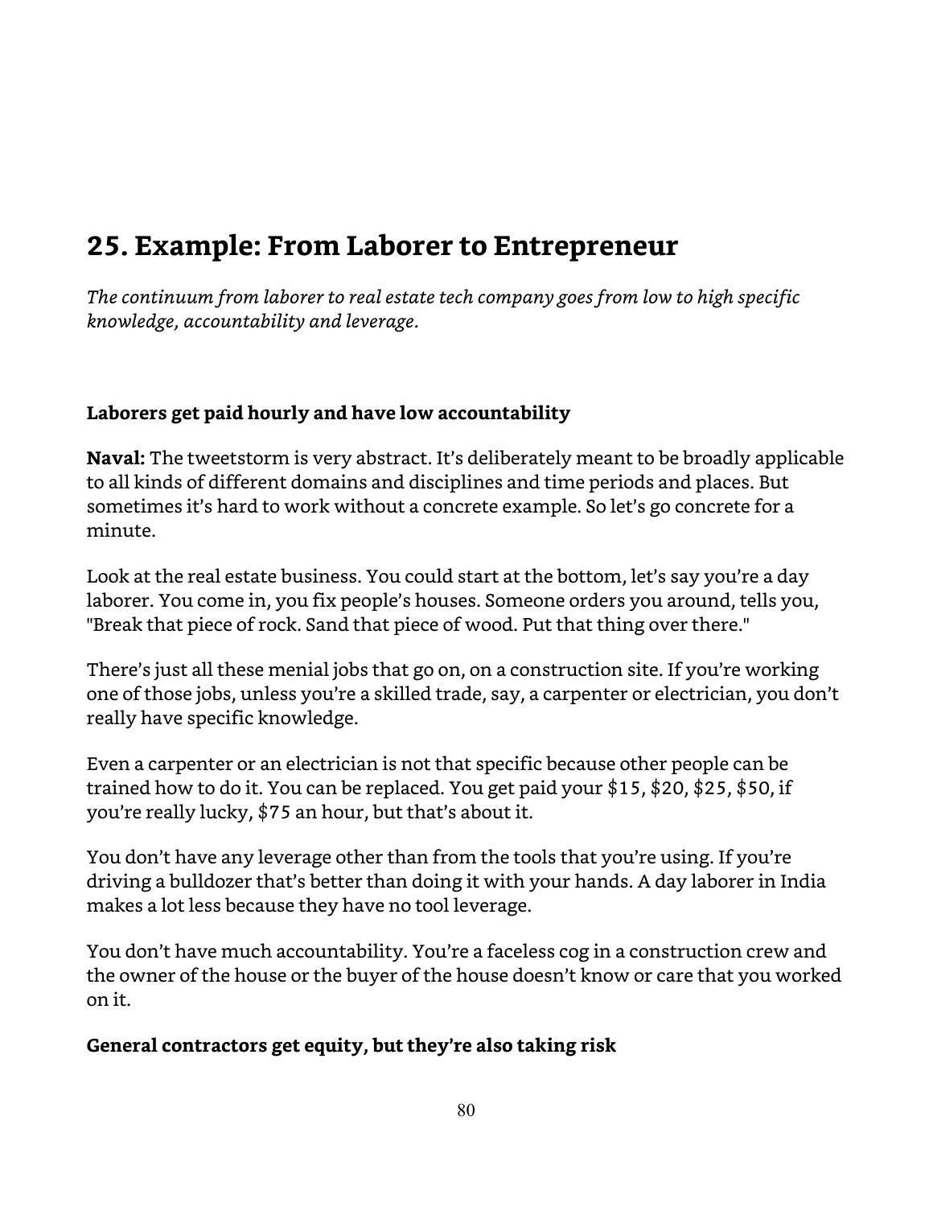## 25. Example: From Laborer to Entrepreneur

*The continuum from laborer to real estate tech company goes from low to high specific knowledge, accountability and leverage.*

### Laborers get paid hourly and have low accountability

**Naval:** The tweetstorm is very abstract. It's deliberately meant to be broadly applicable to all kinds of different domains and disciplines and time periods and places. But sometimes it's hard to work without a concrete example. So let's go concrete for a minute.

Look at the real estate business. You could start at the bottom, let's say you're a day laborer. You come in, you fix people's houses. Someone orders you around, tells you, "Break that piece of rock. Sand that piece of wood. Put that thing over there."

There's just all these menial jobs that go on, on a construction site. If you're working one of those jobs, unless you're a skilled trade, say, a carpenter or electrician, you don't really have specific knowledge.

Even a carpenter or an electrician is not that specific because other people can be trained how to do it. You can be replaced. You get paid your $15, $20, $25, $50, if you're really lucky, $75 an hour, but that's about it.

You don't have any leverage other than from the tools that you're using. If you're driving a bulldozer that's better than doing it with your hands. A day laborer in India makes a lot less because they have no tool leverage.

You don't have much accountability. You're a faceless cog in a construction crew and the owner of the house or the buyer of the house doesn't know or care that you worked on it.

### General contractors get equity, but they're also taking risk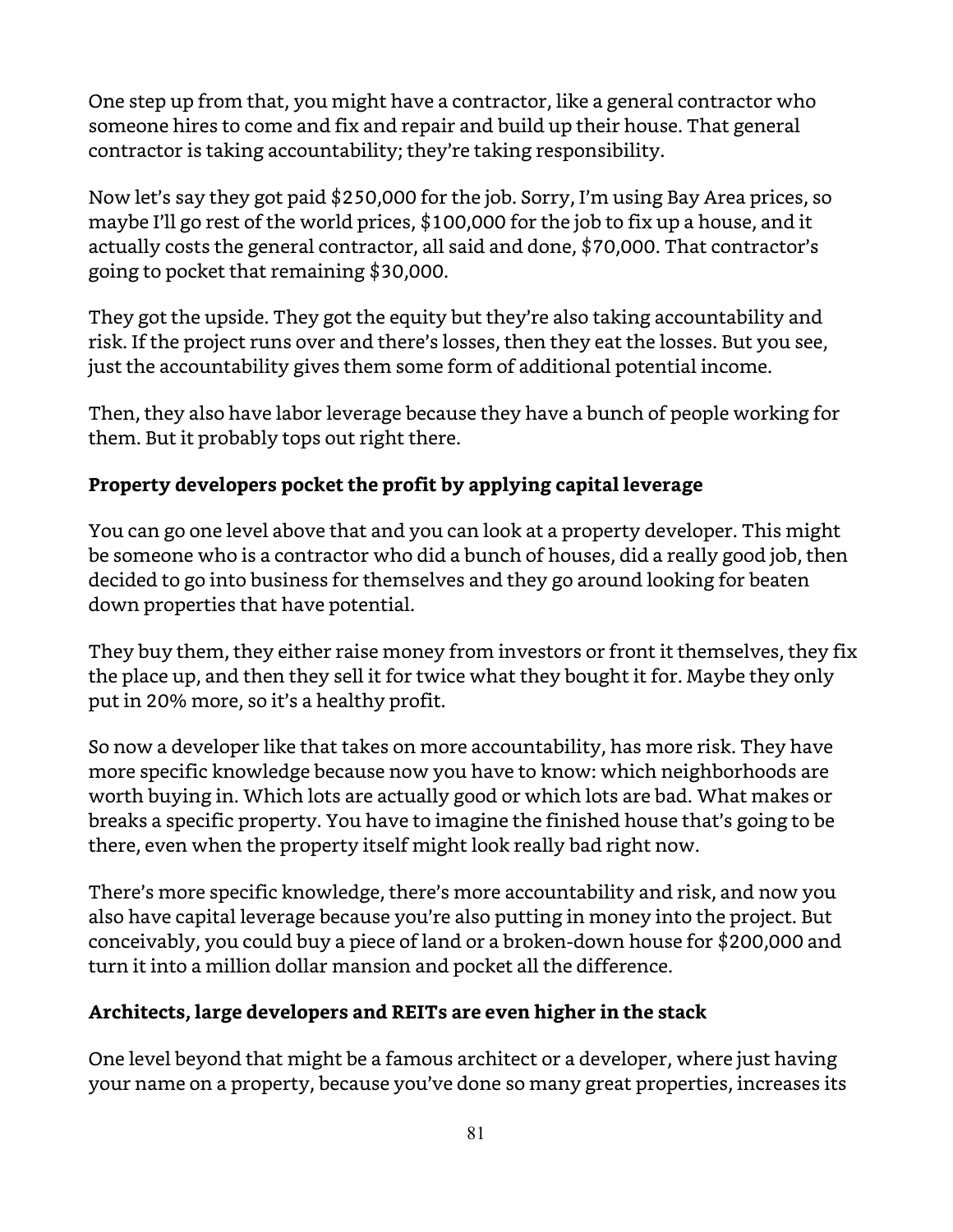One step up from that, you might have a contractor, like a general contractor who someone hires to come and fix and repair and build up their house. That general contractor is taking accountability; they're taking responsibility.

Now let's say they got paid $250,000 for the job. Sorry, I'm using Bay Area prices, so maybe I'll go rest of the world prices, $100,000 for the job to fix up a house, and it actually costs the general contractor, all said and done, $70,000. That contractor's going to pocket that remaining $30,000.

They got the upside. They got the equity but they're also taking accountability and risk. If the project runs over and there's losses, then they eat the losses. But you see, just the accountability gives them some form of additional potential income.

Then, they also have labor leverage because they have a bunch of people working for them. But it probably tops out right there.

**Property developers pocket the profit by applying capital leverage**

You can go one level above that and you can look at a property developer. This might be someone who is a contractor who did a bunch of houses, did a really good job, then decided to go into business for themselves and they go around looking for beaten down properties that have potential.

They buy them, they either raise money from investors or front it themselves, they fix the place up, and then they sell it for twice what they bought it for. Maybe they only put in 20% more, so it's a healthy profit.

So now a developer like that takes on more accountability, has more risk. They have more specific knowledge because now you have to know: which neighborhoods are worth buying in. Which lots are actually good or which lots are bad. What makes or breaks a specific property. You have to imagine the finished house that's going to be there, even when the property itself might look really bad right now.

There's more specific knowledge, there's more accountability and risk, and now you also have capital leverage because you're also putting in money into the project. But conceivably, you could buy a piece of land or a broken-down house for $200,000 and turn it into a million dollar mansion and pocket all the difference.

**Architects, large developers and REITs are even higher in the stack**

One level beyond that might be a famous architect or a developer, where just having your name on a property, because you've done so many great properties, increases its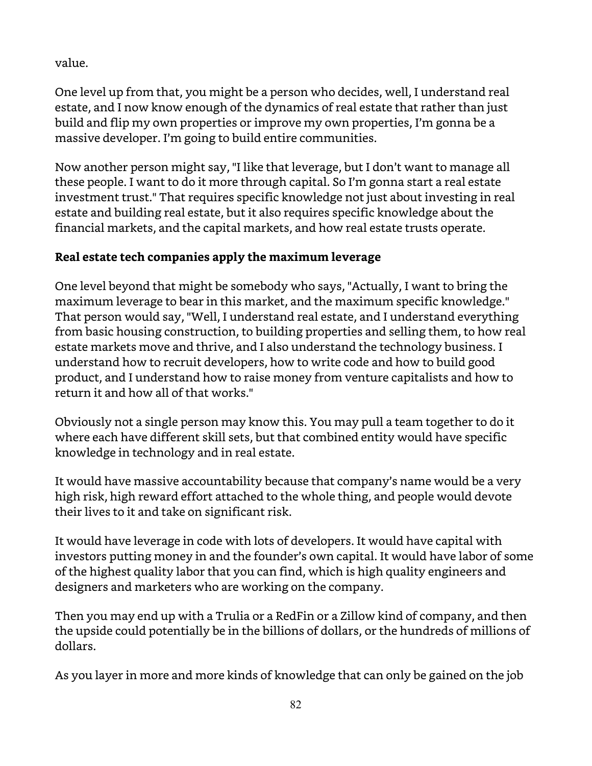value.

One level up from that, you might be a person who decides, well, I understand real estate, and I now know enough of the dynamics of real estate that rather than just build and flip my own properties or improve my own properties, I'm gonna be a massive developer. I'm going to build entire communities.

Now another person might say, "I like that leverage, but I don't want to manage all these people. I want to do it more through capital. So I'm gonna start a real estate investment trust." That requires specific knowledge not just about investing in real estate and building real estate, but it also requires specific knowledge about the financial markets, and the capital markets, and how real estate trusts operate.

**Real estate tech companies apply the maximum leverage**

One level beyond that might be somebody who says, "Actually, I want to bring the maximum leverage to bear in this market, and the maximum specific knowledge." That person would say, "Well, I understand real estate, and I understand everything from basic housing construction, to building properties and selling them, to how real estate markets move and thrive, and I also understand the technology business. I understand how to recruit developers, how to write code and how to build good product, and I understand how to raise money from venture capitalists and how to return it and how all of that works."

Obviously not a single person may know this. You may pull a team together to do it where each have different skill sets, but that combined entity would have specific knowledge in technology and in real estate.

It would have massive accountability because that company's name would be a very high risk, high reward effort attached to the whole thing, and people would devote their lives to it and take on significant risk.

It would have leverage in code with lots of developers. It would have capital with investors putting money in and the founder's own capital. It would have labor of some of the highest quality labor that you can find, which is high quality engineers and designers and marketers who are working on the company.

Then you may end up with a Trulia or a RedFin or a Zillow kind of company, and then the upside could potentially be in the billions of dollars, or the hundreds of millions of dollars.

As you layer in more and more kinds of knowledge that can only be gained on the job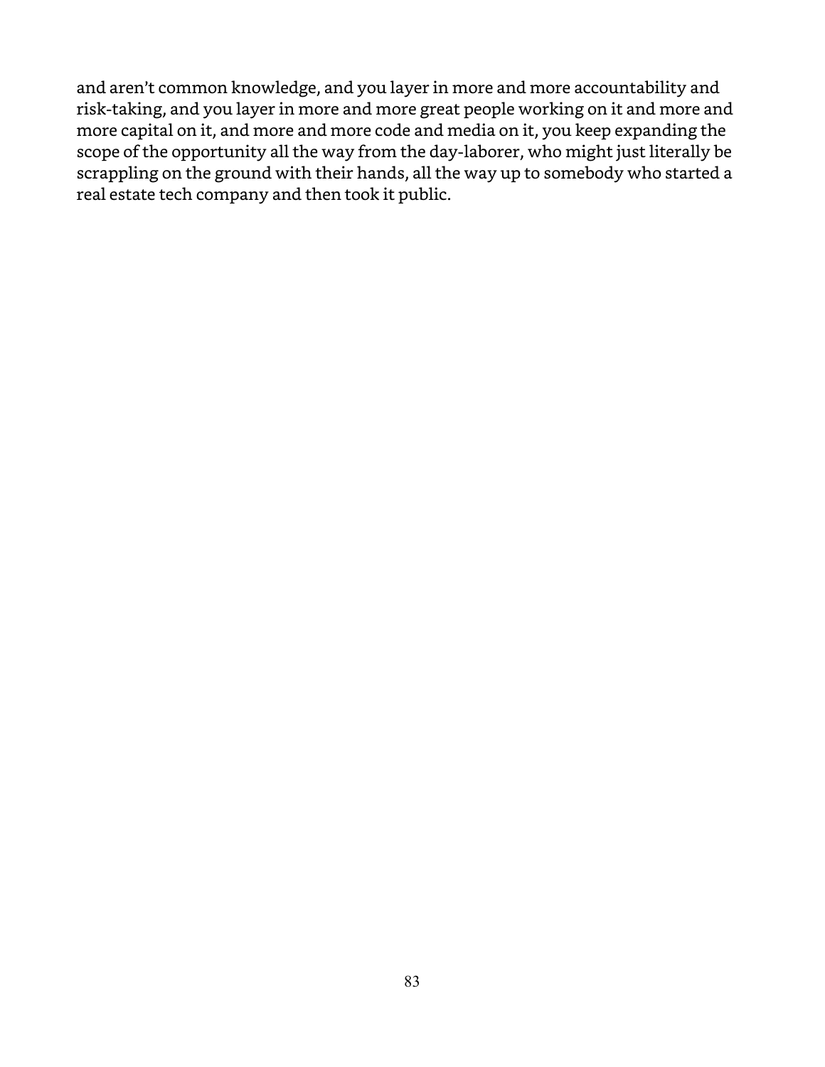and aren't common knowledge, and you layer in more and more accountability and risk-taking, and you layer in more and more great people working on it and more and more capital on it, and more and more code and media on it, you keep expanding the scope of the opportunity all the way from the day-laborer, who might just literally be scrappling on the ground with their hands, all the way up to somebody who started a real estate tech company and then took it public.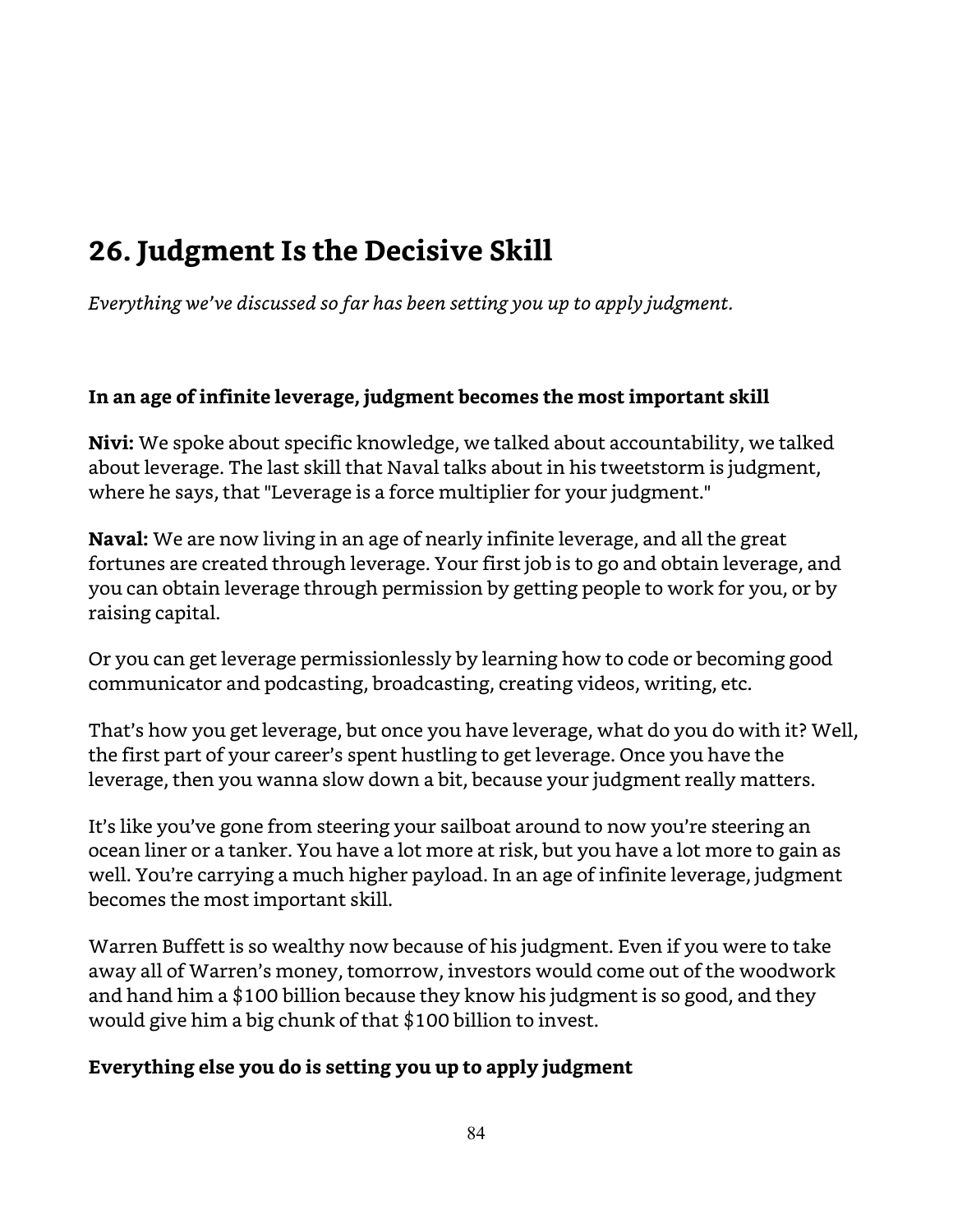## 26. Judgment Is the Decisive Skill

*Everything we've discussed so far has been setting you up to apply judgment.*

**In an age of infinite leverage, judgment becomes the most important skill**

**Nivi:** We spoke about specific knowledge, we talked about accountability, we talked about leverage. The last skill that Naval talks about in his tweetstorm is judgment, where he says, that "Leverage is a force multiplier for your judgment."

**Naval:** We are now living in an age of nearly infinite leverage, and all the great fortunes are created through leverage. Your first job is to go and obtain leverage, and you can obtain leverage through permission by getting people to work for you, or by raising capital.

Or you can get leverage permissionlessly by learning how to code or becoming good communicator and podcasting, broadcasting, creating videos, writing, etc.

That's how you get leverage, but once you have leverage, what do you do with it? Well, the first part of your career's spent hustling to get leverage. Once you have the leverage, then you wanna slow down a bit, because your judgment really matters.

It's like you've gone from steering your sailboat around to now you're steering an ocean liner or a tanker. You have a lot more at risk, but you have a lot more to gain as well. You're carrying a much higher payload. In an age of infinite leverage, judgment becomes the most important skill.

Warren Buffett is so wealthy now because of his judgment. Even if you were to take away all of Warren's money, tomorrow, investors would come out of the woodwork and hand him a $100 billion because they know his judgment is so good, and they would give him a big chunk of that $100 billion to invest.

**Everything else you do is setting you up to apply judgment**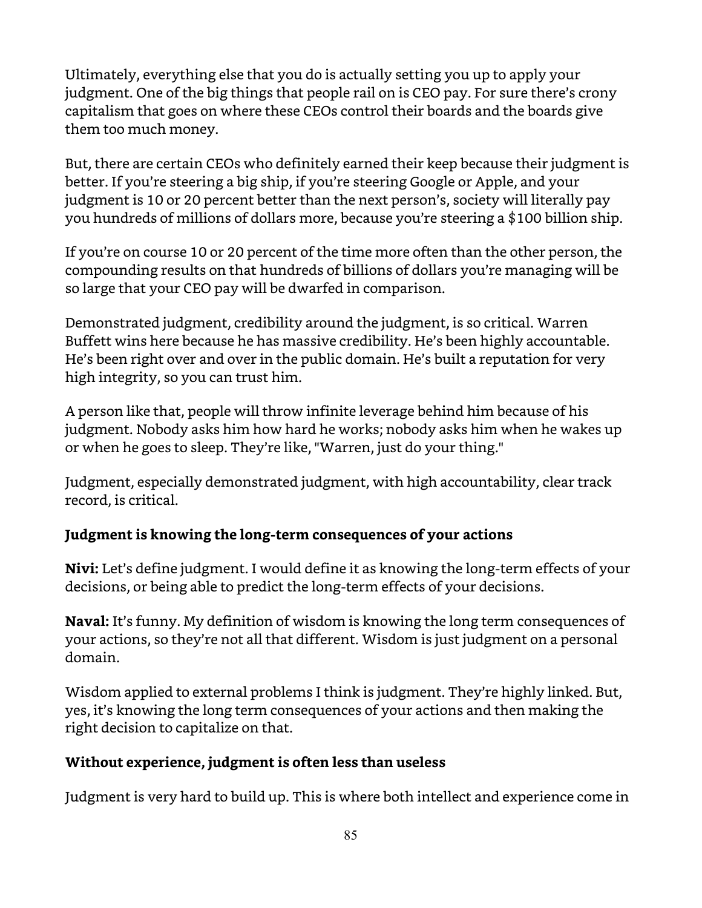Ultimately, everything else that you do is actually setting you up to apply your judgment. One of the big things that people rail on is CEO pay. For sure there's crony capitalism that goes on where these CEOs control their boards and the boards give them too much money.

But, there are certain CEOs who definitely earned their keep because their judgment is better. If you're steering a big ship, if you're steering Google or Apple, and your judgment is 10 or 20 percent better than the next person's, society will literally pay you hundreds of millions of dollars more, because you're steering a $100 billion ship.

If you're on course 10 or 20 percent of the time more often than the other person, the compounding results on that hundreds of billions of dollars you're managing will be so large that your CEO pay will be dwarfed in comparison.

Demonstrated judgment, credibility around the judgment, is so critical. Warren Buffett wins here because he has massive credibility. He's been highly accountable. He's been right over and over in the public domain. He's built a reputation for very high integrity, so you can trust him.

A person like that, people will throw infinite leverage behind him because of his judgment. Nobody asks him how hard he works; nobody asks him when he wakes up or when he goes to sleep. They're like, "Warren, just do your thing."

Judgment, especially demonstrated judgment, with high accountability, clear track record, is critical.

### Judgment is knowing the long-term consequences of your actions

**Nivi:** Let's define judgment. I would define it as knowing the long-term effects of your decisions, or being able to predict the long-term effects of your decisions.

**Naval:** It's funny. My definition of wisdom is knowing the long term consequences of your actions, so they're not all that different. Wisdom is just judgment on a personal domain.

Wisdom applied to external problems I think is judgment. They're highly linked. But, yes, it's knowing the long term consequences of your actions and then making the right decision to capitalize on that.

### Without experience, judgment is often less than useless

Judgment is very hard to build up. This is where both intellect and experience come in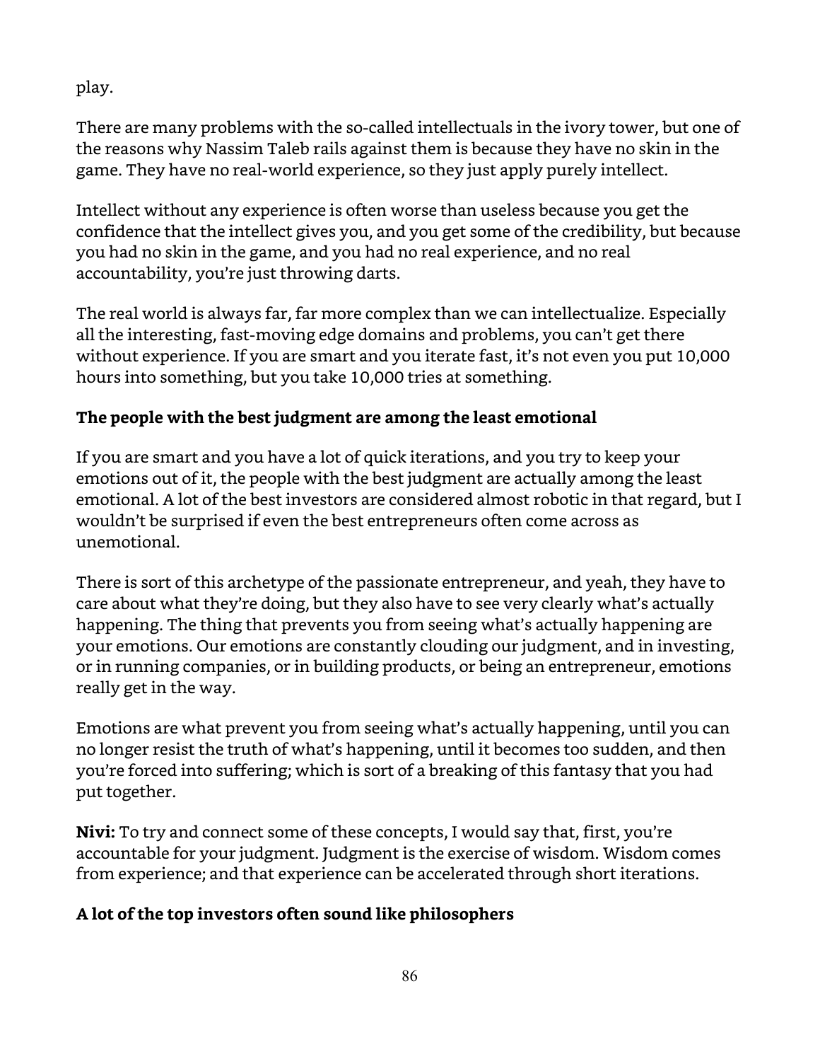play.

There are many problems with the so-called intellectuals in the ivory tower, but one of the reasons why Nassim Taleb rails against them is because they have no skin in the game. They have no real-world experience, so they just apply purely intellect.

Intellect without any experience is often worse than useless because you get the confidence that the intellect gives you, and you get some of the credibility, but because you had no skin in the game, and you had no real experience, and no real accountability, you're just throwing darts.

The real world is always far, far more complex than we can intellectualize. Especially all the interesting, fast-moving edge domains and problems, you can't get there without experience. If you are smart and you iterate fast, it's not even you put 10,000 hours into something, but you take 10,000 tries at something.

**The people with the best judgment are among the least emotional**

If you are smart and you have a lot of quick iterations, and you try to keep your emotions out of it, the people with the best judgment are actually among the least emotional. A lot of the best investors are considered almost robotic in that regard, but I wouldn't be surprised if even the best entrepreneurs often come across as unemotional.

There is sort of this archetype of the passionate entrepreneur, and yeah, they have to care about what they're doing, but they also have to see very clearly what's actually happening. The thing that prevents you from seeing what's actually happening are your emotions. Our emotions are constantly clouding our judgment, and in investing, or in running companies, or in building products, or being an entrepreneur, emotions really get in the way.

Emotions are what prevent you from seeing what's actually happening, until you can no longer resist the truth of what's happening, until it becomes too sudden, and then you're forced into suffering; which is sort of a breaking of this fantasy that you had put together.

**Nivi:** To try and connect some of these concepts, I would say that, first, you're accountable for your judgment. Judgment is the exercise of wisdom. Wisdom comes from experience; and that experience can be accelerated through short iterations.

**A lot of the top investors often sound like philosophers**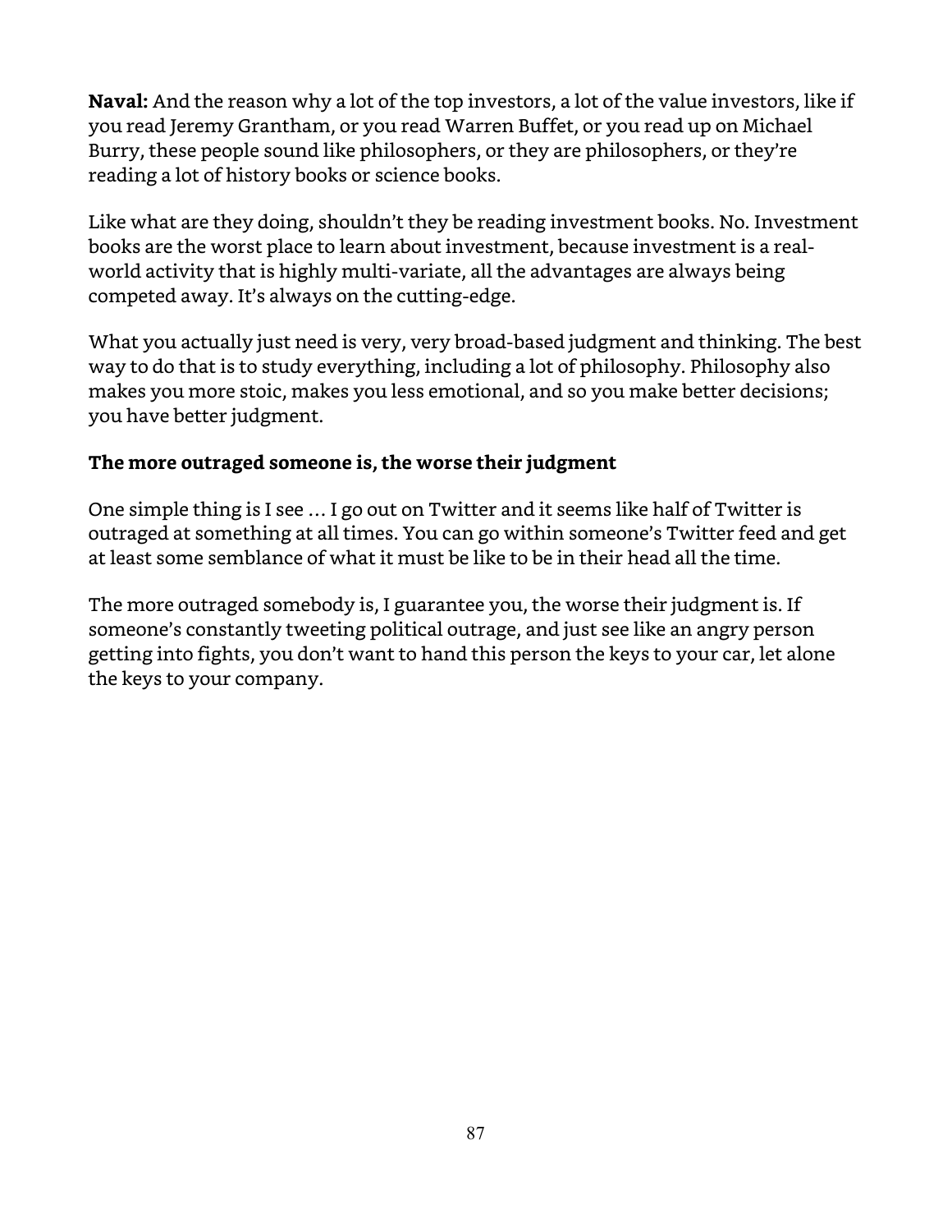**Naval:** And the reason why a lot of the top investors, a lot of the value investors, like if you read Jeremy Grantham, or you read Warren Buffet, or you read up on Michael Burry, these people sound like philosophers, or they are philosophers, or they're reading a lot of history books or science books.

Like what are they doing, shouldn't they be reading investment books. No. Investment books are the worst place to learn about investment, because investment is a real-world activity that is highly multi-variate, all the advantages are always being competed away. It's always on the cutting-edge.

What you actually just need is very, very broad-based judgment and thinking. The best way to do that is to study everything, including a lot of philosophy. Philosophy also makes you more stoic, makes you less emotional, and so you make better decisions; you have better judgment.

### The more outraged someone is, the worse their judgment

One simple thing is I see … I go out on Twitter and it seems like half of Twitter is outraged at something at all times. You can go within someone's Twitter feed and get at least some semblance of what it must be like to be in their head all the time.

The more outraged somebody is, I guarantee you, the worse their judgment is. If someone's constantly tweeting political outrage, and just see like an angry person getting into fights, you don't want to hand this person the keys to your car, let alone the keys to your company.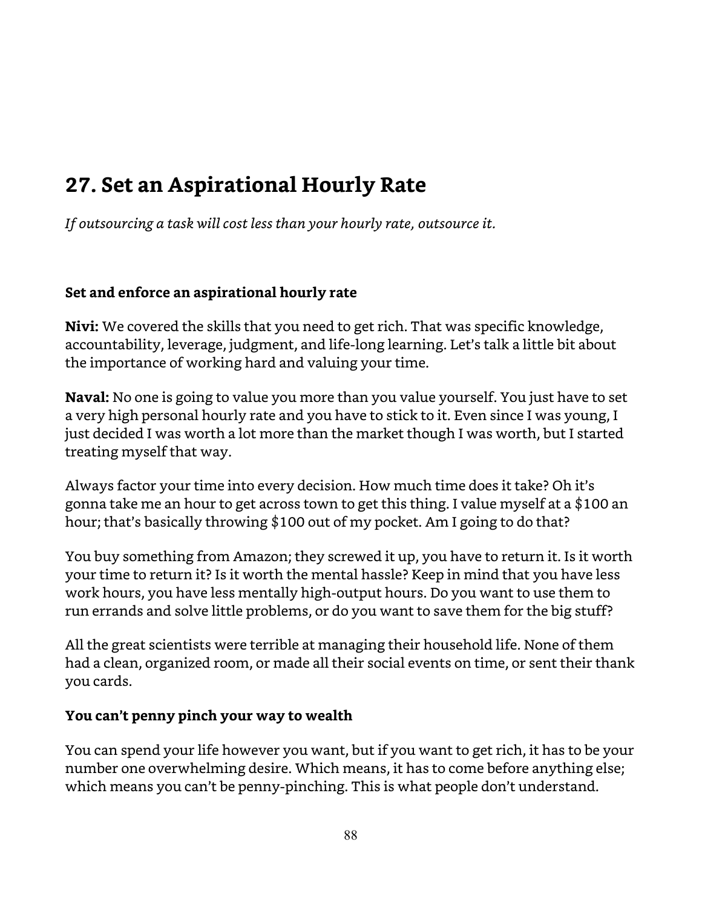## 27. Set an Aspirational Hourly Rate

*If outsourcing a task will cost less than your hourly rate, outsource it.*

### Set and enforce an aspirational hourly rate

**Nivi:** We covered the skills that you need to get rich. That was specific knowledge, accountability, leverage, judgment, and life-long learning. Let's talk a little bit about the importance of working hard and valuing your time.

**Naval:** No one is going to value you more than you value yourself. You just have to set a very high personal hourly rate and you have to stick to it. Even since I was young, I just decided I was worth a lot more than the market though I was worth, but I started treating myself that way.

Always factor your time into every decision. How much time does it take? Oh it's gonna take me an hour to get across town to get this thing. I value myself at a $100 an hour; that's basically throwing $100 out of my pocket. Am I going to do that?

You buy something from Amazon; they screwed it up, you have to return it. Is it worth your time to return it? Is it worth the mental hassle? Keep in mind that you have less work hours, you have less mentally high-output hours. Do you want to use them to run errands and solve little problems, or do you want to save them for the big stuff?

All the great scientists were terrible at managing their household life. None of them had a clean, organized room, or made all their social events on time, or sent their thank you cards.

### You can't penny pinch your way to wealth

You can spend your life however you want, but if you want to get rich, it has to be your number one overwhelming desire. Which means, it has to come before anything else; which means you can't be penny-pinching. This is what people don't understand.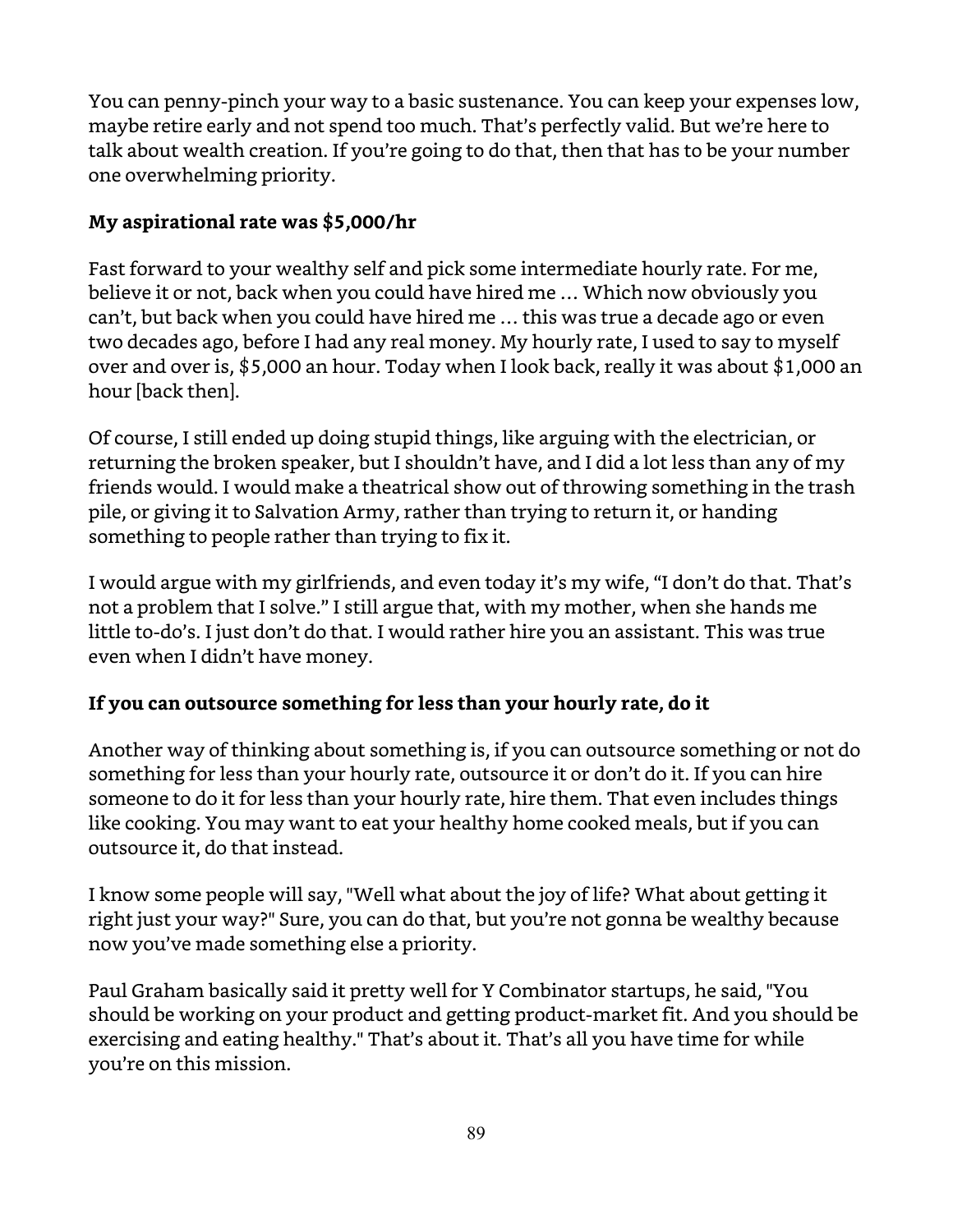You can penny-pinch your way to a basic sustenance. You can keep your expenses low, maybe retire early and not spend too much. That's perfectly valid. But we're here to talk about wealth creation. If you're going to do that, then that has to be your number one overwhelming priority.

### My aspirational rate was $5,000/hr

Fast forward to your wealthy self and pick some intermediate hourly rate. For me, believe it or not, back when you could have hired me … Which now obviously you can't, but back when you could have hired me … this was true a decade ago or even two decades ago, before I had any real money. My hourly rate, I used to say to myself over and over is, $5,000 an hour. Today when I look back, really it was about $1,000 an hour [back then].

Of course, I still ended up doing stupid things, like arguing with the electrician, or returning the broken speaker, but I shouldn't have, and I did a lot less than any of my friends would. I would make a theatrical show out of throwing something in the trash pile, or giving it to Salvation Army, rather than trying to return it, or handing something to people rather than trying to fix it.

I would argue with my girlfriends, and even today it's my wife, "I don't do that. That's not a problem that I solve." I still argue that, with my mother, when she hands me little to-do's. I just don't do that. I would rather hire you an assistant. This was true even when I didn't have money.

### If you can outsource something for less than your hourly rate, do it

Another way of thinking about something is, if you can outsource something or not do something for less than your hourly rate, outsource it or don't do it. If you can hire someone to do it for less than your hourly rate, hire them. That even includes things like cooking. You may want to eat your healthy home cooked meals, but if you can outsource it, do that instead.

I know some people will say, "Well what about the joy of life? What about getting it right just your way?" Sure, you can do that, but you're not gonna be wealthy because now you've made something else a priority.

Paul Graham basically said it pretty well for Y Combinator startups, he said, "You should be working on your product and getting product-market fit. And you should be exercising and eating healthy." That's about it. That's all you have time for while you're on this mission.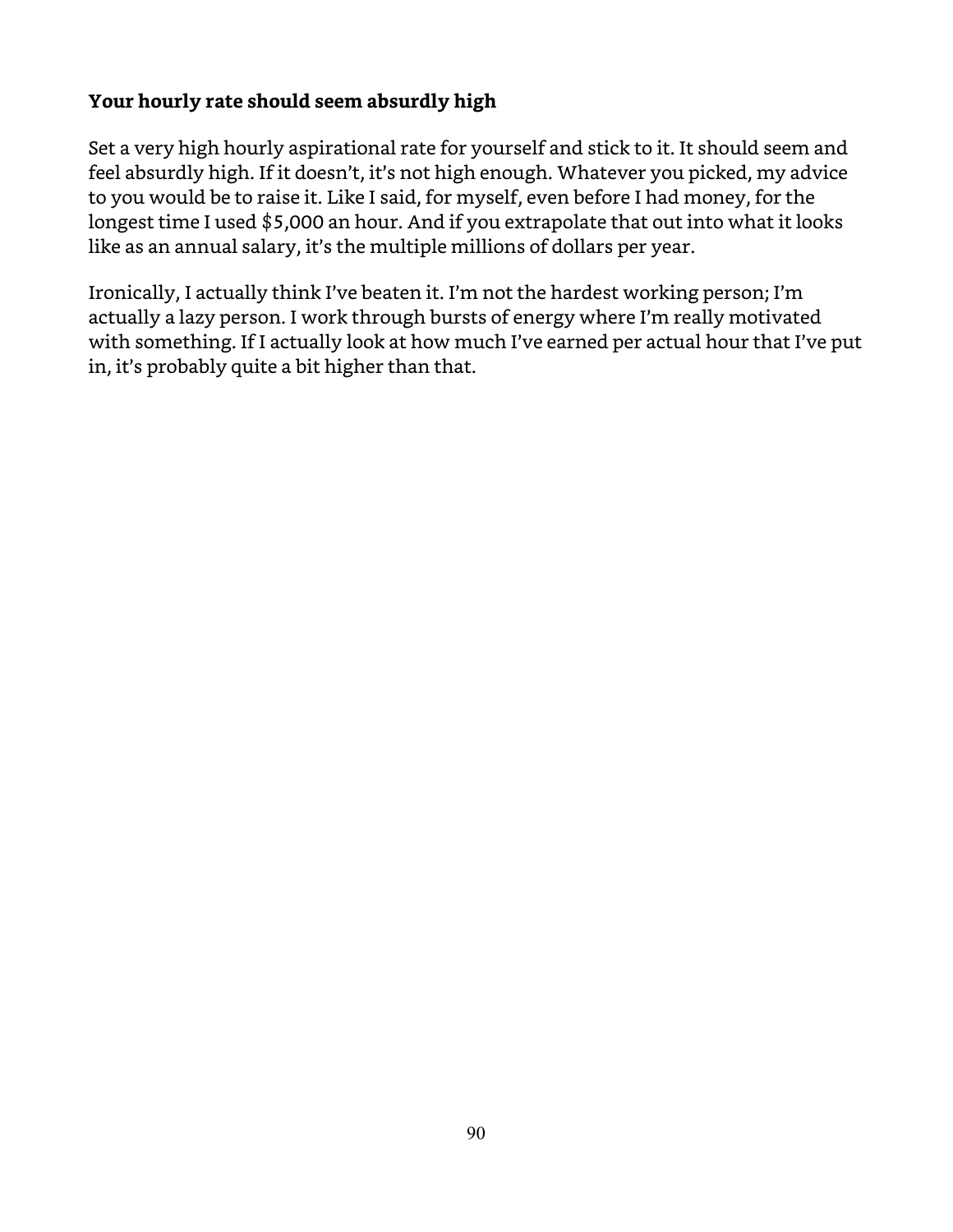### Your hourly rate should seem absurdly high

Set a very high hourly aspirational rate for yourself and stick to it. It should seem and feel absurdly high. If it doesn't, it's not high enough. Whatever you picked, my advice to you would be to raise it. Like I said, for myself, even before I had money, for the longest time I used $5,000 an hour. And if you extrapolate that out into what it looks like as an annual salary, it's the multiple millions of dollars per year.

Ironically, I actually think I've beaten it. I'm not the hardest working person; I'm actually a lazy person. I work through bursts of energy where I'm really motivated with something. If I actually look at how much I've earned per actual hour that I've put in, it's probably quite a bit higher than that.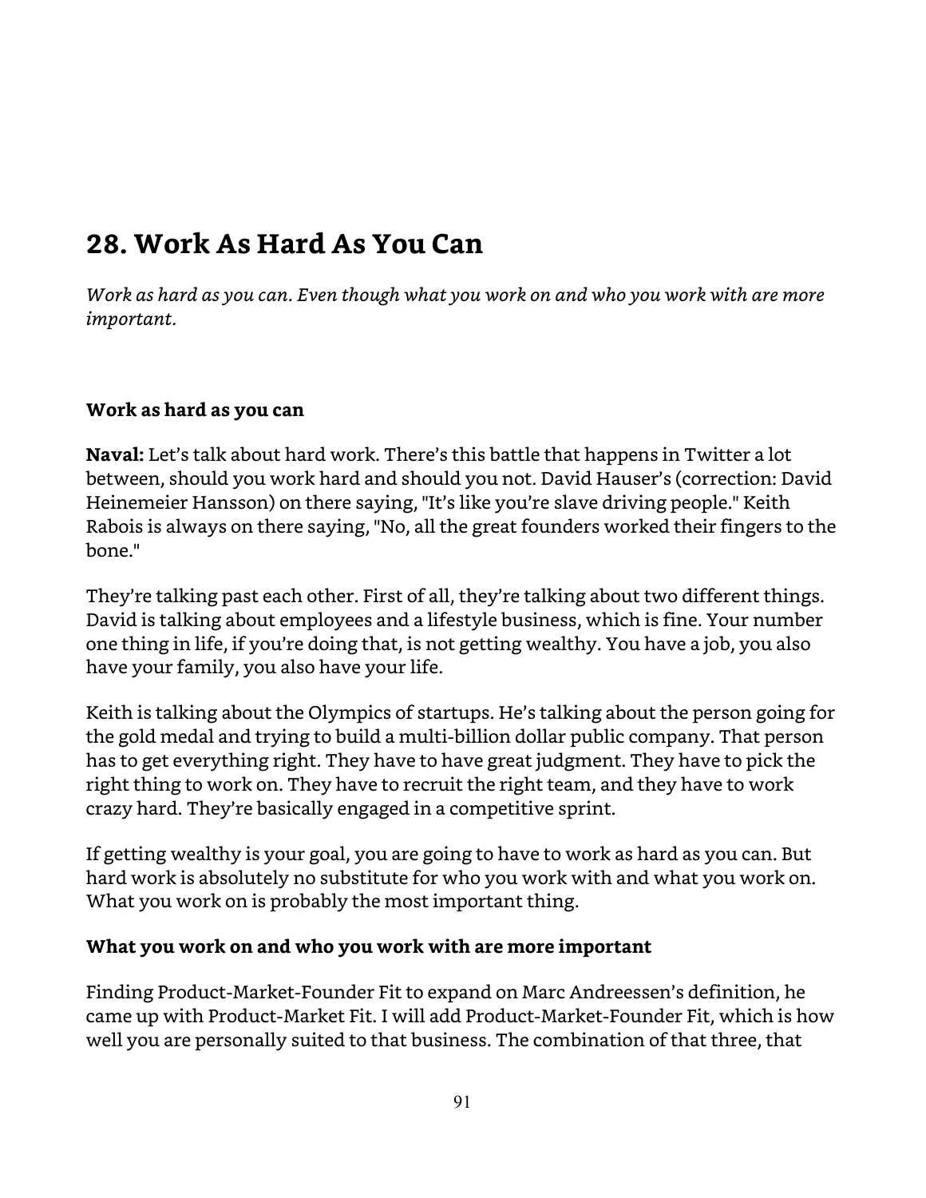# 28. Work As Hard As You Can

*Work as hard as you can. Even though what you work on and who you work with are more important.*

**Work as hard as you can**

**Naval:** Let's talk about hard work. There's this battle that happens in Twitter a lot between, should you work hard and should you not. David Hauser's (correction: David Heinemeier Hansson) on there saying, "It's like you're slave driving people." Keith Rabois is always on there saying, "No, all the great founders worked their fingers to the bone."

They're talking past each other. First of all, they're talking about two different things. David is talking about employees and a lifestyle business, which is fine. Your number one thing in life, if you're doing that, is not getting wealthy. You have a job, you also have your family, you also have your life.

Keith is talking about the Olympics of startups. He's talking about the person going for the gold medal and trying to build a multi-billion dollar public company. That person has to get everything right. They have to have great judgment. They have to pick the right thing to work on. They have to recruit the right team, and they have to work crazy hard. They're basically engaged in a competitive sprint.

If getting wealthy is your goal, you are going to have to work as hard as you can. But hard work is absolutely no substitute for who you work with and what you work on. What you work on is probably the most important thing.

**What you work on and who you work with are more important**

Finding Product-Market-Founder Fit to expand on Marc Andreessen's definition, he came up with Product-Market Fit. I will add Product-Market-Founder Fit, which is how well you are personally suited to that business. The combination of that three, that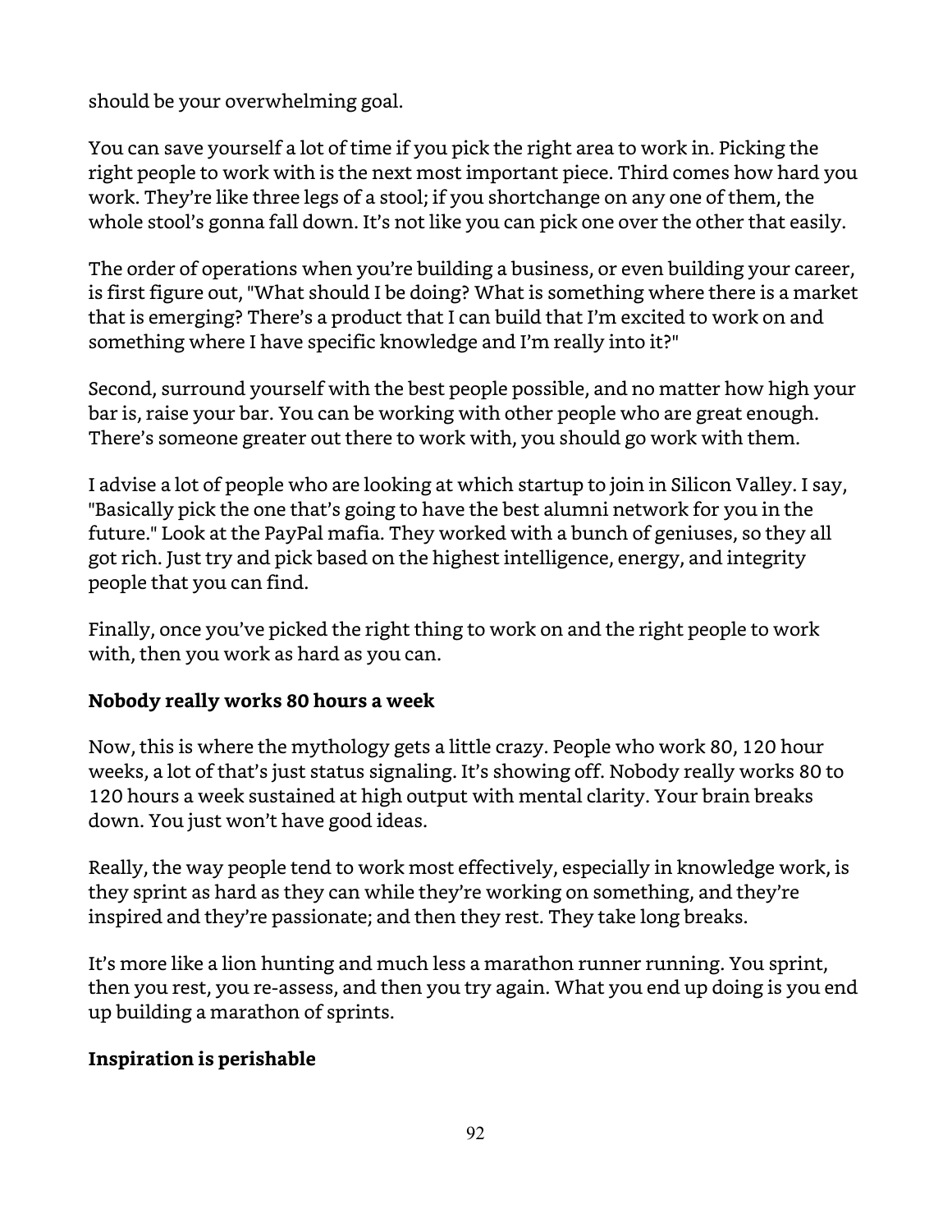should be your overwhelming goal.

You can save yourself a lot of time if you pick the right area to work in. Picking the right people to work with is the next most important piece. Third comes how hard you work. They're like three legs of a stool; if you shortchange on any one of them, the whole stool's gonna fall down. It's not like you can pick one over the other that easily.

The order of operations when you're building a business, or even building your career, is first figure out, "What should I be doing? What is something where there is a market that is emerging? There's a product that I can build that I'm excited to work on and something where I have specific knowledge and I'm really into it?"

Second, surround yourself with the best people possible, and no matter how high your bar is, raise your bar. You can be working with other people who are great enough. There's someone greater out there to work with, you should go work with them.

I advise a lot of people who are looking at which startup to join in Silicon Valley. I say, "Basically pick the one that's going to have the best alumni network for you in the future." Look at the PayPal mafia. They worked with a bunch of geniuses, so they all got rich. Just try and pick based on the highest intelligence, energy, and integrity people that you can find.

Finally, once you've picked the right thing to work on and the right people to work with, then you work as hard as you can.

### Nobody really works 80 hours a week

Now, this is where the mythology gets a little crazy. People who work 80, 120 hour weeks, a lot of that's just status signaling. It's showing off. Nobody really works 80 to 120 hours a week sustained at high output with mental clarity. Your brain breaks down. You just won't have good ideas.

Really, the way people tend to work most effectively, especially in knowledge work, is they sprint as hard as they can while they're working on something, and they're inspired and they're passionate; and then they rest. They take long breaks.

It's more like a lion hunting and much less a marathon runner running. You sprint, then you rest, you re-assess, and then you try again. What you end up doing is you end up building a marathon of sprints.

### Inspiration is perishable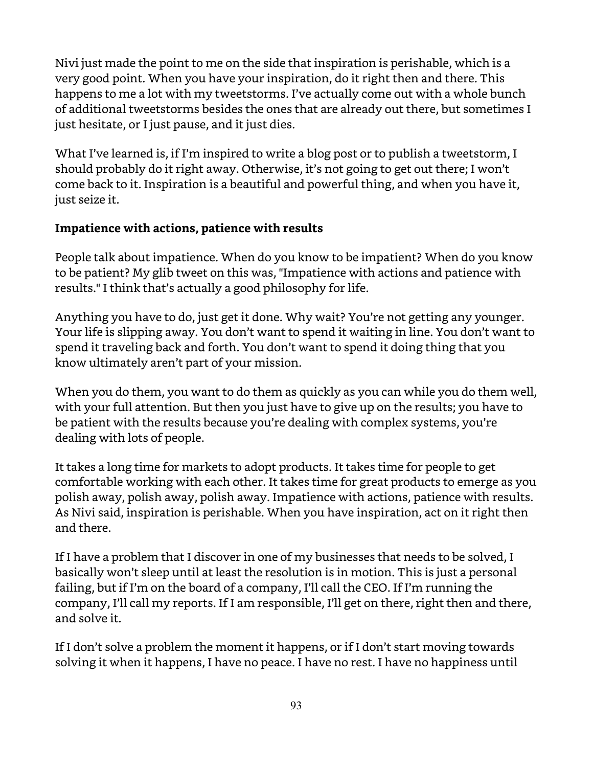Nivi just made the point to me on the side that inspiration is perishable, which is a very good point. When you have your inspiration, do it right then and there. This happens to me a lot with my tweetstorms. I've actually come out with a whole bunch of additional tweetstorms besides the ones that are already out there, but sometimes I just hesitate, or I just pause, and it just dies.

What I've learned is, if I'm inspired to write a blog post or to publish a tweetstorm, I should probably do it right away. Otherwise, it's not going to get out there; I won't come back to it. Inspiration is a beautiful and powerful thing, and when you have it, just seize it.

**Impatience with actions, patience with results**

People talk about impatience. When do you know to be impatient? When do you know to be patient? My glib tweet on this was, "Impatience with actions and patience with results." I think that's actually a good philosophy for life.

Anything you have to do, just get it done. Why wait? You're not getting any younger. Your life is slipping away. You don't want to spend it waiting in line. You don't want to spend it traveling back and forth. You don't want to spend it doing thing that you know ultimately aren't part of your mission.

When you do them, you want to do them as quickly as you can while you do them well, with your full attention. But then you just have to give up on the results; you have to be patient with the results because you're dealing with complex systems, you're dealing with lots of people.

It takes a long time for markets to adopt products. It takes time for people to get comfortable working with each other. It takes time for great products to emerge as you polish away, polish away, polish away. Impatience with actions, patience with results. As Nivi said, inspiration is perishable. When you have inspiration, act on it right then and there.

If I have a problem that I discover in one of my businesses that needs to be solved, I basically won't sleep until at least the resolution is in motion. This is just a personal failing, but if I'm on the board of a company, I'll call the CEO. If I'm running the company, I'll call my reports. If I am responsible, I'll get on there, right then and there, and solve it.

If I don't solve a problem the moment it happens, or if I don't start moving towards solving it when it happens, I have no peace. I have no rest. I have no happiness until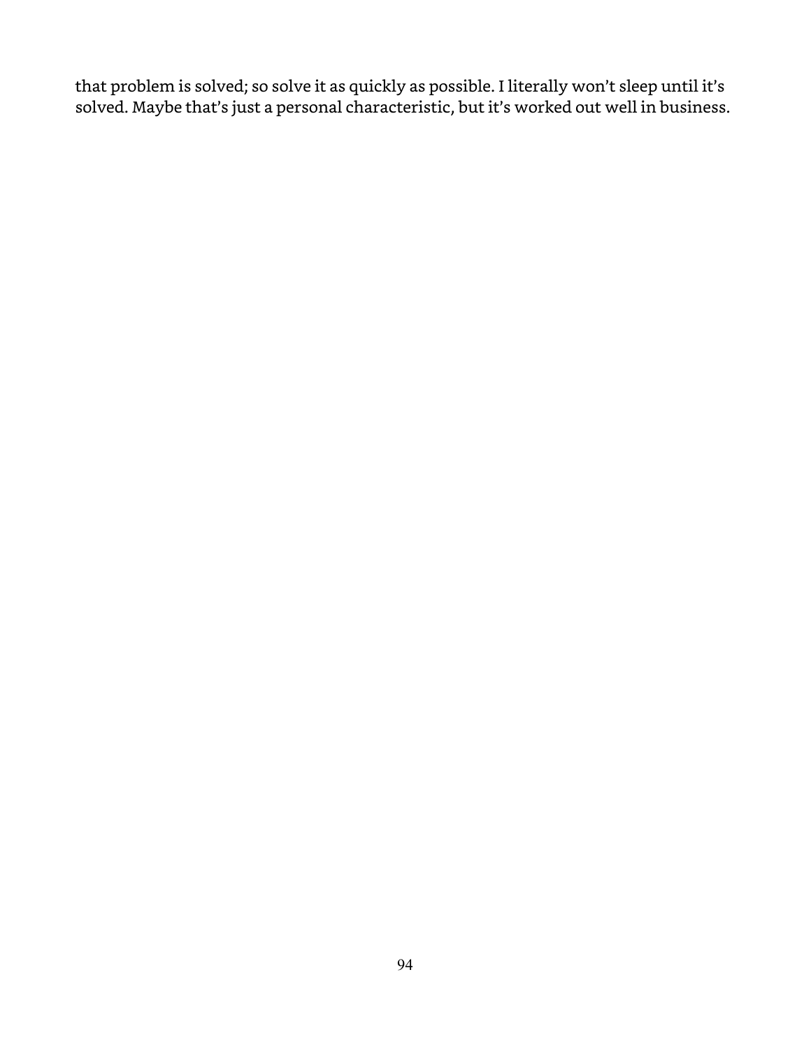that problem is solved; so solve it as quickly as possible. I literally won't sleep until it's solved. Maybe that's just a personal characteristic, but it's worked out well in business.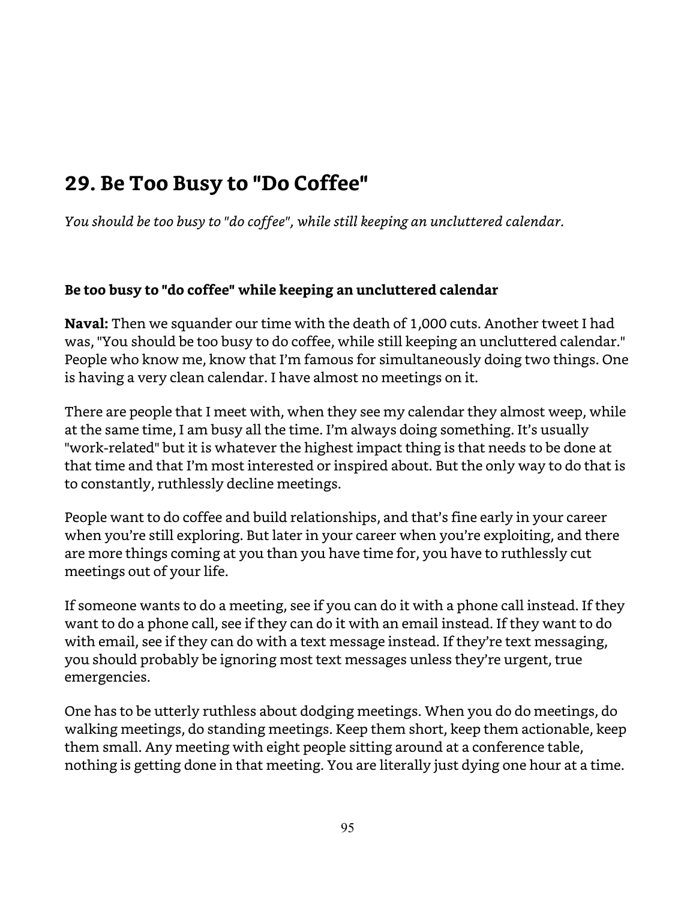## 29. Be Too Busy to "Do Coffee"

*You should be too busy to "do coffee", while still keeping an uncluttered calendar.*

**Be too busy to "do coffee" while keeping an uncluttered calendar**

**Naval:** Then we squander our time with the death of 1,000 cuts. Another tweet I had was, "You should be too busy to do coffee, while still keeping an uncluttered calendar." People who know me, know that I'm famous for simultaneously doing two things. One is having a very clean calendar. I have almost no meetings on it.

There are people that I meet with, when they see my calendar they almost weep, while at the same time, I am busy all the time. I'm always doing something. It's usually "work-related" but it is whatever the highest impact thing is that needs to be done at that time and that I'm most interested or inspired about. But the only way to do that is to constantly, ruthlessly decline meetings.

People want to do coffee and build relationships, and that's fine early in your career when you're still exploring. But later in your career when you're exploiting, and there are more things coming at you than you have time for, you have to ruthlessly cut meetings out of your life.

If someone wants to do a meeting, see if you can do it with a phone call instead. If they want to do a phone call, see if they can do it with an email instead. If they want to do with email, see if they can do with a text message instead. If they're text messaging, you should probably be ignoring most text messages unless they're urgent, true emergencies.

One has to be utterly ruthless about dodging meetings. When you do do meetings, do walking meetings, do standing meetings. Keep them short, keep them actionable, keep them small. Any meeting with eight people sitting around at a conference table, nothing is getting done in that meeting. You are literally just dying one hour at a time.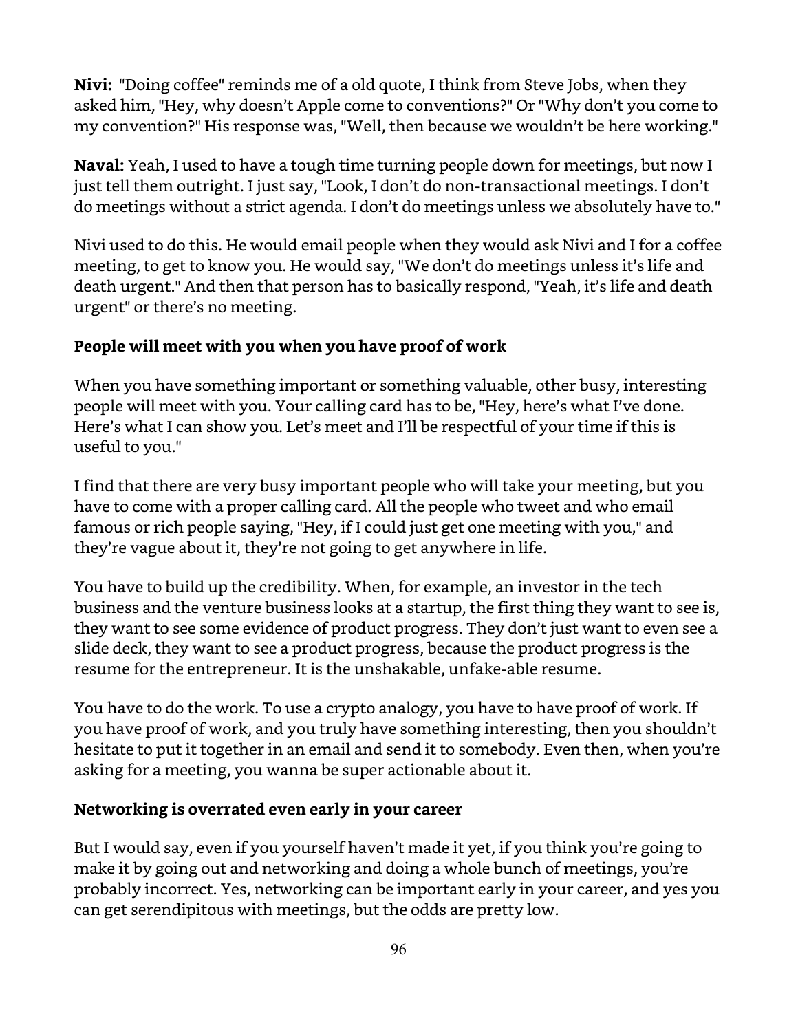**Nivi:** "Doing coffee" reminds me of a old quote, I think from Steve Jobs, when they asked him, "Hey, why doesn't Apple come to conventions?" Or "Why don't you come to my convention?" His response was, "Well, then because we wouldn't be here working."

**Naval:** Yeah, I used to have a tough time turning people down for meetings, but now I just tell them outright. I just say, "Look, I don't do non-transactional meetings. I don't do meetings without a strict agenda. I don't do meetings unless we absolutely have to."

Nivi used to do this. He would email people when they would ask Nivi and I for a coffee meeting, to get to know you. He would say, "We don't do meetings unless it's life and death urgent." And then that person has to basically respond, "Yeah, it's life and death urgent" or there's no meeting.

**People will meet with you when you have proof of work**

When you have something important or something valuable, other busy, interesting people will meet with you. Your calling card has to be, "Hey, here's what I've done. Here's what I can show you. Let's meet and I'll be respectful of your time if this is useful to you."

I find that there are very busy important people who will take your meeting, but you have to come with a proper calling card. All the people who tweet and who email famous or rich people saying, "Hey, if I could just get one meeting with you," and they're vague about it, they're not going to get anywhere in life.

You have to build up the credibility. When, for example, an investor in the tech business and the venture business looks at a startup, the first thing they want to see is, they want to see some evidence of product progress. They don't just want to even see a slide deck, they want to see a product progress, because the product progress is the resume for the entrepreneur. It is the unshakable, unfake-able resume.

You have to do the work. To use a crypto analogy, you have to have proof of work. If you have proof of work, and you truly have something interesting, then you shouldn't hesitate to put it together in an email and send it to somebody. Even then, when you're asking for a meeting, you wanna be super actionable about it.

**Networking is overrated even early in your career**

But I would say, even if you yourself haven't made it yet, if you think you're going to make it by going out and networking and doing a whole bunch of meetings, you're probably incorrect. Yes, networking can be important early in your career, and yes you can get serendipitous with meetings, but the odds are pretty low.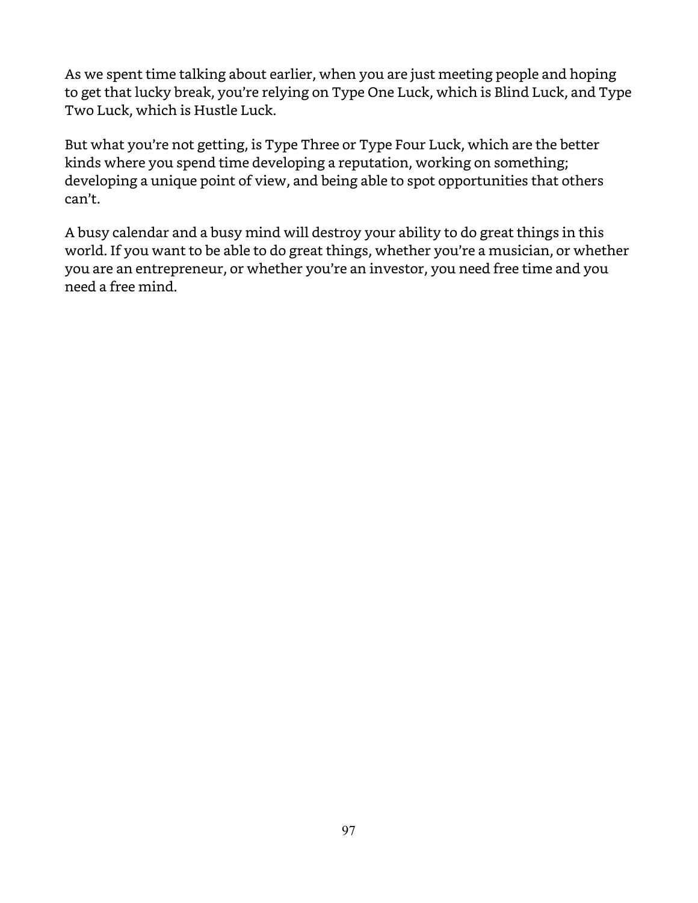As we spent time talking about earlier, when you are just meeting people and hoping to get that lucky break, you're relying on Type One Luck, which is Blind Luck, and Type Two Luck, which is Hustle Luck.

But what you're not getting, is Type Three or Type Four Luck, which are the better kinds where you spend time developing a reputation, working on something; developing a unique point of view, and being able to spot opportunities that others can't.

A busy calendar and a busy mind will destroy your ability to do great things in this world. If you want to be able to do great things, whether you're a musician, or whether you are an entrepreneur, or whether you're an investor, you need free time and you need a free mind.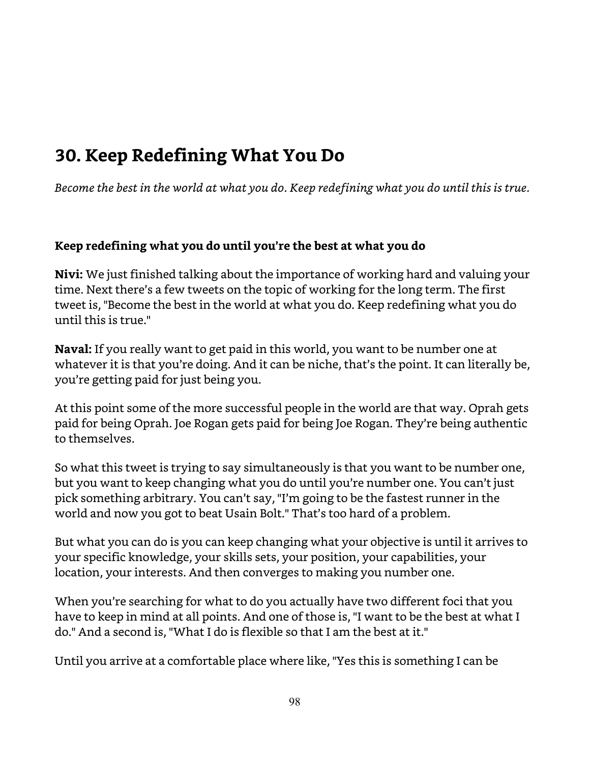## 30. Keep Redefining What You Do

*Become the best in the world at what you do. Keep redefining what you do until this is true.*

**Keep redefining what you do until you're the best at what you do**

**Nivi:** We just finished talking about the importance of working hard and valuing your time. Next there's a few tweets on the topic of working for the long term. The first tweet is, "Become the best in the world at what you do. Keep redefining what you do until this is true."

**Naval:** If you really want to get paid in this world, you want to be number one at whatever it is that you're doing. And it can be niche, that's the point. It can literally be, you're getting paid for just being you.

At this point some of the more successful people in the world are that way. Oprah gets paid for being Oprah. Joe Rogan gets paid for being Joe Rogan. They're being authentic to themselves.

So what this tweet is trying to say simultaneously is that you want to be number one, but you want to keep changing what you do until you're number one. You can't just pick something arbitrary. You can't say, "I'm going to be the fastest runner in the world and now you got to beat Usain Bolt." That's too hard of a problem.

But what you can do is you can keep changing what your objective is until it arrives to your specific knowledge, your skills sets, your position, your capabilities, your location, your interests. And then converges to making you number one.

When you're searching for what to do you actually have two different foci that you have to keep in mind at all points. And one of those is, "I want to be the best at what I do." And a second is, "What I do is flexible so that I am the best at it."

Until you arrive at a comfortable place where like, "Yes this is something I can be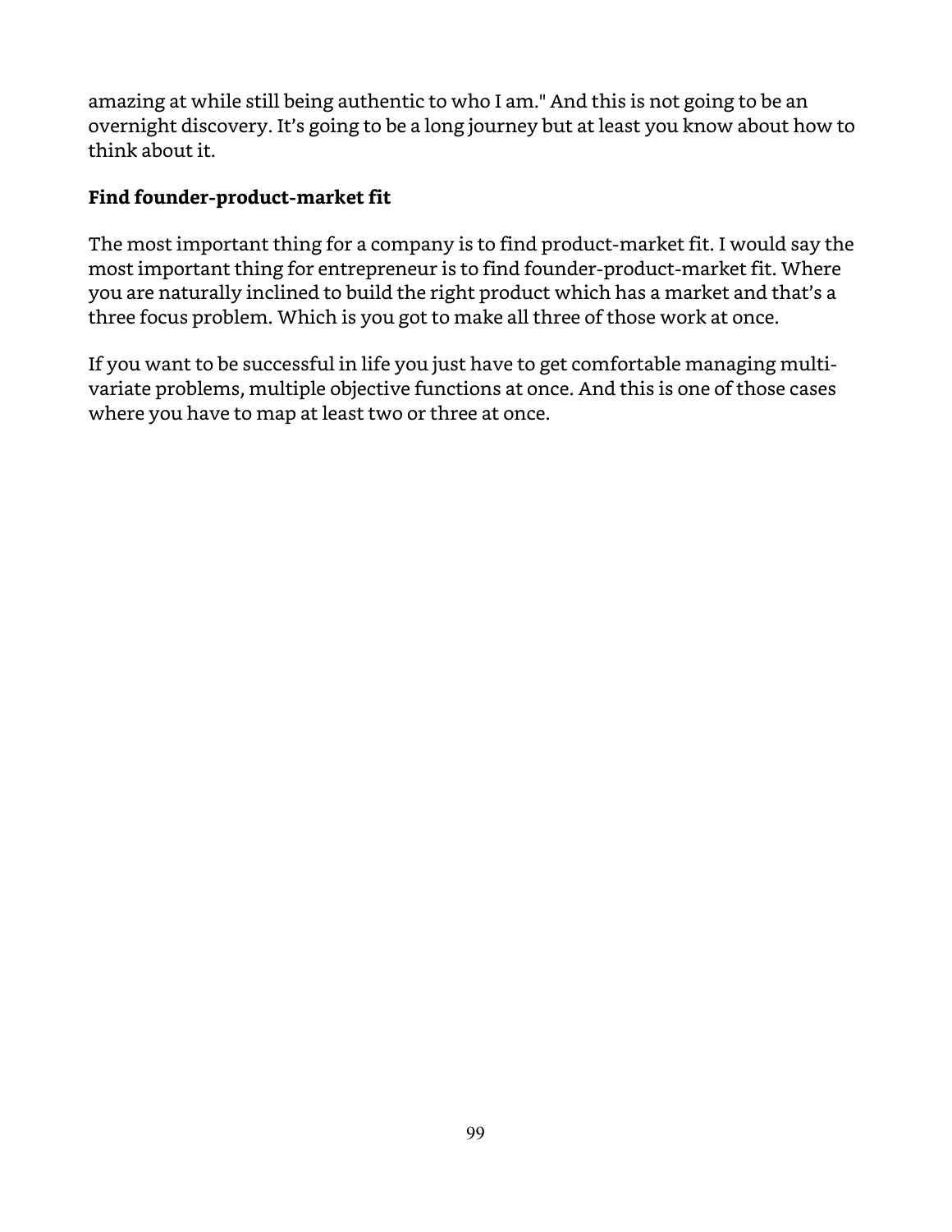amazing at while still being authentic to who I am." And this is not going to be an overnight discovery. It's going to be a long journey but at least you know about how to think about it.

**Find founder-product-market fit**

The most important thing for a company is to find product-market fit. I would say the most important thing for entrepreneur is to find founder-product-market fit. Where you are naturally inclined to build the right product which has a market and that's a three focus problem. Which is you got to make all three of those work at once.

If you want to be successful in life you just have to get comfortable managing multi-variate problems, multiple objective functions at once. And this is one of those cases where you have to map at least two or three at once.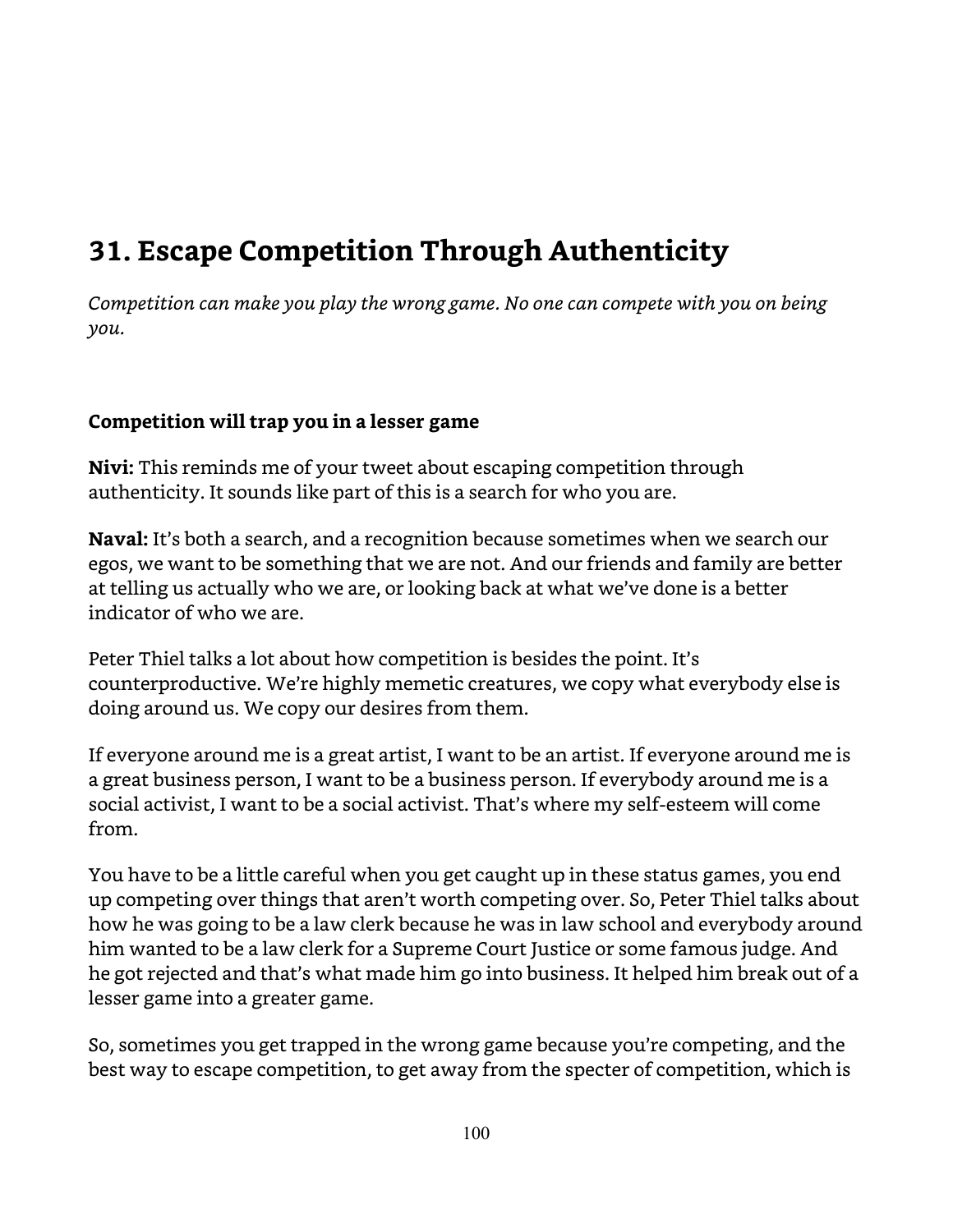## 31. Escape Competition Through Authenticity

*Competition can make you play the wrong game. No one can compete with you on being you.*

### Competition will trap you in a lesser game

**Nivi:** This reminds me of your tweet about escaping competition through authenticity. It sounds like part of this is a search for who you are.

**Naval:** It's both a search, and a recognition because sometimes when we search our egos, we want to be something that we are not. And our friends and family are better at telling us actually who we are, or looking back at what we've done is a better indicator of who we are.

Peter Thiel talks a lot about how competition is besides the point. It's counterproductive. We're highly memetic creatures, we copy what everybody else is doing around us. We copy our desires from them.

If everyone around me is a great artist, I want to be an artist. If everyone around me is a great business person, I want to be a business person. If everybody around me is a social activist, I want to be a social activist. That's where my self-esteem will come from.

You have to be a little careful when you get caught up in these status games, you end up competing over things that aren't worth competing over. So, Peter Thiel talks about how he was going to be a law clerk because he was in law school and everybody around him wanted to be a law clerk for a Supreme Court Justice or some famous judge. And he got rejected and that's what made him go into business. It helped him break out of a lesser game into a greater game.

So, sometimes you get trapped in the wrong game because you're competing, and the best way to escape competition, to get away from the specter of competition, which is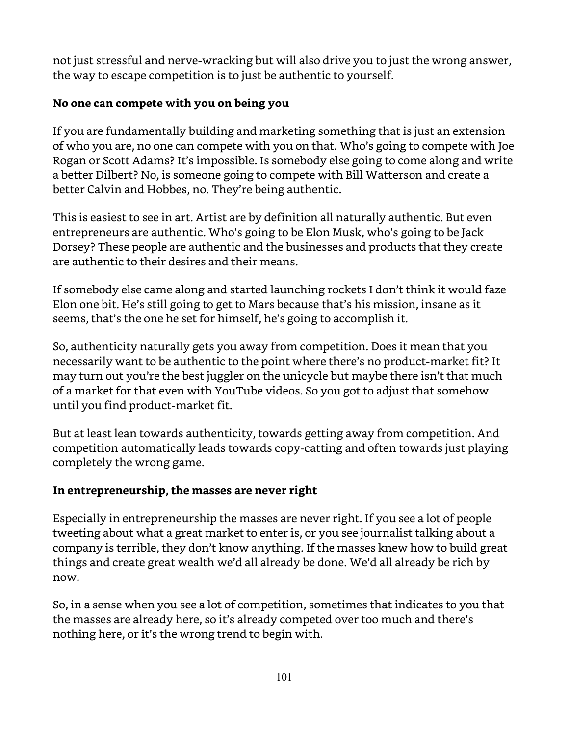not just stressful and nerve-wracking but will also drive you to just the wrong answer, the way to escape competition is to just be authentic to yourself.

**No one can compete with you on being you**

If you are fundamentally building and marketing something that is just an extension of who you are, no one can compete with you on that. Who's going to compete with Joe Rogan or Scott Adams? It's impossible. Is somebody else going to come along and write a better Dilbert? No, is someone going to compete with Bill Watterson and create a better Calvin and Hobbes, no. They're being authentic.

This is easiest to see in art. Artist are by definition all naturally authentic. But even entrepreneurs are authentic. Who's going to be Elon Musk, who's going to be Jack Dorsey? These people are authentic and the businesses and products that they create are authentic to their desires and their means.

If somebody else came along and started launching rockets I don't think it would faze Elon one bit. He's still going to get to Mars because that's his mission, insane as it seems, that's the one he set for himself, he's going to accomplish it.

So, authenticity naturally gets you away from competition. Does it mean that you necessarily want to be authentic to the point where there's no product-market fit? It may turn out you're the best juggler on the unicycle but maybe there isn't that much of a market for that even with YouTube videos. So you got to adjust that somehow until you find product-market fit.

But at least lean towards authenticity, towards getting away from competition. And competition automatically leads towards copy-catting and often towards just playing completely the wrong game.

**In entrepreneurship, the masses are never right**

Especially in entrepreneurship the masses are never right. If you see a lot of people tweeting about what a great market to enter is, or you see journalist talking about a company is terrible, they don't know anything. If the masses knew how to build great things and create great wealth we'd all already be done. We'd all already be rich by now.

So, in a sense when you see a lot of competition, sometimes that indicates to you that the masses are already here, so it's already competed over too much and there's nothing here, or it's the wrong trend to begin with.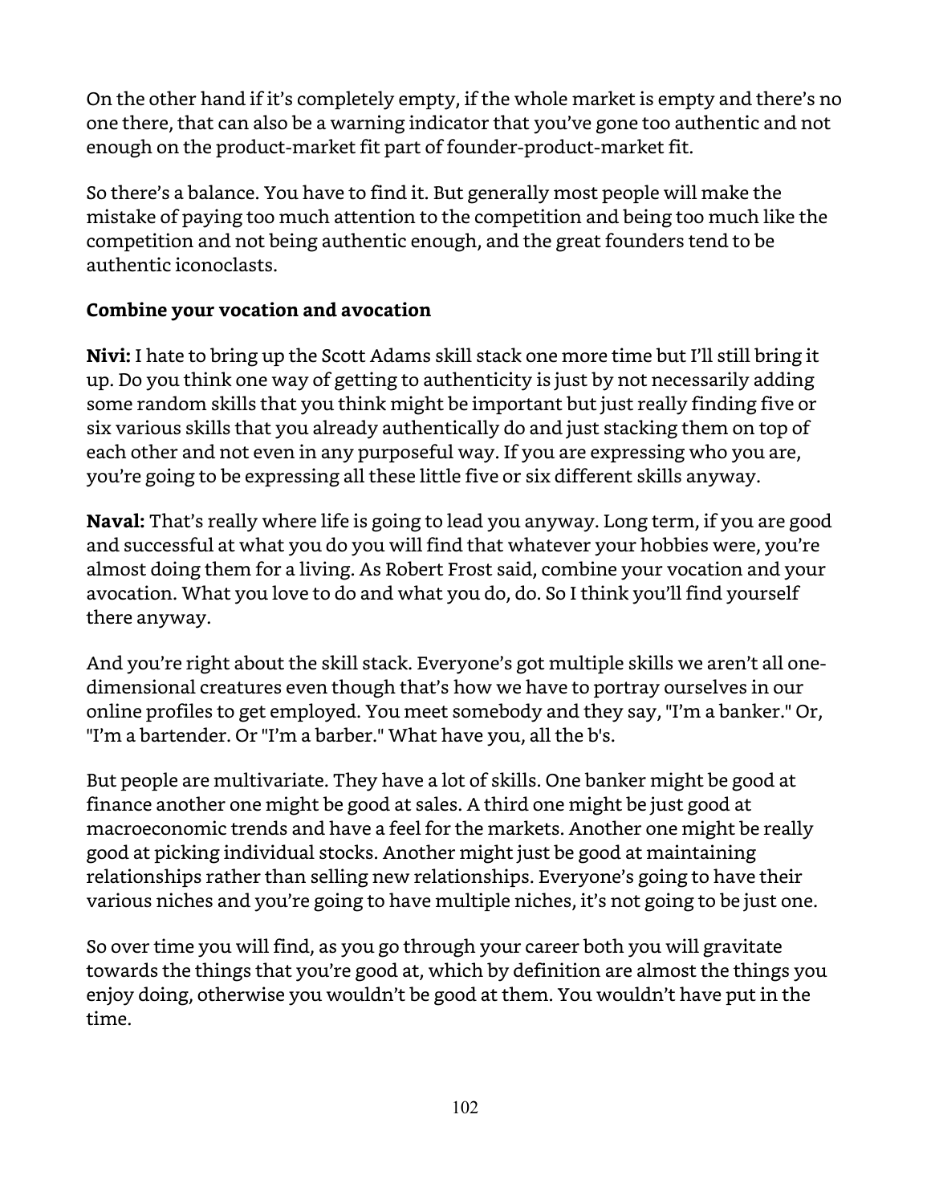On the other hand if it's completely empty, if the whole market is empty and there's no one there, that can also be a warning indicator that you've gone too authentic and not enough on the product-market fit part of founder-product-market fit.

So there's a balance. You have to find it. But generally most people will make the mistake of paying too much attention to the competition and being too much like the competition and not being authentic enough, and the great founders tend to be authentic iconoclasts.

### Combine your vocation and avocation

**Nivi:** I hate to bring up the Scott Adams skill stack one more time but I'll still bring it up. Do you think one way of getting to authenticity is just by not necessarily adding some random skills that you think might be important but just really finding five or six various skills that you already authentically do and just stacking them on top of each other and not even in any purposeful way. If you are expressing who you are, you're going to be expressing all these little five or six different skills anyway.

**Naval:** That's really where life is going to lead you anyway. Long term, if you are good and successful at what you do you will find that whatever your hobbies were, you're almost doing them for a living. As Robert Frost said, combine your vocation and your avocation. What you love to do and what you do, do. So I think you'll find yourself there anyway.

And you're right about the skill stack. Everyone's got multiple skills we aren't all one-dimensional creatures even though that's how we have to portray ourselves in our online profiles to get employed. You meet somebody and they say, "I'm a banker." Or, "I'm a bartender. Or "I'm a barber." What have you, all the b's.

But people are multivariate. They have a lot of skills. One banker might be good at finance another one might be good at sales. A third one might be just good at macroeconomic trends and have a feel for the markets. Another one might be really good at picking individual stocks. Another might just be good at maintaining relationships rather than selling new relationships. Everyone's going to have their various niches and you're going to have multiple niches, it's not going to be just one.

So over time you will find, as you go through your career both you will gravitate towards the things that you're good at, which by definition are almost the things you enjoy doing, otherwise you wouldn't be good at them. You wouldn't have put in the time.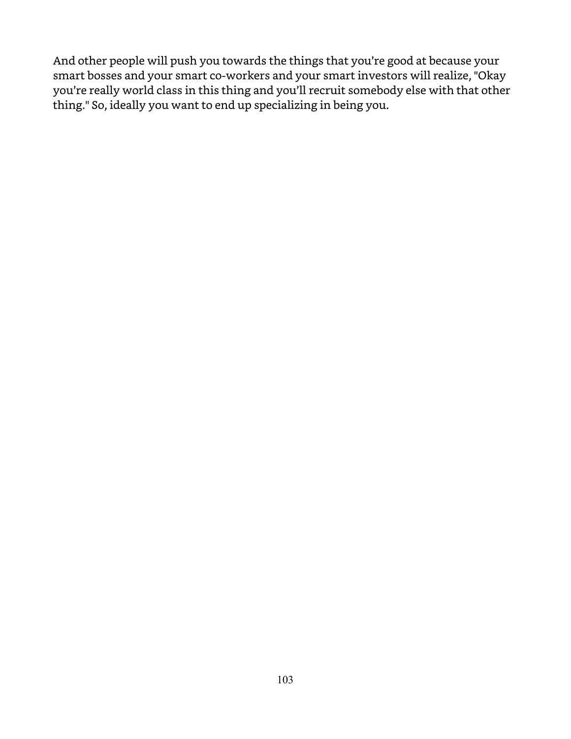And other people will push you towards the things that you’re good at because your smart bosses and your smart co-workers and your smart investors will realize, "Okay you’re really world class in this thing and you’ll recruit somebody else with that other thing." So, ideally you want to end up specializing in being you.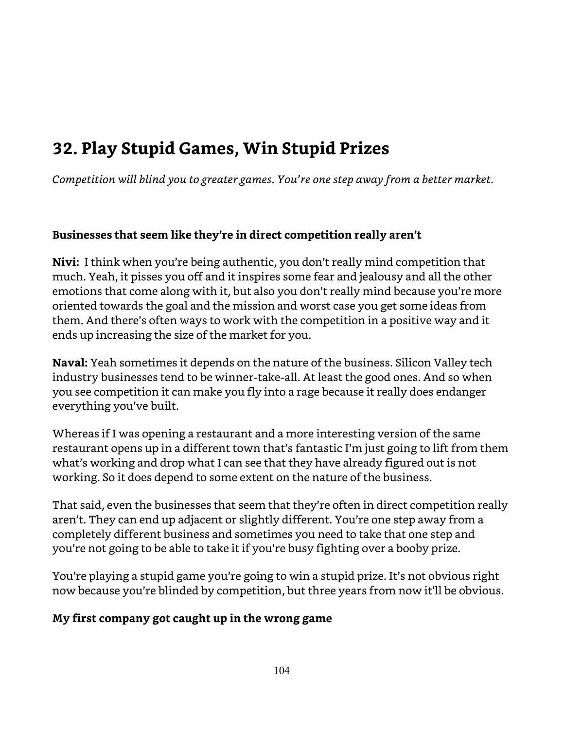## 32. Play Stupid Games, Win Stupid Prizes

*Competition will blind you to greater games. You're one step away from a better market.*

**Businesses that seem like they're in direct competition really aren't**

**Nivi:** I think when you're being authentic, you don't really mind competition that much. Yeah, it pisses you off and it inspires some fear and jealousy and all the other emotions that come along with it, but also you don't really mind because you're more oriented towards the goal and the mission and worst case you get some ideas from them. And there's often ways to work with the competition in a positive way and it ends up increasing the size of the market for you.

**Naval:** Yeah sometimes it depends on the nature of the business. Silicon Valley tech industry businesses tend to be winner-take-all. At least the good ones. And so when you see competition it can make you fly into a rage because it really does endanger everything you've built.

Whereas if I was opening a restaurant and a more interesting version of the same restaurant opens up in a different town that's fantastic I'm just going to lift from them what's working and drop what I can see that they have already figured out is not working. So it does depend to some extent on the nature of the business.

That said, even the businesses that seem that they're often in direct competition really aren't. They can end up adjacent or slightly different. You're one step away from a completely different business and sometimes you need to take that one step and you're not going to be able to take it if you're busy fighting over a booby prize.

You're playing a stupid game you're going to win a stupid prize. It's not obvious right now because you're blinded by competition, but three years from now it'll be obvious.

**My first company got caught up in the wrong game**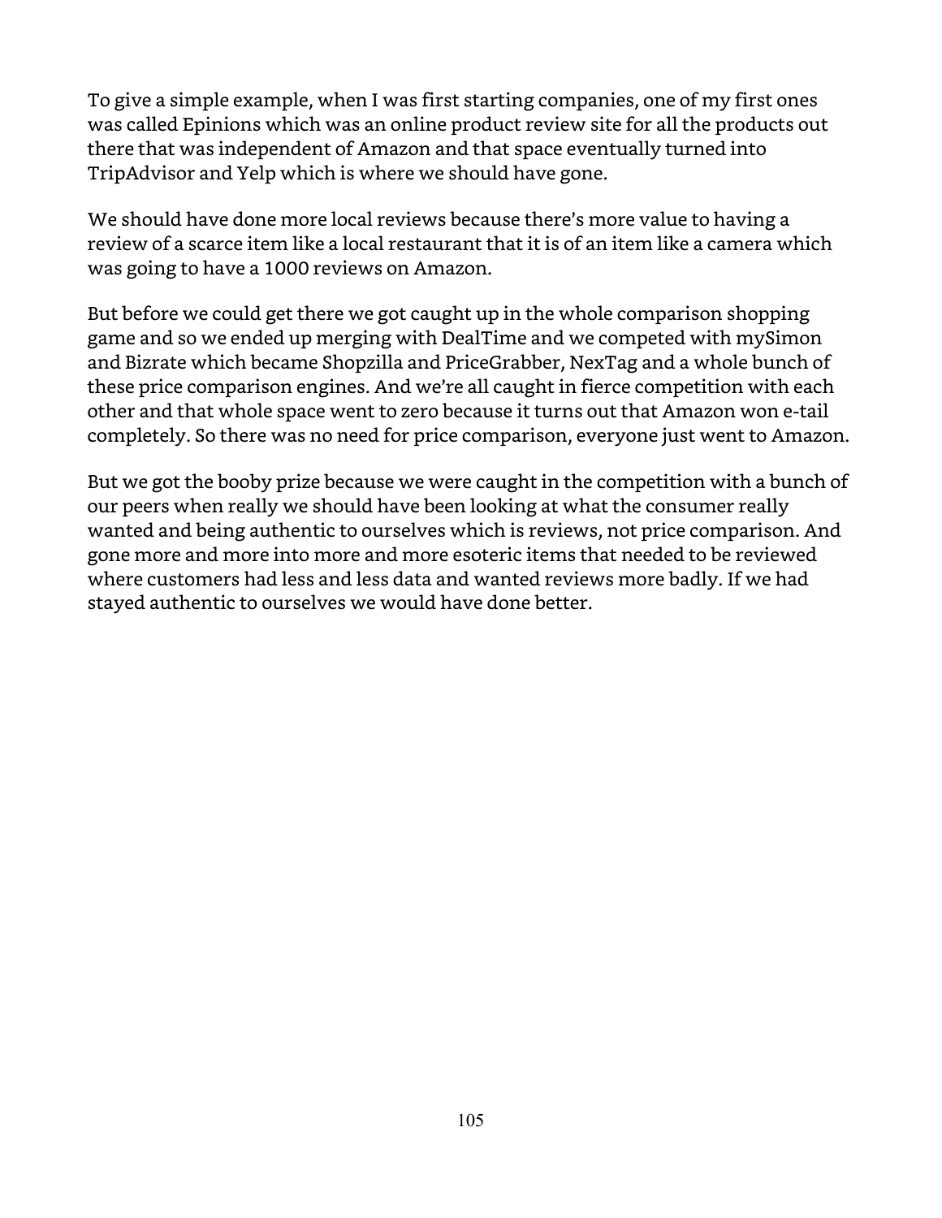To give a simple example, when I was first starting companies, one of my first ones was called Epinions which was an online product review site for all the products out there that was independent of Amazon and that space eventually turned into TripAdvisor and Yelp which is where we should have gone.

We should have done more local reviews because there's more value to having a review of a scarce item like a local restaurant that it is of an item like a camera which was going to have a 1000 reviews on Amazon.

But before we could get there we got caught up in the whole comparison shopping game and so we ended up merging with DealTime and we competed with mySimon and Bizrate which became Shopzilla and PriceGrabber, NexTag and a whole bunch of these price comparison engines. And we're all caught in fierce competition with each other and that whole space went to zero because it turns out that Amazon won e-tail completely. So there was no need for price comparison, everyone just went to Amazon.

But we got the booby prize because we were caught in the competition with a bunch of our peers when really we should have been looking at what the consumer really wanted and being authentic to ourselves which is reviews, not price comparison. And gone more and more into more and more esoteric items that needed to be reviewed where customers had less and less data and wanted reviews more badly. If we had stayed authentic to ourselves we would have done better.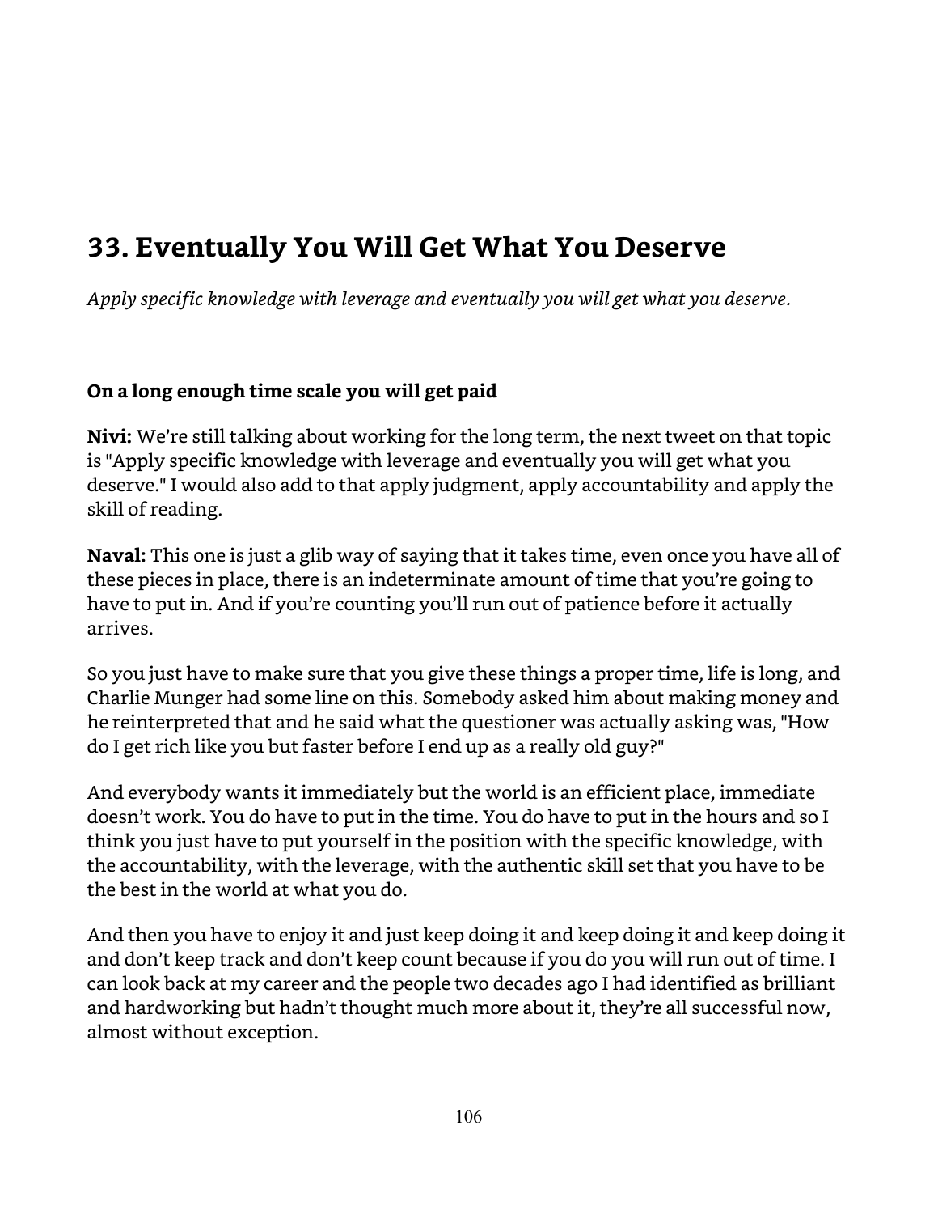## 33. Eventually You Will Get What You Deserve

*Apply specific knowledge with leverage and eventually you will get what you deserve.*

**On a long enough time scale you will get paid**

**Nivi:** We're still talking about working for the long term, the next tweet on that topic is "Apply specific knowledge with leverage and eventually you will get what you deserve." I would also add to that apply judgment, apply accountability and apply the skill of reading.

**Naval:** This one is just a glib way of saying that it takes time, even once you have all of these pieces in place, there is an indeterminate amount of time that you're going to have to put in. And if you're counting you'll run out of patience before it actually arrives.

So you just have to make sure that you give these things a proper time, life is long, and Charlie Munger had some line on this. Somebody asked him about making money and he reinterpreted that and he said what the questioner was actually asking was, "How do I get rich like you but faster before I end up as a really old guy?"

And everybody wants it immediately but the world is an efficient place, immediate doesn't work. You do have to put in the time. You do have to put in the hours and so I think you just have to put yourself in the position with the specific knowledge, with the accountability, with the leverage, with the authentic skill set that you have to be the best in the world at what you do.

And then you have to enjoy it and just keep doing it and keep doing it and keep doing it and don't keep track and don't keep count because if you do you will run out of time. I can look back at my career and the people two decades ago I had identified as brilliant and hardworking but hadn't thought much more about it, they're all successful now, almost without exception.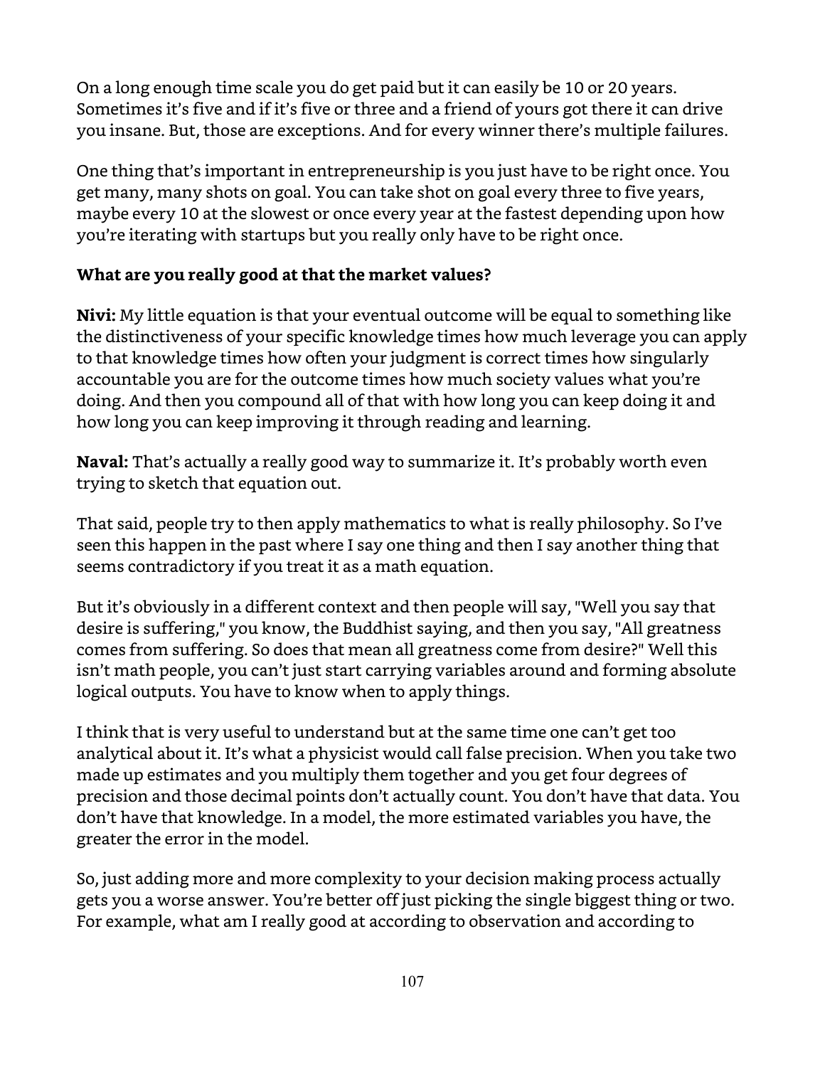On a long enough time scale you do get paid but it can easily be 10 or 20 years. Sometimes it's five and if it's five or three and a friend of yours got there it can drive you insane. But, those are exceptions. And for every winner there's multiple failures.

One thing that's important in entrepreneurship is you just have to be right once. You get many, many shots on goal. You can take shot on goal every three to five years, maybe every 10 at the slowest or once every year at the fastest depending upon how you're iterating with startups but you really only have to be right once.

**What are you really good at that the market values?**

**Nivi:** My little equation is that your eventual outcome will be equal to something like the distinctiveness of your specific knowledge times how much leverage you can apply to that knowledge times how often your judgment is correct times how singularly accountable you are for the outcome times how much society values what you're doing. And then you compound all of that with how long you can keep doing it and how long you can keep improving it through reading and learning.

**Naval:** That's actually a really good way to summarize it. It's probably worth even trying to sketch that equation out.

That said, people try to then apply mathematics to what is really philosophy. So I've seen this happen in the past where I say one thing and then I say another thing that seems contradictory if you treat it as a math equation.

But it's obviously in a different context and then people will say, "Well you say that desire is suffering," you know, the Buddhist saying, and then you say, "All greatness comes from suffering. So does that mean all greatness come from desire?" Well this isn't math people, you can't just start carrying variables around and forming absolute logical outputs. You have to know when to apply things.

I think that is very useful to understand but at the same time one can't get too analytical about it. It's what a physicist would call false precision. When you take two made up estimates and you multiply them together and you get four degrees of precision and those decimal points don't actually count. You don't have that data. You don't have that knowledge. In a model, the more estimated variables you have, the greater the error in the model.

So, just adding more and more complexity to your decision making process actually gets you a worse answer. You're better off just picking the single biggest thing or two. For example, what am I really good at according to observation and according to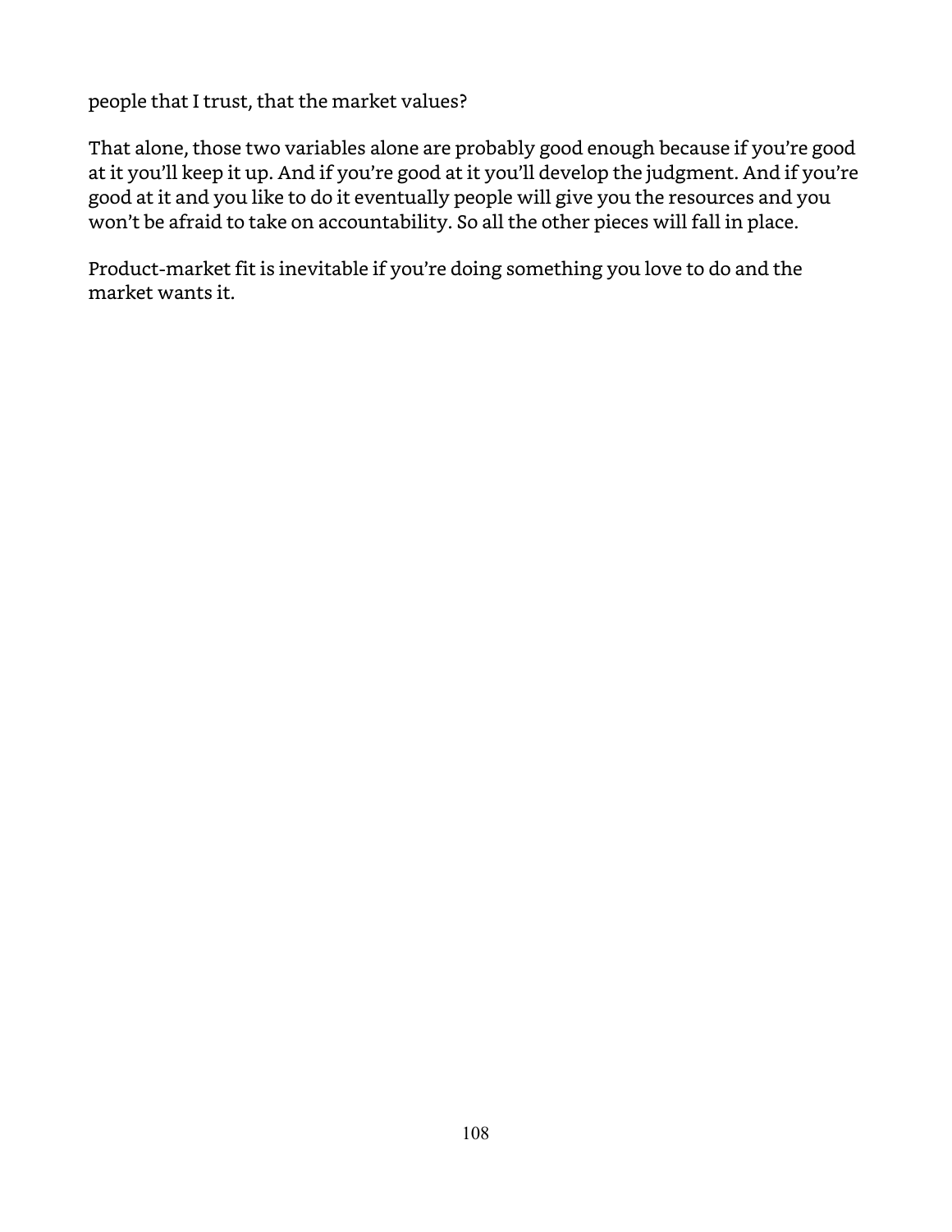people that I trust, that the market values?

That alone, those two variables alone are probably good enough because if you're good at it you'll keep it up. And if you're good at it you'll develop the judgment. And if you're good at it and you like to do it eventually people will give you the resources and you won't be afraid to take on accountability. So all the other pieces will fall in place.

Product-market fit is inevitable if you're doing something you love to do and the market wants it.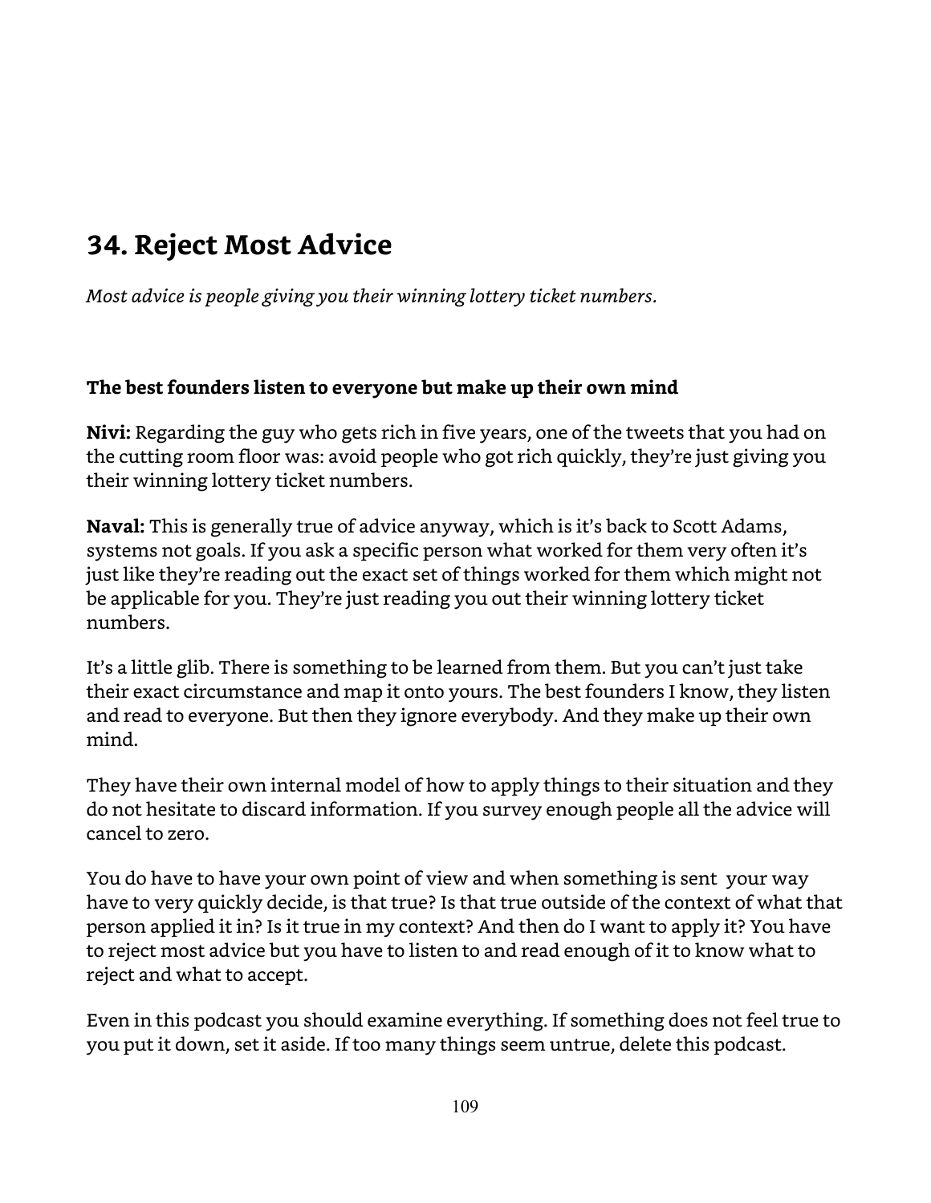## 34. Reject Most Advice

*Most advice is people giving you their winning lottery ticket numbers.*

**The best founders listen to everyone but make up their own mind**

**Nivi:** Regarding the guy who gets rich in five years, one of the tweets that you had on the cutting room floor was: avoid people who got rich quickly, they're just giving you their winning lottery ticket numbers.

**Naval:** This is generally true of advice anyway, which is it's back to Scott Adams, systems not goals. If you ask a specific person what worked for them very often it's just like they're reading out the exact set of things worked for them which might not be applicable for you. They're just reading you out their winning lottery ticket numbers.

It's a little glib. There is something to be learned from them. But you can't just take their exact circumstance and map it onto yours. The best founders I know, they listen and read to everyone. But then they ignore everybody. And they make up their own mind.

They have their own internal model of how to apply things to their situation and they do not hesitate to discard information. If you survey enough people all the advice will cancel to zero.

You do have to have your own point of view and when something is sent your way have to very quickly decide, is that true? Is that true outside of the context of what that person applied it in? Is it true in my context? And then do I want to apply it? You have to reject most advice but you have to listen to and read enough of it to know what to reject and what to accept.

Even in this podcast you should examine everything. If something does not feel true to you put it down, set it aside. If too many things seem untrue, delete this podcast.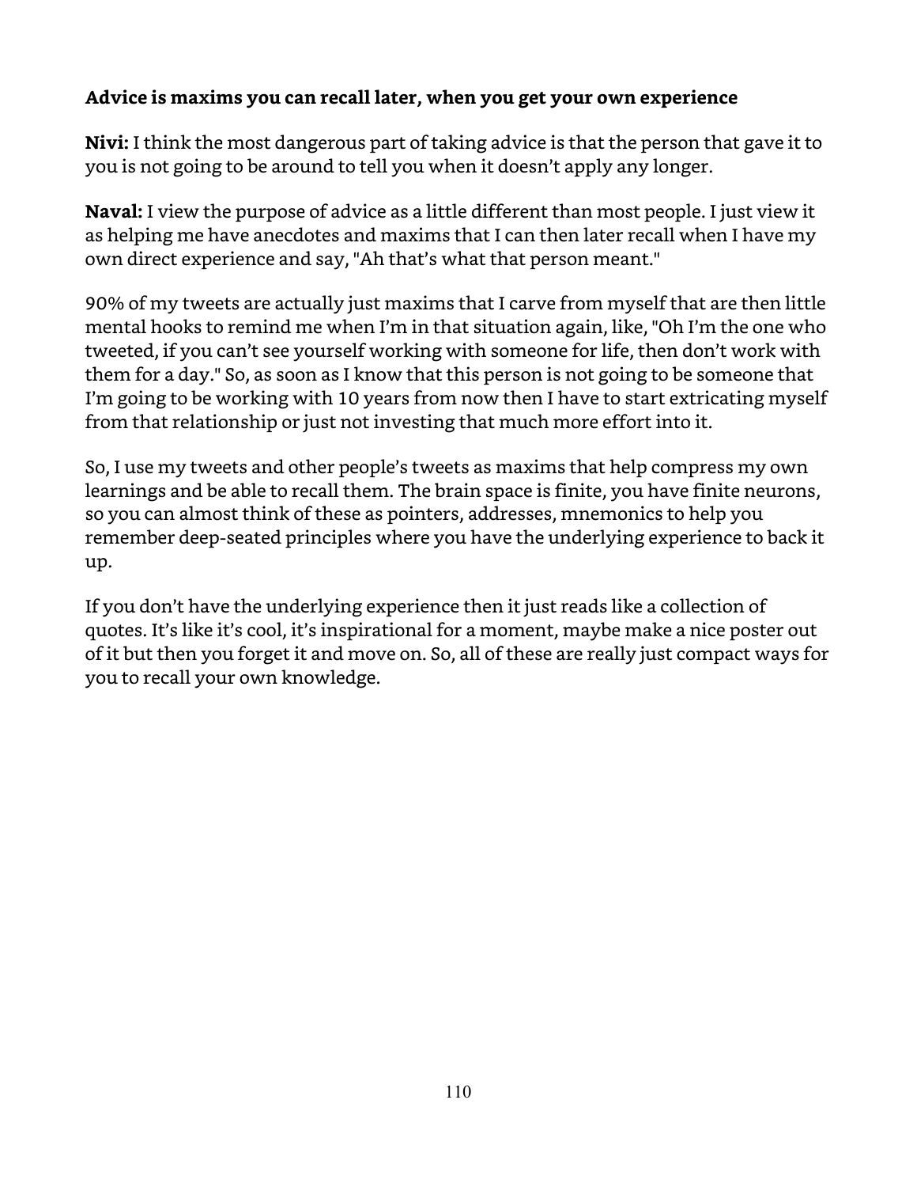### Advice is maxims you can recall later, when you get your own experience

**Nivi:** I think the most dangerous part of taking advice is that the person that gave it to you is not going to be around to tell you when it doesn't apply any longer.

**Naval:** I view the purpose of advice as a little different than most people. I just view it as helping me have anecdotes and maxims that I can then later recall when I have my own direct experience and say, "Ah that's what that person meant."

90% of my tweets are actually just maxims that I carve from myself that are then little mental hooks to remind me when I'm in that situation again, like, "Oh I'm the one who tweeted, if you can't see yourself working with someone for life, then don't work with them for a day." So, as soon as I know that this person is not going to be someone that I'm going to be working with 10 years from now then I have to start extricating myself from that relationship or just not investing that much more effort into it.

So, I use my tweets and other people's tweets as maxims that help compress my own learnings and be able to recall them. The brain space is finite, you have finite neurons, so you can almost think of these as pointers, addresses, mnemonics to help you remember deep-seated principles where you have the underlying experience to back it up.

If you don't have the underlying experience then it just reads like a collection of quotes. It's like it's cool, it's inspirational for a moment, maybe make a nice poster out of it but then you forget it and move on. So, all of these are really just compact ways for you to recall your own knowledge.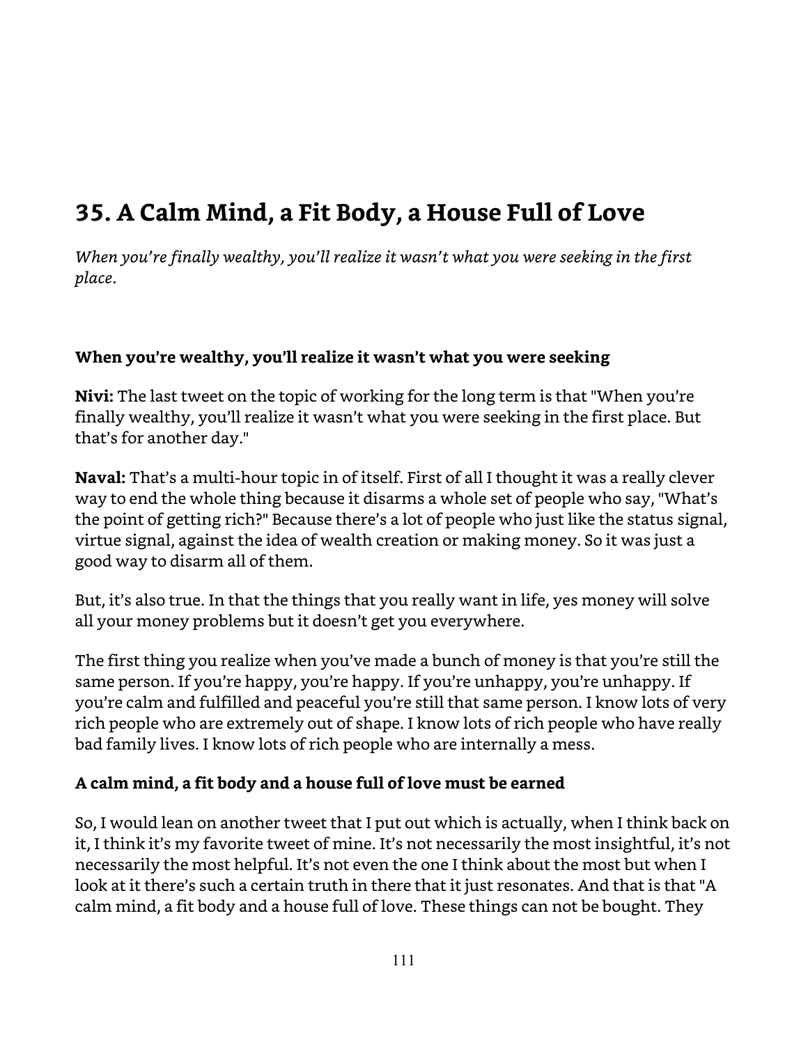# 35. A Calm Mind, a Fit Body, a House Full of Love

*When you're finally wealthy, you'll realize it wasn't what you were seeking in the first place.*

### When you're wealthy, you'll realize it wasn't what you were seeking

**Nivi:** The last tweet on the topic of working for the long term is that "When you're finally wealthy, you'll realize it wasn't what you were seeking in the first place. But that's for another day."

**Naval:** That's a multi-hour topic in of itself. First of all I thought it was a really clever way to end the whole thing because it disarms a whole set of people who say, "What's the point of getting rich?" Because there's a lot of people who just like the status signal, virtue signal, against the idea of wealth creation or making money. So it was just a good way to disarm all of them.

But, it's also true. In that the things that you really want in life, yes money will solve all your money problems but it doesn't get you everywhere.

The first thing you realize when you've made a bunch of money is that you're still the same person. If you're happy, you're happy. If you're unhappy, you're unhappy. If you're calm and fulfilled and peaceful you're still that same person. I know lots of very rich people who are extremely out of shape. I know lots of rich people who have really bad family lives. I know lots of rich people who are internally a mess.

### A calm mind, a fit body and a house full of love must be earned

So, I would lean on another tweet that I put out which is actually, when I think back on it, I think it's my favorite tweet of mine. It's not necessarily the most insightful, it's not necessarily the most helpful. It's not even the one I think about the most but when I look at it there's such a certain truth in there that it just resonates. And that is that "A calm mind, a fit body and a house full of love. These things can not be bought. They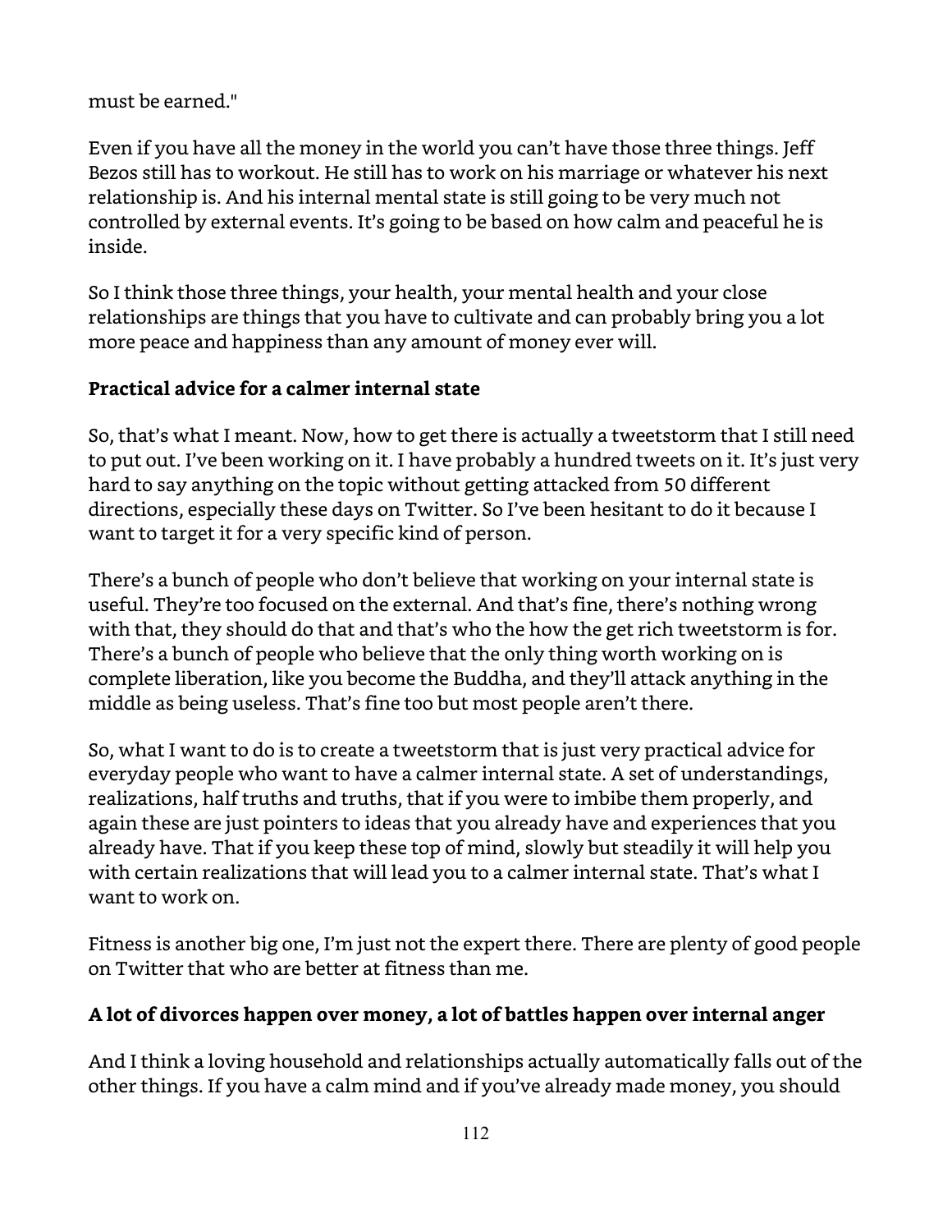must be earned."

Even if you have all the money in the world you can't have those three things. Jeff Bezos still has to workout. He still has to work on his marriage or whatever his next relationship is. And his internal mental state is still going to be very much not controlled by external events. It's going to be based on how calm and peaceful he is inside.

So I think those three things, your health, your mental health and your close relationships are things that you have to cultivate and can probably bring you a lot more peace and happiness than any amount of money ever will.

**Practical advice for a calmer internal state**

So, that's what I meant. Now, how to get there is actually a tweetstorm that I still need to put out. I've been working on it. I have probably a hundred tweets on it. It's just very hard to say anything on the topic without getting attacked from 50 different directions, especially these days on Twitter. So I've been hesitant to do it because I want to target it for a very specific kind of person.

There's a bunch of people who don't believe that working on your internal state is useful. They're too focused on the external. And that's fine, there's nothing wrong with that, they should do that and that's who the how the get rich tweetstorm is for. There's a bunch of people who believe that the only thing worth working on is complete liberation, like you become the Buddha, and they'll attack anything in the middle as being useless. That's fine too but most people aren't there.

So, what I want to do is to create a tweetstorm that is just very practical advice for everyday people who want to have a calmer internal state. A set of understandings, realizations, half truths and truths, that if you were to imbibe them properly, and again these are just pointers to ideas that you already have and experiences that you already have. That if you keep these top of mind, slowly but steadily it will help you with certain realizations that will lead you to a calmer internal state. That's what I want to work on.

Fitness is another big one, I'm just not the expert there. There are plenty of good people on Twitter that who are better at fitness than me.

**A lot of divorces happen over money, a lot of battles happen over internal anger**

And I think a loving household and relationships actually automatically falls out of the other things. If you have a calm mind and if you've already made money, you should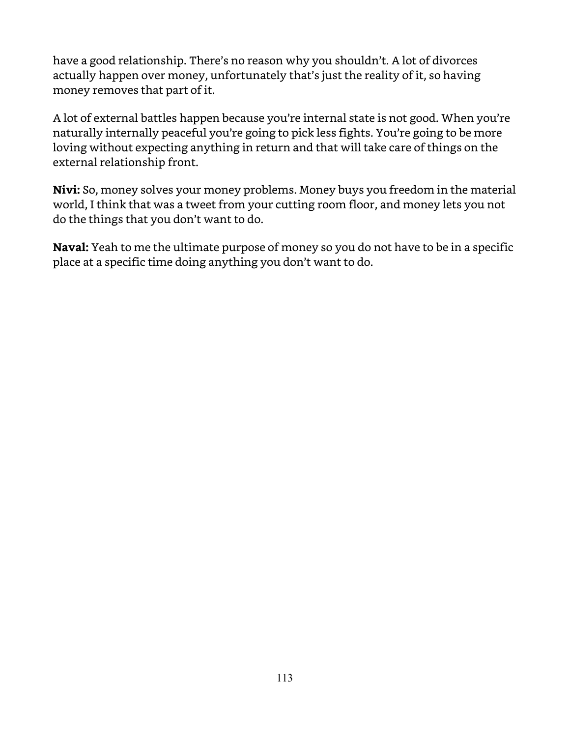have a good relationship. There's no reason why you shouldn't. A lot of divorces actually happen over money, unfortunately that's just the reality of it, so having money removes that part of it.

A lot of external battles happen because you're internal state is not good. When you're naturally internally peaceful you're going to pick less fights. You're going to be more loving without expecting anything in return and that will take care of things on the external relationship front.

**Nivi:** So, money solves your money problems. Money buys you freedom in the material world, I think that was a tweet from your cutting room floor, and money lets you not do the things that you don't want to do.

**Naval:** Yeah to me the ultimate purpose of money so you do not have to be in a specific place at a specific time doing anything you don't want to do.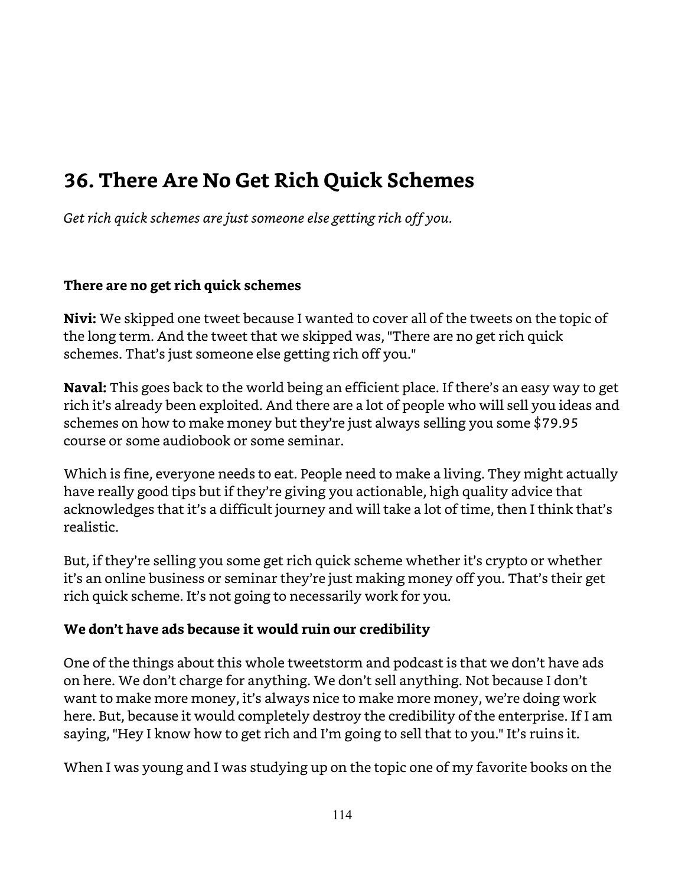# 36. There Are No Get Rich Quick Schemes

*Get rich quick schemes are just someone else getting rich off you.*

**There are no get rich quick schemes**

**Nivi:** We skipped one tweet because I wanted to cover all of the tweets on the topic of the long term. And the tweet that we skipped was, "There are no get rich quick schemes. That's just someone else getting rich off you."

**Naval:** This goes back to the world being an efficient place. If there's an easy way to get rich it's already been exploited. And there are a lot of people who will sell you ideas and schemes on how to make money but they're just always selling you some $79.95 course or some audiobook or some seminar.

Which is fine, everyone needs to eat. People need to make a living. They might actually have really good tips but if they're giving you actionable, high quality advice that acknowledges that it's a difficult journey and will take a lot of time, then I think that's realistic.

But, if they're selling you some get rich quick scheme whether it's crypto or whether it's an online business or seminar they're just making money off you. That's their get rich quick scheme. It's not going to necessarily work for you.

**We don't have ads because it would ruin our credibility**

One of the things about this whole tweetstorm and podcast is that we don't have ads on here. We don't charge for anything. We don't sell anything. Not because I don't want to make more money, it's always nice to make more money, we're doing work here. But, because it would completely destroy the credibility of the enterprise. If I am saying, "Hey I know how to get rich and I'm going to sell that to you." It's ruins it.

When I was young and I was studying up on the topic one of my favorite books on the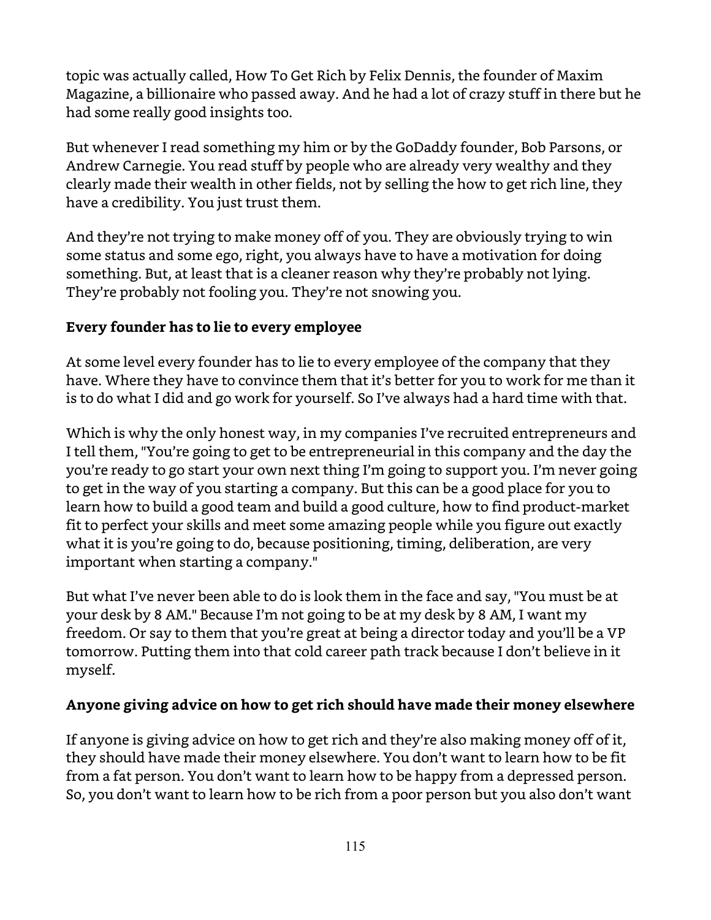topic was actually called, How To Get Rich by Felix Dennis, the founder of Maxim Magazine, a billionaire who passed away. And he had a lot of crazy stuff in there but he had some really good insights too.

But whenever I read something my him or by the GoDaddy founder, Bob Parsons, or Andrew Carnegie. You read stuff by people who are already very wealthy and they clearly made their wealth in other fields, not by selling the how to get rich line, they have a credibility. You just trust them.

And they're not trying to make money off of you. They are obviously trying to win some status and some ego, right, you always have to have a motivation for doing something. But, at least that is a cleaner reason why they're probably not lying. They're probably not fooling you. They're not snowing you.

### Every founder has to lie to every employee

At some level every founder has to lie to every employee of the company that they have. Where they have to convince them that it's better for you to work for me than it is to do what I did and go work for yourself. So I've always had a hard time with that.

Which is why the only honest way, in my companies I've recruited entrepreneurs and I tell them, "You're going to get to be entrepreneurial in this company and the day the you're ready to go start your own next thing I'm going to support you. I'm never going to get in the way of you starting a company. But this can be a good place for you to learn how to build a good team and build a good culture, how to find product-market fit to perfect your skills and meet some amazing people while you figure out exactly what it is you're going to do, because positioning, timing, deliberation, are very important when starting a company."

But what I've never been able to do is look them in the face and say, "You must be at your desk by 8 AM." Because I'm not going to be at my desk by 8 AM, I want my freedom. Or say to them that you're great at being a director today and you'll be a VP tomorrow. Putting them into that cold career path track because I don't believe in it myself.

### Anyone giving advice on how to get rich should have made their money elsewhere

If anyone is giving advice on how to get rich and they're also making money off of it, they should have made their money elsewhere. You don't want to learn how to be fit from a fat person. You don't want to learn how to be happy from a depressed person. So, you don't want to learn how to be rich from a poor person but you also don't want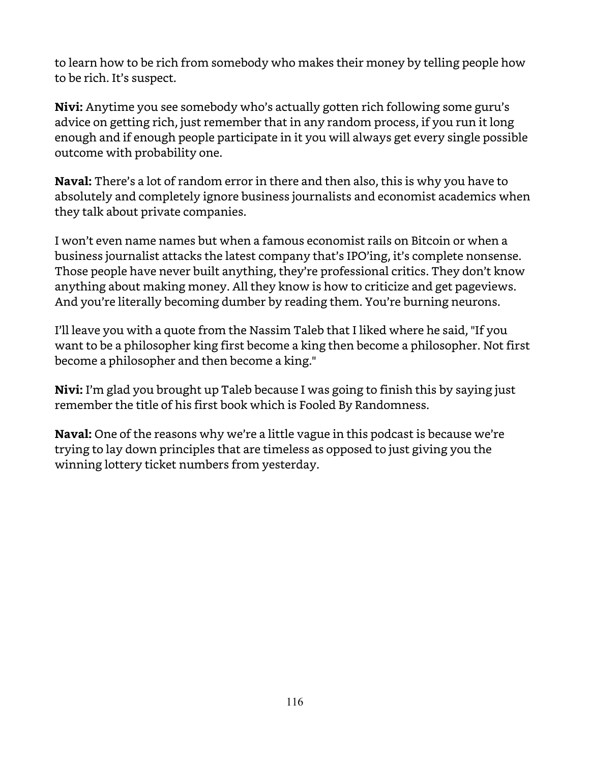to learn how to be rich from somebody who makes their money by telling people how to be rich. It's suspect.

**Nivi:** Anytime you see somebody who's actually gotten rich following some guru's advice on getting rich, just remember that in any random process, if you run it long enough and if enough people participate in it you will always get every single possible outcome with probability one.

**Naval:** There's a lot of random error in there and then also, this is why you have to absolutely and completely ignore business journalists and economist academics when they talk about private companies.

I won't even name names but when a famous economist rails on Bitcoin or when a business journalist attacks the latest company that's IPO'ing, it's complete nonsense. Those people have never built anything, they're professional critics. They don't know anything about making money. All they know is how to criticize and get pageviews. And you're literally becoming dumber by reading them. You're burning neurons.

I'll leave you with a quote from the Nassim Taleb that I liked where he said, "If you want to be a philosopher king first become a king then become a philosopher. Not first become a philosopher and then become a king."

**Nivi:** I'm glad you brought up Taleb because I was going to finish this by saying just remember the title of his first book which is Fooled By Randomness.

**Naval:** One of the reasons why we're a little vague in this podcast is because we're trying to lay down principles that are timeless as opposed to just giving you the winning lottery ticket numbers from yesterday.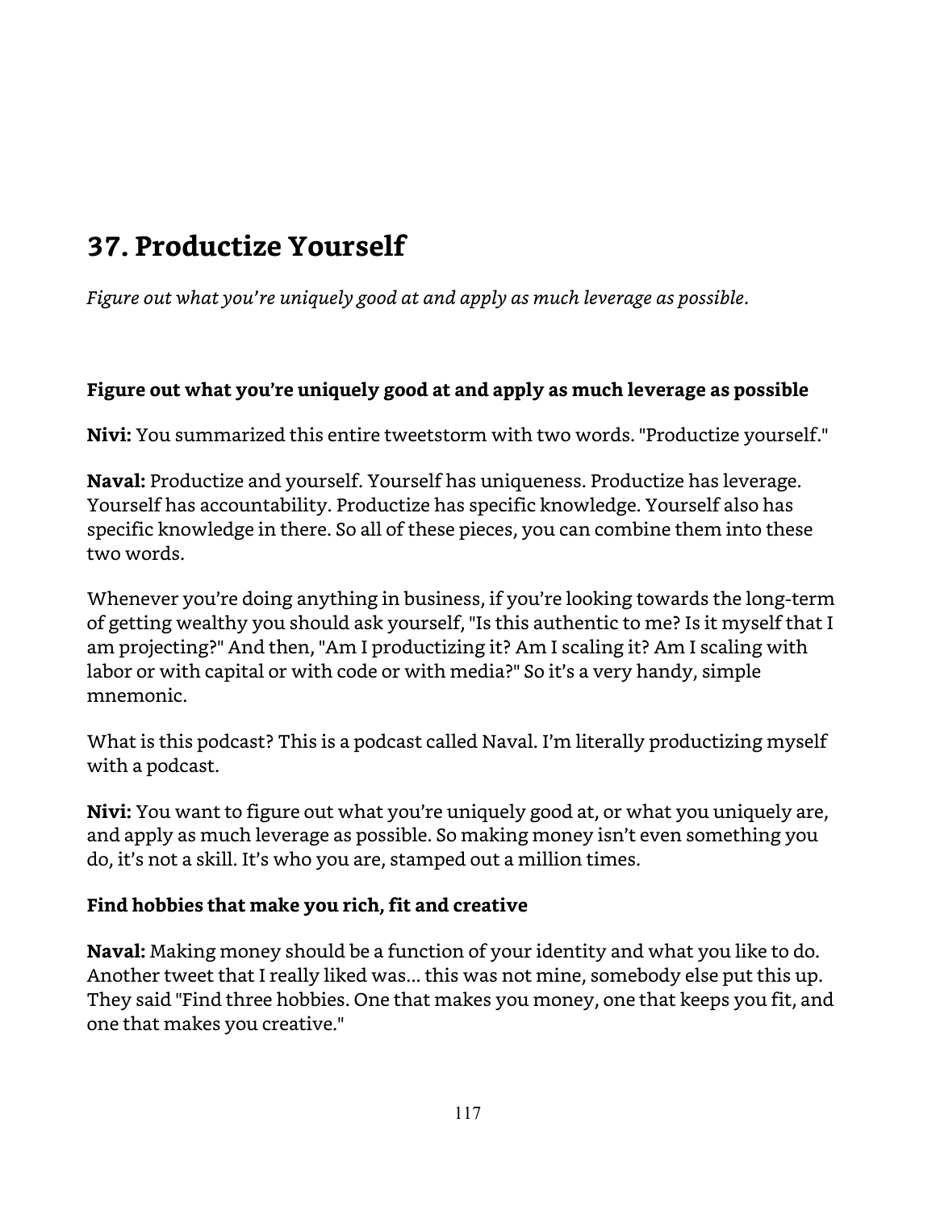## 37. Productize Yourself

*Figure out what you're uniquely good at and apply as much leverage as possible.*

### Figure out what you're uniquely good at and apply as much leverage as possible

**Nivi:** You summarized this entire tweetstorm with two words. "Productize yourself."

**Naval:** Productize and yourself. Yourself has uniqueness. Productize has leverage. Yourself has accountability. Productize has specific knowledge. Yourself also has specific knowledge in there. So all of these pieces, you can combine them into these two words.

Whenever you're doing anything in business, if you're looking towards the long-term of getting wealthy you should ask yourself, "Is this authentic to me? Is it myself that I am projecting?" And then, "Am I productizing it? Am I scaling it? Am I scaling with labor or with capital or with code or with media?" So it's a very handy, simple mnemonic.

What is this podcast? This is a podcast called Naval. I'm literally productizing myself with a podcast.

**Nivi:** You want to figure out what you're uniquely good at, or what you uniquely are, and apply as much leverage as possible. So making money isn't even something you do, it's not a skill. It's who you are, stamped out a million times.

### Find hobbies that make you rich, fit and creative

**Naval:** Making money should be a function of your identity and what you like to do. Another tweet that I really liked was… this was not mine, somebody else put this up. They said "Find three hobbies. One that makes you money, one that keeps you fit, and one that makes you creative."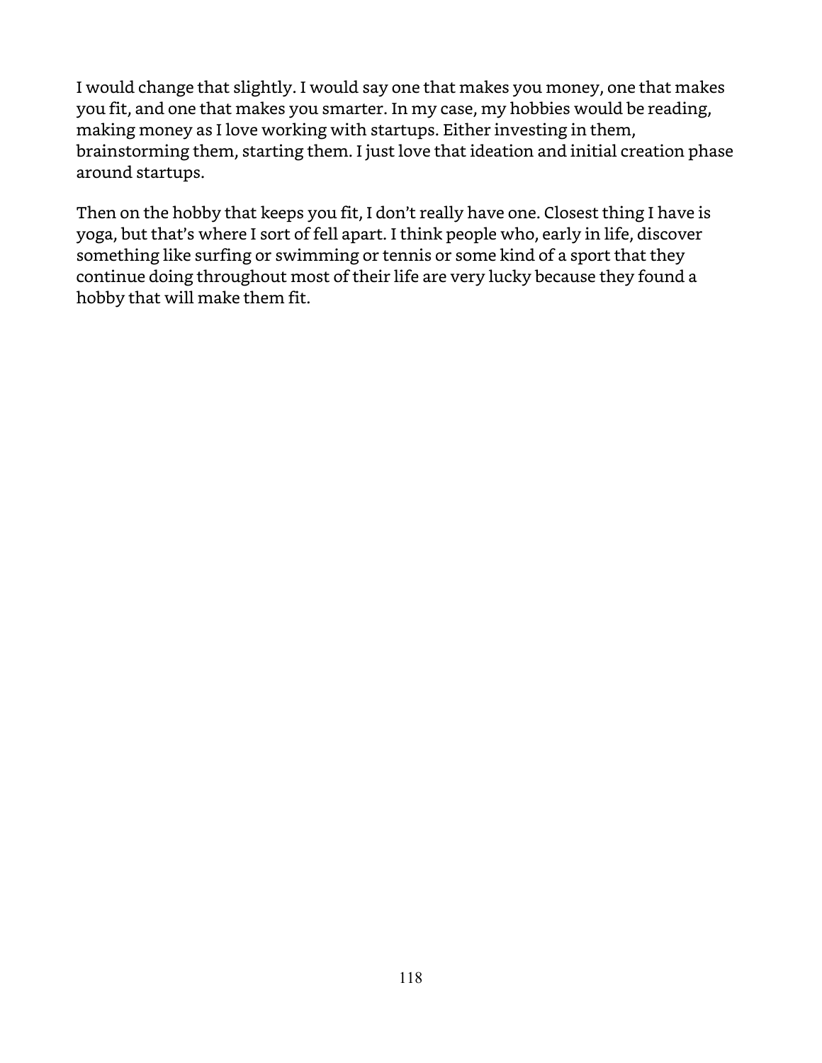I would change that slightly. I would say one that makes you money, one that makes you fit, and one that makes you smarter. In my case, my hobbies would be reading, making money as I love working with startups. Either investing in them, brainstorming them, starting them. I just love that ideation and initial creation phase around startups.

Then on the hobby that keeps you fit, I don't really have one. Closest thing I have is yoga, but that's where I sort of fell apart. I think people who, early in life, discover something like surfing or swimming or tennis or some kind of a sport that they continue doing throughout most of their life are very lucky because they found a hobby that will make them fit.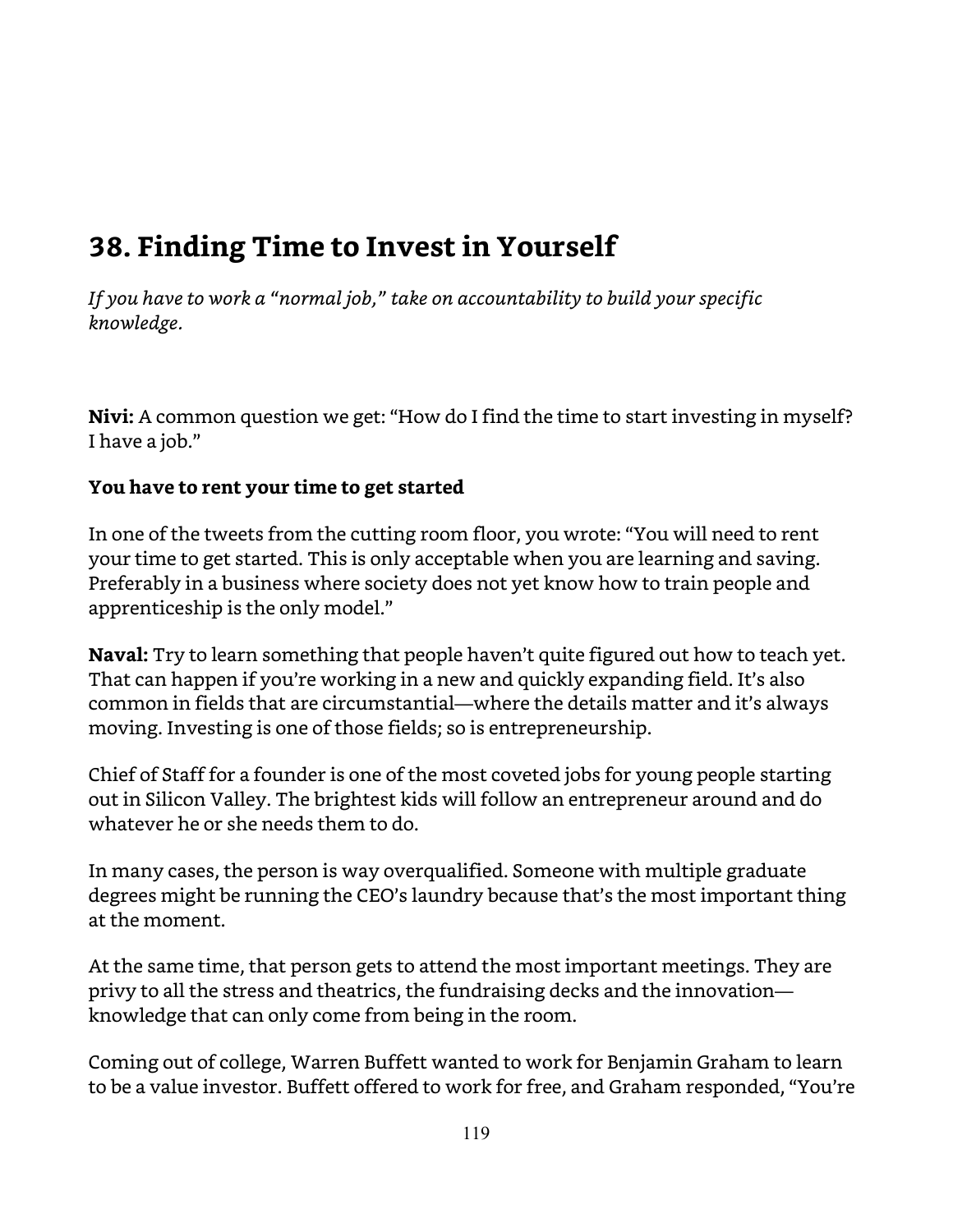## 38. Finding Time to Invest in Yourself

*If you have to work a "normal job," take on accountability to build your specific knowledge.*

**Nivi:** A common question we get: "How do I find the time to start investing in myself? I have a job."

**You have to rent your time to get started**

In one of the tweets from the cutting room floor, you wrote: "You will need to rent your time to get started. This is only acceptable when you are learning and saving. Preferably in a business where society does not yet know how to train people and apprenticeship is the only model."

**Naval:** Try to learn something that people haven't quite figured out how to teach yet. That can happen if you're working in a new and quickly expanding field. It's also common in fields that are circumstantial—where the details matter and it's always moving. Investing is one of those fields; so is entrepreneurship.

Chief of Staff for a founder is one of the most coveted jobs for young people starting out in Silicon Valley. The brightest kids will follow an entrepreneur around and do whatever he or she needs them to do.

In many cases, the person is way overqualified. Someone with multiple graduate degrees might be running the CEO's laundry because that's the most important thing at the moment.

At the same time, that person gets to attend the most important meetings. They are privy to all the stress and theatrics, the fundraising decks and the innovation—knowledge that can only come from being in the room.

Coming out of college, Warren Buffett wanted to work for Benjamin Graham to learn to be a value investor. Buffett offered to work for free, and Graham responded, "You're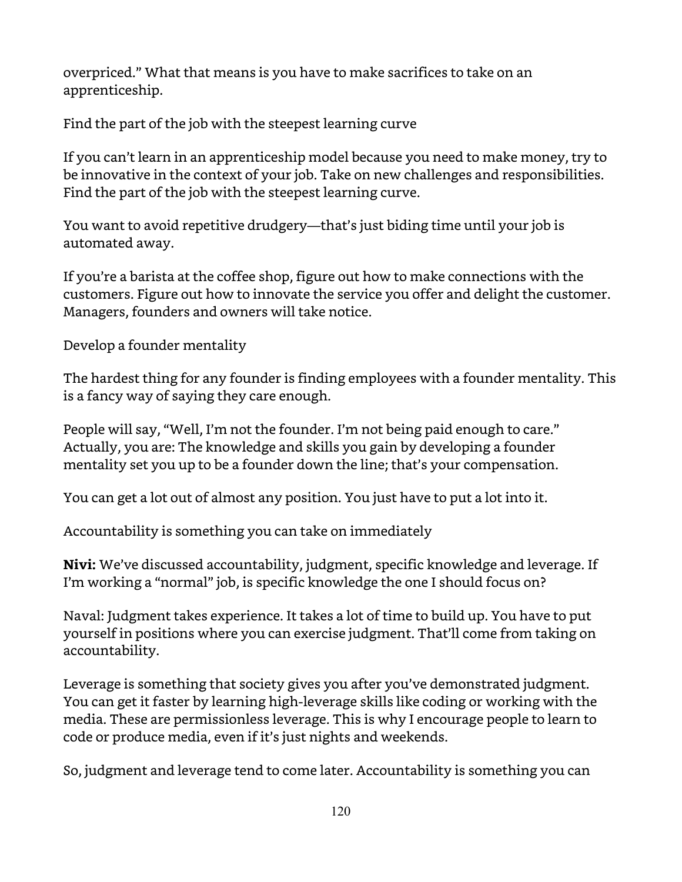overpriced." What that means is you have to make sacrifices to take on an apprenticeship.

## Find the part of the job with the steepest learning curve

If you can't learn in an apprenticeship model because you need to make money, try to be innovative in the context of your job. Take on new challenges and responsibilities. Find the part of the job with the steepest learning curve.

You want to avoid repetitive drudgery—that's just biding time until your job is automated away.

If you're a barista at the coffee shop, figure out how to make connections with the customers. Figure out how to innovate the service you offer and delight the customer. Managers, founders and owners will take notice.

## Develop a founder mentality

The hardest thing for any founder is finding employees with a founder mentality. This is a fancy way of saying they care enough.

People will say, "Well, I'm not the founder. I'm not being paid enough to care." Actually, you are: The knowledge and skills you gain by developing a founder mentality set you up to be a founder down the line; that's your compensation.

You can get a lot out of almost any position. You just have to put a lot into it.

## Accountability is something you can take on immediately

**Nivi:** We've discussed accountability, judgment, specific knowledge and leverage. If I'm working a "normal" job, is specific knowledge the one I should focus on?

Naval: Judgment takes experience. It takes a lot of time to build up. You have to put yourself in positions where you can exercise judgment. That'll come from taking on accountability.

Leverage is something that society gives you after you've demonstrated judgment. You can get it faster by learning high-leverage skills like coding or working with the media. These are permissionless leverage. This is why I encourage people to learn to code or produce media, even if it's just nights and weekends.

So, judgment and leverage tend to come later. Accountability is something you can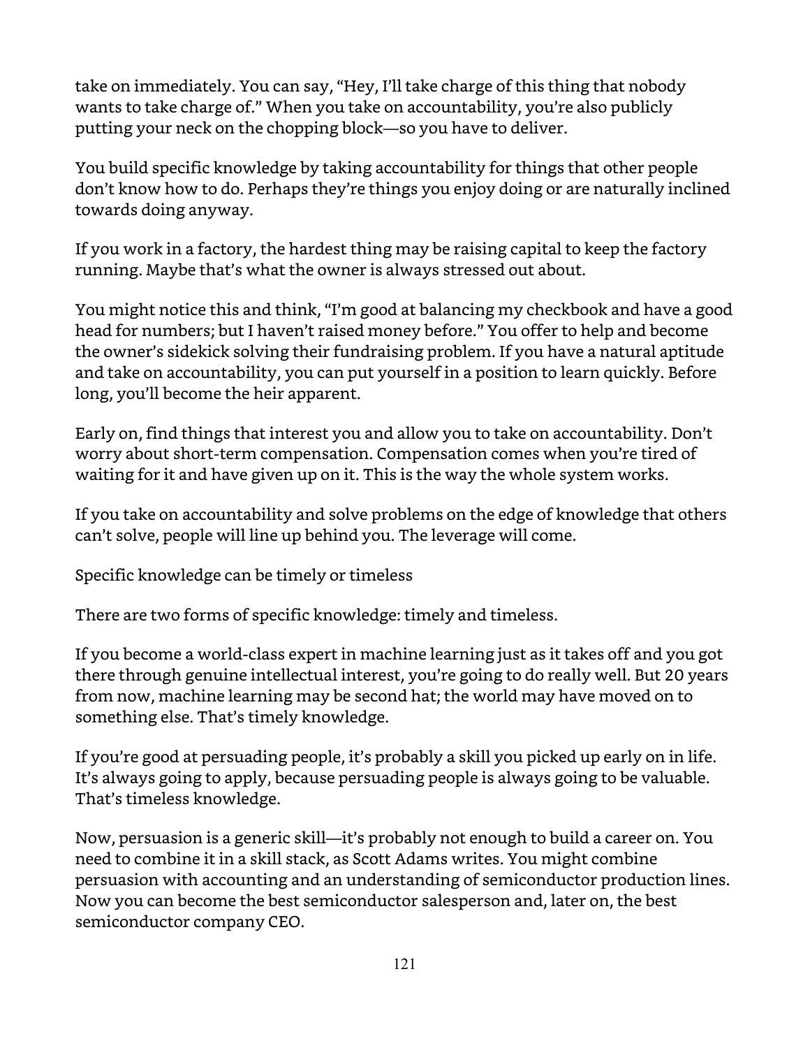take on immediately. You can say, "Hey, I'll take charge of this thing that nobody wants to take charge of." When you take on accountability, you're also publicly putting your neck on the chopping block—so you have to deliver.

You build specific knowledge by taking accountability for things that other people don't know how to do. Perhaps they're things you enjoy doing or are naturally inclined towards doing anyway.

If you work in a factory, the hardest thing may be raising capital to keep the factory running. Maybe that's what the owner is always stressed out about.

You might notice this and think, "I'm good at balancing my checkbook and have a good head for numbers; but I haven't raised money before." You offer to help and become the owner's sidekick solving their fundraising problem. If you have a natural aptitude and take on accountability, you can put yourself in a position to learn quickly. Before long, you'll become the heir apparent.

Early on, find things that interest you and allow you to take on accountability. Don't worry about short-term compensation. Compensation comes when you're tired of waiting for it and have given up on it. This is the way the whole system works.

If you take on accountability and solve problems on the edge of knowledge that others can't solve, people will line up behind you. The leverage will come.

### Specific knowledge can be timely or timeless

There are two forms of specific knowledge: timely and timeless.

If you become a world-class expert in machine learning just as it takes off and you got there through genuine intellectual interest, you're going to do really well. But 20 years from now, machine learning may be second hat; the world may have moved on to something else. That's timely knowledge.

If you're good at persuading people, it's probably a skill you picked up early on in life. It's always going to apply, because persuading people is always going to be valuable. That's timeless knowledge.

Now, persuasion is a generic skill—it's probably not enough to build a career on. You need to combine it in a skill stack, as Scott Adams writes. You might combine persuasion with accounting and an understanding of semiconductor production lines. Now you can become the best semiconductor salesperson and, later on, the best semiconductor company CEO.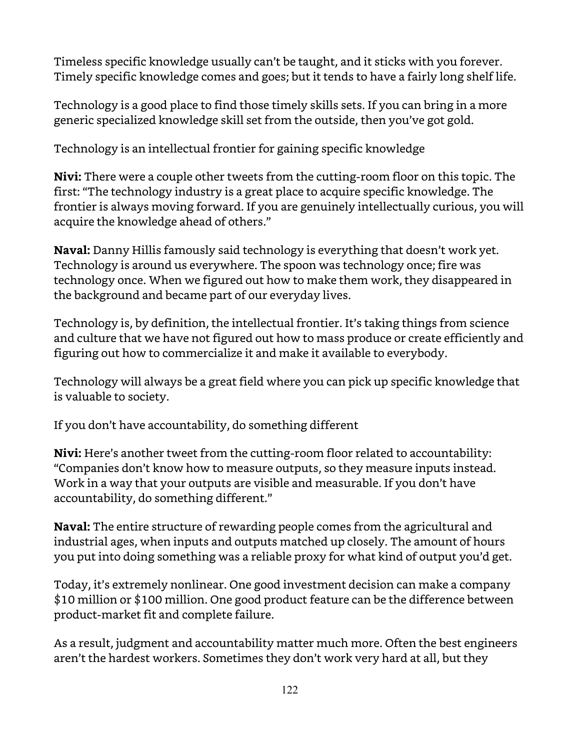Timeless specific knowledge usually can't be taught, and it sticks with you forever. Timely specific knowledge comes and goes; but it tends to have a fairly long shelf life.

Technology is a good place to find those timely skills sets. If you can bring in a more generic specialized knowledge skill set from the outside, then you've got gold.

## Technology is an intellectual frontier for gaining specific knowledge

**Nivi:** There were a couple other tweets from the cutting-room floor on this topic. The first: "The technology industry is a great place to acquire specific knowledge. The frontier is always moving forward. If you are genuinely intellectually curious, you will acquire the knowledge ahead of others."

**Naval:** Danny Hillis famously said technology is everything that doesn't work yet. Technology is around us everywhere. The spoon was technology once; fire was technology once. When we figured out how to make them work, they disappeared in the background and became part of our everyday lives.

Technology is, by definition, the intellectual frontier. It's taking things from science and culture that we have not figured out how to mass produce or create efficiently and figuring out how to commercialize it and make it available to everybody.

Technology will always be a great field where you can pick up specific knowledge that is valuable to society.

## If you don't have accountability, do something different

**Nivi:** Here's another tweet from the cutting-room floor related to accountability: "Companies don't know how to measure outputs, so they measure inputs instead. Work in a way that your outputs are visible and measurable. If you don't have accountability, do something different."

**Naval:** The entire structure of rewarding people comes from the agricultural and industrial ages, when inputs and outputs matched up closely. The amount of hours you put into doing something was a reliable proxy for what kind of output you'd get.

Today, it's extremely nonlinear. One good investment decision can make a company $10 million or $100 million. One good product feature can be the difference between product-market fit and complete failure.

As a result, judgment and accountability matter much more. Often the best engineers aren't the hardest workers. Sometimes they don't work very hard at all, but they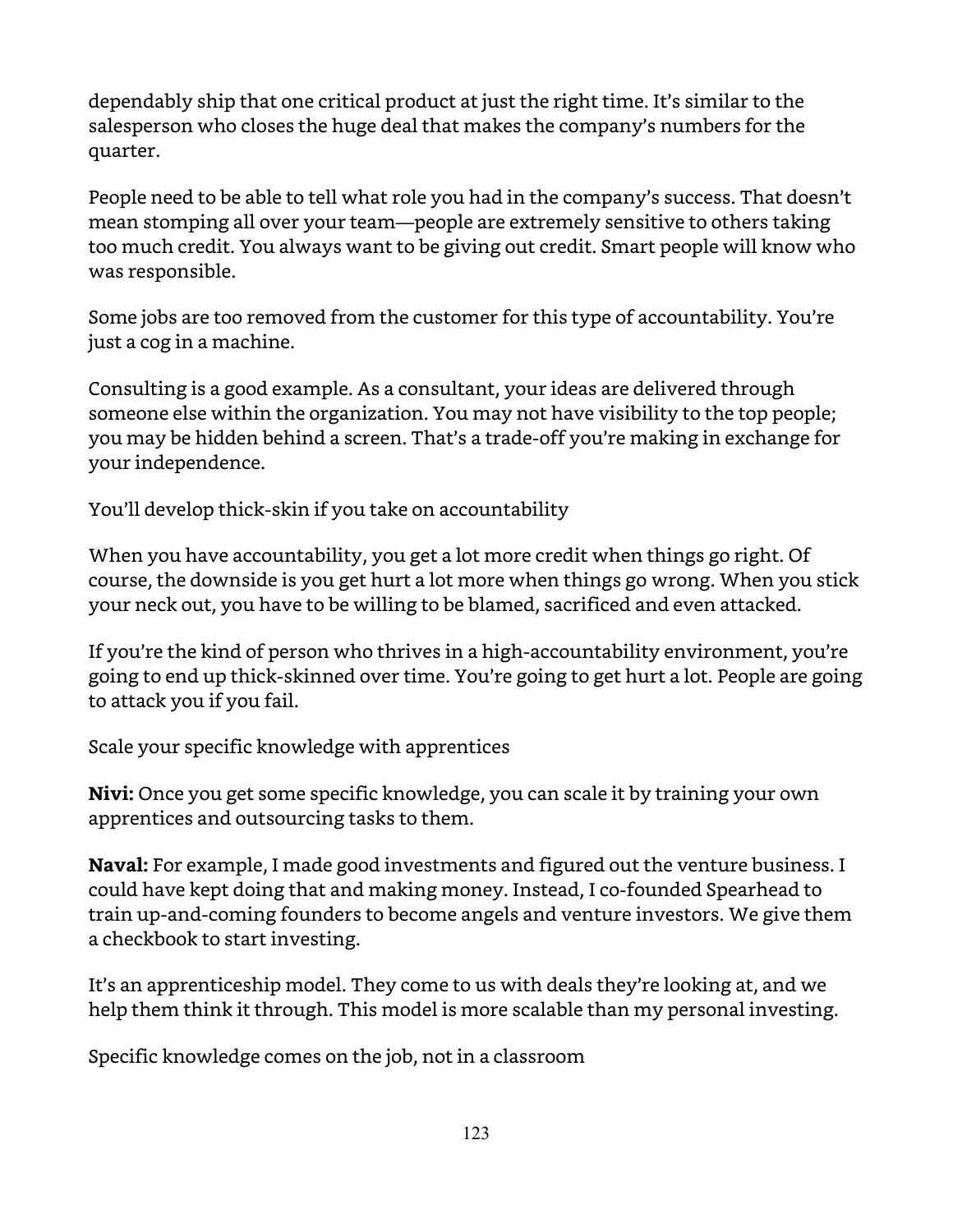dependably ship that one critical product at just the right time. It's similar to the salesperson who closes the huge deal that makes the company's numbers for the quarter.

People need to be able to tell what role you had in the company's success. That doesn't mean stomping all over your team—people are extremely sensitive to others taking too much credit. You always want to be giving out credit. Smart people will know who was responsible.

Some jobs are too removed from the customer for this type of accountability. You're just a cog in a machine.

Consulting is a good example. As a consultant, your ideas are delivered through someone else within the organization. You may not have visibility to the top people; you may be hidden behind a screen. That's a trade-off you're making in exchange for your independence.

## You'll develop thick-skin if you take on accountability

When you have accountability, you get a lot more credit when things go right. Of course, the downside is you get hurt a lot more when things go wrong. When you stick your neck out, you have to be willing to be blamed, sacrificed and even attacked.

If you're the kind of person who thrives in a high-accountability environment, you're going to end up thick-skinned over time. You're going to get hurt a lot. People are going to attack you if you fail.

## Scale your specific knowledge with apprentices

**Nivi:** Once you get some specific knowledge, you can scale it by training your own apprentices and outsourcing tasks to them.

**Naval:** For example, I made good investments and figured out the venture business. I could have kept doing that and making money. Instead, I co-founded Spearhead to train up-and-coming founders to become angels and venture investors. We give them a checkbook to start investing.

It's an apprenticeship model. They come to us with deals they're looking at, and we help them think it through. This model is more scalable than my personal investing.

## Specific knowledge comes on the job, not in a classroom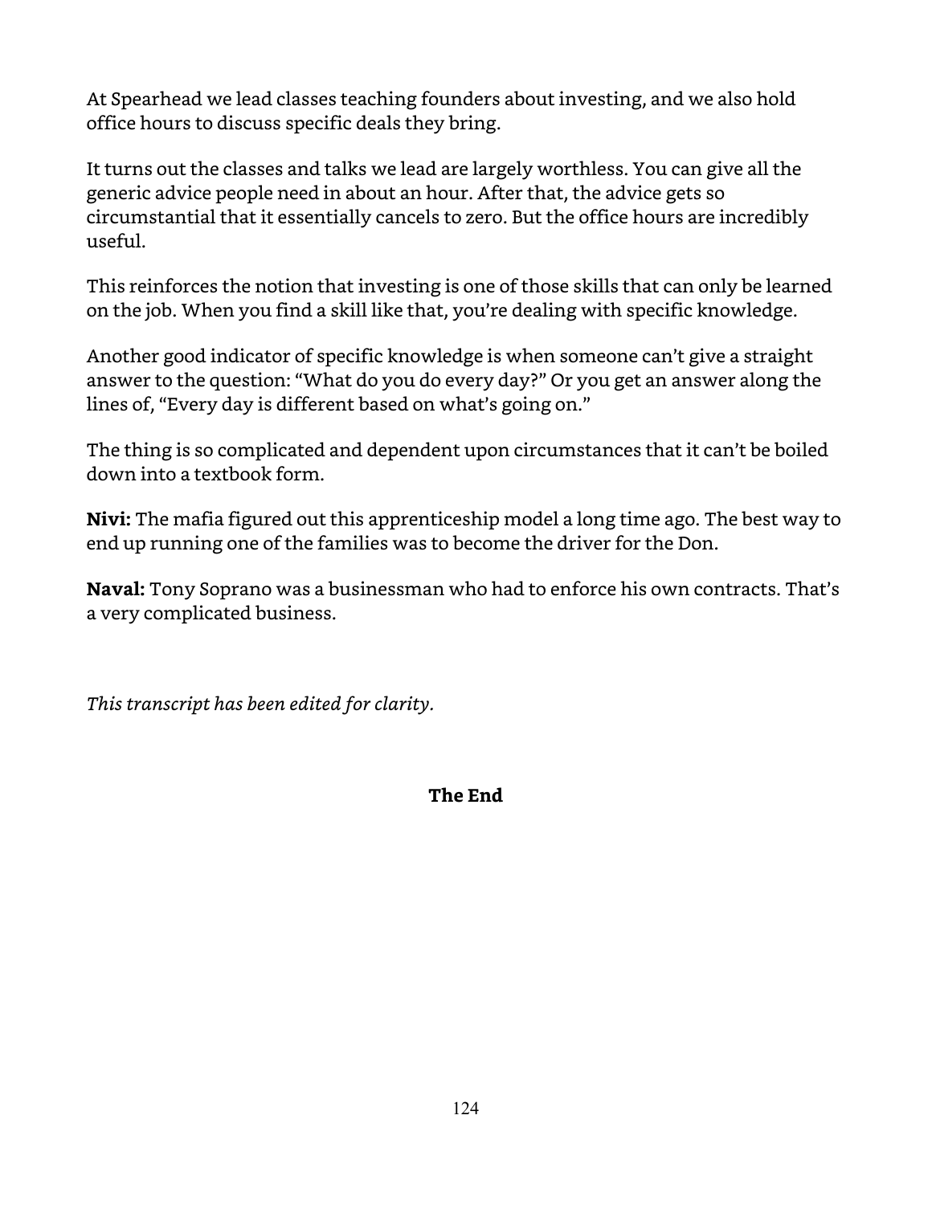At Spearhead we lead classes teaching founders about investing, and we also hold office hours to discuss specific deals they bring.

It turns out the classes and talks we lead are largely worthless. You can give all the generic advice people need in about an hour. After that, the advice gets so circumstantial that it essentially cancels to zero. But the office hours are incredibly useful.

This reinforces the notion that investing is one of those skills that can only be learned on the job. When you find a skill like that, you're dealing with specific knowledge.

Another good indicator of specific knowledge is when someone can't give a straight answer to the question: "What do you do every day?" Or you get an answer along the lines of, "Every day is different based on what's going on."

The thing is so complicated and dependent upon circumstances that it can't be boiled down into a textbook form.

**Nivi:** The mafia figured out this apprenticeship model a long time ago. The best way to end up running one of the families was to become the driver for the Don.

**Naval:** Tony Soprano was a businessman who had to enforce his own contracts. That's a very complicated business.

*This transcript has been edited for clarity.*

**The End**